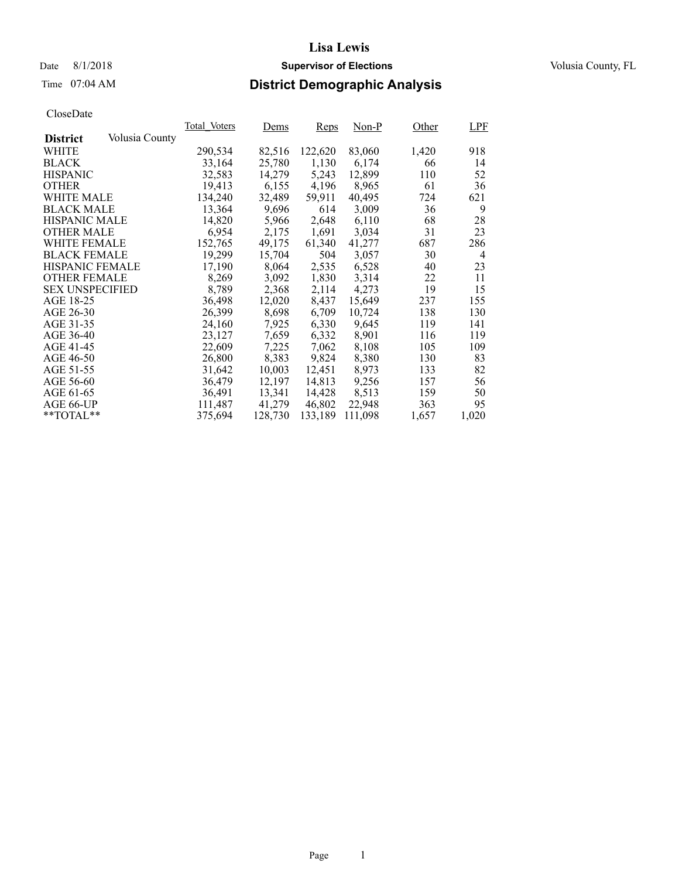# Lisa Lewis

Date 8/1/2018 **Supervisor of Elections** Volusia County, FL

Time 07:04 AM **District Demographic Analysis**

CloseDate

| District | Volusia County | Total_Voters | Dems | Reps | Non-P | Other | LPF |
|---|---|---|---|---|---|---|---|
| WHITE | | 290,534 | 82,516 | 122,620 | 83,060 | 1,420 | 918 |
| BLACK | | 33,164 | 25,780 | 1,130 | 6,174 | 66 | 14 |
| HISPANIC | | 32,583 | 14,279 | 5,243 | 12,899 | 110 | 52 |
| OTHER | | 19,413 | 6,155 | 4,196 | 8,965 | 61 | 36 |
| WHITE MALE | | 134,240 | 32,489 | 59,911 | 40,495 | 724 | 621 |
| BLACK MALE | | 13,364 | 9,696 | 614 | 3,009 | 36 | 9 |
| HISPANIC MALE | | 14,820 | 5,966 | 2,648 | 6,110 | 68 | 28 |
| OTHER MALE | | 6,954 | 2,175 | 1,691 | 3,034 | 31 | 23 |
| WHITE FEMALE | | 152,765 | 49,175 | 61,340 | 41,277 | 687 | 286 |
| BLACK FEMALE | | 19,299 | 15,704 | 504 | 3,057 | 30 | 4 |
| HISPANIC FEMALE | | 17,190 | 8,064 | 2,535 | 6,528 | 40 | 23 |
| OTHER FEMALE | | 8,269 | 3,092 | 1,830 | 3,314 | 22 | 11 |
| SEX UNSPECIFIED | | 8,789 | 2,368 | 2,114 | 4,273 | 19 | 15 |
| AGE 18-25 | | 36,498 | 12,020 | 8,437 | 15,649 | 237 | 155 |
| AGE 26-30 | | 26,399 | 8,698 | 6,709 | 10,724 | 138 | 130 |
| AGE 31-35 | | 24,160 | 7,925 | 6,330 | 9,645 | 119 | 141 |
| AGE 36-40 | | 23,127 | 7,659 | 6,332 | 8,901 | 116 | 119 |
| AGE 41-45 | | 22,609 | 7,225 | 7,062 | 8,108 | 105 | 109 |
| AGE 46-50 | | 26,800 | 8,383 | 9,824 | 8,380 | 130 | 83 |
| AGE 51-55 | | 31,642 | 10,003 | 12,451 | 8,973 | 133 | 82 |
| AGE 56-60 | | 36,479 | 12,197 | 14,813 | 9,256 | 157 | 56 |
| AGE 61-65 | | 36,491 | 13,341 | 14,428 | 8,513 | 159 | 50 |
| AGE 66-UP | | 111,487 | 41,279 | 46,802 | 22,948 | 363 | 95 |
| **TOTAL** | | 375,694 | 128,730 | 133,189 | 111,098 | 1,657 | 1,020 |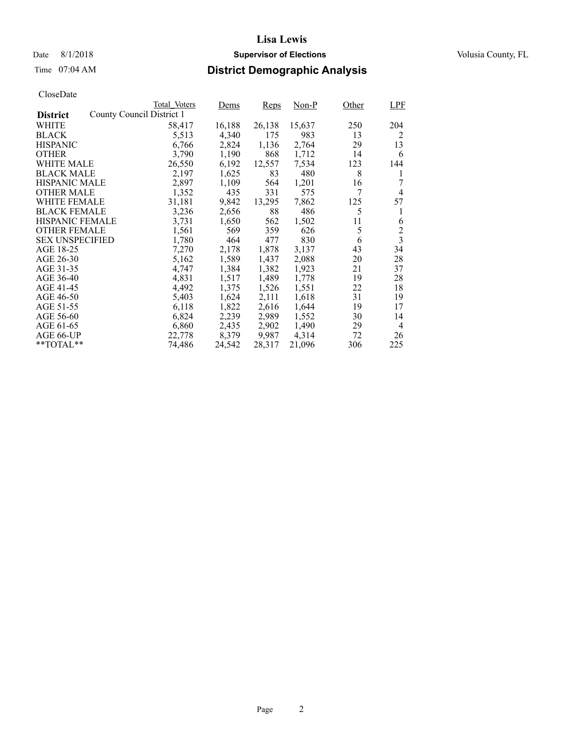# Lisa Lewis

Date 8/1/2018 **Supervisor of Elections** Volusia County, FL

Time 07:04 AM **District Demographic Analysis**

CloseDate

| | Total_Voters | Dems | Reps | Non-P | Other | LPF |
|---|---|---|---|---|---|---|
| **District** County Council District 1 | | | | | | |
| WHITE | 58,417 | 16,188 | 26,138 | 15,637 | 250 | 204 |
| BLACK | 5,513 | 4,340 | 175 | 983 | 13 | 2 |
| HISPANIC | 6,766 | 2,824 | 1,136 | 2,764 | 29 | 13 |
| OTHER | 3,790 | 1,190 | 868 | 1,712 | 14 | 6 |
| WHITE MALE | 26,550 | 6,192 | 12,557 | 7,534 | 123 | 144 |
| BLACK MALE | 2,197 | 1,625 | 83 | 480 | 8 | 1 |
| HISPANIC MALE | 2,897 | 1,109 | 564 | 1,201 | 16 | 7 |
| OTHER MALE | 1,352 | 435 | 331 | 575 | 7 | 4 |
| WHITE FEMALE | 31,181 | 9,842 | 13,295 | 7,862 | 125 | 57 |
| BLACK FEMALE | 3,236 | 2,656 | 88 | 486 | 5 | 1 |
| HISPANIC FEMALE | 3,731 | 1,650 | 562 | 1,502 | 11 | 6 |
| OTHER FEMALE | 1,561 | 569 | 359 | 626 | 5 | 2 |
| SEX UNSPECIFIED | 1,780 | 464 | 477 | 830 | 6 | 3 |
| AGE 18-25 | 7,270 | 2,178 | 1,878 | 3,137 | 43 | 34 |
| AGE 26-30 | 5,162 | 1,589 | 1,437 | 2,088 | 20 | 28 |
| AGE 31-35 | 4,747 | 1,384 | 1,382 | 1,923 | 21 | 37 |
| AGE 36-40 | 4,831 | 1,517 | 1,489 | 1,778 | 19 | 28 |
| AGE 41-45 | 4,492 | 1,375 | 1,526 | 1,551 | 22 | 18 |
| AGE 46-50 | 5,403 | 1,624 | 2,111 | 1,618 | 31 | 19 |
| AGE 51-55 | 6,118 | 1,822 | 2,616 | 1,644 | 19 | 17 |
| AGE 56-60 | 6,824 | 2,239 | 2,989 | 1,552 | 30 | 14 |
| AGE 61-65 | 6,860 | 2,435 | 2,902 | 1,490 | 29 | 4 |
| AGE 66-UP | 22,778 | 8,379 | 9,987 | 4,314 | 72 | 26 |
| **TOTAL** | 74,486 | 24,542 | 28,317 | 21,096 | 306 | 225 |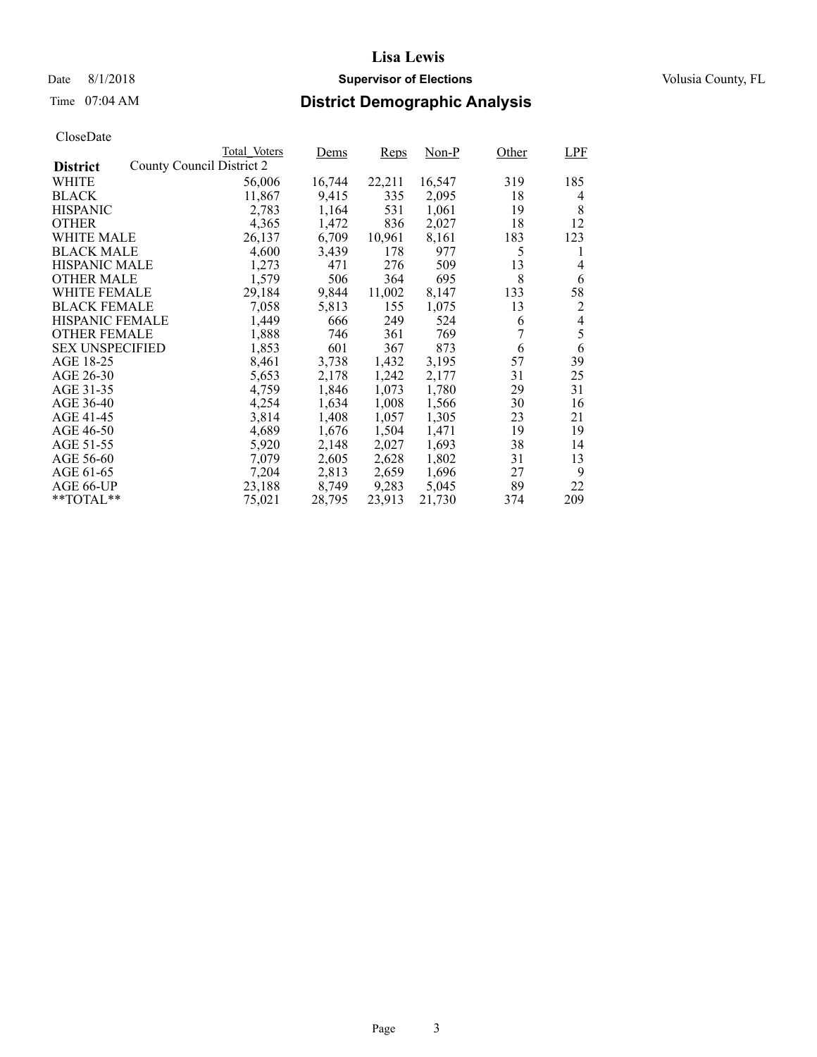# Lisa Lewis

Date 8/1/2018 **Supervisor of Elections** Volusia County, FL

Time 07:04 AM **District Demographic Analysis**

CloseDate

| District | Total_Voters | Dems | Reps | Non-P | Other | LPF |
|---|---|---|---|---|---|---|
| County Council District 2 | | | | | | |
| WHITE | 56,006 | 16,744 | 22,211 | 16,547 | 319 | 185 |
| BLACK | 11,867 | 9,415 | 335 | 2,095 | 18 | 4 |
| HISPANIC | 2,783 | 1,164 | 531 | 1,061 | 19 | 8 |
| OTHER | 4,365 | 1,472 | 836 | 2,027 | 18 | 12 |
| WHITE MALE | 26,137 | 6,709 | 10,961 | 8,161 | 183 | 123 |
| BLACK MALE | 4,600 | 3,439 | 178 | 977 | 5 | 1 |
| HISPANIC MALE | 1,273 | 471 | 276 | 509 | 13 | 4 |
| OTHER MALE | 1,579 | 506 | 364 | 695 | 8 | 6 |
| WHITE FEMALE | 29,184 | 9,844 | 11,002 | 8,147 | 133 | 58 |
| BLACK FEMALE | 7,058 | 5,813 | 155 | 1,075 | 13 | 2 |
| HISPANIC FEMALE | 1,449 | 666 | 249 | 524 | 6 | 4 |
| OTHER FEMALE | 1,888 | 746 | 361 | 769 | 7 | 5 |
| SEX UNSPECIFIED | 1,853 | 601 | 367 | 873 | 6 | 6 |
| AGE 18-25 | 8,461 | 3,738 | 1,432 | 3,195 | 57 | 39 |
| AGE 26-30 | 5,653 | 2,178 | 1,242 | 2,177 | 31 | 25 |
| AGE 31-35 | 4,759 | 1,846 | 1,073 | 1,780 | 29 | 31 |
| AGE 36-40 | 4,254 | 1,634 | 1,008 | 1,566 | 30 | 16 |
| AGE 41-45 | 3,814 | 1,408 | 1,057 | 1,305 | 23 | 21 |
| AGE 46-50 | 4,689 | 1,676 | 1,504 | 1,471 | 19 | 19 |
| AGE 51-55 | 5,920 | 2,148 | 2,027 | 1,693 | 38 | 14 |
| AGE 56-60 | 7,079 | 2,605 | 2,628 | 1,802 | 31 | 13 |
| AGE 61-65 | 7,204 | 2,813 | 2,659 | 1,696 | 27 | 9 |
| AGE 66-UP | 23,188 | 8,749 | 9,283 | 5,045 | 89 | 22 |
| **TOTAL** | 75,021 | 28,795 | 23,913 | 21,730 | 374 | 209 |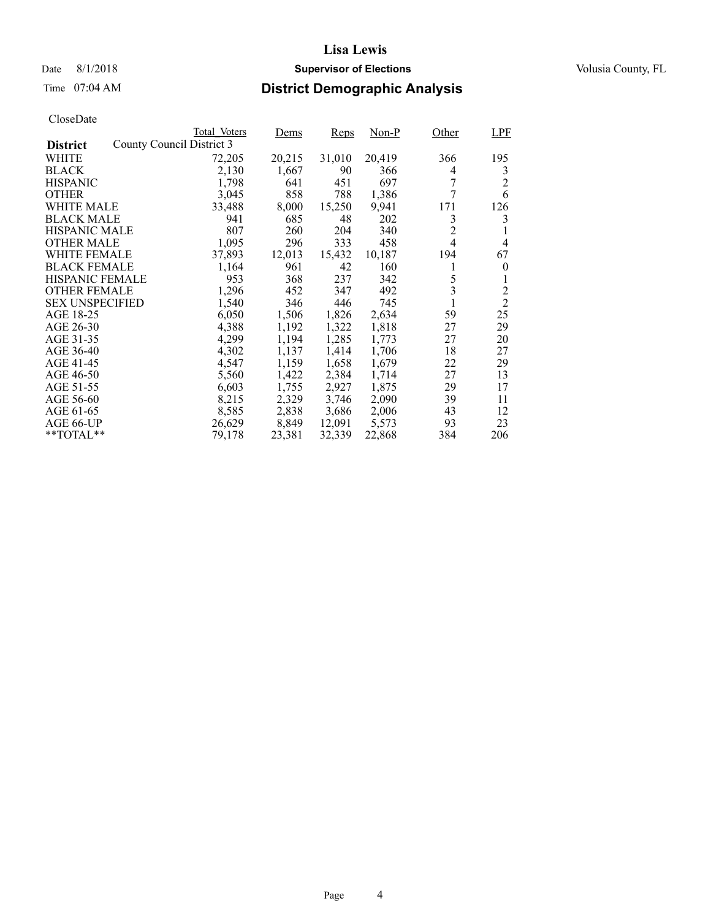**Lisa Lewis**

Date 8/1/2018 **Supervisor of Elections** Volusia County, FL

Time 07:04 AM

## District Demographic Analysis

CloseDate

| District | Total_Voters | Dems | Reps | Non-P | Other | LPF |
|---|---|---|---|---|---|---|
| County Council District 3 | | | | | | |
| WHITE | 72,205 | 20,215 | 31,010 | 20,419 | 366 | 195 |
| BLACK | 2,130 | 1,667 | 90 | 366 | 4 | 3 |
| HISPANIC | 1,798 | 641 | 451 | 697 | 7 | 2 |
| OTHER | 3,045 | 858 | 788 | 1,386 | 7 | 6 |
| WHITE MALE | 33,488 | 8,000 | 15,250 | 9,941 | 171 | 126 |
| BLACK MALE | 941 | 685 | 48 | 202 | 3 | 3 |
| HISPANIC MALE | 807 | 260 | 204 | 340 | 2 | 1 |
| OTHER MALE | 1,095 | 296 | 333 | 458 | 4 | 4 |
| WHITE FEMALE | 37,893 | 12,013 | 15,432 | 10,187 | 194 | 67 |
| BLACK FEMALE | 1,164 | 961 | 42 | 160 | 1 | 0 |
| HISPANIC FEMALE | 953 | 368 | 237 | 342 | 5 | 1 |
| OTHER FEMALE | 1,296 | 452 | 347 | 492 | 3 | 2 |
| SEX UNSPECIFIED | 1,540 | 346 | 446 | 745 | 1 | 2 |
| AGE 18-25 | 6,050 | 1,506 | 1,826 | 2,634 | 59 | 25 |
| AGE 26-30 | 4,388 | 1,192 | 1,322 | 1,818 | 27 | 29 |
| AGE 31-35 | 4,299 | 1,194 | 1,285 | 1,773 | 27 | 20 |
| AGE 36-40 | 4,302 | 1,137 | 1,414 | 1,706 | 18 | 27 |
| AGE 41-45 | 4,547 | 1,159 | 1,658 | 1,679 | 22 | 29 |
| AGE 46-50 | 5,560 | 1,422 | 2,384 | 1,714 | 27 | 13 |
| AGE 51-55 | 6,603 | 1,755 | 2,927 | 1,875 | 29 | 17 |
| AGE 56-60 | 8,215 | 2,329 | 3,746 | 2,090 | 39 | 11 |
| AGE 61-65 | 8,585 | 2,838 | 3,686 | 2,006 | 43 | 12 |
| AGE 66-UP | 26,629 | 8,849 | 12,091 | 5,573 | 93 | 23 |
| **TOTAL** | 79,178 | 23,381 | 32,339 | 22,868 | 384 | 206 |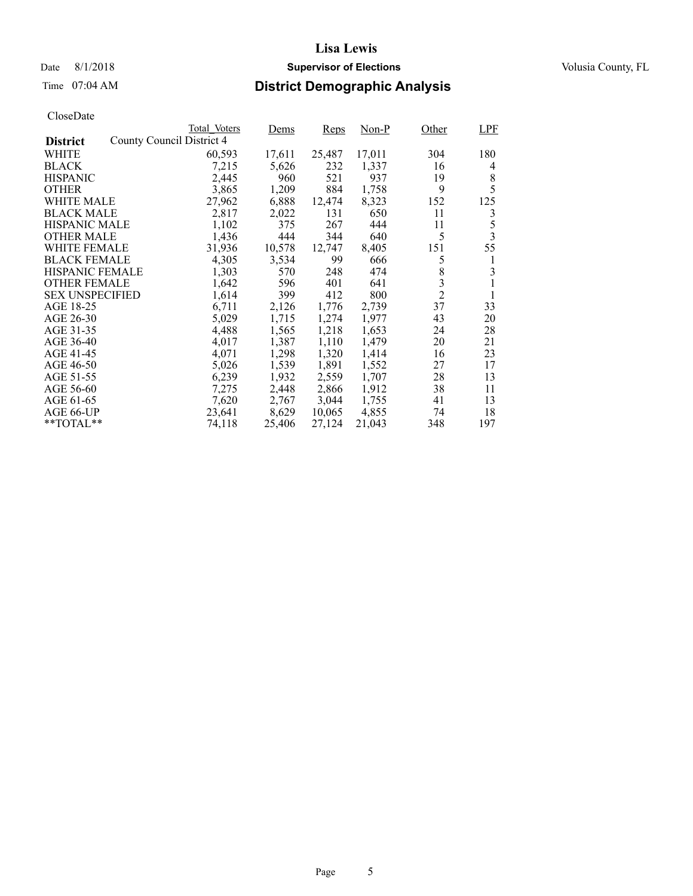# Lisa Lewis

Date 8/1/2018 **Supervisor of Elections** Volusia County, FL

Time 07:04 AM **District Demographic Analysis**

CloseDate

| District | Total_Voters | Dems | Reps | Non-P | Other | LPF |
|---|---|---|---|---|---|---|
| County Council District 4 | | | | | | |
| WHITE | 60,593 | 17,611 | 25,487 | 17,011 | 304 | 180 |
| BLACK | 7,215 | 5,626 | 232 | 1,337 | 16 | 4 |
| HISPANIC | 2,445 | 960 | 521 | 937 | 19 | 8 |
| OTHER | 3,865 | 1,209 | 884 | 1,758 | 9 | 5 |
| WHITE MALE | 27,962 | 6,888 | 12,474 | 8,323 | 152 | 125 |
| BLACK MALE | 2,817 | 2,022 | 131 | 650 | 11 | 3 |
| HISPANIC MALE | 1,102 | 375 | 267 | 444 | 11 | 5 |
| OTHER MALE | 1,436 | 444 | 344 | 640 | 5 | 3 |
| WHITE FEMALE | 31,936 | 10,578 | 12,747 | 8,405 | 151 | 55 |
| BLACK FEMALE | 4,305 | 3,534 | 99 | 666 | 5 | 1 |
| HISPANIC FEMALE | 1,303 | 570 | 248 | 474 | 8 | 3 |
| OTHER FEMALE | 1,642 | 596 | 401 | 641 | 3 | 1 |
| SEX UNSPECIFIED | 1,614 | 399 | 412 | 800 | 2 | 1 |
| AGE 18-25 | 6,711 | 2,126 | 1,776 | 2,739 | 37 | 33 |
| AGE 26-30 | 5,029 | 1,715 | 1,274 | 1,977 | 43 | 20 |
| AGE 31-35 | 4,488 | 1,565 | 1,218 | 1,653 | 24 | 28 |
| AGE 36-40 | 4,017 | 1,387 | 1,110 | 1,479 | 20 | 21 |
| AGE 41-45 | 4,071 | 1,298 | 1,320 | 1,414 | 16 | 23 |
| AGE 46-50 | 5,026 | 1,539 | 1,891 | 1,552 | 27 | 17 |
| AGE 51-55 | 6,239 | 1,932 | 2,559 | 1,707 | 28 | 13 |
| AGE 56-60 | 7,275 | 2,448 | 2,866 | 1,912 | 38 | 11 |
| AGE 61-65 | 7,620 | 2,767 | 3,044 | 1,755 | 41 | 13 |
| AGE 66-UP | 23,641 | 8,629 | 10,065 | 4,855 | 74 | 18 |
| **TOTAL** | 74,118 | 25,406 | 27,124 | 21,043 | 348 | 197 |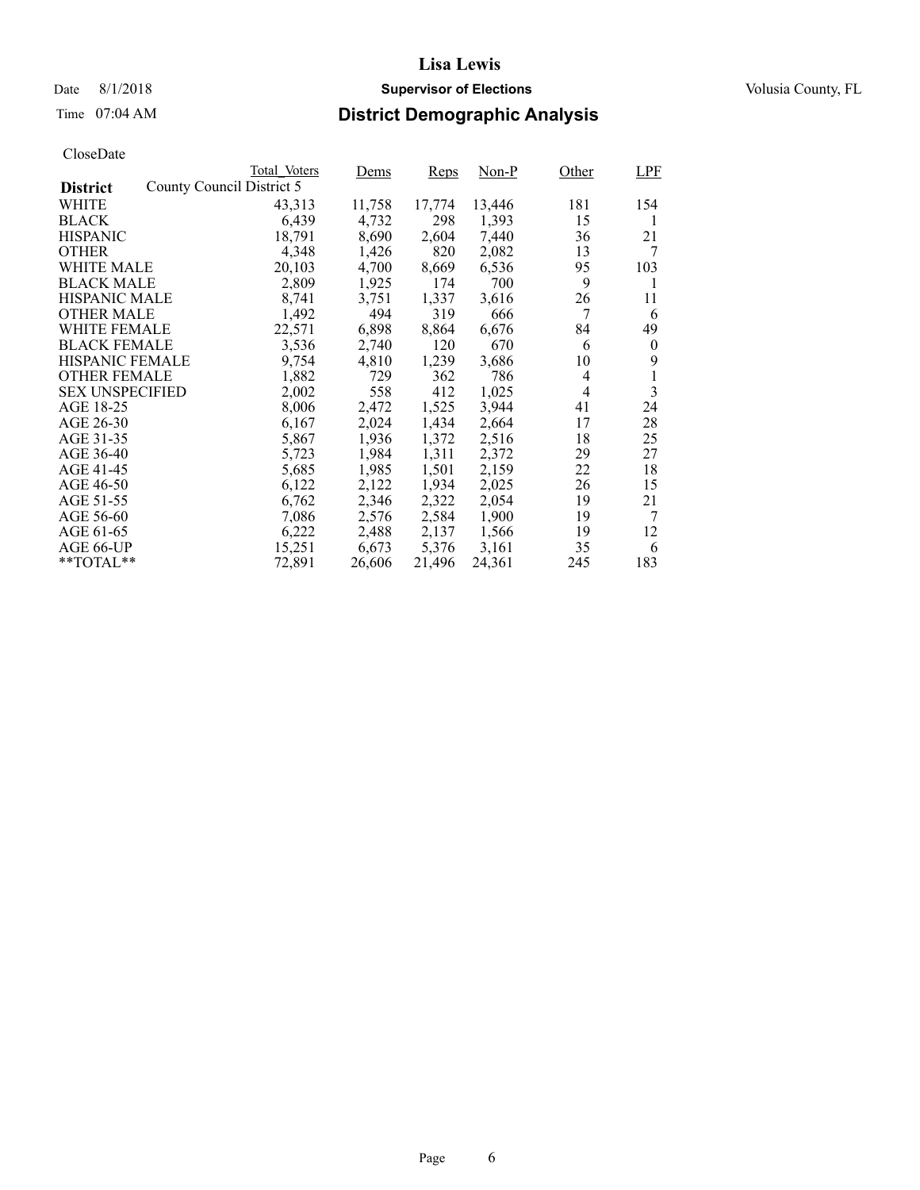# Lisa Lewis

Date 8/1/2018 **Supervisor of Elections** Volusia County, FL

Time 07:04 AM **District Demographic Analysis**

CloseDate

| District | Total_Voters | Dems | Reps | Non-P | Other | LPF |
|---|---|---|---|---|---|---|
| County Council District 5 | | | | | | |
| WHITE | 43,313 | 11,758 | 17,774 | 13,446 | 181 | 154 |
| BLACK | 6,439 | 4,732 | 298 | 1,393 | 15 | 1 |
| HISPANIC | 18,791 | 8,690 | 2,604 | 7,440 | 36 | 21 |
| OTHER | 4,348 | 1,426 | 820 | 2,082 | 13 | 7 |
| WHITE MALE | 20,103 | 4,700 | 8,669 | 6,536 | 95 | 103 |
| BLACK MALE | 2,809 | 1,925 | 174 | 700 | 9 | 1 |
| HISPANIC MALE | 8,741 | 3,751 | 1,337 | 3,616 | 26 | 11 |
| OTHER MALE | 1,492 | 494 | 319 | 666 | 7 | 6 |
| WHITE FEMALE | 22,571 | 6,898 | 8,864 | 6,676 | 84 | 49 |
| BLACK FEMALE | 3,536 | 2,740 | 120 | 670 | 6 | 0 |
| HISPANIC FEMALE | 9,754 | 4,810 | 1,239 | 3,686 | 10 | 9 |
| OTHER FEMALE | 1,882 | 729 | 362 | 786 | 4 | 1 |
| SEX UNSPECIFIED | 2,002 | 558 | 412 | 1,025 | 4 | 3 |
| AGE 18-25 | 8,006 | 2,472 | 1,525 | 3,944 | 41 | 24 |
| AGE 26-30 | 6,167 | 2,024 | 1,434 | 2,664 | 17 | 28 |
| AGE 31-35 | 5,867 | 1,936 | 1,372 | 2,516 | 18 | 25 |
| AGE 36-40 | 5,723 | 1,984 | 1,311 | 2,372 | 29 | 27 |
| AGE 41-45 | 5,685 | 1,985 | 1,501 | 2,159 | 22 | 18 |
| AGE 46-50 | 6,122 | 2,122 | 1,934 | 2,025 | 26 | 15 |
| AGE 51-55 | 6,762 | 2,346 | 2,322 | 2,054 | 19 | 21 |
| AGE 56-60 | 7,086 | 2,576 | 2,584 | 1,900 | 19 | 7 |
| AGE 61-65 | 6,222 | 2,488 | 2,137 | 1,566 | 19 | 12 |
| AGE 66-UP | 15,251 | 6,673 | 5,376 | 3,161 | 35 | 6 |
| **TOTAL** | 72,891 | 26,606 | 21,496 | 24,361 | 245 | 183 |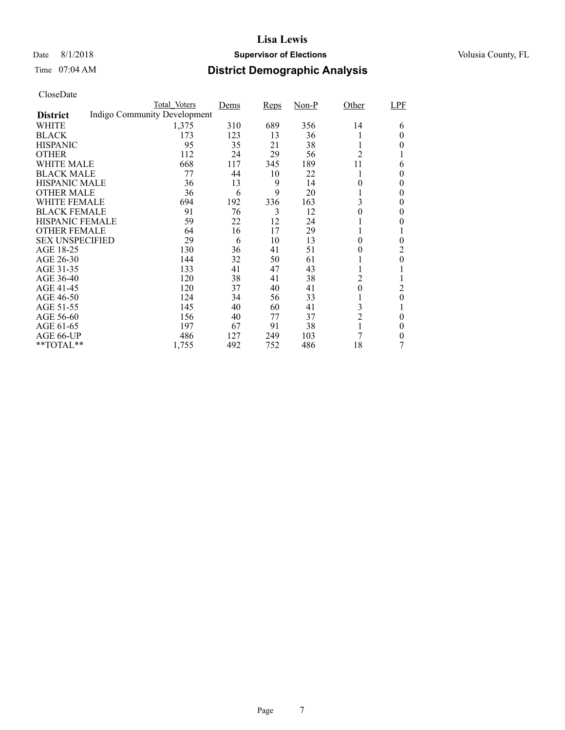# Lisa Lewis

Date 8/1/2018 **Supervisor of Elections** Volusia County, FL

Time 07:04 AM **District Demographic Analysis**

CloseDate

| District | Total_Voters | Dems | Reps | Non-P | Other | LPF |
|---|---|---|---|---|---|---|
| Indigo Community Development | | | | | | |
| WHITE | 1,375 | 310 | 689 | 356 | 14 | 6 |
| BLACK | 173 | 123 | 13 | 36 | 1 | 0 |
| HISPANIC | 95 | 35 | 21 | 38 | 1 | 0 |
| OTHER | 112 | 24 | 29 | 56 | 2 | 1 |
| WHITE MALE | 668 | 117 | 345 | 189 | 11 | 6 |
| BLACK MALE | 77 | 44 | 10 | 22 | 1 | 0 |
| HISPANIC MALE | 36 | 13 | 9 | 14 | 0 | 0 |
| OTHER MALE | 36 | 6 | 9 | 20 | 1 | 0 |
| WHITE FEMALE | 694 | 192 | 336 | 163 | 3 | 0 |
| BLACK FEMALE | 91 | 76 | 3 | 12 | 0 | 0 |
| HISPANIC FEMALE | 59 | 22 | 12 | 24 | 1 | 0 |
| OTHER FEMALE | 64 | 16 | 17 | 29 | 1 | 1 |
| SEX UNSPECIFIED | 29 | 6 | 10 | 13 | 0 | 0 |
| AGE 18-25 | 130 | 36 | 41 | 51 | 0 | 2 |
| AGE 26-30 | 144 | 32 | 50 | 61 | 1 | 0 |
| AGE 31-35 | 133 | 41 | 47 | 43 | 1 | 1 |
| AGE 36-40 | 120 | 38 | 41 | 38 | 2 | 1 |
| AGE 41-45 | 120 | 37 | 40 | 41 | 0 | 2 |
| AGE 46-50 | 124 | 34 | 56 | 33 | 1 | 0 |
| AGE 51-55 | 145 | 40 | 60 | 41 | 3 | 1 |
| AGE 56-60 | 156 | 40 | 77 | 37 | 2 | 0 |
| AGE 61-65 | 197 | 67 | 91 | 38 | 1 | 0 |
| AGE 66-UP | 486 | 127 | 249 | 103 | 7 | 0 |
| **TOTAL** | 1,755 | 492 | 752 | 486 | 18 | 7 |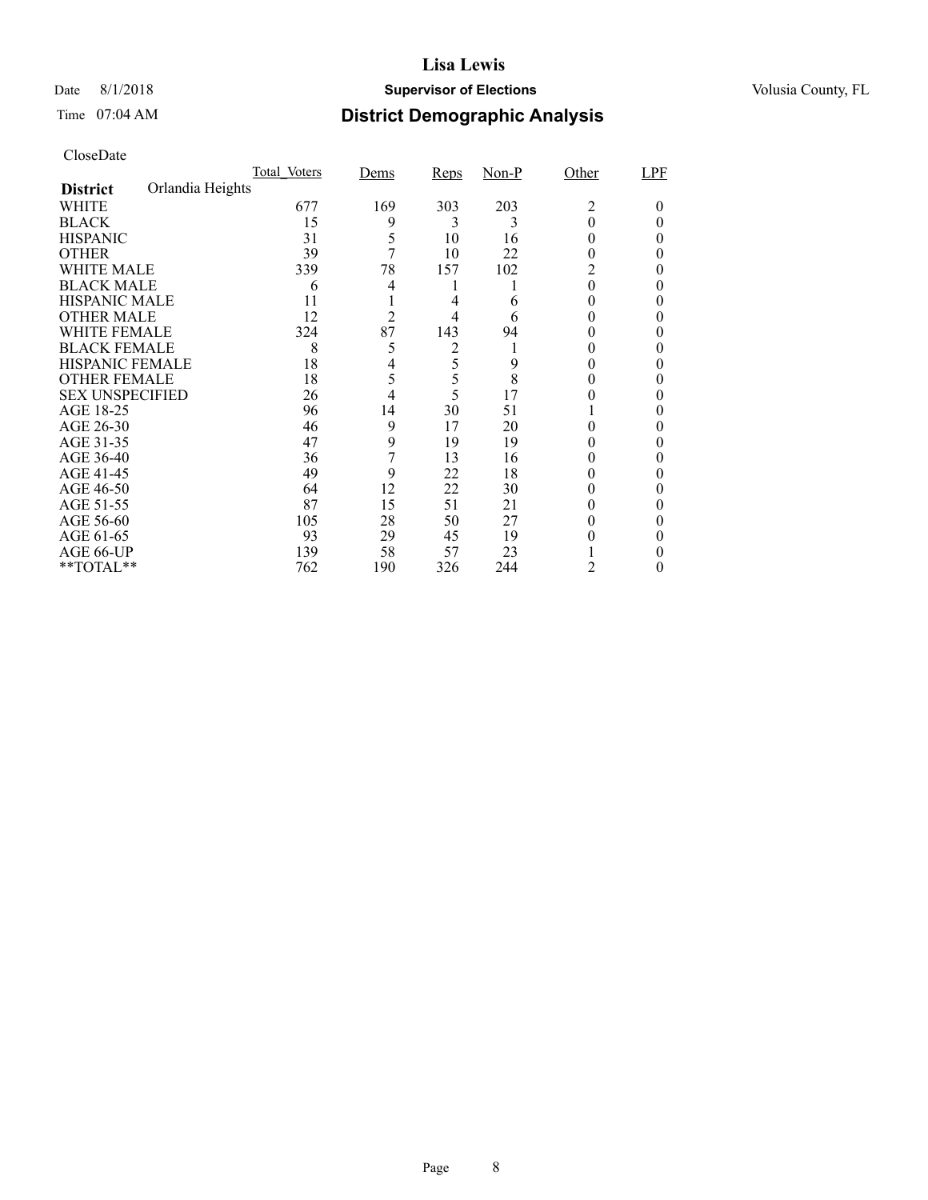# Lisa Lewis

Date 8/1/2018 **Supervisor of Elections** Volusia County, FL

Time 07:04 AM **District Demographic Analysis**

CloseDate

| | Total_Voters | Dems | Reps | Non-P | Other | LPF |
|---|---|---|---|---|---|---|
| **District** Orlandia Heights | | | | | | |
| WHITE | 677 | 169 | 303 | 203 | 2 | 0 |
| BLACK | 15 | 9 | 3 | 3 | 0 | 0 |
| HISPANIC | 31 | 5 | 10 | 16 | 0 | 0 |
| OTHER | 39 | 7 | 10 | 22 | 0 | 0 |
| WHITE MALE | 339 | 78 | 157 | 102 | 2 | 0 |
| BLACK MALE | 6 | 4 | 1 | 1 | 0 | 0 |
| HISPANIC MALE | 11 | 1 | 4 | 6 | 0 | 0 |
| OTHER MALE | 12 | 2 | 4 | 6 | 0 | 0 |
| WHITE FEMALE | 324 | 87 | 143 | 94 | 0 | 0 |
| BLACK FEMALE | 8 | 5 | 2 | 1 | 0 | 0 |
| HISPANIC FEMALE | 18 | 4 | 5 | 9 | 0 | 0 |
| OTHER FEMALE | 18 | 5 | 5 | 8 | 0 | 0 |
| SEX UNSPECIFIED | 26 | 4 | 5 | 17 | 0 | 0 |
| AGE 18-25 | 96 | 14 | 30 | 51 | 1 | 0 |
| AGE 26-30 | 46 | 9 | 17 | 20 | 0 | 0 |
| AGE 31-35 | 47 | 9 | 19 | 19 | 0 | 0 |
| AGE 36-40 | 36 | 7 | 13 | 16 | 0 | 0 |
| AGE 41-45 | 49 | 9 | 22 | 18 | 0 | 0 |
| AGE 46-50 | 64 | 12 | 22 | 30 | 0 | 0 |
| AGE 51-55 | 87 | 15 | 51 | 21 | 0 | 0 |
| AGE 56-60 | 105 | 28 | 50 | 27 | 0 | 0 |
| AGE 61-65 | 93 | 29 | 45 | 19 | 0 | 0 |
| AGE 66-UP | 139 | 58 | 57 | 23 | 1 | 0 |
| **TOTAL** | 762 | 190 | 326 | 244 | 2 | 0 |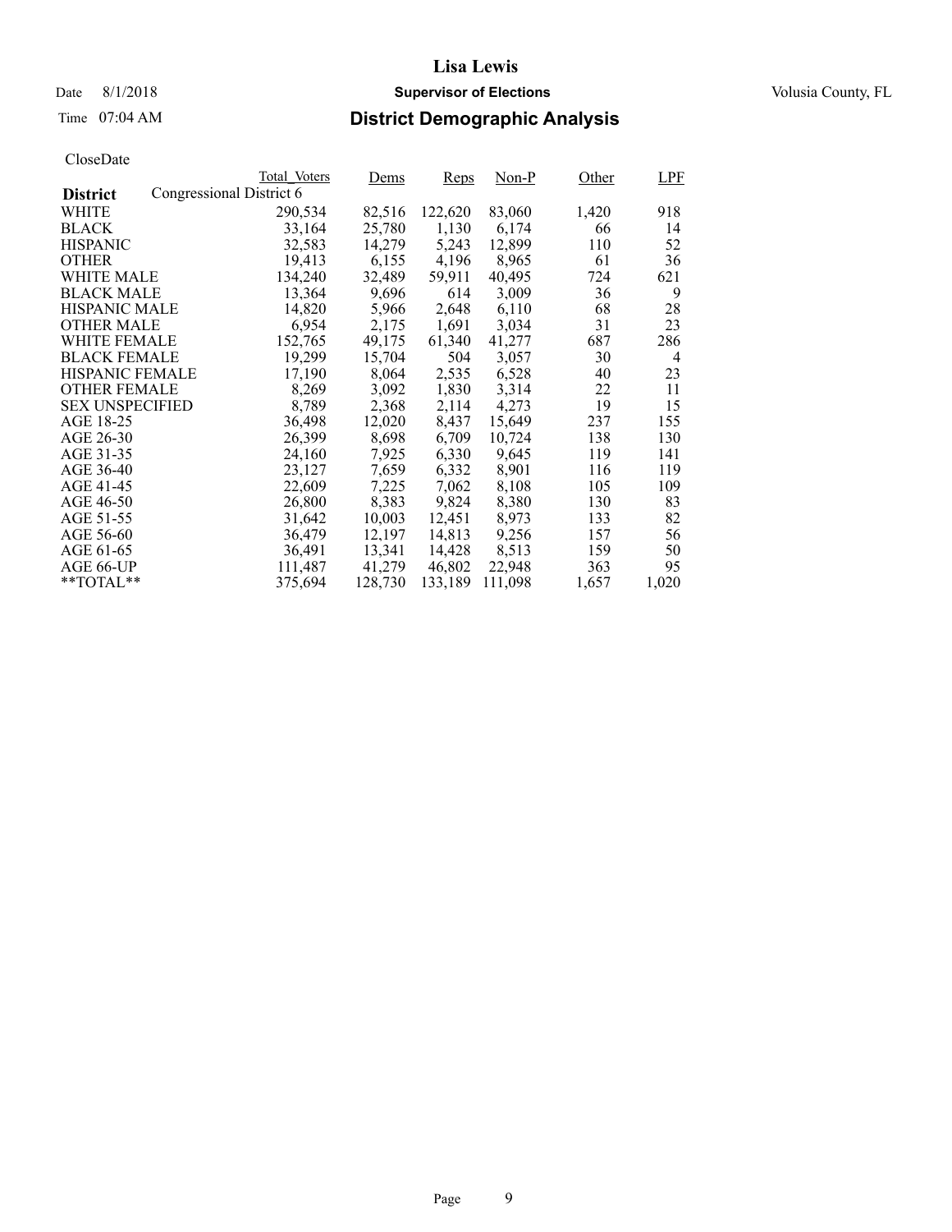# Lisa Lewis

Date 8/1/2018 **Supervisor of Elections** Volusia County, FL

Time 07:04 AM **District Demographic Analysis**

CloseDate

| District | Total_Voters | Dems | Reps | Non-P | Other | LPF |
|---|---|---|---|---|---|---|
| Congressional District 6 | | | | | | |
| WHITE | 290,534 | 82,516 | 122,620 | 83,060 | 1,420 | 918 |
| BLACK | 33,164 | 25,780 | 1,130 | 6,174 | 66 | 14 |
| HISPANIC | 32,583 | 14,279 | 5,243 | 12,899 | 110 | 52 |
| OTHER | 19,413 | 6,155 | 4,196 | 8,965 | 61 | 36 |
| WHITE MALE | 134,240 | 32,489 | 59,911 | 40,495 | 724 | 621 |
| BLACK MALE | 13,364 | 9,696 | 614 | 3,009 | 36 | 9 |
| HISPANIC MALE | 14,820 | 5,966 | 2,648 | 6,110 | 68 | 28 |
| OTHER MALE | 6,954 | 2,175 | 1,691 | 3,034 | 31 | 23 |
| WHITE FEMALE | 152,765 | 49,175 | 61,340 | 41,277 | 687 | 286 |
| BLACK FEMALE | 19,299 | 15,704 | 504 | 3,057 | 30 | 4 |
| HISPANIC FEMALE | 17,190 | 8,064 | 2,535 | 6,528 | 40 | 23 |
| OTHER FEMALE | 8,269 | 3,092 | 1,830 | 3,314 | 22 | 11 |
| SEX UNSPECIFIED | 8,789 | 2,368 | 2,114 | 4,273 | 19 | 15 |
| AGE 18-25 | 36,498 | 12,020 | 8,437 | 15,649 | 237 | 155 |
| AGE 26-30 | 26,399 | 8,698 | 6,709 | 10,724 | 138 | 130 |
| AGE 31-35 | 24,160 | 7,925 | 6,330 | 9,645 | 119 | 141 |
| AGE 36-40 | 23,127 | 7,659 | 6,332 | 8,901 | 116 | 119 |
| AGE 41-45 | 22,609 | 7,225 | 7,062 | 8,108 | 105 | 109 |
| AGE 46-50 | 26,800 | 8,383 | 9,824 | 8,380 | 130 | 83 |
| AGE 51-55 | 31,642 | 10,003 | 12,451 | 8,973 | 133 | 82 |
| AGE 56-60 | 36,479 | 12,197 | 14,813 | 9,256 | 157 | 56 |
| AGE 61-65 | 36,491 | 13,341 | 14,428 | 8,513 | 159 | 50 |
| AGE 66-UP | 111,487 | 41,279 | 46,802 | 22,948 | 363 | 95 |
| **TOTAL** | 375,694 | 128,730 | 133,189 | 111,098 | 1,657 | 1,020 |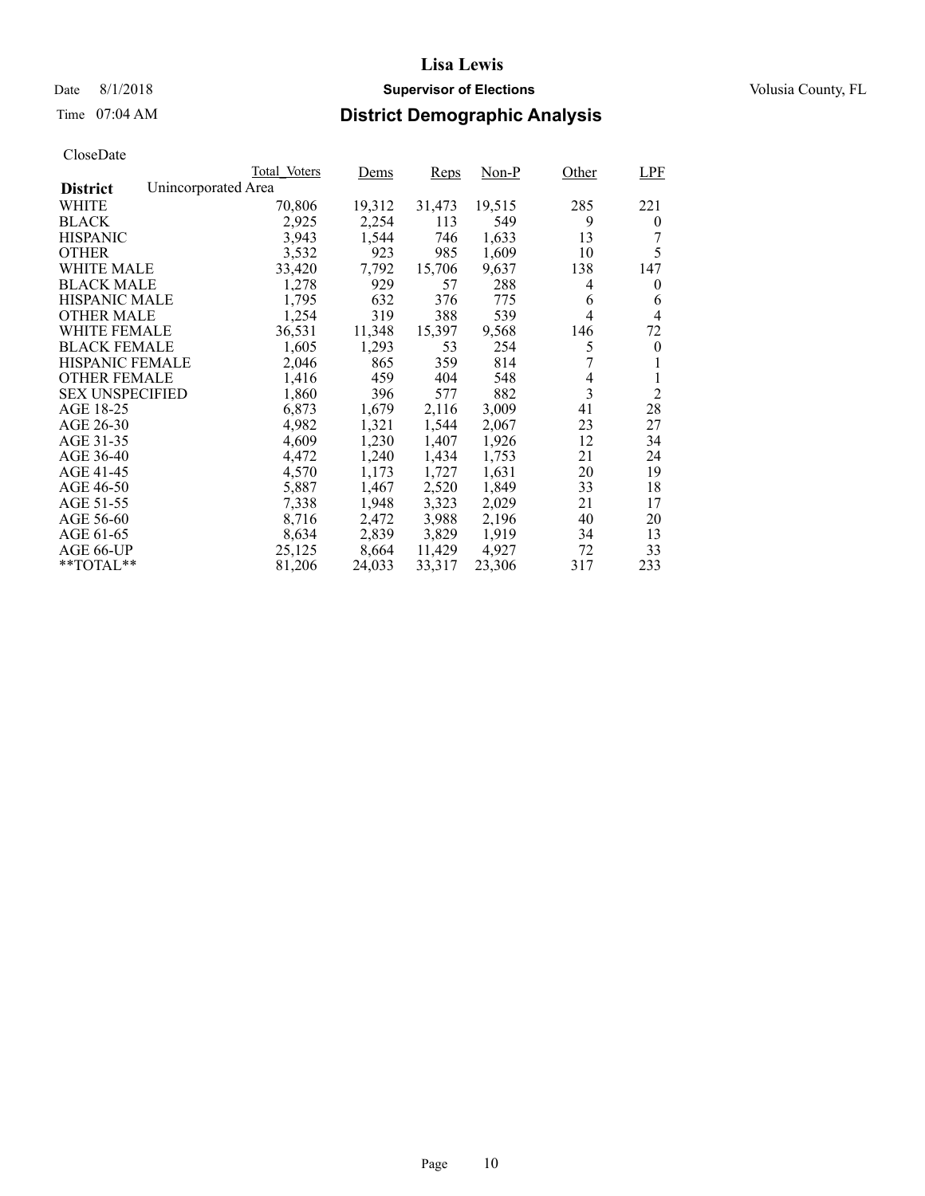# Lisa Lewis

Date 8/1/2018 **Supervisor of Elections** Volusia County, FL

Time 07:04 AM **District Demographic Analysis**

CloseDate

| District | Total_Voters | Dems | Reps | Non-P | Other | LPF |
|---|---|---|---|---|---|---|
| Unincorporated Area | | | | | | |
| WHITE | 70,806 | 19,312 | 31,473 | 19,515 | 285 | 221 |
| BLACK | 2,925 | 2,254 | 113 | 549 | 9 | 0 |
| HISPANIC | 3,943 | 1,544 | 746 | 1,633 | 13 | 7 |
| OTHER | 3,532 | 923 | 985 | 1,609 | 10 | 5 |
| WHITE MALE | 33,420 | 7,792 | 15,706 | 9,637 | 138 | 147 |
| BLACK MALE | 1,278 | 929 | 57 | 288 | 4 | 0 |
| HISPANIC MALE | 1,795 | 632 | 376 | 775 | 6 | 6 |
| OTHER MALE | 1,254 | 319 | 388 | 539 | 4 | 4 |
| WHITE FEMALE | 36,531 | 11,348 | 15,397 | 9,568 | 146 | 72 |
| BLACK FEMALE | 1,605 | 1,293 | 53 | 254 | 5 | 0 |
| HISPANIC FEMALE | 2,046 | 865 | 359 | 814 | 7 | 1 |
| OTHER FEMALE | 1,416 | 459 | 404 | 548 | 4 | 1 |
| SEX UNSPECIFIED | 1,860 | 396 | 577 | 882 | 3 | 2 |
| AGE 18-25 | 6,873 | 1,679 | 2,116 | 3,009 | 41 | 28 |
| AGE 26-30 | 4,982 | 1,321 | 1,544 | 2,067 | 23 | 27 |
| AGE 31-35 | 4,609 | 1,230 | 1,407 | 1,926 | 12 | 34 |
| AGE 36-40 | 4,472 | 1,240 | 1,434 | 1,753 | 21 | 24 |
| AGE 41-45 | 4,570 | 1,173 | 1,727 | 1,631 | 20 | 19 |
| AGE 46-50 | 5,887 | 1,467 | 2,520 | 1,849 | 33 | 18 |
| AGE 51-55 | 7,338 | 1,948 | 3,323 | 2,029 | 21 | 17 |
| AGE 56-60 | 8,716 | 2,472 | 3,988 | 2,196 | 40 | 20 |
| AGE 61-65 | 8,634 | 2,839 | 3,829 | 1,919 | 34 | 13 |
| AGE 66-UP | 25,125 | 8,664 | 11,429 | 4,927 | 72 | 33 |
| **TOTAL** | 81,206 | 24,033 | 33,317 | 23,306 | 317 | 233 |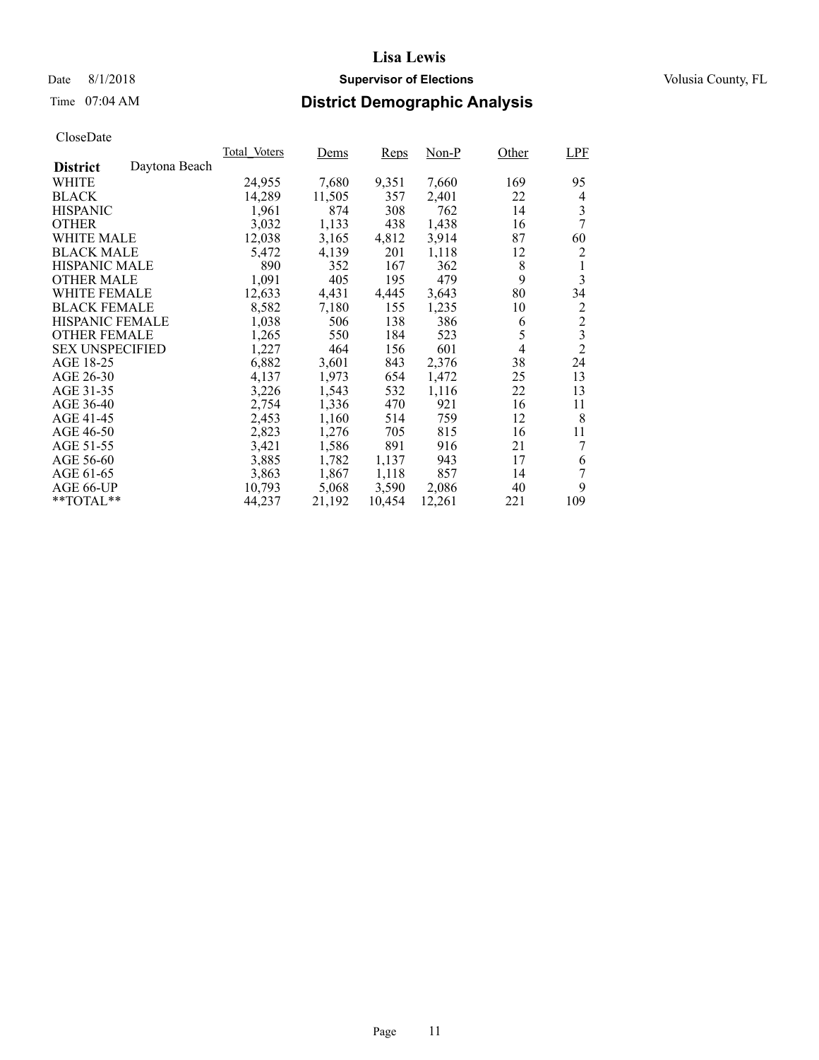# Lisa Lewis

Date 8/1/2018 **Supervisor of Elections** Volusia County, FL

Time 07:04 AM **District Demographic Analysis**

CloseDate

| | Total_Voters | Dems | Reps | Non-P | Other | LPF |
|---|---|---|---|---|---|---|
| **District** Daytona Beach | | | | | | |
| WHITE | 24,955 | 7,680 | 9,351 | 7,660 | 169 | 95 |
| BLACK | 14,289 | 11,505 | 357 | 2,401 | 22 | 4 |
| HISPANIC | 1,961 | 874 | 308 | 762 | 14 | 3 |
| OTHER | 3,032 | 1,133 | 438 | 1,438 | 16 | 7 |
| WHITE MALE | 12,038 | 3,165 | 4,812 | 3,914 | 87 | 60 |
| BLACK MALE | 5,472 | 4,139 | 201 | 1,118 | 12 | 2 |
| HISPANIC MALE | 890 | 352 | 167 | 362 | 8 | 1 |
| OTHER MALE | 1,091 | 405 | 195 | 479 | 9 | 3 |
| WHITE FEMALE | 12,633 | 4,431 | 4,445 | 3,643 | 80 | 34 |
| BLACK FEMALE | 8,582 | 7,180 | 155 | 1,235 | 10 | 2 |
| HISPANIC FEMALE | 1,038 | 506 | 138 | 386 | 6 | 2 |
| OTHER FEMALE | 1,265 | 550 | 184 | 523 | 5 | 3 |
| SEX UNSPECIFIED | 1,227 | 464 | 156 | 601 | 4 | 2 |
| AGE 18-25 | 6,882 | 3,601 | 843 | 2,376 | 38 | 24 |
| AGE 26-30 | 4,137 | 1,973 | 654 | 1,472 | 25 | 13 |
| AGE 31-35 | 3,226 | 1,543 | 532 | 1,116 | 22 | 13 |
| AGE 36-40 | 2,754 | 1,336 | 470 | 921 | 16 | 11 |
| AGE 41-45 | 2,453 | 1,160 | 514 | 759 | 12 | 8 |
| AGE 46-50 | 2,823 | 1,276 | 705 | 815 | 16 | 11 |
| AGE 51-55 | 3,421 | 1,586 | 891 | 916 | 21 | 7 |
| AGE 56-60 | 3,885 | 1,782 | 1,137 | 943 | 17 | 6 |
| AGE 61-65 | 3,863 | 1,867 | 1,118 | 857 | 14 | 7 |
| AGE 66-UP | 10,793 | 5,068 | 3,590 | 2,086 | 40 | 9 |
| **TOTAL** | 44,237 | 21,192 | 10,454 | 12,261 | 221 | 109 |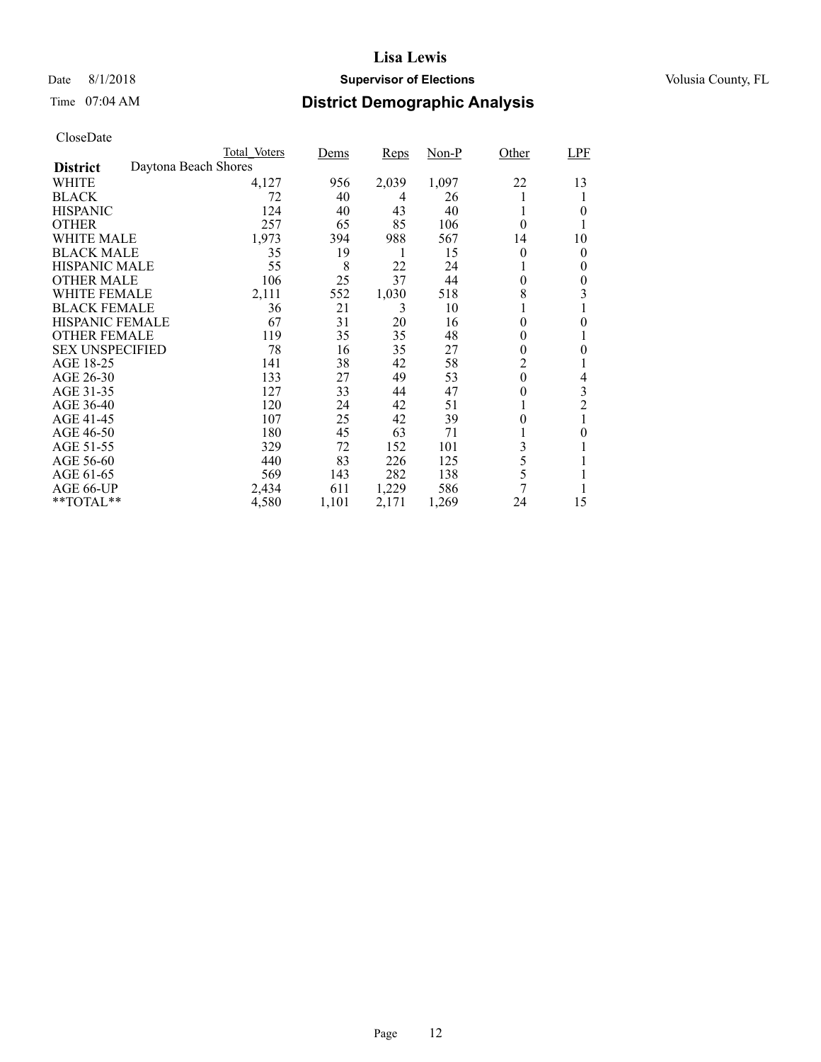# Lisa Lewis

Date 8/1/2018 **Supervisor of Elections** Volusia County, FL

Time 07:04 AM **District Demographic Analysis**

CloseDate

| | Total_Voters | Dems | Reps | Non-P | Other | LPF |
|---|---|---|---|---|---|---|
| **District** Daytona Beach Shores | | | | | | |
| WHITE | 4,127 | 956 | 2,039 | 1,097 | 22 | 13 |
| BLACK | 72 | 40 | 4 | 26 | 1 | 1 |
| HISPANIC | 124 | 40 | 43 | 40 | 1 | 0 |
| OTHER | 257 | 65 | 85 | 106 | 0 | 1 |
| WHITE MALE | 1,973 | 394 | 988 | 567 | 14 | 10 |
| BLACK MALE | 35 | 19 | 1 | 15 | 0 | 0 |
| HISPANIC MALE | 55 | 8 | 22 | 24 | 1 | 0 |
| OTHER MALE | 106 | 25 | 37 | 44 | 0 | 0 |
| WHITE FEMALE | 2,111 | 552 | 1,030 | 518 | 8 | 3 |
| BLACK FEMALE | 36 | 21 | 3 | 10 | 1 | 1 |
| HISPANIC FEMALE | 67 | 31 | 20 | 16 | 0 | 0 |
| OTHER FEMALE | 119 | 35 | 35 | 48 | 0 | 1 |
| SEX UNSPECIFIED | 78 | 16 | 35 | 27 | 0 | 0 |
| AGE 18-25 | 141 | 38 | 42 | 58 | 2 | 1 |
| AGE 26-30 | 133 | 27 | 49 | 53 | 0 | 4 |
| AGE 31-35 | 127 | 33 | 44 | 47 | 0 | 3 |
| AGE 36-40 | 120 | 24 | 42 | 51 | 1 | 2 |
| AGE 41-45 | 107 | 25 | 42 | 39 | 0 | 1 |
| AGE 46-50 | 180 | 45 | 63 | 71 | 1 | 0 |
| AGE 51-55 | 329 | 72 | 152 | 101 | 3 | 1 |
| AGE 56-60 | 440 | 83 | 226 | 125 | 5 | 1 |
| AGE 61-65 | 569 | 143 | 282 | 138 | 5 | 1 |
| AGE 66-UP | 2,434 | 611 | 1,229 | 586 | 7 | 1 |
| **TOTAL** | 4,580 | 1,101 | 2,171 | 1,269 | 24 | 15 |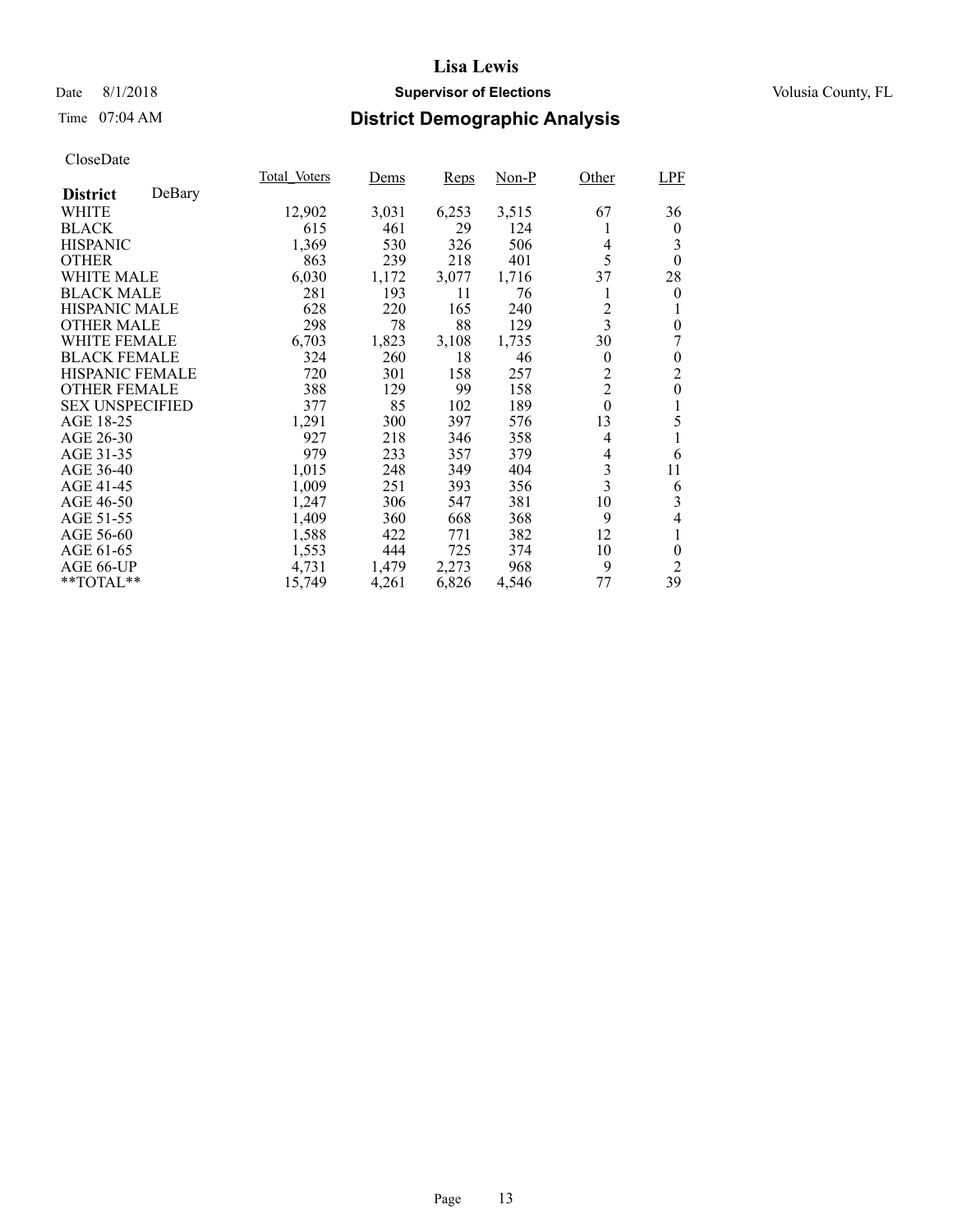# Lisa Lewis

Date 8/1/2018 **Supervisor of Elections** Volusia County, FL

Time 07:04 AM

## District Demographic Analysis

CloseDate

| **District** DeBary | Total_Voters | Dems | Reps | Non-P | Other | LPF |
|---|---|---|---|---|---|---|
| WHITE | 12,902 | 3,031 | 6,253 | 3,515 | 67 | 36 |
| BLACK | 615 | 461 | 29 | 124 | 1 | 0 |
| HISPANIC | 1,369 | 530 | 326 | 506 | 4 | 3 |
| OTHER | 863 | 239 | 218 | 401 | 5 | 0 |
| WHITE MALE | 6,030 | 1,172 | 3,077 | 1,716 | 37 | 28 |
| BLACK MALE | 281 | 193 | 11 | 76 | 1 | 0 |
| HISPANIC MALE | 628 | 220 | 165 | 240 | 2 | 1 |
| OTHER MALE | 298 | 78 | 88 | 129 | 3 | 0 |
| WHITE FEMALE | 6,703 | 1,823 | 3,108 | 1,735 | 30 | 7 |
| BLACK FEMALE | 324 | 260 | 18 | 46 | 0 | 0 |
| HISPANIC FEMALE | 720 | 301 | 158 | 257 | 2 | 2 |
| OTHER FEMALE | 388 | 129 | 99 | 158 | 2 | 0 |
| SEX UNSPECIFIED | 377 | 85 | 102 | 189 | 0 | 1 |
| AGE 18-25 | 1,291 | 300 | 397 | 576 | 13 | 5 |
| AGE 26-30 | 927 | 218 | 346 | 358 | 4 | 1 |
| AGE 31-35 | 979 | 233 | 357 | 379 | 4 | 6 |
| AGE 36-40 | 1,015 | 248 | 349 | 404 | 3 | 11 |
| AGE 41-45 | 1,009 | 251 | 393 | 356 | 3 | 6 |
| AGE 46-50 | 1,247 | 306 | 547 | 381 | 10 | 3 |
| AGE 51-55 | 1,409 | 360 | 668 | 368 | 9 | 4 |
| AGE 56-60 | 1,588 | 422 | 771 | 382 | 12 | 1 |
| AGE 61-65 | 1,553 | 444 | 725 | 374 | 10 | 0 |
| AGE 66-UP | 4,731 | 1,479 | 2,273 | 968 | 9 | 2 |
| **TOTAL** | 15,749 | 4,261 | 6,826 | 4,546 | 77 | 39 |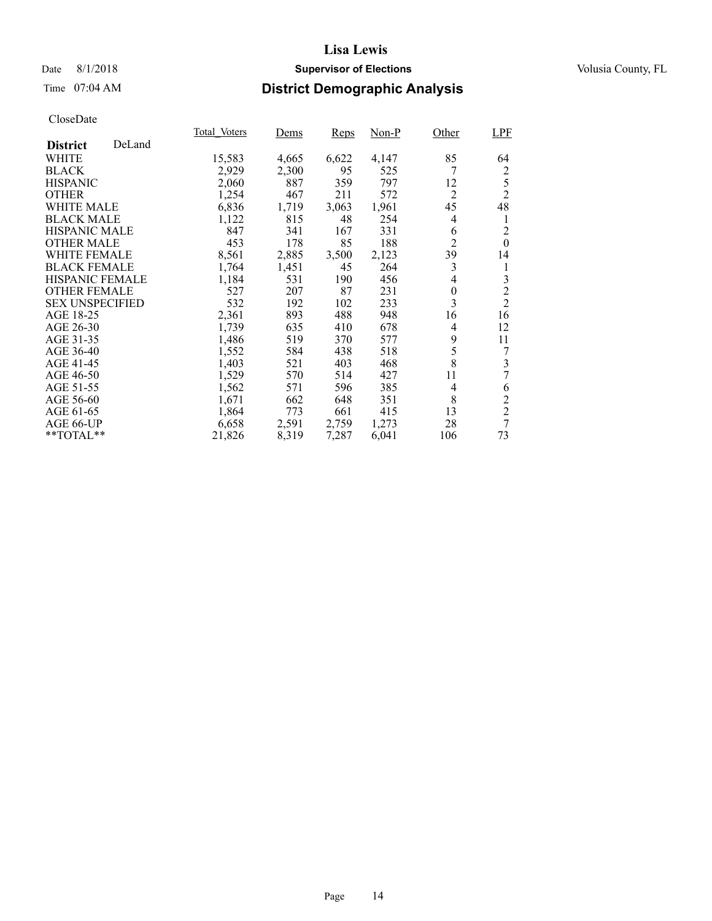# Lisa Lewis

Date 8/1/2018 **Supervisor of Elections** Volusia County, FL

Time 07:04 AM **District Demographic Analysis**

CloseDate

| **District** DeLand | Total_Voters | Dems | Reps | Non-P | Other | LPF |
|---|---|---|---|---|---|---|
| WHITE | 15,583 | 4,665 | 6,622 | 4,147 | 85 | 64 |
| BLACK | 2,929 | 2,300 | 95 | 525 | 7 | 2 |
| HISPANIC | 2,060 | 887 | 359 | 797 | 12 | 5 |
| OTHER | 1,254 | 467 | 211 | 572 | 2 | 2 |
| WHITE MALE | 6,836 | 1,719 | 3,063 | 1,961 | 45 | 48 |
| BLACK MALE | 1,122 | 815 | 48 | 254 | 4 | 1 |
| HISPANIC MALE | 847 | 341 | 167 | 331 | 6 | 2 |
| OTHER MALE | 453 | 178 | 85 | 188 | 2 | 0 |
| WHITE FEMALE | 8,561 | 2,885 | 3,500 | 2,123 | 39 | 14 |
| BLACK FEMALE | 1,764 | 1,451 | 45 | 264 | 3 | 1 |
| HISPANIC FEMALE | 1,184 | 531 | 190 | 456 | 4 | 3 |
| OTHER FEMALE | 527 | 207 | 87 | 231 | 0 | 2 |
| SEX UNSPECIFIED | 532 | 192 | 102 | 233 | 3 | 2 |
| AGE 18-25 | 2,361 | 893 | 488 | 948 | 16 | 16 |
| AGE 26-30 | 1,739 | 635 | 410 | 678 | 4 | 12 |
| AGE 31-35 | 1,486 | 519 | 370 | 577 | 9 | 11 |
| AGE 36-40 | 1,552 | 584 | 438 | 518 | 5 | 7 |
| AGE 41-45 | 1,403 | 521 | 403 | 468 | 8 | 3 |
| AGE 46-50 | 1,529 | 570 | 514 | 427 | 11 | 7 |
| AGE 51-55 | 1,562 | 571 | 596 | 385 | 4 | 6 |
| AGE 56-60 | 1,671 | 662 | 648 | 351 | 8 | 2 |
| AGE 61-65 | 1,864 | 773 | 661 | 415 | 13 | 2 |
| AGE 66-UP | 6,658 | 2,591 | 2,759 | 1,273 | 28 | 7 |
| **TOTAL** | 21,826 | 8,319 | 7,287 | 6,041 | 106 | 73 |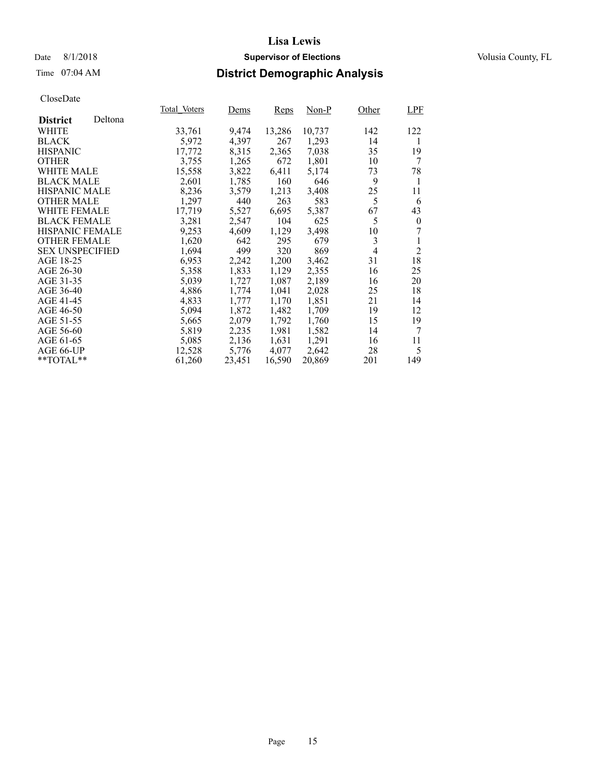CloseDate

| District Deltona | Total_Voters | Dems | Reps | Non-P | Other | LPF |
|---|---|---|---|---|---|---|
| WHITE | 33,761 | 9,474 | 13,286 | 10,737 | 142 | 122 |
| BLACK | 5,972 | 4,397 | 267 | 1,293 | 14 | 1 |
| HISPANIC | 17,772 | 8,315 | 2,365 | 7,038 | 35 | 19 |
| OTHER | 3,755 | 1,265 | 672 | 1,801 | 10 | 7 |
| WHITE MALE | 15,558 | 3,822 | 6,411 | 5,174 | 73 | 78 |
| BLACK MALE | 2,601 | 1,785 | 160 | 646 | 9 | 1 |
| HISPANIC MALE | 8,236 | 3,579 | 1,213 | 3,408 | 25 | 11 |
| OTHER MALE | 1,297 | 440 | 263 | 583 | 5 | 6 |
| WHITE FEMALE | 17,719 | 5,527 | 6,695 | 5,387 | 67 | 43 |
| BLACK FEMALE | 3,281 | 2,547 | 104 | 625 | 5 | 0 |
| HISPANIC FEMALE | 9,253 | 4,609 | 1,129 | 3,498 | 10 | 7 |
| OTHER FEMALE | 1,620 | 642 | 295 | 679 | 3 | 1 |
| SEX UNSPECIFIED | 1,694 | 499 | 320 | 869 | 4 | 2 |
| AGE 18-25 | 6,953 | 2,242 | 1,200 | 3,462 | 31 | 18 |
| AGE 26-30 | 5,358 | 1,833 | 1,129 | 2,355 | 16 | 25 |
| AGE 31-35 | 5,039 | 1,727 | 1,087 | 2,189 | 16 | 20 |
| AGE 36-40 | 4,886 | 1,774 | 1,041 | 2,028 | 25 | 18 |
| AGE 41-45 | 4,833 | 1,777 | 1,170 | 1,851 | 21 | 14 |
| AGE 46-50 | 5,094 | 1,872 | 1,482 | 1,709 | 19 | 12 |
| AGE 51-55 | 5,665 | 2,079 | 1,792 | 1,760 | 15 | 19 |
| AGE 56-60 | 5,819 | 2,235 | 1,981 | 1,582 | 14 | 7 |
| AGE 61-65 | 5,085 | 2,136 | 1,631 | 1,291 | 16 | 11 |
| AGE 66-UP | 12,528 | 5,776 | 4,077 | 2,642 | 28 | 5 |
| **TOTAL** | 61,260 | 23,451 | 16,590 | 20,869 | 201 | 149 |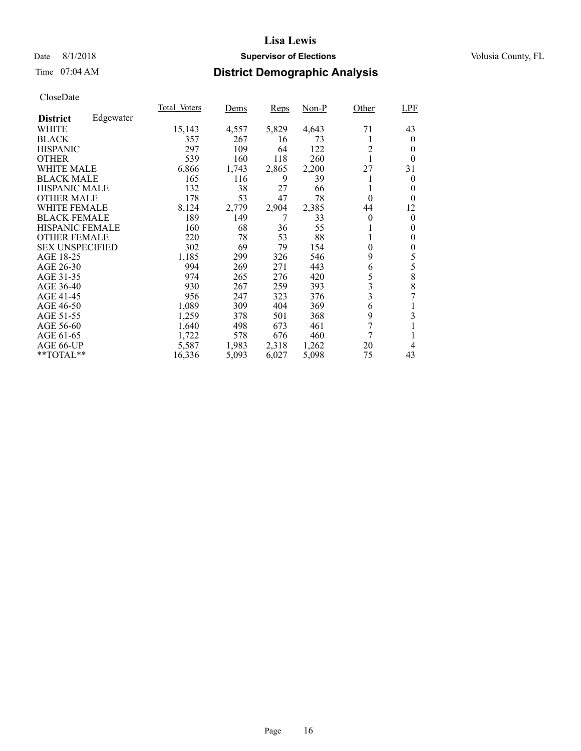# Lisa Lewis

Date 8/1/2018 **Supervisor of Elections** Volusia County, FL

Time 07:04 AM

## District Demographic Analysis

CloseDate

| **District** Edgewater | Total_Voters | Dems | Reps | Non-P | Other | LPF |
|---|---|---|---|---|---|---|
| WHITE | 15,143 | 4,557 | 5,829 | 4,643 | 71 | 43 |
| BLACK | 357 | 267 | 16 | 73 | 1 | 0 |
| HISPANIC | 297 | 109 | 64 | 122 | 2 | 0 |
| OTHER | 539 | 160 | 118 | 260 | 1 | 0 |
| WHITE MALE | 6,866 | 1,743 | 2,865 | 2,200 | 27 | 31 |
| BLACK MALE | 165 | 116 | 9 | 39 | 1 | 0 |
| HISPANIC MALE | 132 | 38 | 27 | 66 | 1 | 0 |
| OTHER MALE | 178 | 53 | 47 | 78 | 0 | 0 |
| WHITE FEMALE | 8,124 | 2,779 | 2,904 | 2,385 | 44 | 12 |
| BLACK FEMALE | 189 | 149 | 7 | 33 | 0 | 0 |
| HISPANIC FEMALE | 160 | 68 | 36 | 55 | 1 | 0 |
| OTHER FEMALE | 220 | 78 | 53 | 88 | 1 | 0 |
| SEX UNSPECIFIED | 302 | 69 | 79 | 154 | 0 | 0 |
| AGE 18-25 | 1,185 | 299 | 326 | 546 | 9 | 5 |
| AGE 26-30 | 994 | 269 | 271 | 443 | 6 | 5 |
| AGE 31-35 | 974 | 265 | 276 | 420 | 5 | 8 |
| AGE 36-40 | 930 | 267 | 259 | 393 | 3 | 8 |
| AGE 41-45 | 956 | 247 | 323 | 376 | 3 | 7 |
| AGE 46-50 | 1,089 | 309 | 404 | 369 | 6 | 1 |
| AGE 51-55 | 1,259 | 378 | 501 | 368 | 9 | 3 |
| AGE 56-60 | 1,640 | 498 | 673 | 461 | 7 | 1 |
| AGE 61-65 | 1,722 | 578 | 676 | 460 | 7 | 1 |
| AGE 66-UP | 5,587 | 1,983 | 2,318 | 1,262 | 20 | 4 |
| **TOTAL** | 16,336 | 5,093 | 6,027 | 5,098 | 75 | 43 |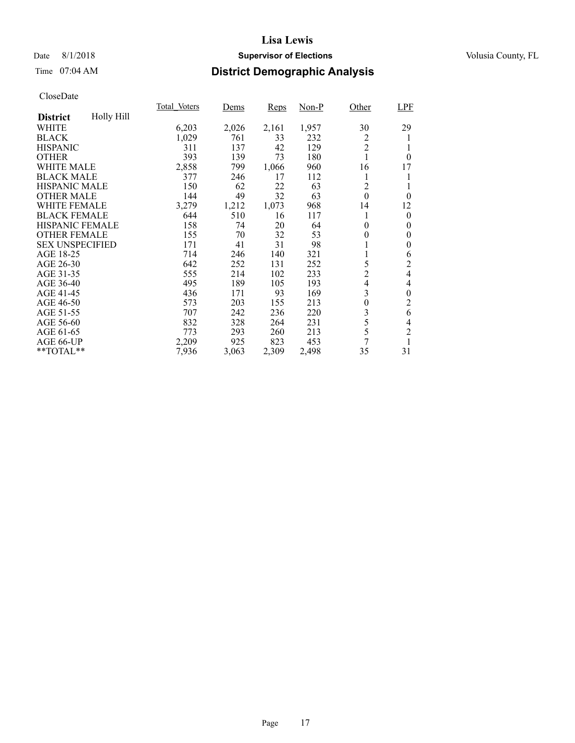# Lisa Lewis

Date 8/1/2018 **Supervisor of Elections** Volusia County, FL

Time 07:04 AM **District Demographic Analysis**

CloseDate

| District: Holly Hill | Total_Voters | Dems | Reps | Non-P | Other | LPF |
|---|---|---|---|---|---|---|
| WHITE | 6,203 | 2,026 | 2,161 | 1,957 | 30 | 29 |
| BLACK | 1,029 | 761 | 33 | 232 | 2 | 1 |
| HISPANIC | 311 | 137 | 42 | 129 | 2 | 1 |
| OTHER | 393 | 139 | 73 | 180 | 1 | 0 |
| WHITE MALE | 2,858 | 799 | 1,066 | 960 | 16 | 17 |
| BLACK MALE | 377 | 246 | 17 | 112 | 1 | 1 |
| HISPANIC MALE | 150 | 62 | 22 | 63 | 2 | 1 |
| OTHER MALE | 144 | 49 | 32 | 63 | 0 | 0 |
| WHITE FEMALE | 3,279 | 1,212 | 1,073 | 968 | 14 | 12 |
| BLACK FEMALE | 644 | 510 | 16 | 117 | 1 | 0 |
| HISPANIC FEMALE | 158 | 74 | 20 | 64 | 0 | 0 |
| OTHER FEMALE | 155 | 70 | 32 | 53 | 0 | 0 |
| SEX UNSPECIFIED | 171 | 41 | 31 | 98 | 1 | 0 |
| AGE 18-25 | 714 | 246 | 140 | 321 | 1 | 6 |
| AGE 26-30 | 642 | 252 | 131 | 252 | 5 | 2 |
| AGE 31-35 | 555 | 214 | 102 | 233 | 2 | 4 |
| AGE 36-40 | 495 | 189 | 105 | 193 | 4 | 4 |
| AGE 41-45 | 436 | 171 | 93 | 169 | 3 | 0 |
| AGE 46-50 | 573 | 203 | 155 | 213 | 0 | 2 |
| AGE 51-55 | 707 | 242 | 236 | 220 | 3 | 6 |
| AGE 56-60 | 832 | 328 | 264 | 231 | 5 | 4 |
| AGE 61-65 | 773 | 293 | 260 | 213 | 5 | 2 |
| AGE 66-UP | 2,209 | 925 | 823 | 453 | 7 | 1 |
| **TOTAL** | 7,936 | 3,063 | 2,309 | 2,498 | 35 | 31 |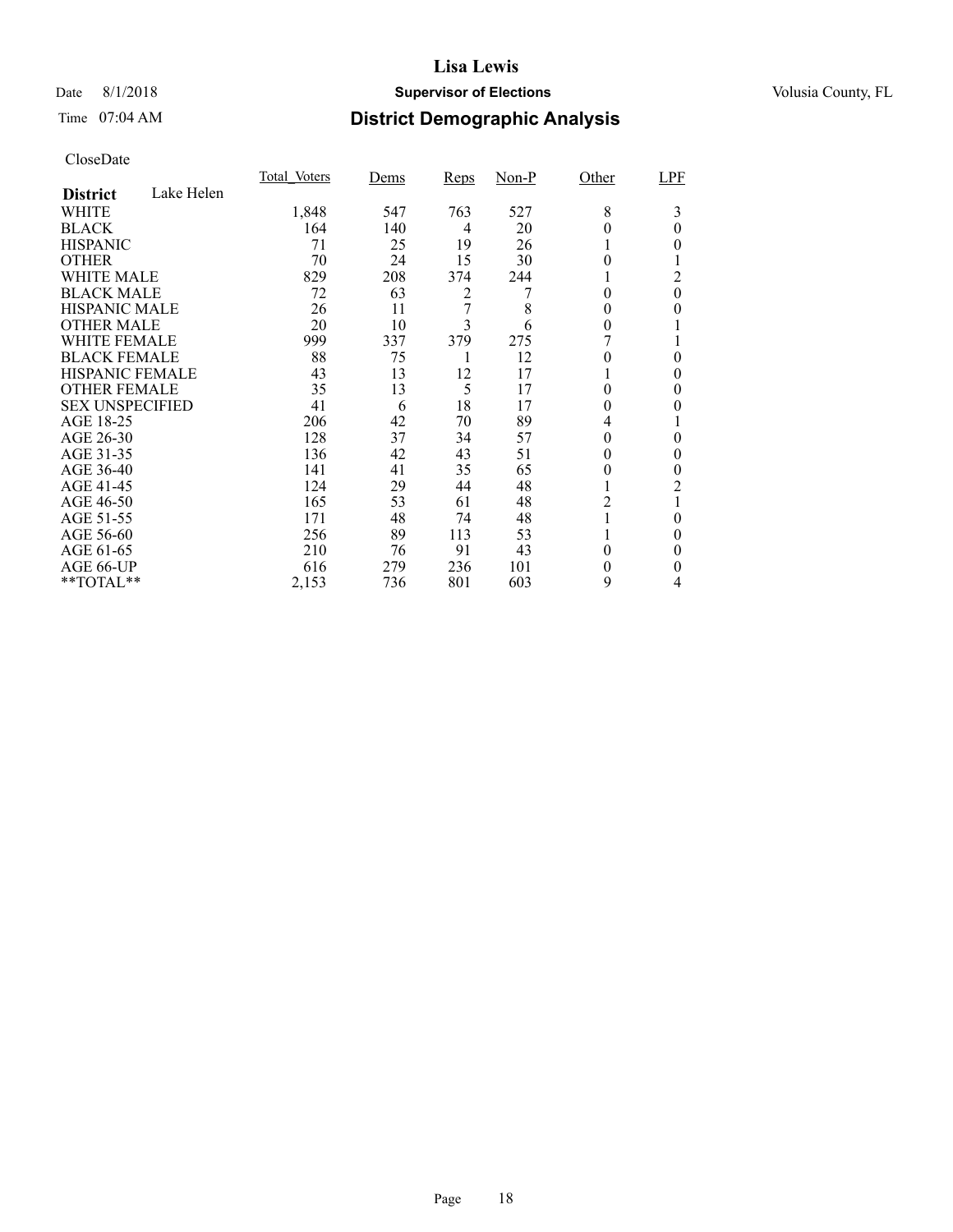# Lisa Lewis

Date 8/1/2018 **Supervisor of Elections** Volusia County, FL

Time 07:04 AM

## District Demographic Analysis

CloseDate

| District: Lake Helen | Total_Voters | Dems | Reps | Non-P | Other | LPF |
|---|---|---|---|---|---|---|
| WHITE | 1,848 | 547 | 763 | 527 | 8 | 3 |
| BLACK | 164 | 140 | 4 | 20 | 0 | 0 |
| HISPANIC | 71 | 25 | 19 | 26 | 1 | 0 |
| OTHER | 70 | 24 | 15 | 30 | 0 | 1 |
| WHITE MALE | 829 | 208 | 374 | 244 | 1 | 2 |
| BLACK MALE | 72 | 63 | 2 | 7 | 0 | 0 |
| HISPANIC MALE | 26 | 11 | 7 | 8 | 0 | 0 |
| OTHER MALE | 20 | 10 | 3 | 6 | 0 | 1 |
| WHITE FEMALE | 999 | 337 | 379 | 275 | 7 | 1 |
| BLACK FEMALE | 88 | 75 | 1 | 12 | 0 | 0 |
| HISPANIC FEMALE | 43 | 13 | 12 | 17 | 1 | 0 |
| OTHER FEMALE | 35 | 13 | 5 | 17 | 0 | 0 |
| SEX UNSPECIFIED | 41 | 6 | 18 | 17 | 0 | 0 |
| AGE 18-25 | 206 | 42 | 70 | 89 | 4 | 1 |
| AGE 26-30 | 128 | 37 | 34 | 57 | 0 | 0 |
| AGE 31-35 | 136 | 42 | 43 | 51 | 0 | 0 |
| AGE 36-40 | 141 | 41 | 35 | 65 | 0 | 0 |
| AGE 41-45 | 124 | 29 | 44 | 48 | 1 | 2 |
| AGE 46-50 | 165 | 53 | 61 | 48 | 2 | 1 |
| AGE 51-55 | 171 | 48 | 74 | 48 | 1 | 0 |
| AGE 56-60 | 256 | 89 | 113 | 53 | 1 | 0 |
| AGE 61-65 | 210 | 76 | 91 | 43 | 0 | 0 |
| AGE 66-UP | 616 | 279 | 236 | 101 | 0 | 0 |
| **TOTAL** | 2,153 | 736 | 801 | 603 | 9 | 4 |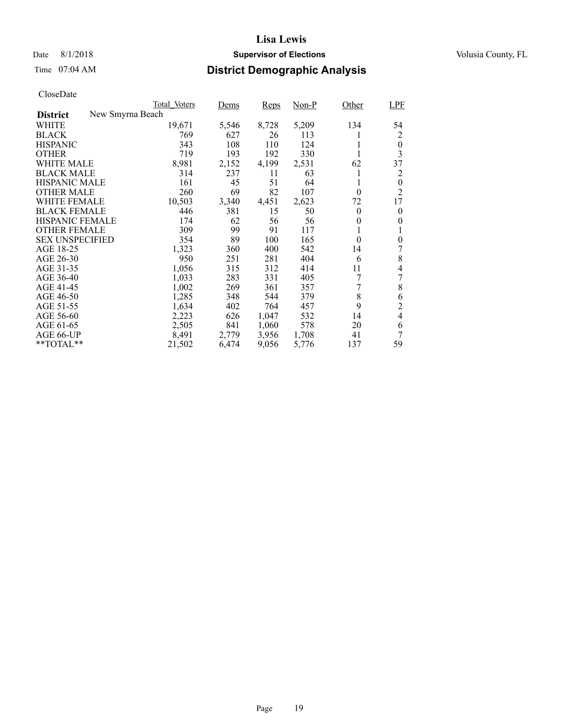# Lisa Lewis

Date 8/1/2018 **Supervisor of Elections** Volusia County, FL

Time 07:04 AM **District Demographic Analysis**

CloseDate

| District: New Smyrna Beach | Total_Voters | Dems | Reps | Non-P | Other | LPF |
|---|---|---|---|---|---|---|
| WHITE | 19,671 | 5,546 | 8,728 | 5,209 | 134 | 54 |
| BLACK | 769 | 627 | 26 | 113 | 1 | 2 |
| HISPANIC | 343 | 108 | 110 | 124 | 1 | 0 |
| OTHER | 719 | 193 | 192 | 330 | 1 | 3 |
| WHITE MALE | 8,981 | 2,152 | 4,199 | 2,531 | 62 | 37 |
| BLACK MALE | 314 | 237 | 11 | 63 | 1 | 2 |
| HISPANIC MALE | 161 | 45 | 51 | 64 | 1 | 0 |
| OTHER MALE | 260 | 69 | 82 | 107 | 0 | 2 |
| WHITE FEMALE | 10,503 | 3,340 | 4,451 | 2,623 | 72 | 17 |
| BLACK FEMALE | 446 | 381 | 15 | 50 | 0 | 0 |
| HISPANIC FEMALE | 174 | 62 | 56 | 56 | 0 | 0 |
| OTHER FEMALE | 309 | 99 | 91 | 117 | 1 | 1 |
| SEX UNSPECIFIED | 354 | 89 | 100 | 165 | 0 | 0 |
| AGE 18-25 | 1,323 | 360 | 400 | 542 | 14 | 7 |
| AGE 26-30 | 950 | 251 | 281 | 404 | 6 | 8 |
| AGE 31-35 | 1,056 | 315 | 312 | 414 | 11 | 4 |
| AGE 36-40 | 1,033 | 283 | 331 | 405 | 7 | 7 |
| AGE 41-45 | 1,002 | 269 | 361 | 357 | 7 | 8 |
| AGE 46-50 | 1,285 | 348 | 544 | 379 | 8 | 6 |
| AGE 51-55 | 1,634 | 402 | 764 | 457 | 9 | 2 |
| AGE 56-60 | 2,223 | 626 | 1,047 | 532 | 14 | 4 |
| AGE 61-65 | 2,505 | 841 | 1,060 | 578 | 20 | 6 |
| AGE 66-UP | 8,491 | 2,779 | 3,956 | 1,708 | 41 | 7 |
| **TOTAL** | 21,502 | 6,474 | 9,056 | 5,776 | 137 | 59 |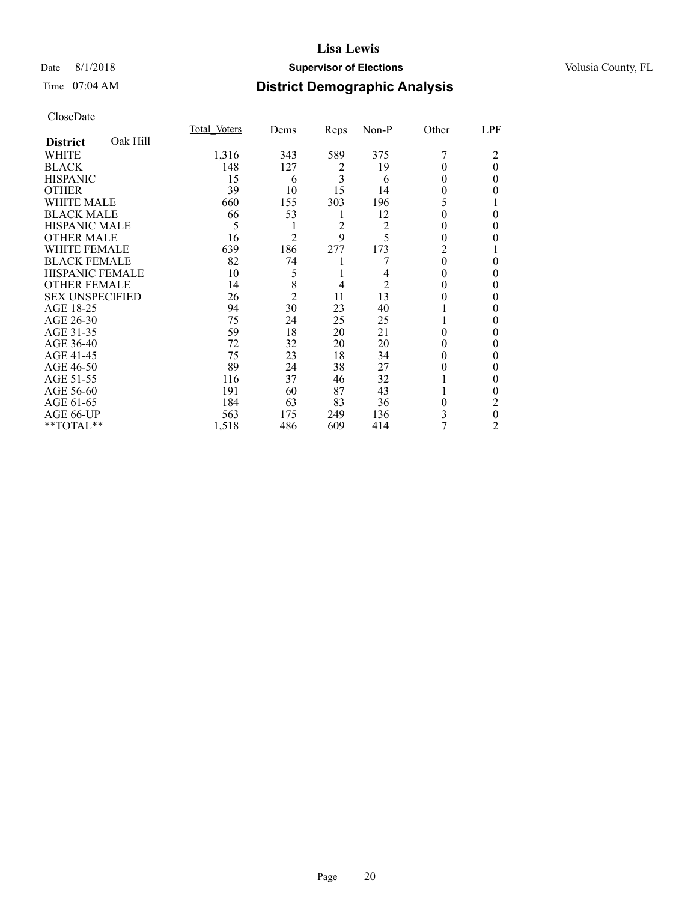# Lisa Lewis

Date 8/1/2018 **Supervisor of Elections** Volusia County, FL

Time 07:04 AM **District Demographic Analysis**

CloseDate

| District Oak Hill | Total_Voters | Dems | Reps | Non-P | Other | LPF |
|---|---|---|---|---|---|---|
| WHITE | 1,316 | 343 | 589 | 375 | 7 | 2 |
| BLACK | 148 | 127 | 2 | 19 | 0 | 0 |
| HISPANIC | 15 | 6 | 3 | 6 | 0 | 0 |
| OTHER | 39 | 10 | 15 | 14 | 0 | 0 |
| WHITE MALE | 660 | 155 | 303 | 196 | 5 | 1 |
| BLACK MALE | 66 | 53 | 1 | 12 | 0 | 0 |
| HISPANIC MALE | 5 | 1 | 2 | 2 | 0 | 0 |
| OTHER MALE | 16 | 2 | 9 | 5 | 0 | 0 |
| WHITE FEMALE | 639 | 186 | 277 | 173 | 2 | 1 |
| BLACK FEMALE | 82 | 74 | 1 | 7 | 0 | 0 |
| HISPANIC FEMALE | 10 | 5 | 1 | 4 | 0 | 0 |
| OTHER FEMALE | 14 | 8 | 4 | 2 | 0 | 0 |
| SEX UNSPECIFIED | 26 | 2 | 11 | 13 | 0 | 0 |
| AGE 18-25 | 94 | 30 | 23 | 40 | 1 | 0 |
| AGE 26-30 | 75 | 24 | 25 | 25 | 1 | 0 |
| AGE 31-35 | 59 | 18 | 20 | 21 | 0 | 0 |
| AGE 36-40 | 72 | 32 | 20 | 20 | 0 | 0 |
| AGE 41-45 | 75 | 23 | 18 | 34 | 0 | 0 |
| AGE 46-50 | 89 | 24 | 38 | 27 | 0 | 0 |
| AGE 51-55 | 116 | 37 | 46 | 32 | 1 | 0 |
| AGE 56-60 | 191 | 60 | 87 | 43 | 1 | 0 |
| AGE 61-65 | 184 | 63 | 83 | 36 | 0 | 2 |
| AGE 66-UP | 563 | 175 | 249 | 136 | 3 | 0 |
| **TOTAL** | 1,518 | 486 | 609 | 414 | 7 | 2 |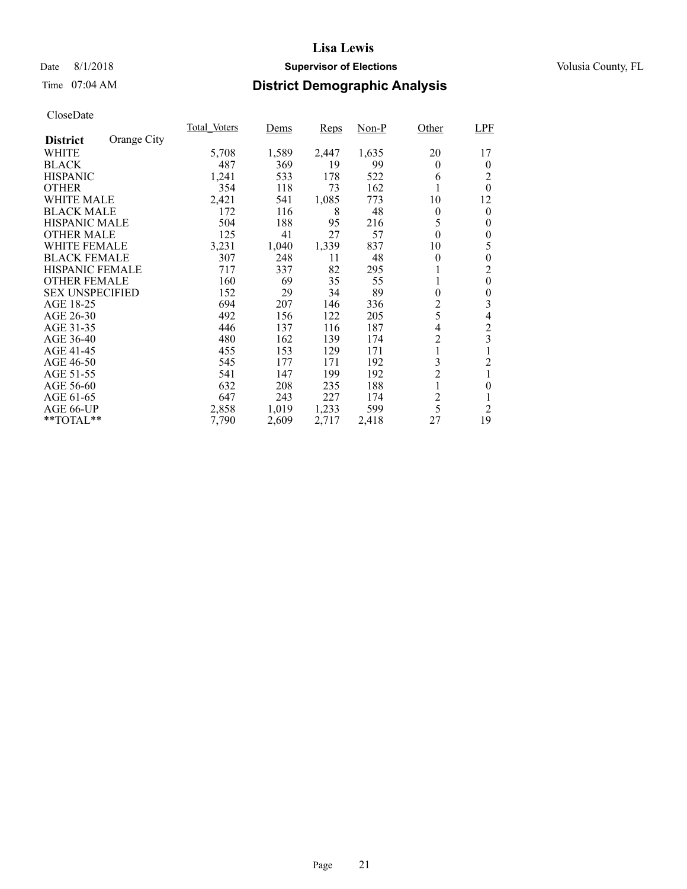# Lisa Lewis

Date 8/1/2018 **Supervisor of Elections** Volusia County, FL

Time 07:04 AM **District Demographic Analysis**

CloseDate

| District Orange City | Total_Voters | Dems | Reps | Non-P | Other | LPF |
|---|---|---|---|---|---|---|
| WHITE | 5,708 | 1,589 | 2,447 | 1,635 | 20 | 17 |
| BLACK | 487 | 369 | 19 | 99 | 0 | 0 |
| HISPANIC | 1,241 | 533 | 178 | 522 | 6 | 2 |
| OTHER | 354 | 118 | 73 | 162 | 1 | 0 |
| WHITE MALE | 2,421 | 541 | 1,085 | 773 | 10 | 12 |
| BLACK MALE | 172 | 116 | 8 | 48 | 0 | 0 |
| HISPANIC MALE | 504 | 188 | 95 | 216 | 5 | 0 |
| OTHER MALE | 125 | 41 | 27 | 57 | 0 | 0 |
| WHITE FEMALE | 3,231 | 1,040 | 1,339 | 837 | 10 | 5 |
| BLACK FEMALE | 307 | 248 | 11 | 48 | 0 | 0 |
| HISPANIC FEMALE | 717 | 337 | 82 | 295 | 1 | 2 |
| OTHER FEMALE | 160 | 69 | 35 | 55 | 1 | 0 |
| SEX UNSPECIFIED | 152 | 29 | 34 | 89 | 0 | 0 |
| AGE 18-25 | 694 | 207 | 146 | 336 | 2 | 3 |
| AGE 26-30 | 492 | 156 | 122 | 205 | 5 | 4 |
| AGE 31-35 | 446 | 137 | 116 | 187 | 4 | 2 |
| AGE 36-40 | 480 | 162 | 139 | 174 | 2 | 3 |
| AGE 41-45 | 455 | 153 | 129 | 171 | 1 | 1 |
| AGE 46-50 | 545 | 177 | 171 | 192 | 3 | 2 |
| AGE 51-55 | 541 | 147 | 199 | 192 | 2 | 1 |
| AGE 56-60 | 632 | 208 | 235 | 188 | 1 | 0 |
| AGE 61-65 | 647 | 243 | 227 | 174 | 2 | 1 |
| AGE 66-UP | 2,858 | 1,019 | 1,233 | 599 | 5 | 2 |
| **TOTAL** | 7,790 | 2,609 | 2,717 | 2,418 | 27 | 19 |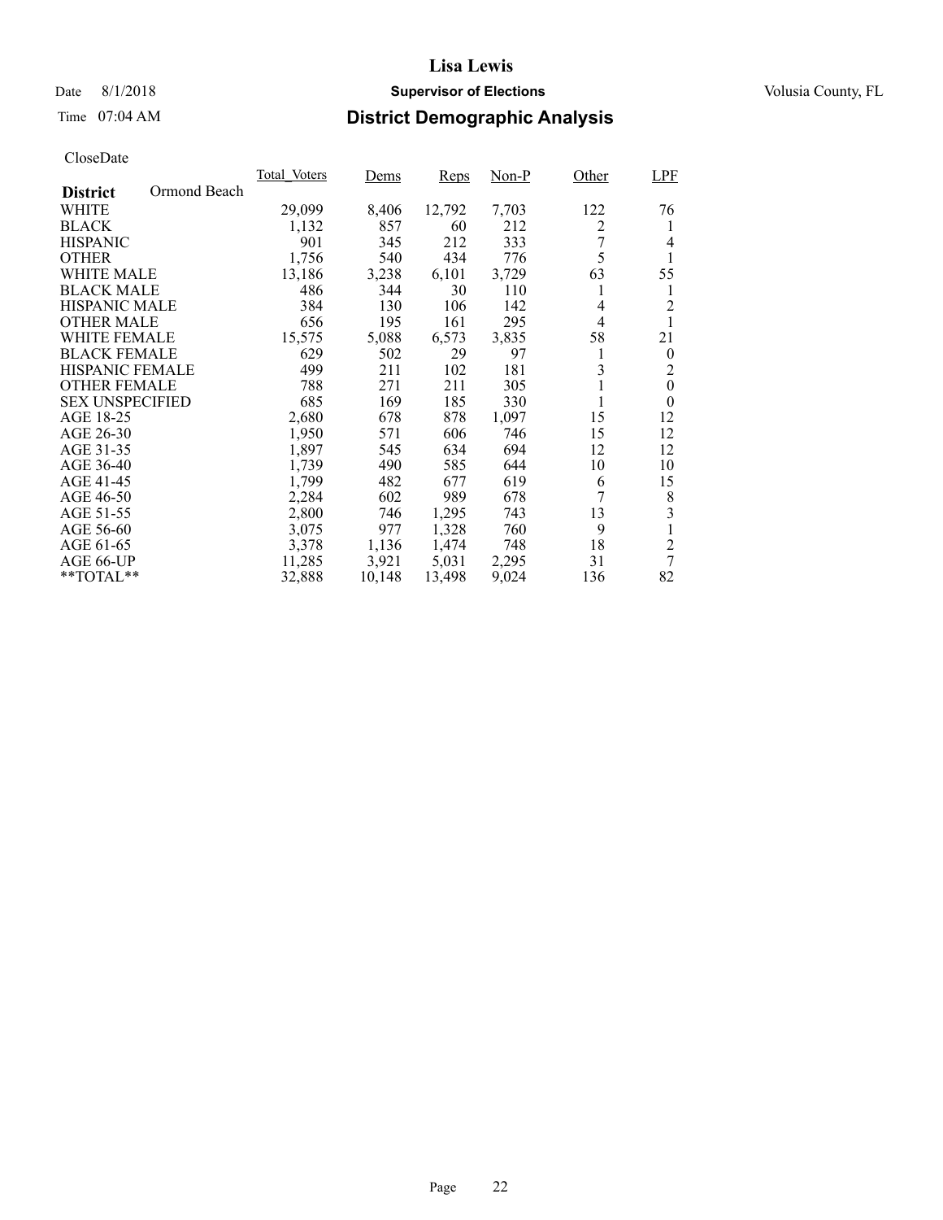**Lisa Lewis**

Date 8/1/2018 **Supervisor of Elections** Volusia County, FL

Time 07:04 AM **District Demographic Analysis**

CloseDate

| **District** Ormond Beach | Total_Voters | Dems | Reps | Non-P | Other | LPF |
|---|---|---|---|---|---|---|
| WHITE | 29,099 | 8,406 | 12,792 | 7,703 | 122 | 76 |
| BLACK | 1,132 | 857 | 60 | 212 | 2 | 1 |
| HISPANIC | 901 | 345 | 212 | 333 | 7 | 4 |
| OTHER | 1,756 | 540 | 434 | 776 | 5 | 1 |
| WHITE MALE | 13,186 | 3,238 | 6,101 | 3,729 | 63 | 55 |
| BLACK MALE | 486 | 344 | 30 | 110 | 1 | 1 |
| HISPANIC MALE | 384 | 130 | 106 | 142 | 4 | 2 |
| OTHER MALE | 656 | 195 | 161 | 295 | 4 | 1 |
| WHITE FEMALE | 15,575 | 5,088 | 6,573 | 3,835 | 58 | 21 |
| BLACK FEMALE | 629 | 502 | 29 | 97 | 1 | 0 |
| HISPANIC FEMALE | 499 | 211 | 102 | 181 | 3 | 2 |
| OTHER FEMALE | 788 | 271 | 211 | 305 | 1 | 0 |
| SEX UNSPECIFIED | 685 | 169 | 185 | 330 | 1 | 0 |
| AGE 18-25 | 2,680 | 678 | 878 | 1,097 | 15 | 12 |
| AGE 26-30 | 1,950 | 571 | 606 | 746 | 15 | 12 |
| AGE 31-35 | 1,897 | 545 | 634 | 694 | 12 | 12 |
| AGE 36-40 | 1,739 | 490 | 585 | 644 | 10 | 10 |
| AGE 41-45 | 1,799 | 482 | 677 | 619 | 6 | 15 |
| AGE 46-50 | 2,284 | 602 | 989 | 678 | 7 | 8 |
| AGE 51-55 | 2,800 | 746 | 1,295 | 743 | 13 | 3 |
| AGE 56-60 | 3,075 | 977 | 1,328 | 760 | 9 | 1 |
| AGE 61-65 | 3,378 | 1,136 | 1,474 | 748 | 18 | 2 |
| AGE 66-UP | 11,285 | 3,921 | 5,031 | 2,295 | 31 | 7 |
| **TOTAL** | 32,888 | 10,148 | 13,498 | 9,024 | 136 | 82 |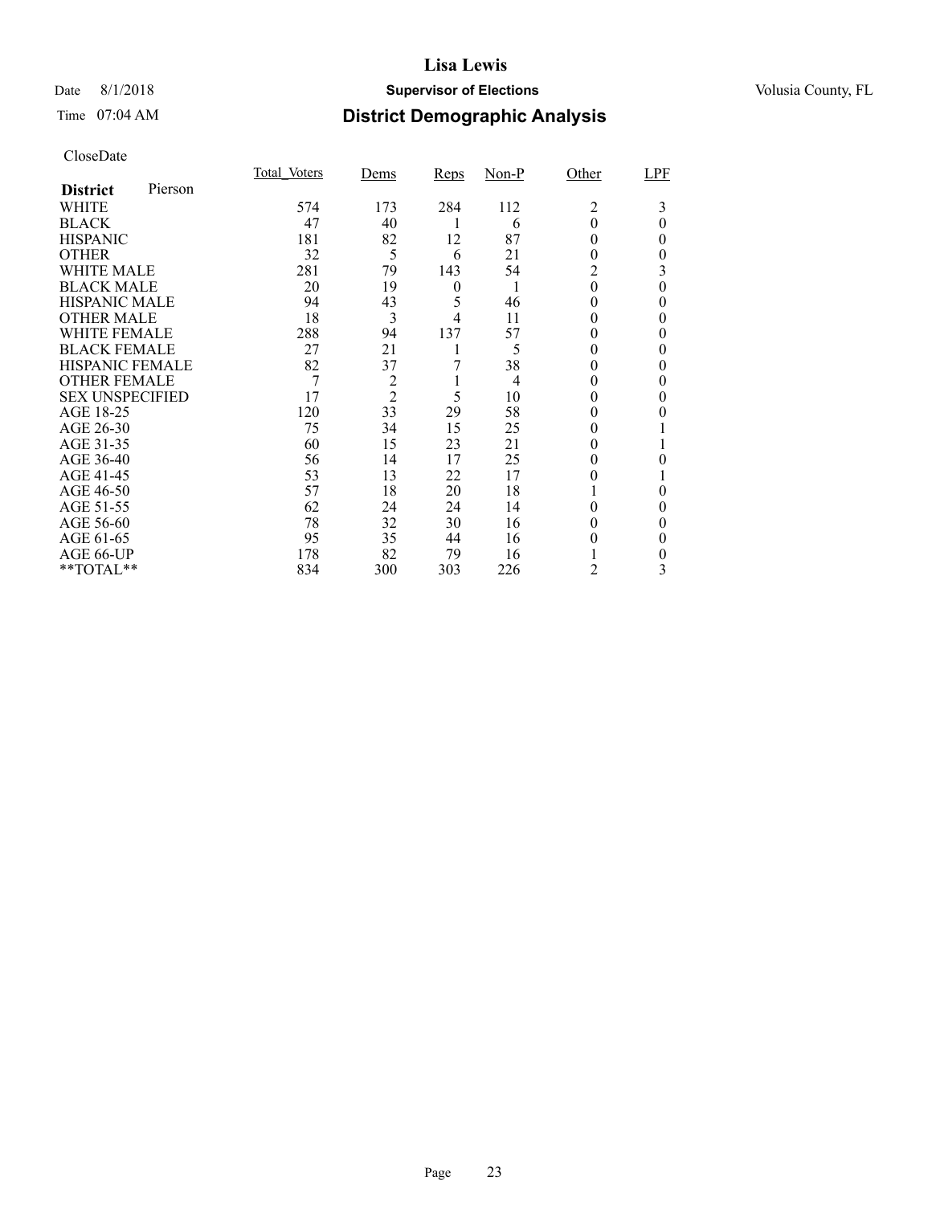# Lisa Lewis

Date 8/1/2018 **Supervisor of Elections** Volusia County, FL

Time 07:04 AM **District Demographic Analysis**

CloseDate

| **District** Pierson | Total_Voters | Dems | Reps | Non-P | Other | LPF |
|---|---|---|---|---|---|---|
| WHITE | 574 | 173 | 284 | 112 | 2 | 3 |
| BLACK | 47 | 40 | 1 | 6 | 0 | 0 |
| HISPANIC | 181 | 82 | 12 | 87 | 0 | 0 |
| OTHER | 32 | 5 | 6 | 21 | 0 | 0 |
| WHITE MALE | 281 | 79 | 143 | 54 | 2 | 3 |
| BLACK MALE | 20 | 19 | 0 | 1 | 0 | 0 |
| HISPANIC MALE | 94 | 43 | 5 | 46 | 0 | 0 |
| OTHER MALE | 18 | 3 | 4 | 11 | 0 | 0 |
| WHITE FEMALE | 288 | 94 | 137 | 57 | 0 | 0 |
| BLACK FEMALE | 27 | 21 | 1 | 5 | 0 | 0 |
| HISPANIC FEMALE | 82 | 37 | 7 | 38 | 0 | 0 |
| OTHER FEMALE | 7 | 2 | 1 | 4 | 0 | 0 |
| SEX UNSPECIFIED | 17 | 2 | 5 | 10 | 0 | 0 |
| AGE 18-25 | 120 | 33 | 29 | 58 | 0 | 0 |
| AGE 26-30 | 75 | 34 | 15 | 25 | 0 | 1 |
| AGE 31-35 | 60 | 15 | 23 | 21 | 0 | 1 |
| AGE 36-40 | 56 | 14 | 17 | 25 | 0 | 0 |
| AGE 41-45 | 53 | 13 | 22 | 17 | 0 | 1 |
| AGE 46-50 | 57 | 18 | 20 | 18 | 1 | 0 |
| AGE 51-55 | 62 | 24 | 24 | 14 | 0 | 0 |
| AGE 56-60 | 78 | 32 | 30 | 16 | 0 | 0 |
| AGE 61-65 | 95 | 35 | 44 | 16 | 0 | 0 |
| AGE 66-UP | 178 | 82 | 79 | 16 | 1 | 0 |
| **TOTAL** | 834 | 300 | 303 | 226 | 2 | 3 |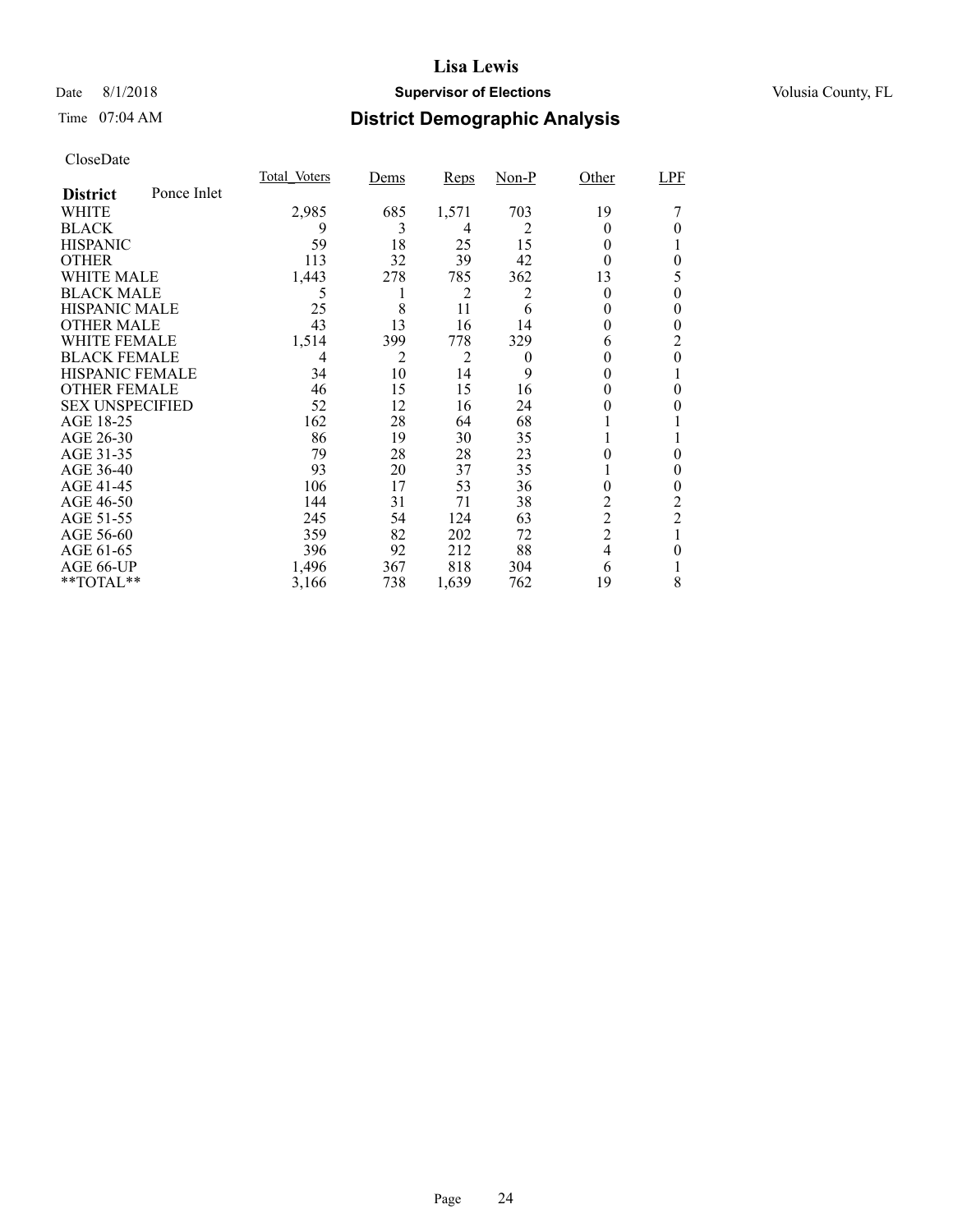# Lisa Lewis

Date 8/1/2018 **Supervisor of Elections** Volusia County, FL

Time 07:04 AM **District Demographic Analysis**

CloseDate

| District: Ponce Inlet | Total_Voters | Dems | Reps | Non-P | Other | LPF |
|---|---|---|---|---|---|---|
| WHITE | 2,985 | 685 | 1,571 | 703 | 19 | 7 |
| BLACK | 9 | 3 | 4 | 2 | 0 | 0 |
| HISPANIC | 59 | 18 | 25 | 15 | 0 | 1 |
| OTHER | 113 | 32 | 39 | 42 | 0 | 0 |
| WHITE MALE | 1,443 | 278 | 785 | 362 | 13 | 5 |
| BLACK MALE | 5 | 1 | 2 | 2 | 0 | 0 |
| HISPANIC MALE | 25 | 8 | 11 | 6 | 0 | 0 |
| OTHER MALE | 43 | 13 | 16 | 14 | 0 | 0 |
| WHITE FEMALE | 1,514 | 399 | 778 | 329 | 6 | 2 |
| BLACK FEMALE | 4 | 2 | 2 | 0 | 0 | 0 |
| HISPANIC FEMALE | 34 | 10 | 14 | 9 | 0 | 1 |
| OTHER FEMALE | 46 | 15 | 15 | 16 | 0 | 0 |
| SEX UNSPECIFIED | 52 | 12 | 16 | 24 | 0 | 0 |
| AGE 18-25 | 162 | 28 | 64 | 68 | 1 | 1 |
| AGE 26-30 | 86 | 19 | 30 | 35 | 1 | 1 |
| AGE 31-35 | 79 | 28 | 28 | 23 | 0 | 0 |
| AGE 36-40 | 93 | 20 | 37 | 35 | 1 | 0 |
| AGE 41-45 | 106 | 17 | 53 | 36 | 0 | 0 |
| AGE 46-50 | 144 | 31 | 71 | 38 | 2 | 2 |
| AGE 51-55 | 245 | 54 | 124 | 63 | 2 | 2 |
| AGE 56-60 | 359 | 82 | 202 | 72 | 2 | 1 |
| AGE 61-65 | 396 | 92 | 212 | 88 | 4 | 0 |
| AGE 66-UP | 1,496 | 367 | 818 | 304 | 6 | 1 |
| **TOTAL** | 3,166 | 738 | 1,639 | 762 | 19 | 8 |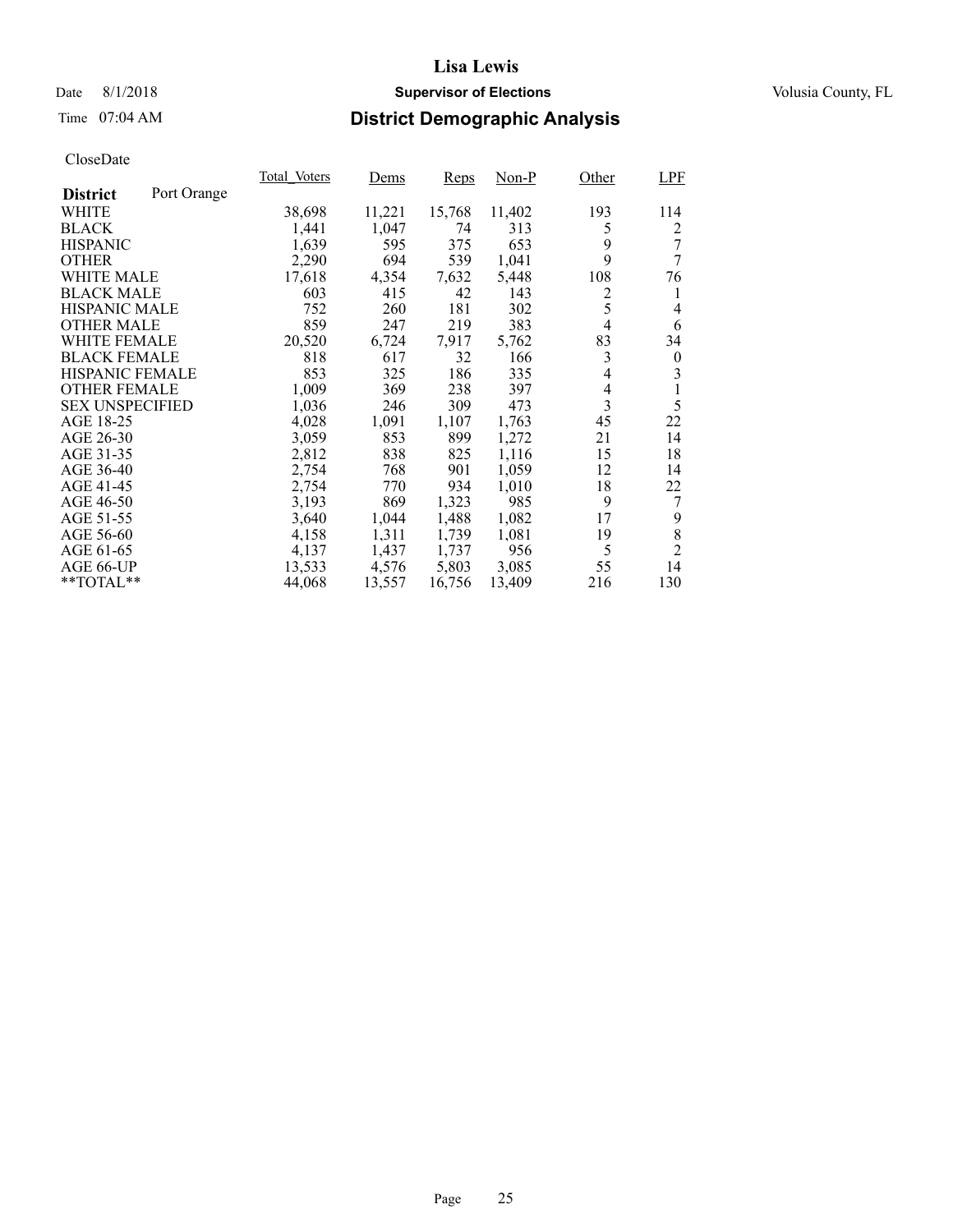# Lisa Lewis

Date 8/1/2018 **Supervisor of Elections** Volusia County, FL

Time 07:04 AM **District Demographic Analysis**

CloseDate

| **District** Port Orange | Total_Voters | Dems | Reps | Non-P | Other | LPF |
|---|---|---|---|---|---|---|
| WHITE | 38,698 | 11,221 | 15,768 | 11,402 | 193 | 114 |
| BLACK | 1,441 | 1,047 | 74 | 313 | 5 | 2 |
| HISPANIC | 1,639 | 595 | 375 | 653 | 9 | 7 |
| OTHER | 2,290 | 694 | 539 | 1,041 | 9 | 7 |
| WHITE MALE | 17,618 | 4,354 | 7,632 | 5,448 | 108 | 76 |
| BLACK MALE | 603 | 415 | 42 | 143 | 2 | 1 |
| HISPANIC MALE | 752 | 260 | 181 | 302 | 5 | 4 |
| OTHER MALE | 859 | 247 | 219 | 383 | 4 | 6 |
| WHITE FEMALE | 20,520 | 6,724 | 7,917 | 5,762 | 83 | 34 |
| BLACK FEMALE | 818 | 617 | 32 | 166 | 3 | 0 |
| HISPANIC FEMALE | 853 | 325 | 186 | 335 | 4 | 3 |
| OTHER FEMALE | 1,009 | 369 | 238 | 397 | 4 | 1 |
| SEX UNSPECIFIED | 1,036 | 246 | 309 | 473 | 3 | 5 |
| AGE 18-25 | 4,028 | 1,091 | 1,107 | 1,763 | 45 | 22 |
| AGE 26-30 | 3,059 | 853 | 899 | 1,272 | 21 | 14 |
| AGE 31-35 | 2,812 | 838 | 825 | 1,116 | 15 | 18 |
| AGE 36-40 | 2,754 | 768 | 901 | 1,059 | 12 | 14 |
| AGE 41-45 | 2,754 | 770 | 934 | 1,010 | 18 | 22 |
| AGE 46-50 | 3,193 | 869 | 1,323 | 985 | 9 | 7 |
| AGE 51-55 | 3,640 | 1,044 | 1,488 | 1,082 | 17 | 9 |
| AGE 56-60 | 4,158 | 1,311 | 1,739 | 1,081 | 19 | 8 |
| AGE 61-65 | 4,137 | 1,437 | 1,737 | 956 | 5 | 2 |
| AGE 66-UP | 13,533 | 4,576 | 5,803 | 3,085 | 55 | 14 |
| **TOTAL** | 44,068 | 13,557 | 16,756 | 13,409 | 216 | 130 |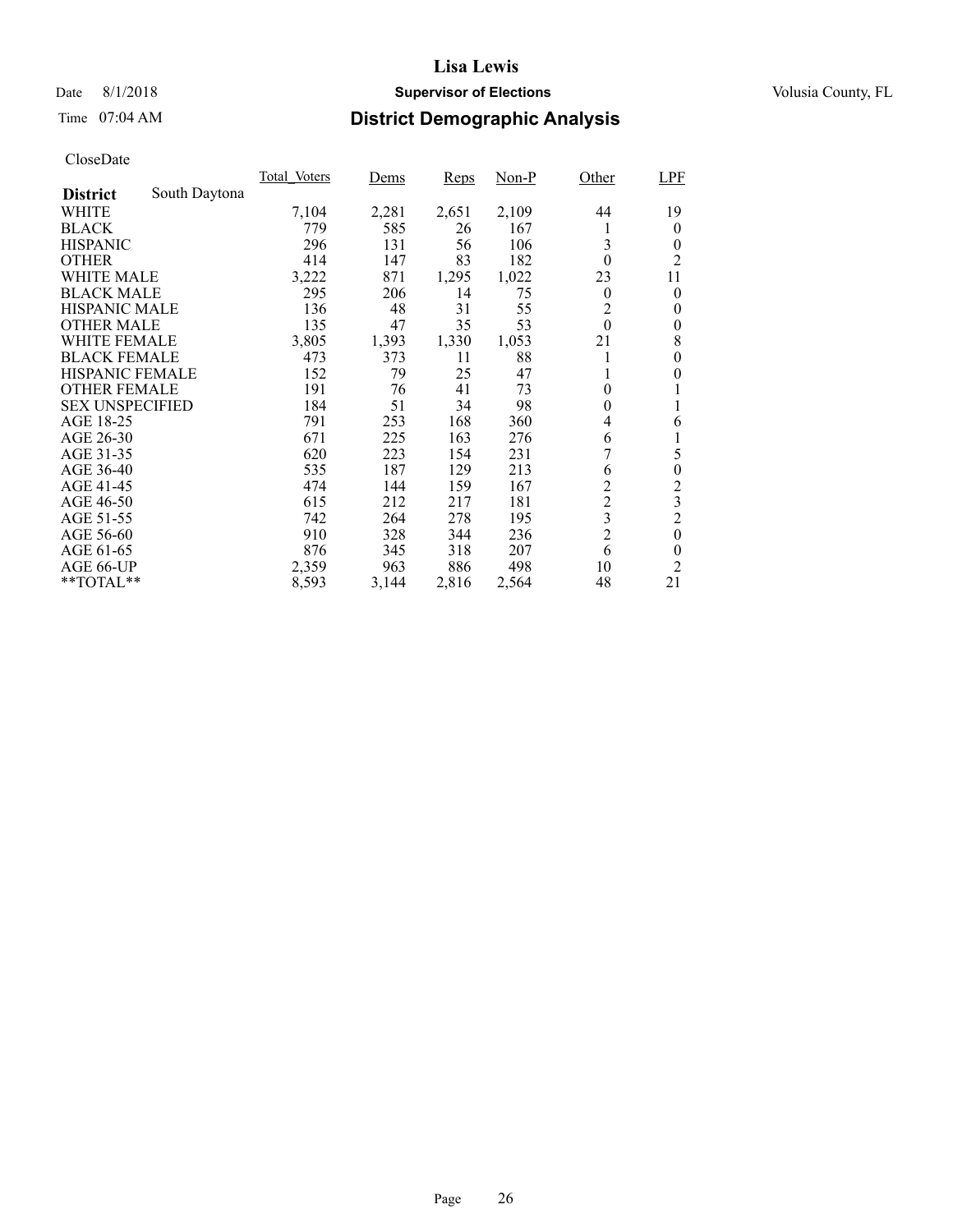# Lisa Lewis

Date 8/1/2018 **Supervisor of Elections** Volusia County, FL

Time 07:04 AM **District Demographic Analysis**

CloseDate

| | Total_Voters | Dems | Reps | Non-P | Other | LPF |
|---|---|---|---|---|---|---|
| **District** South Daytona | | | | | | |
| WHITE | 7,104 | 2,281 | 2,651 | 2,109 | 44 | 19 |
| BLACK | 779 | 585 | 26 | 167 | 1 | 0 |
| HISPANIC | 296 | 131 | 56 | 106 | 3 | 0 |
| OTHER | 414 | 147 | 83 | 182 | 0 | 2 |
| WHITE MALE | 3,222 | 871 | 1,295 | 1,022 | 23 | 11 |
| BLACK MALE | 295 | 206 | 14 | 75 | 0 | 0 |
| HISPANIC MALE | 136 | 48 | 31 | 55 | 2 | 0 |
| OTHER MALE | 135 | 47 | 35 | 53 | 0 | 0 |
| WHITE FEMALE | 3,805 | 1,393 | 1,330 | 1,053 | 21 | 8 |
| BLACK FEMALE | 473 | 373 | 11 | 88 | 1 | 0 |
| HISPANIC FEMALE | 152 | 79 | 25 | 47 | 1 | 0 |
| OTHER FEMALE | 191 | 76 | 41 | 73 | 0 | 1 |
| SEX UNSPECIFIED | 184 | 51 | 34 | 98 | 0 | 1 |
| AGE 18-25 | 791 | 253 | 168 | 360 | 4 | 6 |
| AGE 26-30 | 671 | 225 | 163 | 276 | 6 | 1 |
| AGE 31-35 | 620 | 223 | 154 | 231 | 7 | 5 |
| AGE 36-40 | 535 | 187 | 129 | 213 | 6 | 0 |
| AGE 41-45 | 474 | 144 | 159 | 167 | 2 | 2 |
| AGE 46-50 | 615 | 212 | 217 | 181 | 2 | 3 |
| AGE 51-55 | 742 | 264 | 278 | 195 | 3 | 2 |
| AGE 56-60 | 910 | 328 | 344 | 236 | 2 | 0 |
| AGE 61-65 | 876 | 345 | 318 | 207 | 6 | 0 |
| AGE 66-UP | 2,359 | 963 | 886 | 498 | 10 | 2 |
| **TOTAL** | 8,593 | 3,144 | 2,816 | 2,564 | 48 | 21 |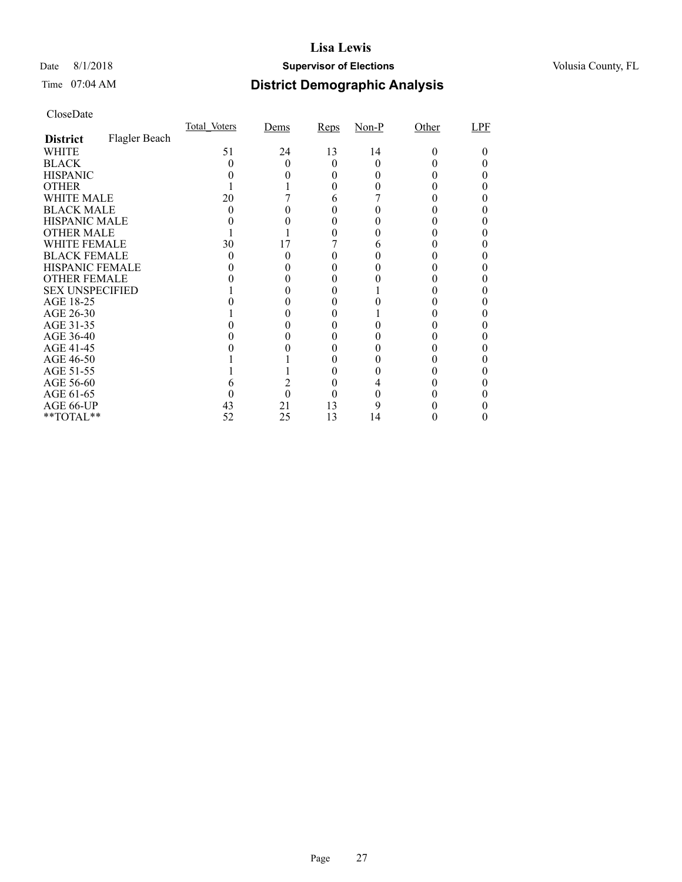# Lisa Lewis

Date 8/1/2018 **Supervisor of Elections** Volusia County, FL

Time 07:04 AM **District Demographic Analysis**

CloseDate

| **District** Flagler Beach | Total_Voters | Dems | Reps | Non-P | Other | LPF |
|---|---|---|---|---|---|---|
| WHITE | 51 | 24 | 13 | 14 | 0 | 0 |
| BLACK | 0 | 0 | 0 | 0 | 0 | 0 |
| HISPANIC | 0 | 0 | 0 | 0 | 0 | 0 |
| OTHER | 1 | 1 | 0 | 0 | 0 | 0 |
| WHITE MALE | 20 | 7 | 6 | 7 | 0 | 0 |
| BLACK MALE | 0 | 0 | 0 | 0 | 0 | 0 |
| HISPANIC MALE | 0 | 0 | 0 | 0 | 0 | 0 |
| OTHER MALE | 1 | 1 | 0 | 0 | 0 | 0 |
| WHITE FEMALE | 30 | 17 | 7 | 6 | 0 | 0 |
| BLACK FEMALE | 0 | 0 | 0 | 0 | 0 | 0 |
| HISPANIC FEMALE | 0 | 0 | 0 | 0 | 0 | 0 |
| OTHER FEMALE | 0 | 0 | 0 | 0 | 0 | 0 |
| SEX UNSPECIFIED | 1 | 0 | 0 | 1 | 0 | 0 |
| AGE 18-25 | 0 | 0 | 0 | 0 | 0 | 0 |
| AGE 26-30 | 1 | 0 | 0 | 1 | 0 | 0 |
| AGE 31-35 | 0 | 0 | 0 | 0 | 0 | 0 |
| AGE 36-40 | 0 | 0 | 0 | 0 | 0 | 0 |
| AGE 41-45 | 0 | 0 | 0 | 0 | 0 | 0 |
| AGE 46-50 | 1 | 1 | 0 | 0 | 0 | 0 |
| AGE 51-55 | 1 | 1 | 0 | 0 | 0 | 0 |
| AGE 56-60 | 6 | 2 | 0 | 4 | 0 | 0 |
| AGE 61-65 | 0 | 0 | 0 | 0 | 0 | 0 |
| AGE 66-UP | 43 | 21 | 13 | 9 | 0 | 0 |
| **TOTAL** | 52 | 25 | 13 | 14 | 0 | 0 |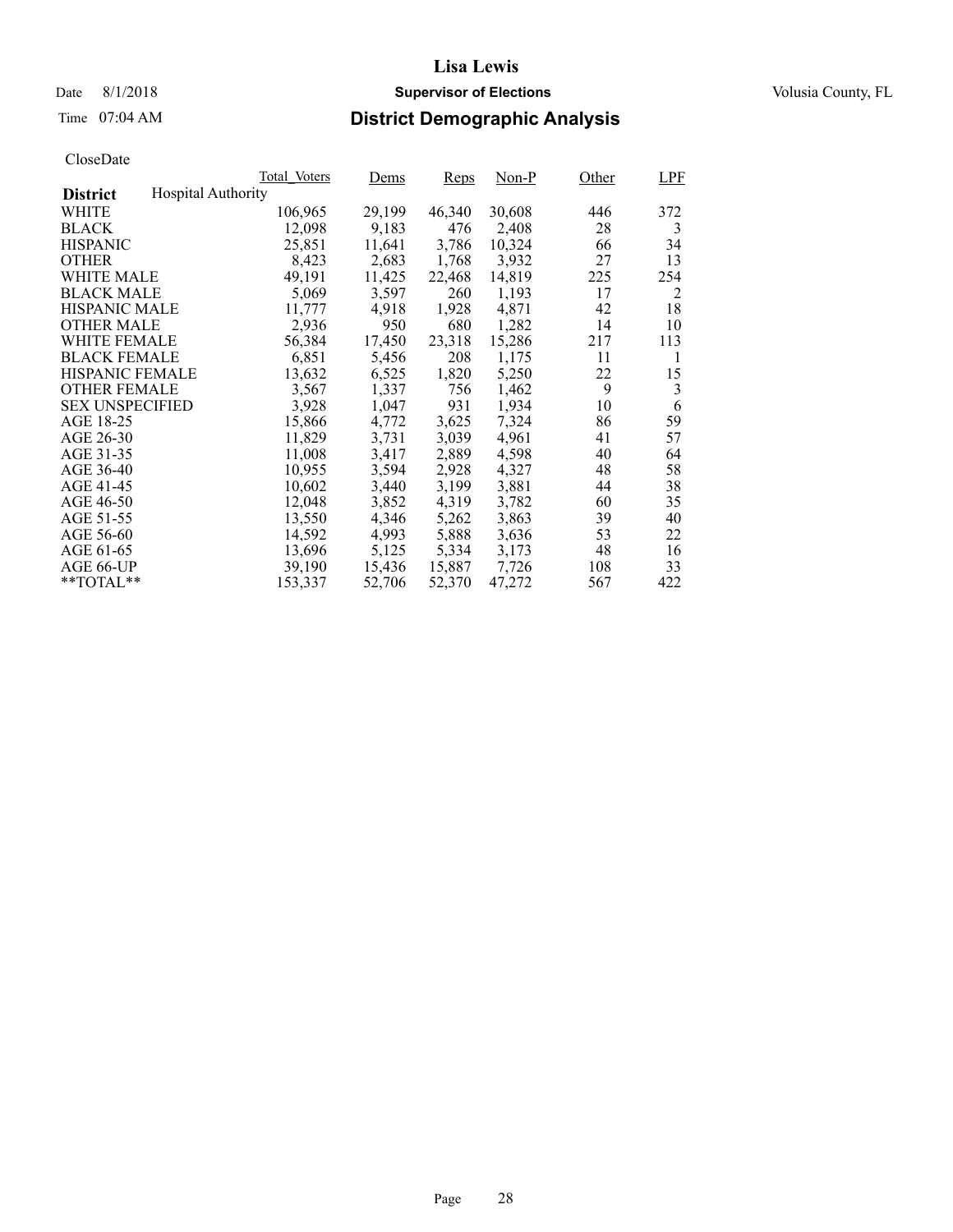# Lisa Lewis

Date 8/1/2018 **Supervisor of Elections** Volusia County, FL

Time 07:04 AM **District Demographic Analysis**

CloseDate

| **District** Hospital Authority | Total_Voters | Dems | Reps | Non-P | Other | LPF |
|---|---|---|---|---|---|---|
| WHITE | 106,965 | 29,199 | 46,340 | 30,608 | 446 | 372 |
| BLACK | 12,098 | 9,183 | 476 | 2,408 | 28 | 3 |
| HISPANIC | 25,851 | 11,641 | 3,786 | 10,324 | 66 | 34 |
| OTHER | 8,423 | 2,683 | 1,768 | 3,932 | 27 | 13 |
| WHITE MALE | 49,191 | 11,425 | 22,468 | 14,819 | 225 | 254 |
| BLACK MALE | 5,069 | 3,597 | 260 | 1,193 | 17 | 2 |
| HISPANIC MALE | 11,777 | 4,918 | 1,928 | 4,871 | 42 | 18 |
| OTHER MALE | 2,936 | 950 | 680 | 1,282 | 14 | 10 |
| WHITE FEMALE | 56,384 | 17,450 | 23,318 | 15,286 | 217 | 113 |
| BLACK FEMALE | 6,851 | 5,456 | 208 | 1,175 | 11 | 1 |
| HISPANIC FEMALE | 13,632 | 6,525 | 1,820 | 5,250 | 22 | 15 |
| OTHER FEMALE | 3,567 | 1,337 | 756 | 1,462 | 9 | 3 |
| SEX UNSPECIFIED | 3,928 | 1,047 | 931 | 1,934 | 10 | 6 |
| AGE 18-25 | 15,866 | 4,772 | 3,625 | 7,324 | 86 | 59 |
| AGE 26-30 | 11,829 | 3,731 | 3,039 | 4,961 | 41 | 57 |
| AGE 31-35 | 11,008 | 3,417 | 2,889 | 4,598 | 40 | 64 |
| AGE 36-40 | 10,955 | 3,594 | 2,928 | 4,327 | 48 | 58 |
| AGE 41-45 | 10,602 | 3,440 | 3,199 | 3,881 | 44 | 38 |
| AGE 46-50 | 12,048 | 3,852 | 4,319 | 3,782 | 60 | 35 |
| AGE 51-55 | 13,550 | 4,346 | 5,262 | 3,863 | 39 | 40 |
| AGE 56-60 | 14,592 | 4,993 | 5,888 | 3,636 | 53 | 22 |
| AGE 61-65 | 13,696 | 5,125 | 5,334 | 3,173 | 48 | 16 |
| AGE 66-UP | 39,190 | 15,436 | 15,887 | 7,726 | 108 | 33 |
| **TOTAL** | 153,337 | 52,706 | 52,370 | 47,272 | 567 | 422 |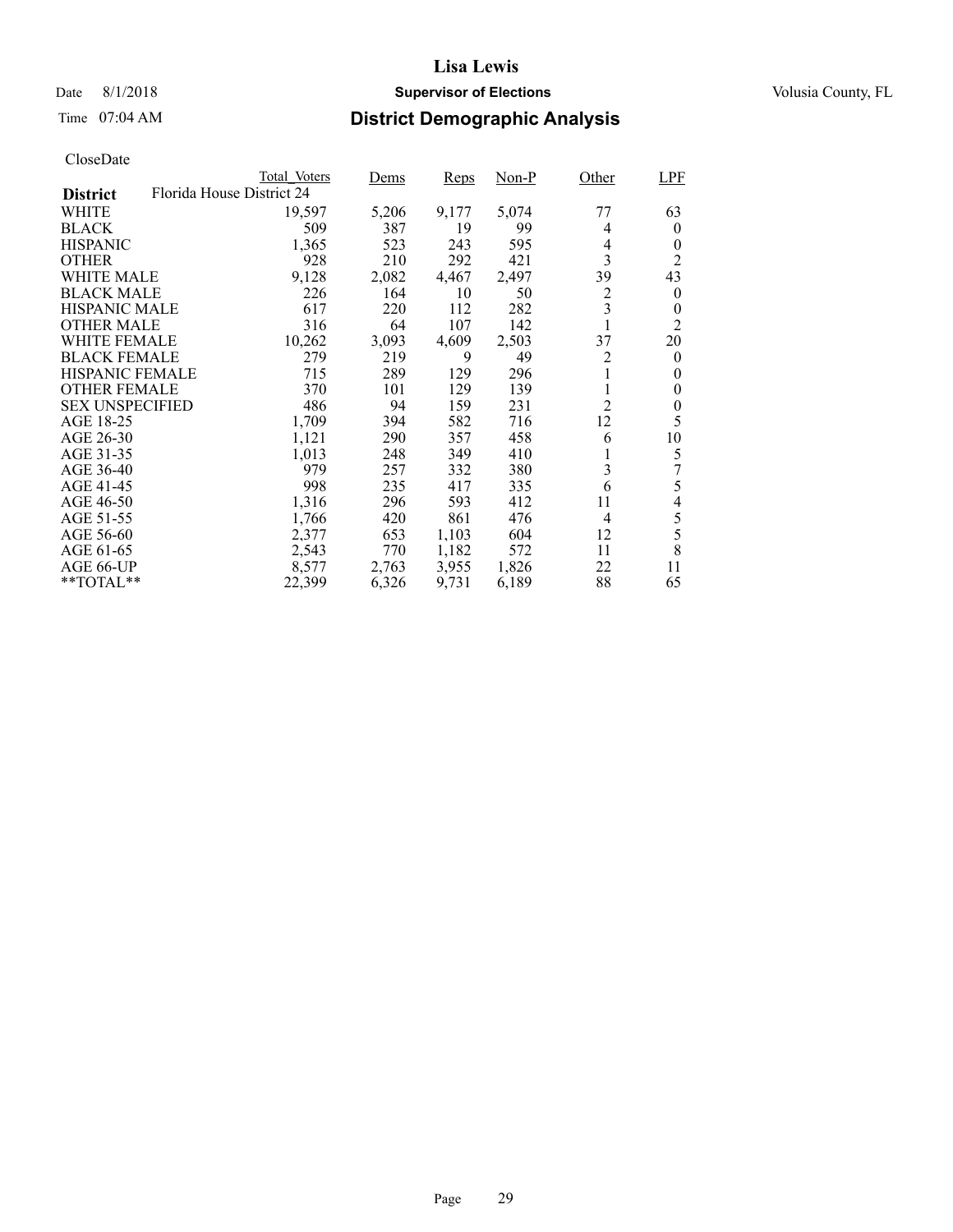# Lisa Lewis

Date 8/1/2018 **Supervisor of Elections** Volusia County, FL

Time 07:04 AM **District Demographic Analysis**

CloseDate

| District | Total_Voters | Dems | Reps | Non-P | Other | LPF |
|---|---|---|---|---|---|---|
| Florida House District 24 | | | | | | |
| WHITE | 19,597 | 5,206 | 9,177 | 5,074 | 77 | 63 |
| BLACK | 509 | 387 | 19 | 99 | 4 | 0 |
| HISPANIC | 1,365 | 523 | 243 | 595 | 4 | 0 |
| OTHER | 928 | 210 | 292 | 421 | 3 | 2 |
| WHITE MALE | 9,128 | 2,082 | 4,467 | 2,497 | 39 | 43 |
| BLACK MALE | 226 | 164 | 10 | 50 | 2 | 0 |
| HISPANIC MALE | 617 | 220 | 112 | 282 | 3 | 0 |
| OTHER MALE | 316 | 64 | 107 | 142 | 1 | 2 |
| WHITE FEMALE | 10,262 | 3,093 | 4,609 | 2,503 | 37 | 20 |
| BLACK FEMALE | 279 | 219 | 9 | 49 | 2 | 0 |
| HISPANIC FEMALE | 715 | 289 | 129 | 296 | 1 | 0 |
| OTHER FEMALE | 370 | 101 | 129 | 139 | 1 | 0 |
| SEX UNSPECIFIED | 486 | 94 | 159 | 231 | 2 | 0 |
| AGE 18-25 | 1,709 | 394 | 582 | 716 | 12 | 5 |
| AGE 26-30 | 1,121 | 290 | 357 | 458 | 6 | 10 |
| AGE 31-35 | 1,013 | 248 | 349 | 410 | 1 | 5 |
| AGE 36-40 | 979 | 257 | 332 | 380 | 3 | 7 |
| AGE 41-45 | 998 | 235 | 417 | 335 | 6 | 5 |
| AGE 46-50 | 1,316 | 296 | 593 | 412 | 11 | 4 |
| AGE 51-55 | 1,766 | 420 | 861 | 476 | 4 | 5 |
| AGE 56-60 | 2,377 | 653 | 1,103 | 604 | 12 | 5 |
| AGE 61-65 | 2,543 | 770 | 1,182 | 572 | 11 | 8 |
| AGE 66-UP | 8,577 | 2,763 | 3,955 | 1,826 | 22 | 11 |
| **TOTAL** | 22,399 | 6,326 | 9,731 | 6,189 | 88 | 65 |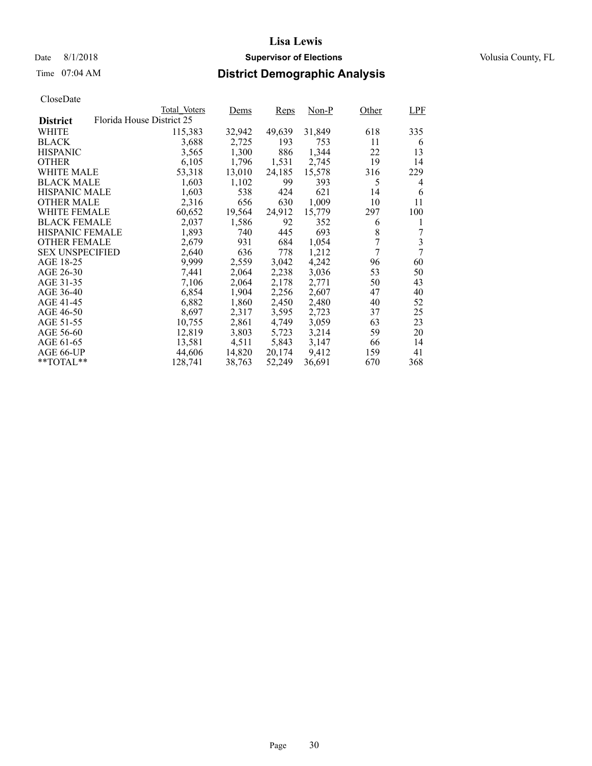# Lisa Lewis

Date 8/1/2018 **Supervisor of Elections** Volusia County, FL

Time 07:04 AM **District Demographic Analysis**

CloseDate

| District | Total_Voters | Dems | Reps | Non-P | Other | LPF |
|---|---|---|---|---|---|---|
| **Florida House District 25** | | | | | | |
| WHITE | 115,383 | 32,942 | 49,639 | 31,849 | 618 | 335 |
| BLACK | 3,688 | 2,725 | 193 | 753 | 11 | 6 |
| HISPANIC | 3,565 | 1,300 | 886 | 1,344 | 22 | 13 |
| OTHER | 6,105 | 1,796 | 1,531 | 2,745 | 19 | 14 |
| WHITE MALE | 53,318 | 13,010 | 24,185 | 15,578 | 316 | 229 |
| BLACK MALE | 1,603 | 1,102 | 99 | 393 | 5 | 4 |
| HISPANIC MALE | 1,603 | 538 | 424 | 621 | 14 | 6 |
| OTHER MALE | 2,316 | 656 | 630 | 1,009 | 10 | 11 |
| WHITE FEMALE | 60,652 | 19,564 | 24,912 | 15,779 | 297 | 100 |
| BLACK FEMALE | 2,037 | 1,586 | 92 | 352 | 6 | 1 |
| HISPANIC FEMALE | 1,893 | 740 | 445 | 693 | 8 | 7 |
| OTHER FEMALE | 2,679 | 931 | 684 | 1,054 | 7 | 3 |
| SEX UNSPECIFIED | 2,640 | 636 | 778 | 1,212 | 7 | 7 |
| AGE 18-25 | 9,999 | 2,559 | 3,042 | 4,242 | 96 | 60 |
| AGE 26-30 | 7,441 | 2,064 | 2,238 | 3,036 | 53 | 50 |
| AGE 31-35 | 7,106 | 2,064 | 2,178 | 2,771 | 50 | 43 |
| AGE 36-40 | 6,854 | 1,904 | 2,256 | 2,607 | 47 | 40 |
| AGE 41-45 | 6,882 | 1,860 | 2,450 | 2,480 | 40 | 52 |
| AGE 46-50 | 8,697 | 2,317 | 3,595 | 2,723 | 37 | 25 |
| AGE 51-55 | 10,755 | 2,861 | 4,749 | 3,059 | 63 | 23 |
| AGE 56-60 | 12,819 | 3,803 | 5,723 | 3,214 | 59 | 20 |
| AGE 61-65 | 13,581 | 4,511 | 5,843 | 3,147 | 66 | 14 |
| AGE 66-UP | 44,606 | 14,820 | 20,174 | 9,412 | 159 | 41 |
| **TOTAL** | 128,741 | 38,763 | 52,249 | 36,691 | 670 | 368 |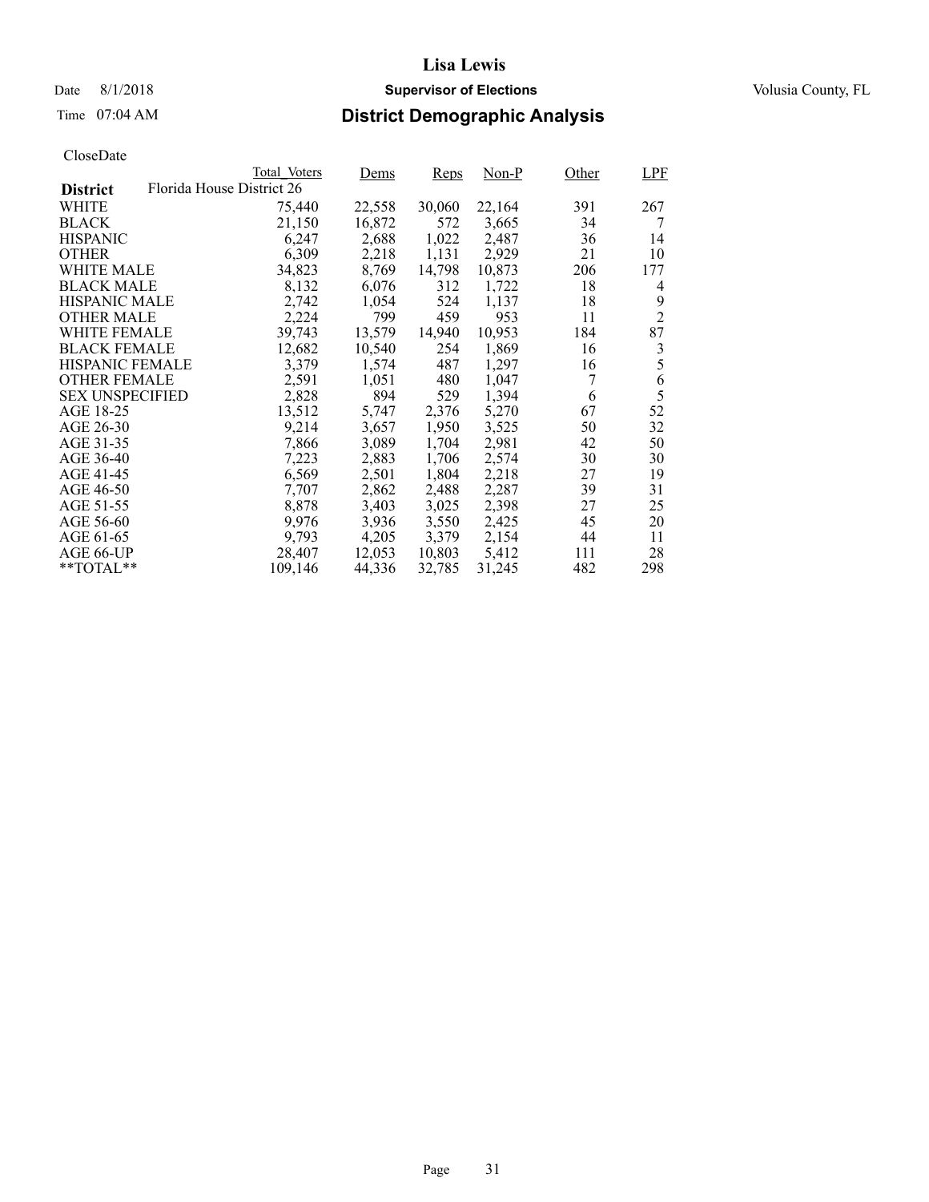# Lisa Lewis

Date 8/1/2018 **Supervisor of Elections** Volusia County, FL

Time 07:04 AM **District Demographic Analysis**

CloseDate

| District: Florida House District 26 | Total_Voters | Dems | Reps | Non-P | Other | LPF |
|---|---|---|---|---|---|---|
| WHITE | 75,440 | 22,558 | 30,060 | 22,164 | 391 | 267 |
| BLACK | 21,150 | 16,872 | 572 | 3,665 | 34 | 7 |
| HISPANIC | 6,247 | 2,688 | 1,022 | 2,487 | 36 | 14 |
| OTHER | 6,309 | 2,218 | 1,131 | 2,929 | 21 | 10 |
| WHITE MALE | 34,823 | 8,769 | 14,798 | 10,873 | 206 | 177 |
| BLACK MALE | 8,132 | 6,076 | 312 | 1,722 | 18 | 4 |
| HISPANIC MALE | 2,742 | 1,054 | 524 | 1,137 | 18 | 9 |
| OTHER MALE | 2,224 | 799 | 459 | 953 | 11 | 2 |
| WHITE FEMALE | 39,743 | 13,579 | 14,940 | 10,953 | 184 | 87 |
| BLACK FEMALE | 12,682 | 10,540 | 254 | 1,869 | 16 | 3 |
| HISPANIC FEMALE | 3,379 | 1,574 | 487 | 1,297 | 16 | 5 |
| OTHER FEMALE | 2,591 | 1,051 | 480 | 1,047 | 7 | 6 |
| SEX UNSPECIFIED | 2,828 | 894 | 529 | 1,394 | 6 | 5 |
| AGE 18-25 | 13,512 | 5,747 | 2,376 | 5,270 | 67 | 52 |
| AGE 26-30 | 9,214 | 3,657 | 1,950 | 3,525 | 50 | 32 |
| AGE 31-35 | 7,866 | 3,089 | 1,704 | 2,981 | 42 | 50 |
| AGE 36-40 | 7,223 | 2,883 | 1,706 | 2,574 | 30 | 30 |
| AGE 41-45 | 6,569 | 2,501 | 1,804 | 2,218 | 27 | 19 |
| AGE 46-50 | 7,707 | 2,862 | 2,488 | 2,287 | 39 | 31 |
| AGE 51-55 | 8,878 | 3,403 | 3,025 | 2,398 | 27 | 25 |
| AGE 56-60 | 9,976 | 3,936 | 3,550 | 2,425 | 45 | 20 |
| AGE 61-65 | 9,793 | 4,205 | 3,379 | 2,154 | 44 | 11 |
| AGE 66-UP | 28,407 | 12,053 | 10,803 | 5,412 | 111 | 28 |
| **TOTAL** | 109,146 | 44,336 | 32,785 | 31,245 | 482 | 298 |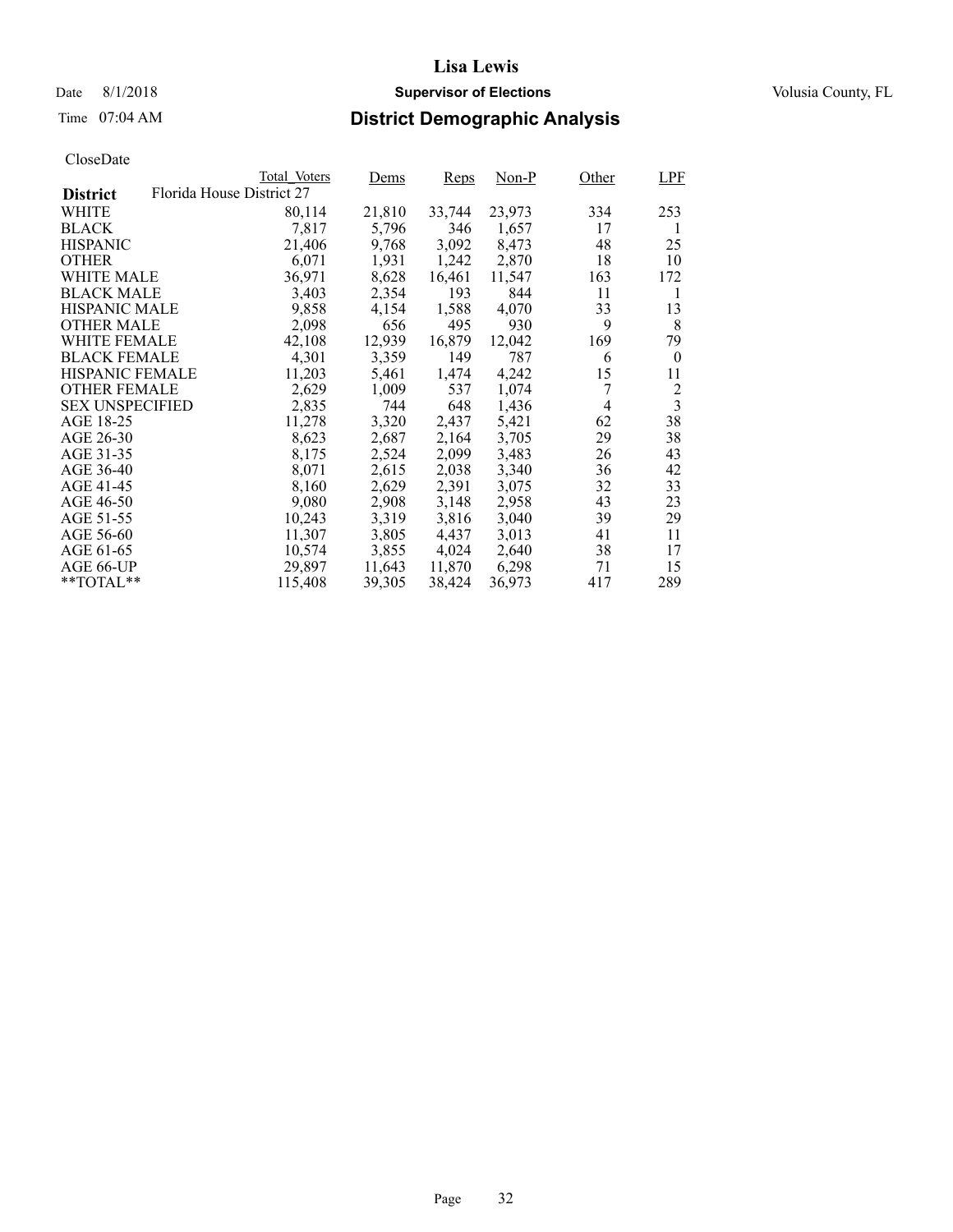# Lisa Lewis

Date 8/1/2018 **Supervisor of Elections** Volusia County, FL

Time 07:04 AM **District Demographic Analysis**

CloseDate

| **District** | Total_Voters | Dems | Reps | Non-P | Other | LPF |
|---|---|---|---|---|---|---|
| Florida House District 27 | | | | | | |
| WHITE | 80,114 | 21,810 | 33,744 | 23,973 | 334 | 253 |
| BLACK | 7,817 | 5,796 | 346 | 1,657 | 17 | 1 |
| HISPANIC | 21,406 | 9,768 | 3,092 | 8,473 | 48 | 25 |
| OTHER | 6,071 | 1,931 | 1,242 | 2,870 | 18 | 10 |
| WHITE MALE | 36,971 | 8,628 | 16,461 | 11,547 | 163 | 172 |
| BLACK MALE | 3,403 | 2,354 | 193 | 844 | 11 | 1 |
| HISPANIC MALE | 9,858 | 4,154 | 1,588 | 4,070 | 33 | 13 |
| OTHER MALE | 2,098 | 656 | 495 | 930 | 9 | 8 |
| WHITE FEMALE | 42,108 | 12,939 | 16,879 | 12,042 | 169 | 79 |
| BLACK FEMALE | 4,301 | 3,359 | 149 | 787 | 6 | 0 |
| HISPANIC FEMALE | 11,203 | 5,461 | 1,474 | 4,242 | 15 | 11 |
| OTHER FEMALE | 2,629 | 1,009 | 537 | 1,074 | 7 | 2 |
| SEX UNSPECIFIED | 2,835 | 744 | 648 | 1,436 | 4 | 3 |
| AGE 18-25 | 11,278 | 3,320 | 2,437 | 5,421 | 62 | 38 |
| AGE 26-30 | 8,623 | 2,687 | 2,164 | 3,705 | 29 | 38 |
| AGE 31-35 | 8,175 | 2,524 | 2,099 | 3,483 | 26 | 43 |
| AGE 36-40 | 8,071 | 2,615 | 2,038 | 3,340 | 36 | 42 |
| AGE 41-45 | 8,160 | 2,629 | 2,391 | 3,075 | 32 | 33 |
| AGE 46-50 | 9,080 | 2,908 | 3,148 | 2,958 | 43 | 23 |
| AGE 51-55 | 10,243 | 3,319 | 3,816 | 3,040 | 39 | 29 |
| AGE 56-60 | 11,307 | 3,805 | 4,437 | 3,013 | 41 | 11 |
| AGE 61-65 | 10,574 | 3,855 | 4,024 | 2,640 | 38 | 17 |
| AGE 66-UP | 29,897 | 11,643 | 11,870 | 6,298 | 71 | 15 |
| **TOTAL** | 115,408 | 39,305 | 38,424 | 36,973 | 417 | 289 |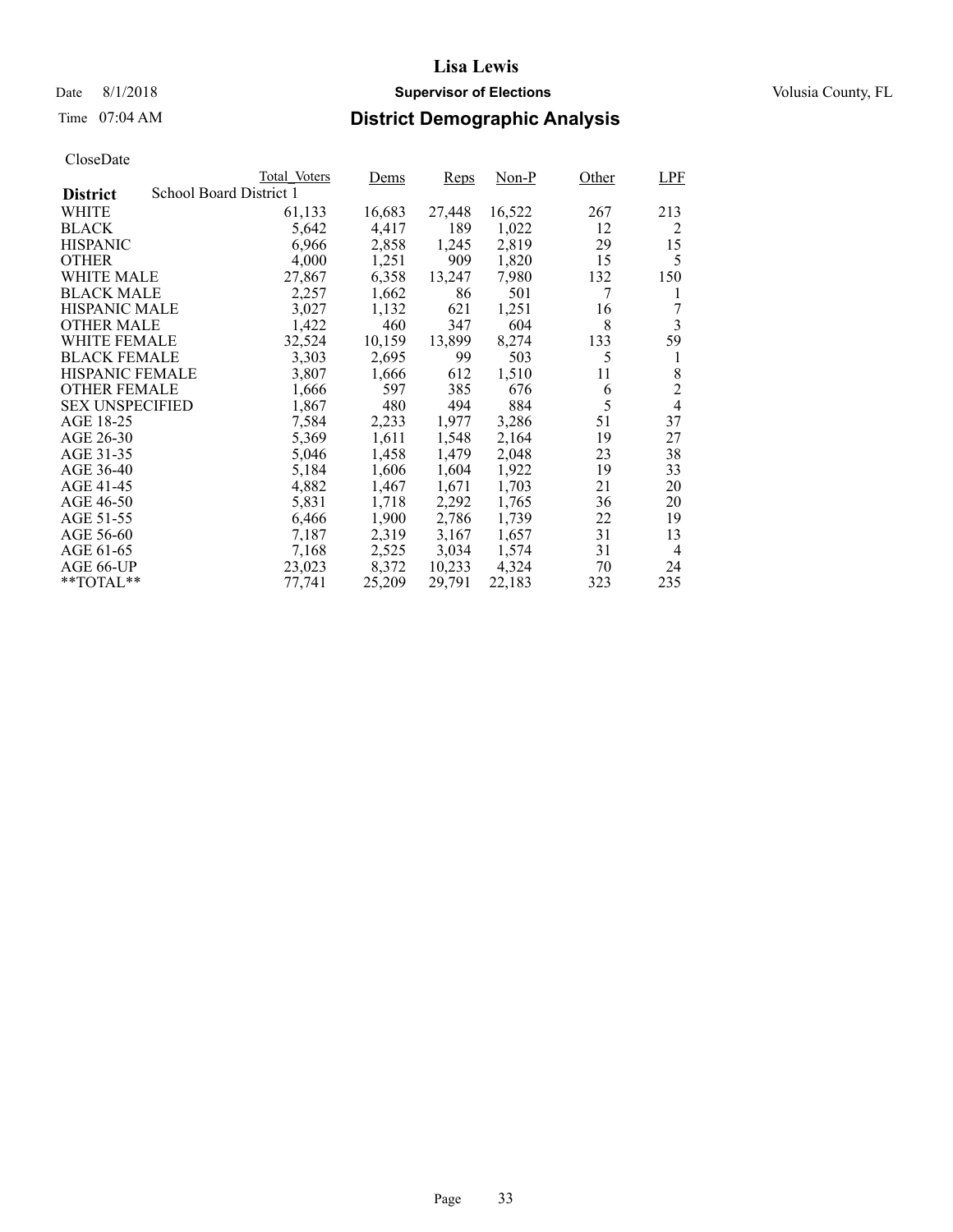# Lisa Lewis

Date 8/1/2018 **Supervisor of Elections** Volusia County, FL

Time 07:04 AM **District Demographic Analysis**

CloseDate

| District | Total_Voters | Dems | Reps | Non-P | Other | LPF |
|---|---|---|---|---|---|---|
| School Board District 1 | | | | | | |
| WHITE | 61,133 | 16,683 | 27,448 | 16,522 | 267 | 213 |
| BLACK | 5,642 | 4,417 | 189 | 1,022 | 12 | 2 |
| HISPANIC | 6,966 | 2,858 | 1,245 | 2,819 | 29 | 15 |
| OTHER | 4,000 | 1,251 | 909 | 1,820 | 15 | 5 |
| WHITE MALE | 27,867 | 6,358 | 13,247 | 7,980 | 132 | 150 |
| BLACK MALE | 2,257 | 1,662 | 86 | 501 | 7 | 1 |
| HISPANIC MALE | 3,027 | 1,132 | 621 | 1,251 | 16 | 7 |
| OTHER MALE | 1,422 | 460 | 347 | 604 | 8 | 3 |
| WHITE FEMALE | 32,524 | 10,159 | 13,899 | 8,274 | 133 | 59 |
| BLACK FEMALE | 3,303 | 2,695 | 99 | 503 | 5 | 1 |
| HISPANIC FEMALE | 3,807 | 1,666 | 612 | 1,510 | 11 | 8 |
| OTHER FEMALE | 1,666 | 597 | 385 | 676 | 6 | 2 |
| SEX UNSPECIFIED | 1,867 | 480 | 494 | 884 | 5 | 4 |
| AGE 18-25 | 7,584 | 2,233 | 1,977 | 3,286 | 51 | 37 |
| AGE 26-30 | 5,369 | 1,611 | 1,548 | 2,164 | 19 | 27 |
| AGE 31-35 | 5,046 | 1,458 | 1,479 | 2,048 | 23 | 38 |
| AGE 36-40 | 5,184 | 1,606 | 1,604 | 1,922 | 19 | 33 |
| AGE 41-45 | 4,882 | 1,467 | 1,671 | 1,703 | 21 | 20 |
| AGE 46-50 | 5,831 | 1,718 | 2,292 | 1,765 | 36 | 20 |
| AGE 51-55 | 6,466 | 1,900 | 2,786 | 1,739 | 22 | 19 |
| AGE 56-60 | 7,187 | 2,319 | 3,167 | 1,657 | 31 | 13 |
| AGE 61-65 | 7,168 | 2,525 | 3,034 | 1,574 | 31 | 4 |
| AGE 66-UP | 23,023 | 8,372 | 10,233 | 4,324 | 70 | 24 |
| **TOTAL** | 77,741 | 25,209 | 29,791 | 22,183 | 323 | 235 |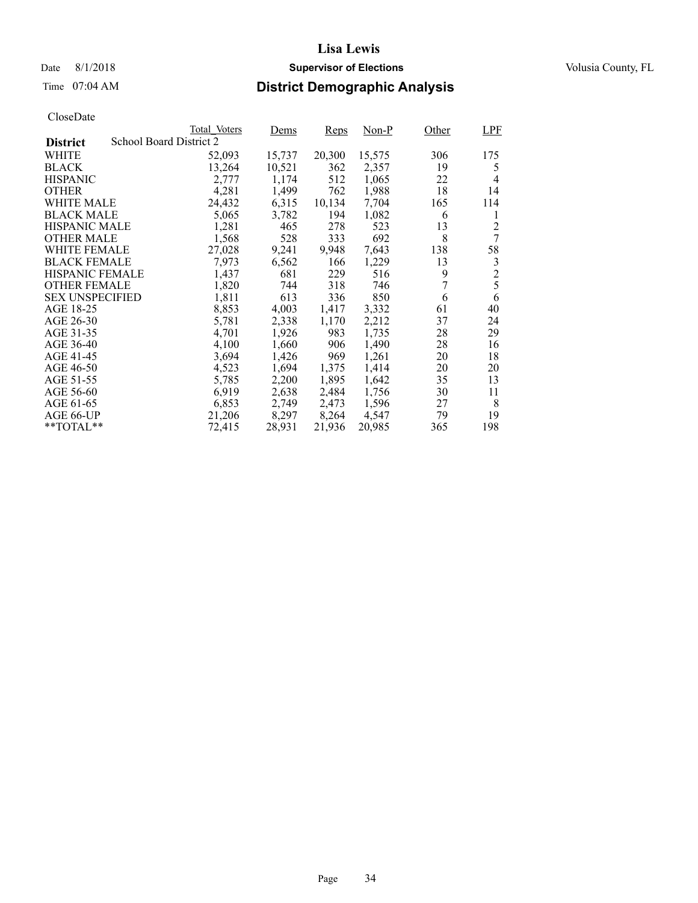# Lisa Lewis

Date 8/1/2018 **Supervisor of Elections** Volusia County, FL

Time 07:04 AM

## District Demographic Analysis

CloseDate

| District: School Board District 2 | Total_Voters | Dems | Reps | Non-P | Other | LPF |
|---|---|---|---|---|---|---|
| WHITE | 52,093 | 15,737 | 20,300 | 15,575 | 306 | 175 |
| BLACK | 13,264 | 10,521 | 362 | 2,357 | 19 | 5 |
| HISPANIC | 2,777 | 1,174 | 512 | 1,065 | 22 | 4 |
| OTHER | 4,281 | 1,499 | 762 | 1,988 | 18 | 14 |
| WHITE MALE | 24,432 | 6,315 | 10,134 | 7,704 | 165 | 114 |
| BLACK MALE | 5,065 | 3,782 | 194 | 1,082 | 6 | 1 |
| HISPANIC MALE | 1,281 | 465 | 278 | 523 | 13 | 2 |
| OTHER MALE | 1,568 | 528 | 333 | 692 | 8 | 7 |
| WHITE FEMALE | 27,028 | 9,241 | 9,948 | 7,643 | 138 | 58 |
| BLACK FEMALE | 7,973 | 6,562 | 166 | 1,229 | 13 | 3 |
| HISPANIC FEMALE | 1,437 | 681 | 229 | 516 | 9 | 2 |
| OTHER FEMALE | 1,820 | 744 | 318 | 746 | 7 | 5 |
| SEX UNSPECIFIED | 1,811 | 613 | 336 | 850 | 6 | 6 |
| AGE 18-25 | 8,853 | 4,003 | 1,417 | 3,332 | 61 | 40 |
| AGE 26-30 | 5,781 | 2,338 | 1,170 | 2,212 | 37 | 24 |
| AGE 31-35 | 4,701 | 1,926 | 983 | 1,735 | 28 | 29 |
| AGE 36-40 | 4,100 | 1,660 | 906 | 1,490 | 28 | 16 |
| AGE 41-45 | 3,694 | 1,426 | 969 | 1,261 | 20 | 18 |
| AGE 46-50 | 4,523 | 1,694 | 1,375 | 1,414 | 20 | 20 |
| AGE 51-55 | 5,785 | 2,200 | 1,895 | 1,642 | 35 | 13 |
| AGE 56-60 | 6,919 | 2,638 | 2,484 | 1,756 | 30 | 11 |
| AGE 61-65 | 6,853 | 2,749 | 2,473 | 1,596 | 27 | 8 |
| AGE 66-UP | 21,206 | 8,297 | 8,264 | 4,547 | 79 | 19 |
| **TOTAL** | 72,415 | 28,931 | 21,936 | 20,985 | 365 | 198 |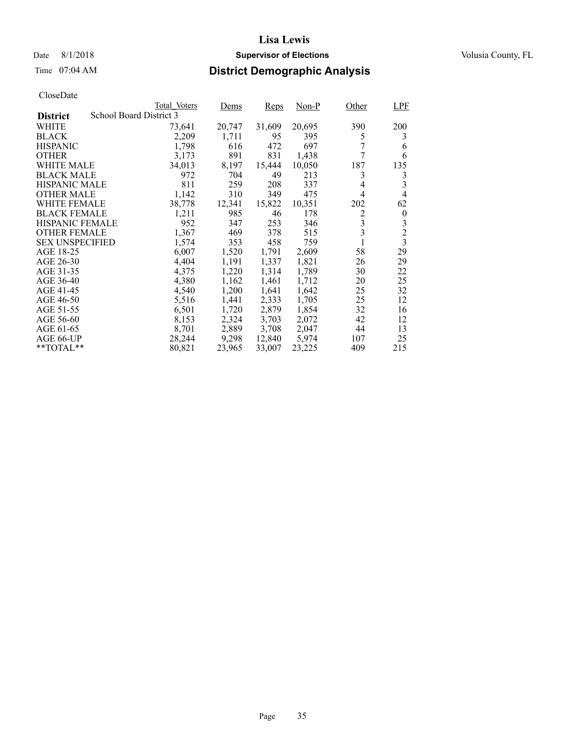**Lisa Lewis**

Date 8/1/2018 **Supervisor of Elections** Volusia County, FL

Time 07:04 AM **District Demographic Analysis**

CloseDate

| **District** School Board District 3 | Total_Voters | Dems | Reps | Non-P | Other | LPF |
|---|---|---|---|---|---|---|
| WHITE | 73,641 | 20,747 | 31,609 | 20,695 | 390 | 200 |
| BLACK | 2,209 | 1,711 | 95 | 395 | 5 | 3 |
| HISPANIC | 1,798 | 616 | 472 | 697 | 7 | 6 |
| OTHER | 3,173 | 891 | 831 | 1,438 | 7 | 6 |
| WHITE MALE | 34,013 | 8,197 | 15,444 | 10,050 | 187 | 135 |
| BLACK MALE | 972 | 704 | 49 | 213 | 3 | 3 |
| HISPANIC MALE | 811 | 259 | 208 | 337 | 4 | 3 |
| OTHER MALE | 1,142 | 310 | 349 | 475 | 4 | 4 |
| WHITE FEMALE | 38,778 | 12,341 | 15,822 | 10,351 | 202 | 62 |
| BLACK FEMALE | 1,211 | 985 | 46 | 178 | 2 | 0 |
| HISPANIC FEMALE | 952 | 347 | 253 | 346 | 3 | 3 |
| OTHER FEMALE | 1,367 | 469 | 378 | 515 | 3 | 2 |
| SEX UNSPECIFIED | 1,574 | 353 | 458 | 759 | 1 | 3 |
| AGE 18-25 | 6,007 | 1,520 | 1,791 | 2,609 | 58 | 29 |
| AGE 26-30 | 4,404 | 1,191 | 1,337 | 1,821 | 26 | 29 |
| AGE 31-35 | 4,375 | 1,220 | 1,314 | 1,789 | 30 | 22 |
| AGE 36-40 | 4,380 | 1,162 | 1,461 | 1,712 | 20 | 25 |
| AGE 41-45 | 4,540 | 1,200 | 1,641 | 1,642 | 25 | 32 |
| AGE 46-50 | 5,516 | 1,441 | 2,333 | 1,705 | 25 | 12 |
| AGE 51-55 | 6,501 | 1,720 | 2,879 | 1,854 | 32 | 16 |
| AGE 56-60 | 8,153 | 2,324 | 3,703 | 2,072 | 42 | 12 |
| AGE 61-65 | 8,701 | 2,889 | 3,708 | 2,047 | 44 | 13 |
| AGE 66-UP | 28,244 | 9,298 | 12,840 | 5,974 | 107 | 25 |
| **TOTAL** | 80,821 | 23,965 | 33,007 | 23,225 | 409 | 215 |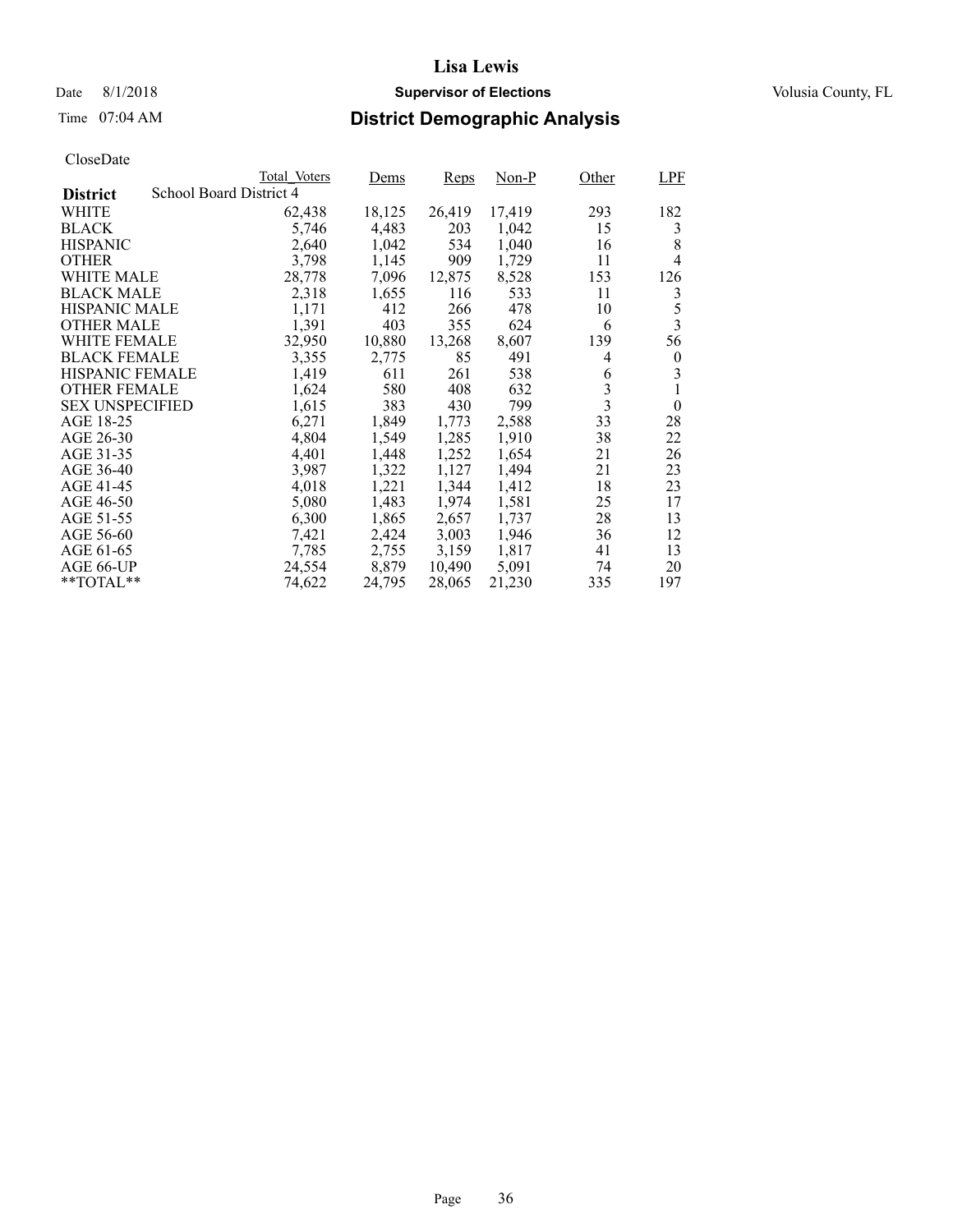# Lisa Lewis

Date 8/1/2018 **Supervisor of Elections** Volusia County, FL

Time 07:04 AM

## District Demographic Analysis

CloseDate

| District | Total_Voters | Dems | Reps | Non-P | Other | LPF |
|---|---|---|---|---|---|---|
| School Board District 4 | | | | | | |
| WHITE | 62,438 | 18,125 | 26,419 | 17,419 | 293 | 182 |
| BLACK | 5,746 | 4,483 | 203 | 1,042 | 15 | 3 |
| HISPANIC | 2,640 | 1,042 | 534 | 1,040 | 16 | 8 |
| OTHER | 3,798 | 1,145 | 909 | 1,729 | 11 | 4 |
| WHITE MALE | 28,778 | 7,096 | 12,875 | 8,528 | 153 | 126 |
| BLACK MALE | 2,318 | 1,655 | 116 | 533 | 11 | 3 |
| HISPANIC MALE | 1,171 | 412 | 266 | 478 | 10 | 5 |
| OTHER MALE | 1,391 | 403 | 355 | 624 | 6 | 3 |
| WHITE FEMALE | 32,950 | 10,880 | 13,268 | 8,607 | 139 | 56 |
| BLACK FEMALE | 3,355 | 2,775 | 85 | 491 | 4 | 0 |
| HISPANIC FEMALE | 1,419 | 611 | 261 | 538 | 6 | 3 |
| OTHER FEMALE | 1,624 | 580 | 408 | 632 | 3 | 1 |
| SEX UNSPECIFIED | 1,615 | 383 | 430 | 799 | 3 | 0 |
| AGE 18-25 | 6,271 | 1,849 | 1,773 | 2,588 | 33 | 28 |
| AGE 26-30 | 4,804 | 1,549 | 1,285 | 1,910 | 38 | 22 |
| AGE 31-35 | 4,401 | 1,448 | 1,252 | 1,654 | 21 | 26 |
| AGE 36-40 | 3,987 | 1,322 | 1,127 | 1,494 | 21 | 23 |
| AGE 41-45 | 4,018 | 1,221 | 1,344 | 1,412 | 18 | 23 |
| AGE 46-50 | 5,080 | 1,483 | 1,974 | 1,581 | 25 | 17 |
| AGE 51-55 | 6,300 | 1,865 | 2,657 | 1,737 | 28 | 13 |
| AGE 56-60 | 7,421 | 2,424 | 3,003 | 1,946 | 36 | 12 |
| AGE 61-65 | 7,785 | 2,755 | 3,159 | 1,817 | 41 | 13 |
| AGE 66-UP | 24,554 | 8,879 | 10,490 | 5,091 | 74 | 20 |
| **TOTAL** | 74,622 | 24,795 | 28,065 | 21,230 | 335 | 197 |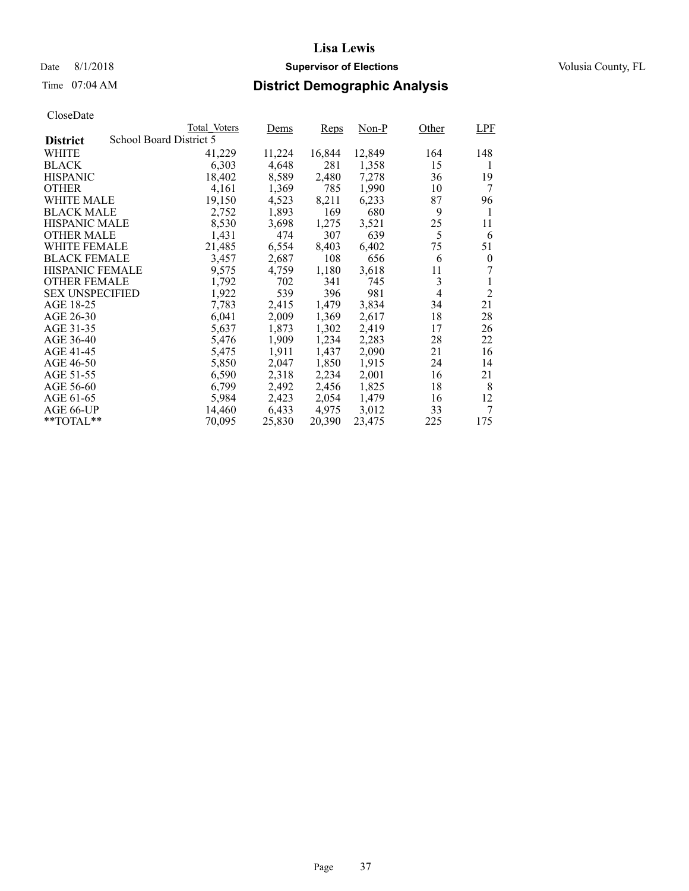# Lisa Lewis

Date 8/1/2018 **Supervisor of Elections** Volusia County, FL

Time 07:04 AM **District Demographic Analysis**

CloseDate

| District | Total_Voters | Dems | Reps | Non-P | Other | LPF |
|---|---|---|---|---|---|---|
| School Board District 5 | | | | | | |
| WHITE | 41,229 | 11,224 | 16,844 | 12,849 | 164 | 148 |
| BLACK | 6,303 | 4,648 | 281 | 1,358 | 15 | 1 |
| HISPANIC | 18,402 | 8,589 | 2,480 | 7,278 | 36 | 19 |
| OTHER | 4,161 | 1,369 | 785 | 1,990 | 10 | 7 |
| WHITE MALE | 19,150 | 4,523 | 8,211 | 6,233 | 87 | 96 |
| BLACK MALE | 2,752 | 1,893 | 169 | 680 | 9 | 1 |
| HISPANIC MALE | 8,530 | 3,698 | 1,275 | 3,521 | 25 | 11 |
| OTHER MALE | 1,431 | 474 | 307 | 639 | 5 | 6 |
| WHITE FEMALE | 21,485 | 6,554 | 8,403 | 6,402 | 75 | 51 |
| BLACK FEMALE | 3,457 | 2,687 | 108 | 656 | 6 | 0 |
| HISPANIC FEMALE | 9,575 | 4,759 | 1,180 | 3,618 | 11 | 7 |
| OTHER FEMALE | 1,792 | 702 | 341 | 745 | 3 | 1 |
| SEX UNSPECIFIED | 1,922 | 539 | 396 | 981 | 4 | 2 |
| AGE 18-25 | 7,783 | 2,415 | 1,479 | 3,834 | 34 | 21 |
| AGE 26-30 | 6,041 | 2,009 | 1,369 | 2,617 | 18 | 28 |
| AGE 31-35 | 5,637 | 1,873 | 1,302 | 2,419 | 17 | 26 |
| AGE 36-40 | 5,476 | 1,909 | 1,234 | 2,283 | 28 | 22 |
| AGE 41-45 | 5,475 | 1,911 | 1,437 | 2,090 | 21 | 16 |
| AGE 46-50 | 5,850 | 2,047 | 1,850 | 1,915 | 24 | 14 |
| AGE 51-55 | 6,590 | 2,318 | 2,234 | 2,001 | 16 | 21 |
| AGE 56-60 | 6,799 | 2,492 | 2,456 | 1,825 | 18 | 8 |
| AGE 61-65 | 5,984 | 2,423 | 2,054 | 1,479 | 16 | 12 |
| AGE 66-UP | 14,460 | 6,433 | 4,975 | 3,012 | 33 | 7 |
| **TOTAL** | 70,095 | 25,830 | 20,390 | 23,475 | 225 | 175 |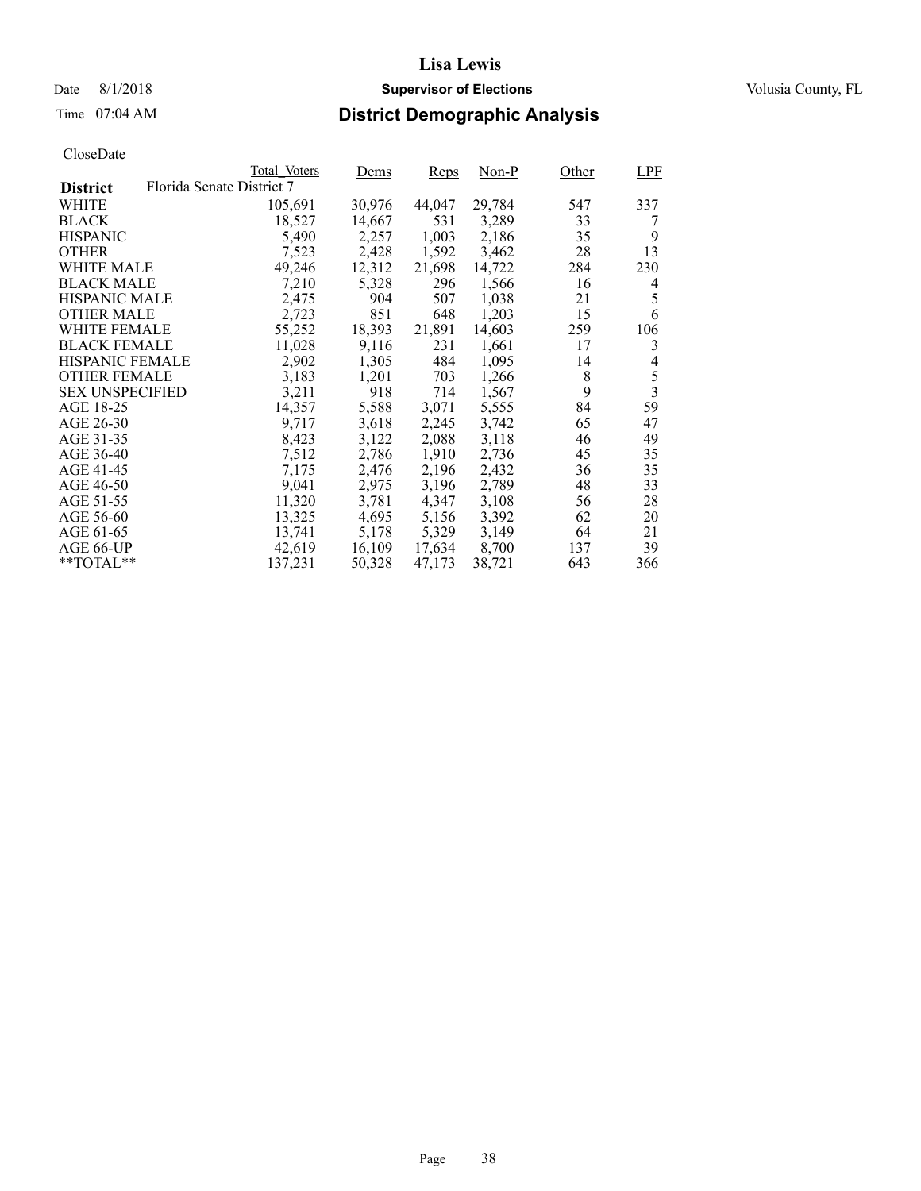# Lisa Lewis

Date 8/1/2018 **Supervisor of Elections** Volusia County, FL

Time 07:04 AM **District Demographic Analysis**

CloseDate

| District | Total_Voters | Dems | Reps | Non-P | Other | LPF |
|---|---|---|---|---|---|---|
| **District** Florida Senate District 7 | | | | | | |
| WHITE | 105,691 | 30,976 | 44,047 | 29,784 | 547 | 337 |
| BLACK | 18,527 | 14,667 | 531 | 3,289 | 33 | 7 |
| HISPANIC | 5,490 | 2,257 | 1,003 | 2,186 | 35 | 9 |
| OTHER | 7,523 | 2,428 | 1,592 | 3,462 | 28 | 13 |
| WHITE MALE | 49,246 | 12,312 | 21,698 | 14,722 | 284 | 230 |
| BLACK MALE | 7,210 | 5,328 | 296 | 1,566 | 16 | 4 |
| HISPANIC MALE | 2,475 | 904 | 507 | 1,038 | 21 | 5 |
| OTHER MALE | 2,723 | 851 | 648 | 1,203 | 15 | 6 |
| WHITE FEMALE | 55,252 | 18,393 | 21,891 | 14,603 | 259 | 106 |
| BLACK FEMALE | 11,028 | 9,116 | 231 | 1,661 | 17 | 3 |
| HISPANIC FEMALE | 2,902 | 1,305 | 484 | 1,095 | 14 | 4 |
| OTHER FEMALE | 3,183 | 1,201 | 703 | 1,266 | 8 | 5 |
| SEX UNSPECIFIED | 3,211 | 918 | 714 | 1,567 | 9 | 3 |
| AGE 18-25 | 14,357 | 5,588 | 3,071 | 5,555 | 84 | 59 |
| AGE 26-30 | 9,717 | 3,618 | 2,245 | 3,742 | 65 | 47 |
| AGE 31-35 | 8,423 | 3,122 | 2,088 | 3,118 | 46 | 49 |
| AGE 36-40 | 7,512 | 2,786 | 1,910 | 2,736 | 45 | 35 |
| AGE 41-45 | 7,175 | 2,476 | 2,196 | 2,432 | 36 | 35 |
| AGE 46-50 | 9,041 | 2,975 | 3,196 | 2,789 | 48 | 33 |
| AGE 51-55 | 11,320 | 3,781 | 4,347 | 3,108 | 56 | 28 |
| AGE 56-60 | 13,325 | 4,695 | 5,156 | 3,392 | 62 | 20 |
| AGE 61-65 | 13,741 | 5,178 | 5,329 | 3,149 | 64 | 21 |
| AGE 66-UP | 42,619 | 16,109 | 17,634 | 8,700 | 137 | 39 |
| **TOTAL** | 137,231 | 50,328 | 47,173 | 38,721 | 643 | 366 |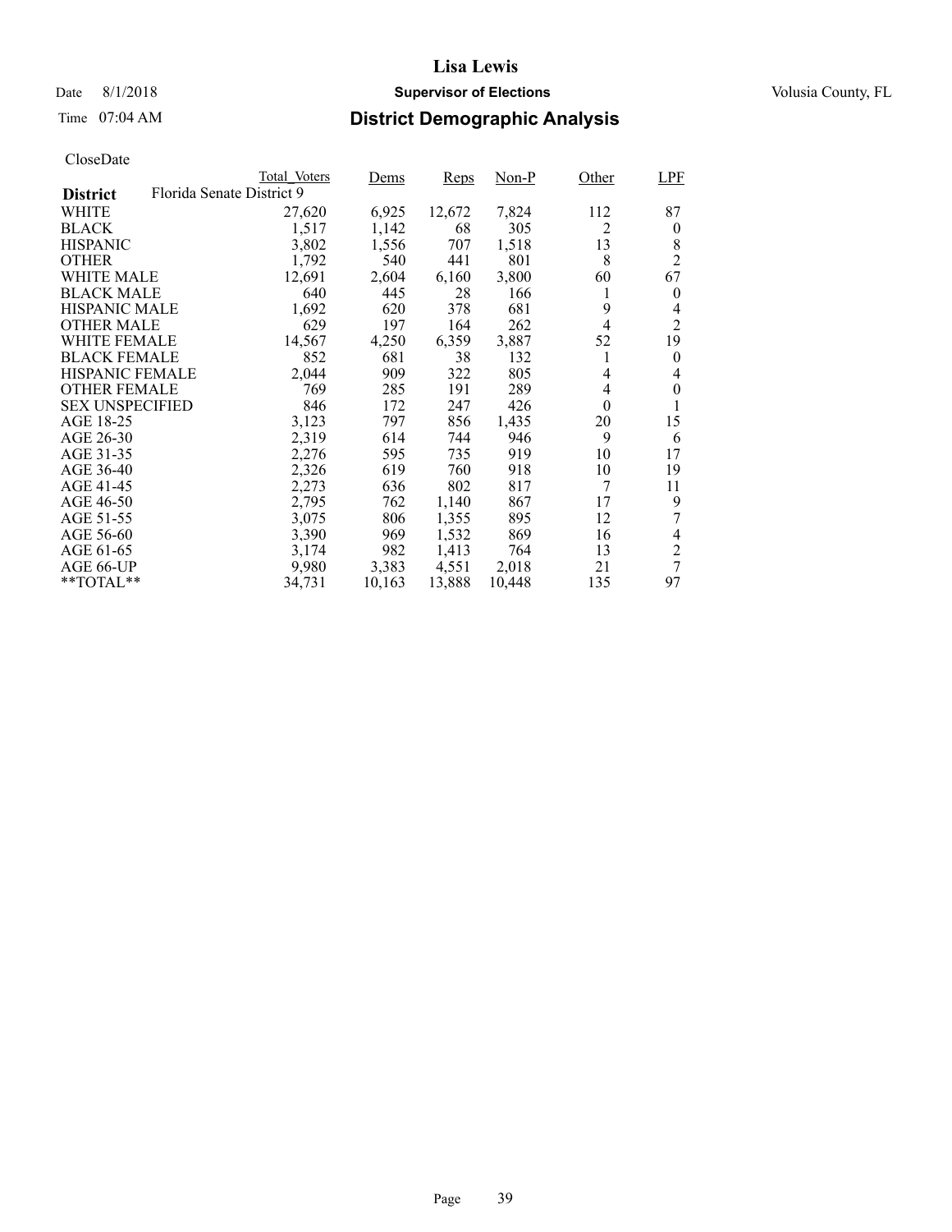# Lisa Lewis

Date 8/1/2018 **Supervisor of Elections** Volusia County, FL

Time 07:04 AM **District Demographic Analysis**

CloseDate

| District | Total_Voters | Dems | Reps | Non-P | Other | LPF |
|---|---|---|---|---|---|---|
| **Florida Senate District 9** | | | | | | |
| WHITE | 27,620 | 6,925 | 12,672 | 7,824 | 112 | 87 |
| BLACK | 1,517 | 1,142 | 68 | 305 | 2 | 0 |
| HISPANIC | 3,802 | 1,556 | 707 | 1,518 | 13 | 8 |
| OTHER | 1,792 | 540 | 441 | 801 | 8 | 2 |
| WHITE MALE | 12,691 | 2,604 | 6,160 | 3,800 | 60 | 67 |
| BLACK MALE | 640 | 445 | 28 | 166 | 1 | 0 |
| HISPANIC MALE | 1,692 | 620 | 378 | 681 | 9 | 4 |
| OTHER MALE | 629 | 197 | 164 | 262 | 4 | 2 |
| WHITE FEMALE | 14,567 | 4,250 | 6,359 | 3,887 | 52 | 19 |
| BLACK FEMALE | 852 | 681 | 38 | 132 | 1 | 0 |
| HISPANIC FEMALE | 2,044 | 909 | 322 | 805 | 4 | 4 |
| OTHER FEMALE | 769 | 285 | 191 | 289 | 4 | 0 |
| SEX UNSPECIFIED | 846 | 172 | 247 | 426 | 0 | 1 |
| AGE 18-25 | 3,123 | 797 | 856 | 1,435 | 20 | 15 |
| AGE 26-30 | 2,319 | 614 | 744 | 946 | 9 | 6 |
| AGE 31-35 | 2,276 | 595 | 735 | 919 | 10 | 17 |
| AGE 36-40 | 2,326 | 619 | 760 | 918 | 10 | 19 |
| AGE 41-45 | 2,273 | 636 | 802 | 817 | 7 | 11 |
| AGE 46-50 | 2,795 | 762 | 1,140 | 867 | 17 | 9 |
| AGE 51-55 | 3,075 | 806 | 1,355 | 895 | 12 | 7 |
| AGE 56-60 | 3,390 | 969 | 1,532 | 869 | 16 | 4 |
| AGE 61-65 | 3,174 | 982 | 1,413 | 764 | 13 | 2 |
| AGE 66-UP | 9,980 | 3,383 | 4,551 | 2,018 | 21 | 7 |
| **TOTAL** | 34,731 | 10,163 | 13,888 | 10,448 | 135 | 97 |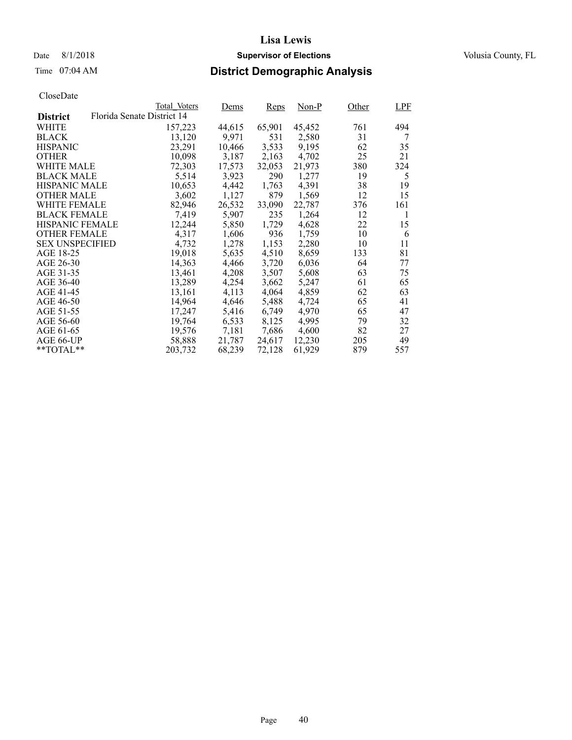# Lisa Lewis

Date 8/1/2018 **Supervisor of Elections** Volusia County, FL

Time 07:04 AM

## District Demographic Analysis

CloseDate

| District: Florida Senate District 14 | Total_Voters | Dems | Reps | Non-P | Other | LPF |
|---|---|---|---|---|---|---|
| WHITE | 157,223 | 44,615 | 65,901 | 45,452 | 761 | 494 |
| BLACK | 13,120 | 9,971 | 531 | 2,580 | 31 | 7 |
| HISPANIC | 23,291 | 10,466 | 3,533 | 9,195 | 62 | 35 |
| OTHER | 10,098 | 3,187 | 2,163 | 4,702 | 25 | 21 |
| WHITE MALE | 72,303 | 17,573 | 32,053 | 21,973 | 380 | 324 |
| BLACK MALE | 5,514 | 3,923 | 290 | 1,277 | 19 | 5 |
| HISPANIC MALE | 10,653 | 4,442 | 1,763 | 4,391 | 38 | 19 |
| OTHER MALE | 3,602 | 1,127 | 879 | 1,569 | 12 | 15 |
| WHITE FEMALE | 82,946 | 26,532 | 33,090 | 22,787 | 376 | 161 |
| BLACK FEMALE | 7,419 | 5,907 | 235 | 1,264 | 12 | 1 |
| HISPANIC FEMALE | 12,244 | 5,850 | 1,729 | 4,628 | 22 | 15 |
| OTHER FEMALE | 4,317 | 1,606 | 936 | 1,759 | 10 | 6 |
| SEX UNSPECIFIED | 4,732 | 1,278 | 1,153 | 2,280 | 10 | 11 |
| AGE 18-25 | 19,018 | 5,635 | 4,510 | 8,659 | 133 | 81 |
| AGE 26-30 | 14,363 | 4,466 | 3,720 | 6,036 | 64 | 77 |
| AGE 31-35 | 13,461 | 4,208 | 3,507 | 5,608 | 63 | 75 |
| AGE 36-40 | 13,289 | 4,254 | 3,662 | 5,247 | 61 | 65 |
| AGE 41-45 | 13,161 | 4,113 | 4,064 | 4,859 | 62 | 63 |
| AGE 46-50 | 14,964 | 4,646 | 5,488 | 4,724 | 65 | 41 |
| AGE 51-55 | 17,247 | 5,416 | 6,749 | 4,970 | 65 | 47 |
| AGE 56-60 | 19,764 | 6,533 | 8,125 | 4,995 | 79 | 32 |
| AGE 61-65 | 19,576 | 7,181 | 7,686 | 4,600 | 82 | 27 |
| AGE 66-UP | 58,888 | 21,787 | 24,617 | 12,230 | 205 | 49 |
| **TOTAL** | 203,732 | 68,239 | 72,128 | 61,929 | 879 | 557 |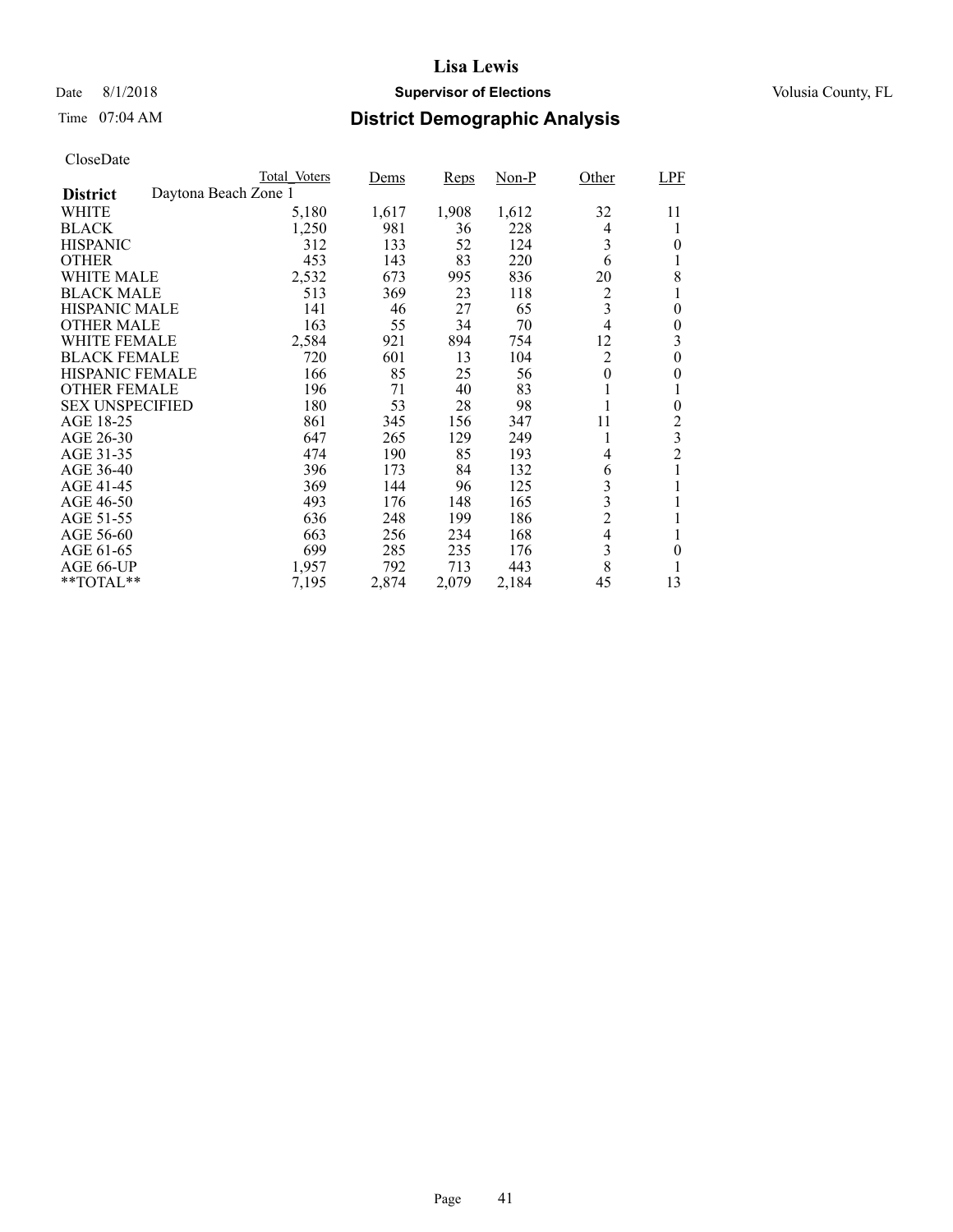# Lisa Lewis

Date 8/1/2018 **Supervisor of Elections** Volusia County, FL

Time 07:04 AM **District Demographic Analysis**

CloseDate

| | Total_Voters | Dems | Reps | Non-P | Other | LPF |
|---|---|---|---|---|---|---|
| **District** Daytona Beach Zone 1 | | | | | | |
| WHITE | 5,180 | 1,617 | 1,908 | 1,612 | 32 | 11 |
| BLACK | 1,250 | 981 | 36 | 228 | 4 | 1 |
| HISPANIC | 312 | 133 | 52 | 124 | 3 | 0 |
| OTHER | 453 | 143 | 83 | 220 | 6 | 1 |
| WHITE MALE | 2,532 | 673 | 995 | 836 | 20 | 8 |
| BLACK MALE | 513 | 369 | 23 | 118 | 2 | 1 |
| HISPANIC MALE | 141 | 46 | 27 | 65 | 3 | 0 |
| OTHER MALE | 163 | 55 | 34 | 70 | 4 | 0 |
| WHITE FEMALE | 2,584 | 921 | 894 | 754 | 12 | 3 |
| BLACK FEMALE | 720 | 601 | 13 | 104 | 2 | 0 |
| HISPANIC FEMALE | 166 | 85 | 25 | 56 | 0 | 0 |
| OTHER FEMALE | 196 | 71 | 40 | 83 | 1 | 1 |
| SEX UNSPECIFIED | 180 | 53 | 28 | 98 | 1 | 0 |
| AGE 18-25 | 861 | 345 | 156 | 347 | 11 | 2 |
| AGE 26-30 | 647 | 265 | 129 | 249 | 1 | 3 |
| AGE 31-35 | 474 | 190 | 85 | 193 | 4 | 2 |
| AGE 36-40 | 396 | 173 | 84 | 132 | 6 | 1 |
| AGE 41-45 | 369 | 144 | 96 | 125 | 3 | 1 |
| AGE 46-50 | 493 | 176 | 148 | 165 | 3 | 1 |
| AGE 51-55 | 636 | 248 | 199 | 186 | 2 | 1 |
| AGE 56-60 | 663 | 256 | 234 | 168 | 4 | 1 |
| AGE 61-65 | 699 | 285 | 235 | 176 | 3 | 0 |
| AGE 66-UP | 1,957 | 792 | 713 | 443 | 8 | 1 |
| **TOTAL** | 7,195 | 2,874 | 2,079 | 2,184 | 45 | 13 |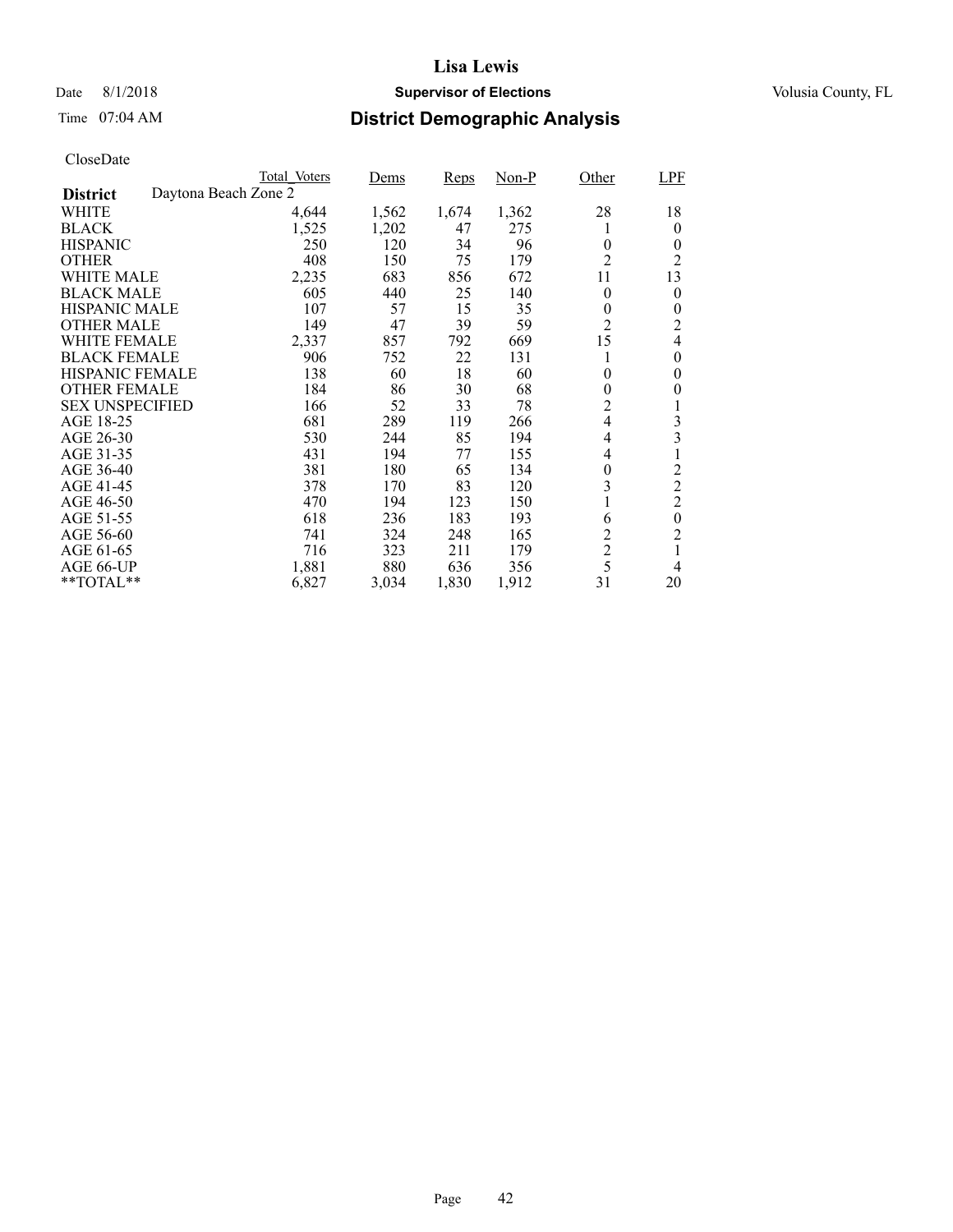# Lisa Lewis

Date 8/1/2018 **Supervisor of Elections** Volusia County, FL

Time 07:04 AM

## District Demographic Analysis

CloseDate

| | Total_Voters | Dems | Reps | Non-P | Other | LPF |
|---|---|---|---|---|---|---|
| **District** Daytona Beach Zone 2 | | | | | | |
| WHITE | 4,644 | 1,562 | 1,674 | 1,362 | 28 | 18 |
| BLACK | 1,525 | 1,202 | 47 | 275 | 1 | 0 |
| HISPANIC | 250 | 120 | 34 | 96 | 0 | 0 |
| OTHER | 408 | 150 | 75 | 179 | 2 | 2 |
| WHITE MALE | 2,235 | 683 | 856 | 672 | 11 | 13 |
| BLACK MALE | 605 | 440 | 25 | 140 | 0 | 0 |
| HISPANIC MALE | 107 | 57 | 15 | 35 | 0 | 0 |
| OTHER MALE | 149 | 47 | 39 | 59 | 2 | 2 |
| WHITE FEMALE | 2,337 | 857 | 792 | 669 | 15 | 4 |
| BLACK FEMALE | 906 | 752 | 22 | 131 | 1 | 0 |
| HISPANIC FEMALE | 138 | 60 | 18 | 60 | 0 | 0 |
| OTHER FEMALE | 184 | 86 | 30 | 68 | 0 | 0 |
| SEX UNSPECIFIED | 166 | 52 | 33 | 78 | 2 | 1 |
| AGE 18-25 | 681 | 289 | 119 | 266 | 4 | 3 |
| AGE 26-30 | 530 | 244 | 85 | 194 | 4 | 3 |
| AGE 31-35 | 431 | 194 | 77 | 155 | 4 | 1 |
| AGE 36-40 | 381 | 180 | 65 | 134 | 0 | 2 |
| AGE 41-45 | 378 | 170 | 83 | 120 | 3 | 2 |
| AGE 46-50 | 470 | 194 | 123 | 150 | 1 | 2 |
| AGE 51-55 | 618 | 236 | 183 | 193 | 6 | 0 |
| AGE 56-60 | 741 | 324 | 248 | 165 | 2 | 2 |
| AGE 61-65 | 716 | 323 | 211 | 179 | 2 | 1 |
| AGE 66-UP | 1,881 | 880 | 636 | 356 | 5 | 4 |
| **TOTAL** | 6,827 | 3,034 | 1,830 | 1,912 | 31 | 20 |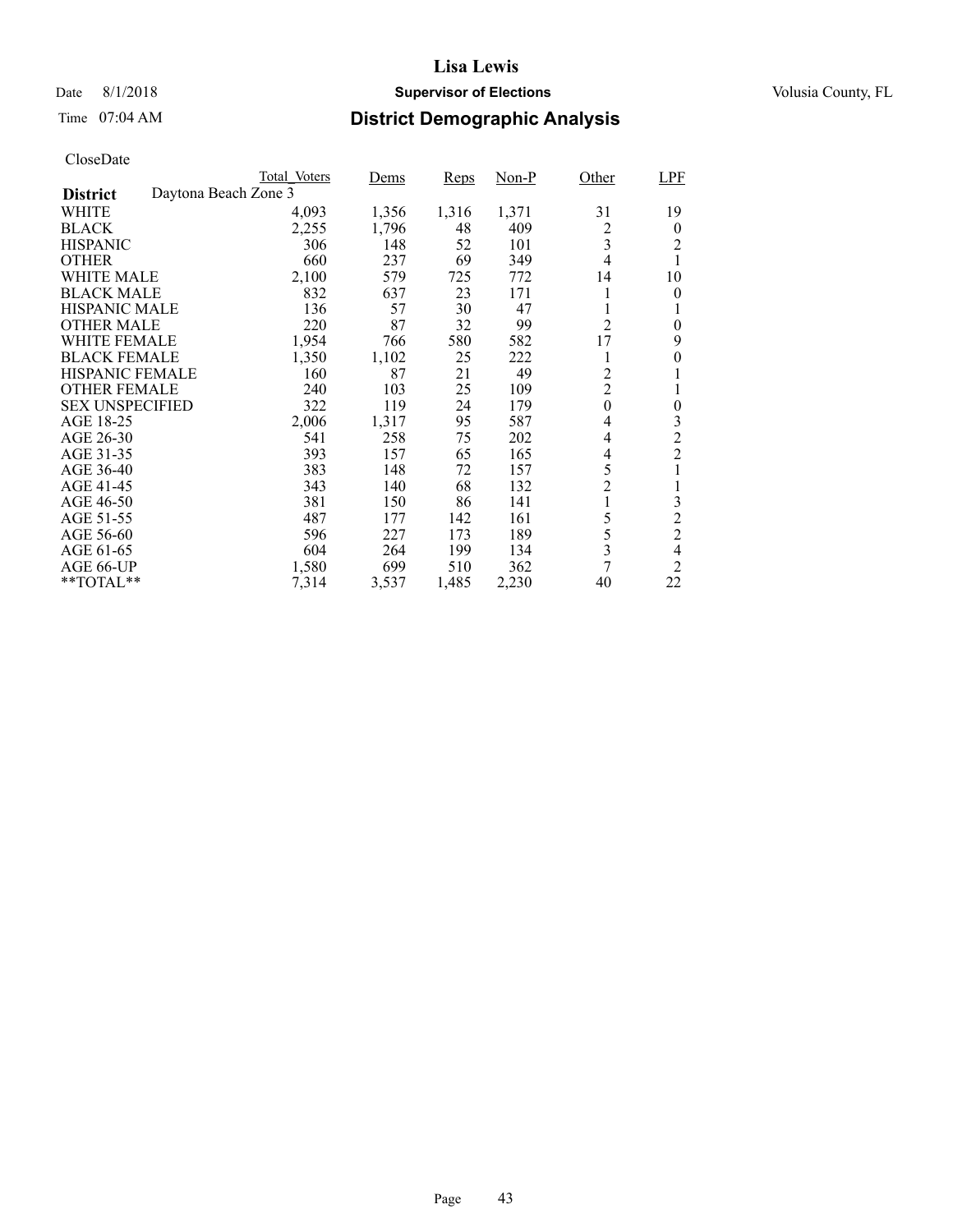# Lisa Lewis

Date 8/1/2018 **Supervisor of Elections** Volusia County, FL

Time 07:04 AM

## District Demographic Analysis

CloseDate

| | Total_Voters | Dems | Reps | Non-P | Other | LPF |
|---|---|---|---|---|---|---|
| **District** Daytona Beach Zone 3 | | | | | | |
| WHITE | 4,093 | 1,356 | 1,316 | 1,371 | 31 | 19 |
| BLACK | 2,255 | 1,796 | 48 | 409 | 2 | 0 |
| HISPANIC | 306 | 148 | 52 | 101 | 3 | 2 |
| OTHER | 660 | 237 | 69 | 349 | 4 | 1 |
| WHITE MALE | 2,100 | 579 | 725 | 772 | 14 | 10 |
| BLACK MALE | 832 | 637 | 23 | 171 | 1 | 0 |
| HISPANIC MALE | 136 | 57 | 30 | 47 | 1 | 1 |
| OTHER MALE | 220 | 87 | 32 | 99 | 2 | 0 |
| WHITE FEMALE | 1,954 | 766 | 580 | 582 | 17 | 9 |
| BLACK FEMALE | 1,350 | 1,102 | 25 | 222 | 1 | 0 |
| HISPANIC FEMALE | 160 | 87 | 21 | 49 | 2 | 1 |
| OTHER FEMALE | 240 | 103 | 25 | 109 | 2 | 1 |
| SEX UNSPECIFIED | 322 | 119 | 24 | 179 | 0 | 0 |
| AGE 18-25 | 2,006 | 1,317 | 95 | 587 | 4 | 3 |
| AGE 26-30 | 541 | 258 | 75 | 202 | 4 | 2 |
| AGE 31-35 | 393 | 157 | 65 | 165 | 4 | 2 |
| AGE 36-40 | 383 | 148 | 72 | 157 | 5 | 1 |
| AGE 41-45 | 343 | 140 | 68 | 132 | 2 | 1 |
| AGE 46-50 | 381 | 150 | 86 | 141 | 1 | 3 |
| AGE 51-55 | 487 | 177 | 142 | 161 | 5 | 2 |
| AGE 56-60 | 596 | 227 | 173 | 189 | 5 | 2 |
| AGE 61-65 | 604 | 264 | 199 | 134 | 3 | 4 |
| AGE 66-UP | 1,580 | 699 | 510 | 362 | 7 | 2 |
| **TOTAL** | 7,314 | 3,537 | 1,485 | 2,230 | 40 | 22 |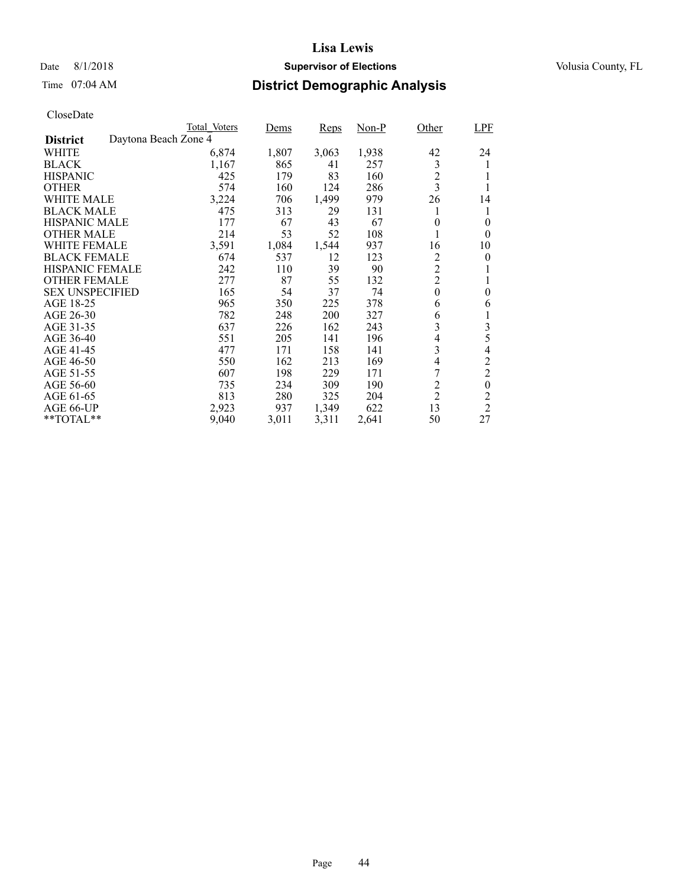# Lisa Lewis

Date 8/1/2018 **Supervisor of Elections** Volusia County, FL

Time 07:04 AM

## District Demographic Analysis

CloseDate

| District: Daytona Beach Zone 4 | Total_Voters | Dems | Reps | Non-P | Other | LPF |
|---|---|---|---|---|---|---|
| WHITE | 6,874 | 1,807 | 3,063 | 1,938 | 42 | 24 |
| BLACK | 1,167 | 865 | 41 | 257 | 3 | 1 |
| HISPANIC | 425 | 179 | 83 | 160 | 2 | 1 |
| OTHER | 574 | 160 | 124 | 286 | 3 | 1 |
| WHITE MALE | 3,224 | 706 | 1,499 | 979 | 26 | 14 |
| BLACK MALE | 475 | 313 | 29 | 131 | 1 | 1 |
| HISPANIC MALE | 177 | 67 | 43 | 67 | 0 | 0 |
| OTHER MALE | 214 | 53 | 52 | 108 | 1 | 0 |
| WHITE FEMALE | 3,591 | 1,084 | 1,544 | 937 | 16 | 10 |
| BLACK FEMALE | 674 | 537 | 12 | 123 | 2 | 0 |
| HISPANIC FEMALE | 242 | 110 | 39 | 90 | 2 | 1 |
| OTHER FEMALE | 277 | 87 | 55 | 132 | 2 | 1 |
| SEX UNSPECIFIED | 165 | 54 | 37 | 74 | 0 | 0 |
| AGE 18-25 | 965 | 350 | 225 | 378 | 6 | 6 |
| AGE 26-30 | 782 | 248 | 200 | 327 | 6 | 1 |
| AGE 31-35 | 637 | 226 | 162 | 243 | 3 | 3 |
| AGE 36-40 | 551 | 205 | 141 | 196 | 4 | 5 |
| AGE 41-45 | 477 | 171 | 158 | 141 | 3 | 4 |
| AGE 46-50 | 550 | 162 | 213 | 169 | 4 | 2 |
| AGE 51-55 | 607 | 198 | 229 | 171 | 7 | 2 |
| AGE 56-60 | 735 | 234 | 309 | 190 | 2 | 0 |
| AGE 61-65 | 813 | 280 | 325 | 204 | 2 | 2 |
| AGE 66-UP | 2,923 | 937 | 1,349 | 622 | 13 | 2 |
| **TOTAL** | 9,040 | 3,011 | 3,311 | 2,641 | 50 | 27 |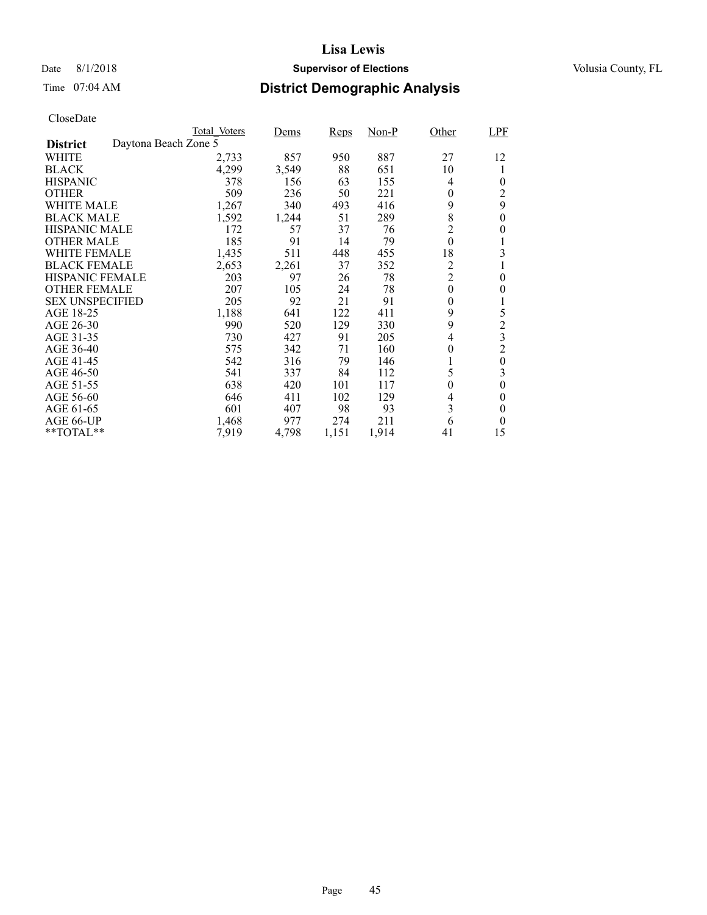# Lisa Lewis

Date 8/1/2018 **Supervisor of Elections** Volusia County, FL

Time 07:04 AM **District Demographic Analysis**

CloseDate

| | Total_Voters | Dems | Reps | Non-P | Other | LPF |
|---|---|---|---|---|---|---|
| **District** Daytona Beach Zone 5 | | | | | | |
| WHITE | 2,733 | 857 | 950 | 887 | 27 | 12 |
| BLACK | 4,299 | 3,549 | 88 | 651 | 10 | 1 |
| HISPANIC | 378 | 156 | 63 | 155 | 4 | 0 |
| OTHER | 509 | 236 | 50 | 221 | 0 | 2 |
| WHITE MALE | 1,267 | 340 | 493 | 416 | 9 | 9 |
| BLACK MALE | 1,592 | 1,244 | 51 | 289 | 8 | 0 |
| HISPANIC MALE | 172 | 57 | 37 | 76 | 2 | 0 |
| OTHER MALE | 185 | 91 | 14 | 79 | 0 | 1 |
| WHITE FEMALE | 1,435 | 511 | 448 | 455 | 18 | 3 |
| BLACK FEMALE | 2,653 | 2,261 | 37 | 352 | 2 | 1 |
| HISPANIC FEMALE | 203 | 97 | 26 | 78 | 2 | 0 |
| OTHER FEMALE | 207 | 105 | 24 | 78 | 0 | 0 |
| SEX UNSPECIFIED | 205 | 92 | 21 | 91 | 0 | 1 |
| AGE 18-25 | 1,188 | 641 | 122 | 411 | 9 | 5 |
| AGE 26-30 | 990 | 520 | 129 | 330 | 9 | 2 |
| AGE 31-35 | 730 | 427 | 91 | 205 | 4 | 3 |
| AGE 36-40 | 575 | 342 | 71 | 160 | 0 | 2 |
| AGE 41-45 | 542 | 316 | 79 | 146 | 1 | 0 |
| AGE 46-50 | 541 | 337 | 84 | 112 | 5 | 3 |
| AGE 51-55 | 638 | 420 | 101 | 117 | 0 | 0 |
| AGE 56-60 | 646 | 411 | 102 | 129 | 4 | 0 |
| AGE 61-65 | 601 | 407 | 98 | 93 | 3 | 0 |
| AGE 66-UP | 1,468 | 977 | 274 | 211 | 6 | 0 |
| **TOTAL** | 7,919 | 4,798 | 1,151 | 1,914 | 41 | 15 |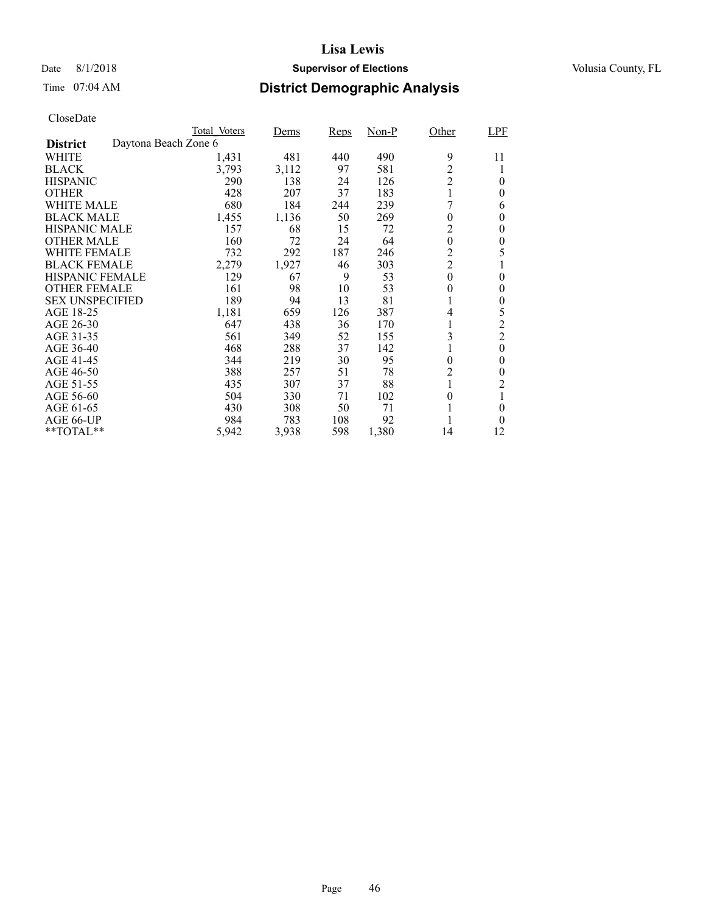# Lisa Lewis

Date 8/1/2018 **Supervisor of Elections** Volusia County, FL

Time 07:04 AM

## District Demographic Analysis

CloseDate

| | Total_Voters | Dems | Reps | Non-P | Other | LPF |
|---|---|---|---|---|---|---|
| **District** Daytona Beach Zone 6 | | | | | | |
| WHITE | 1,431 | 481 | 440 | 490 | 9 | 11 |
| BLACK | 3,793 | 3,112 | 97 | 581 | 2 | 1 |
| HISPANIC | 290 | 138 | 24 | 126 | 2 | 0 |
| OTHER | 428 | 207 | 37 | 183 | 1 | 0 |
| WHITE MALE | 680 | 184 | 244 | 239 | 7 | 6 |
| BLACK MALE | 1,455 | 1,136 | 50 | 269 | 0 | 0 |
| HISPANIC MALE | 157 | 68 | 15 | 72 | 2 | 0 |
| OTHER MALE | 160 | 72 | 24 | 64 | 0 | 0 |
| WHITE FEMALE | 732 | 292 | 187 | 246 | 2 | 5 |
| BLACK FEMALE | 2,279 | 1,927 | 46 | 303 | 2 | 1 |
| HISPANIC FEMALE | 129 | 67 | 9 | 53 | 0 | 0 |
| OTHER FEMALE | 161 | 98 | 10 | 53 | 0 | 0 |
| SEX UNSPECIFIED | 189 | 94 | 13 | 81 | 1 | 0 |
| AGE 18-25 | 1,181 | 659 | 126 | 387 | 4 | 5 |
| AGE 26-30 | 647 | 438 | 36 | 170 | 1 | 2 |
| AGE 31-35 | 561 | 349 | 52 | 155 | 3 | 2 |
| AGE 36-40 | 468 | 288 | 37 | 142 | 1 | 0 |
| AGE 41-45 | 344 | 219 | 30 | 95 | 0 | 0 |
| AGE 46-50 | 388 | 257 | 51 | 78 | 2 | 0 |
| AGE 51-55 | 435 | 307 | 37 | 88 | 1 | 2 |
| AGE 56-60 | 504 | 330 | 71 | 102 | 0 | 1 |
| AGE 61-65 | 430 | 308 | 50 | 71 | 1 | 0 |
| AGE 66-UP | 984 | 783 | 108 | 92 | 1 | 0 |
| **TOTAL** | 5,942 | 3,938 | 598 | 1,380 | 14 | 12 |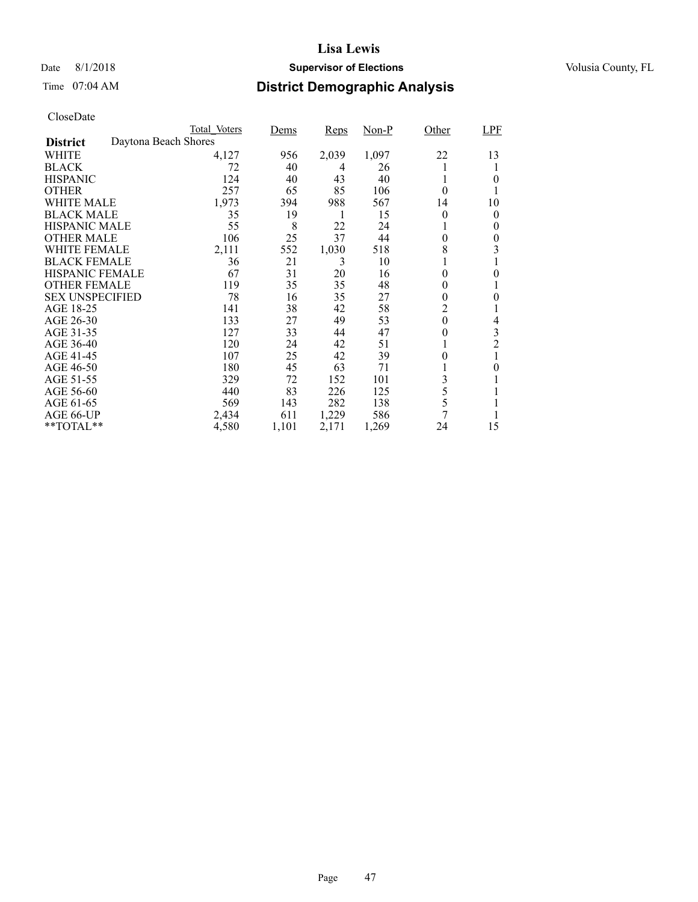# Lisa Lewis

Date 8/1/2018 **Supervisor of Elections** Volusia County, FL

Time 07:04 AM

## District Demographic Analysis

CloseDate

| | Total_Voters | Dems | Reps | Non-P | Other | LPF |
|---|---|---|---|---|---|---|
| **District** Daytona Beach Shores | | | | | | |
| WHITE | 4,127 | 956 | 2,039 | 1,097 | 22 | 13 |
| BLACK | 72 | 40 | 4 | 26 | 1 | 1 |
| HISPANIC | 124 | 40 | 43 | 40 | 1 | 0 |
| OTHER | 257 | 65 | 85 | 106 | 0 | 1 |
| WHITE MALE | 1,973 | 394 | 988 | 567 | 14 | 10 |
| BLACK MALE | 35 | 19 | 1 | 15 | 0 | 0 |
| HISPANIC MALE | 55 | 8 | 22 | 24 | 1 | 0 |
| OTHER MALE | 106 | 25 | 37 | 44 | 0 | 0 |
| WHITE FEMALE | 2,111 | 552 | 1,030 | 518 | 8 | 3 |
| BLACK FEMALE | 36 | 21 | 3 | 10 | 1 | 1 |
| HISPANIC FEMALE | 67 | 31 | 20 | 16 | 0 | 0 |
| OTHER FEMALE | 119 | 35 | 35 | 48 | 0 | 1 |
| SEX UNSPECIFIED | 78 | 16 | 35 | 27 | 0 | 0 |
| AGE 18-25 | 141 | 38 | 42 | 58 | 2 | 1 |
| AGE 26-30 | 133 | 27 | 49 | 53 | 0 | 4 |
| AGE 31-35 | 127 | 33 | 44 | 47 | 0 | 3 |
| AGE 36-40 | 120 | 24 | 42 | 51 | 1 | 2 |
| AGE 41-45 | 107 | 25 | 42 | 39 | 0 | 1 |
| AGE 46-50 | 180 | 45 | 63 | 71 | 1 | 0 |
| AGE 51-55 | 329 | 72 | 152 | 101 | 3 | 1 |
| AGE 56-60 | 440 | 83 | 226 | 125 | 5 | 1 |
| AGE 61-65 | 569 | 143 | 282 | 138 | 5 | 1 |
| AGE 66-UP | 2,434 | 611 | 1,229 | 586 | 7 | 1 |
| **TOTAL** | 4,580 | 1,101 | 2,171 | 1,269 | 24 | 15 |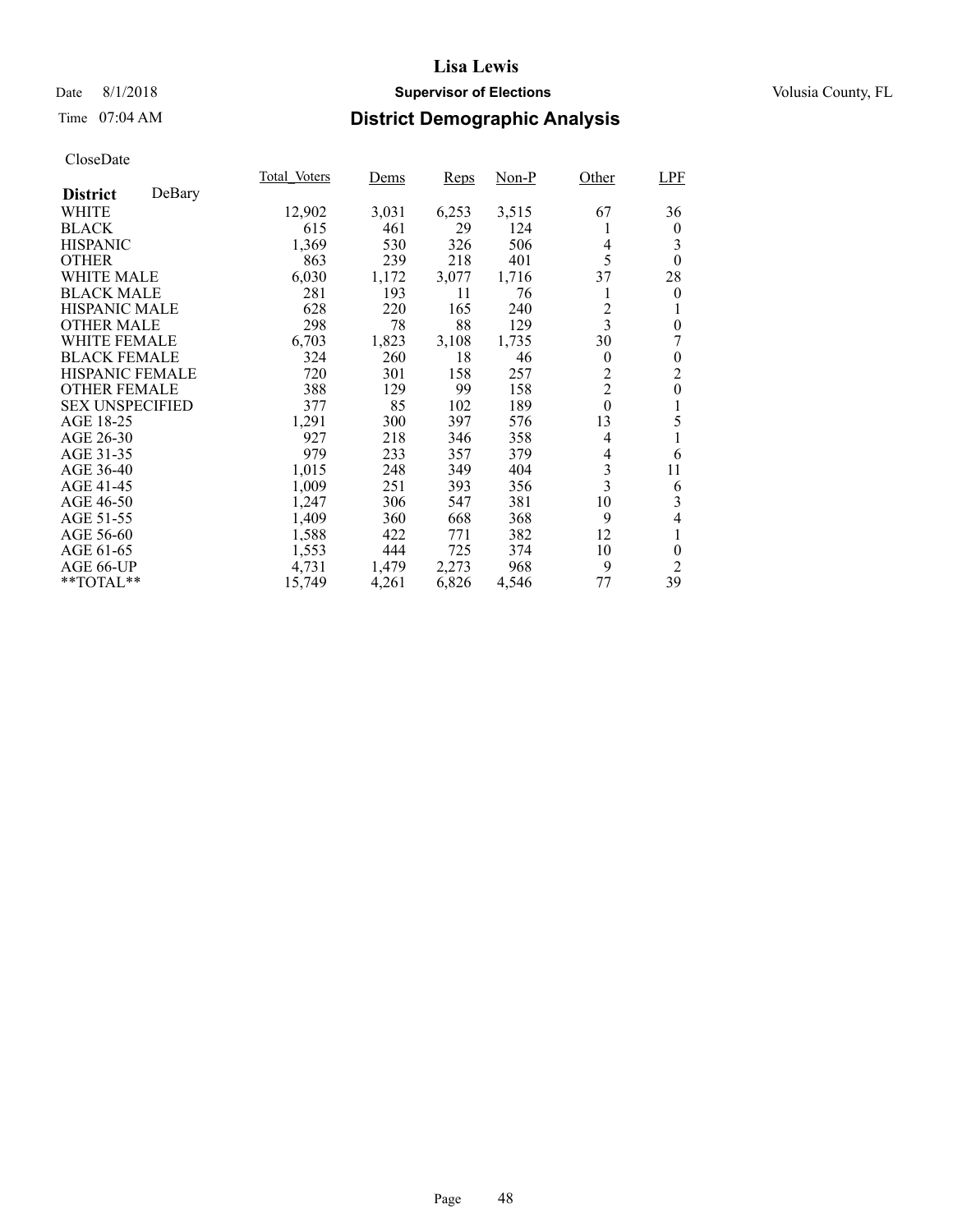# Lisa Lewis

Date 8/1/2018 **Supervisor of Elections** Volusia County, FL

Time 07:04 AM **District Demographic Analysis**

CloseDate

| **District** DeBary | Total_Voters | Dems | Reps | Non-P | Other | LPF |
|---|---|---|---|---|---|---|
| WHITE | 12,902 | 3,031 | 6,253 | 3,515 | 67 | 36 |
| BLACK | 615 | 461 | 29 | 124 | 1 | 0 |
| HISPANIC | 1,369 | 530 | 326 | 506 | 4 | 3 |
| OTHER | 863 | 239 | 218 | 401 | 5 | 0 |
| WHITE MALE | 6,030 | 1,172 | 3,077 | 1,716 | 37 | 28 |
| BLACK MALE | 281 | 193 | 11 | 76 | 1 | 0 |
| HISPANIC MALE | 628 | 220 | 165 | 240 | 2 | 1 |
| OTHER MALE | 298 | 78 | 88 | 129 | 3 | 0 |
| WHITE FEMALE | 6,703 | 1,823 | 3,108 | 1,735 | 30 | 7 |
| BLACK FEMALE | 324 | 260 | 18 | 46 | 0 | 0 |
| HISPANIC FEMALE | 720 | 301 | 158 | 257 | 2 | 2 |
| OTHER FEMALE | 388 | 129 | 99 | 158 | 2 | 0 |
| SEX UNSPECIFIED | 377 | 85 | 102 | 189 | 0 | 1 |
| AGE 18-25 | 1,291 | 300 | 397 | 576 | 13 | 5 |
| AGE 26-30 | 927 | 218 | 346 | 358 | 4 | 1 |
| AGE 31-35 | 979 | 233 | 357 | 379 | 4 | 6 |
| AGE 36-40 | 1,015 | 248 | 349 | 404 | 3 | 11 |
| AGE 41-45 | 1,009 | 251 | 393 | 356 | 3 | 6 |
| AGE 46-50 | 1,247 | 306 | 547 | 381 | 10 | 3 |
| AGE 51-55 | 1,409 | 360 | 668 | 368 | 9 | 4 |
| AGE 56-60 | 1,588 | 422 | 771 | 382 | 12 | 1 |
| AGE 61-65 | 1,553 | 444 | 725 | 374 | 10 | 0 |
| AGE 66-UP | 4,731 | 1,479 | 2,273 | 968 | 9 | 2 |
| **TOTAL** | 15,749 | 4,261 | 6,826 | 4,546 | 77 | 39 |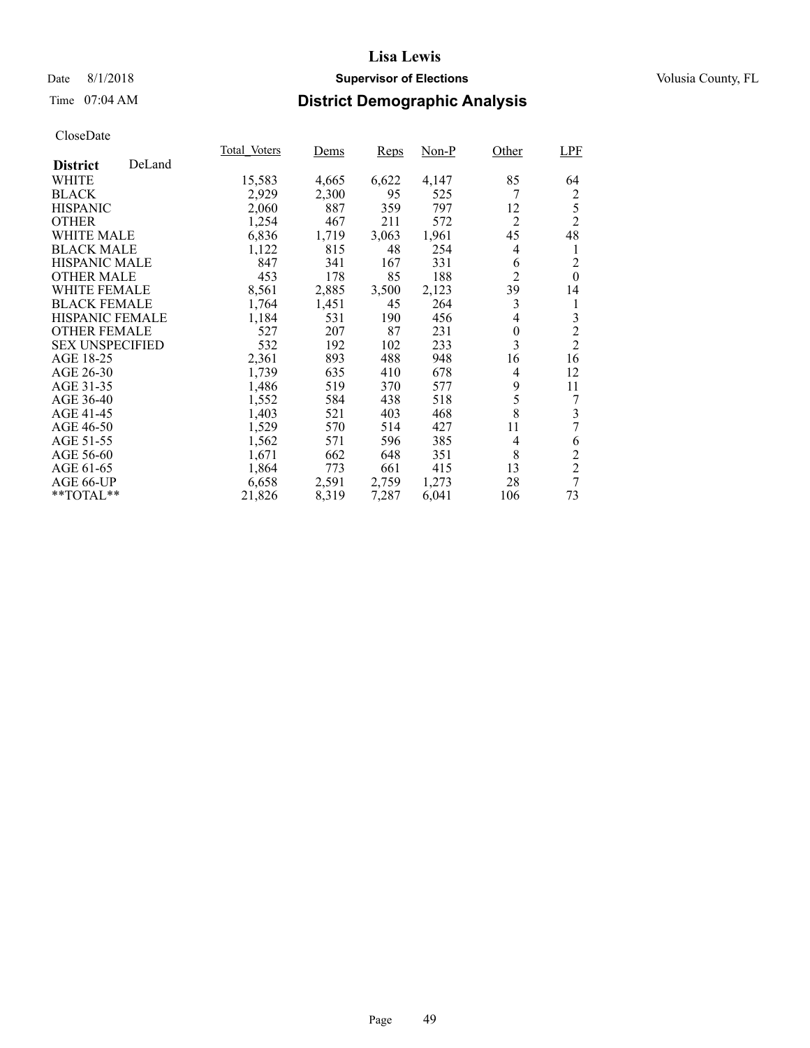# Lisa Lewis

Date 8/1/2018 **Supervisor of Elections** Volusia County, FL

Time 07:04 AM **District Demographic Analysis**

CloseDate

| **District** DeLand | Total_Voters | Dems | Reps | Non-P | Other | LPF |
|---|---|---|---|---|---|---|
| WHITE | 15,583 | 4,665 | 6,622 | 4,147 | 85 | 64 |
| BLACK | 2,929 | 2,300 | 95 | 525 | 7 | 2 |
| HISPANIC | 2,060 | 887 | 359 | 797 | 12 | 5 |
| OTHER | 1,254 | 467 | 211 | 572 | 2 | 2 |
| WHITE MALE | 6,836 | 1,719 | 3,063 | 1,961 | 45 | 48 |
| BLACK MALE | 1,122 | 815 | 48 | 254 | 4 | 1 |
| HISPANIC MALE | 847 | 341 | 167 | 331 | 6 | 2 |
| OTHER MALE | 453 | 178 | 85 | 188 | 2 | 0 |
| WHITE FEMALE | 8,561 | 2,885 | 3,500 | 2,123 | 39 | 14 |
| BLACK FEMALE | 1,764 | 1,451 | 45 | 264 | 3 | 1 |
| HISPANIC FEMALE | 1,184 | 531 | 190 | 456 | 4 | 3 |
| OTHER FEMALE | 527 | 207 | 87 | 231 | 0 | 2 |
| SEX UNSPECIFIED | 532 | 192 | 102 | 233 | 3 | 2 |
| AGE 18-25 | 2,361 | 893 | 488 | 948 | 16 | 16 |
| AGE 26-30 | 1,739 | 635 | 410 | 678 | 4 | 12 |
| AGE 31-35 | 1,486 | 519 | 370 | 577 | 9 | 11 |
| AGE 36-40 | 1,552 | 584 | 438 | 518 | 5 | 7 |
| AGE 41-45 | 1,403 | 521 | 403 | 468 | 8 | 3 |
| AGE 46-50 | 1,529 | 570 | 514 | 427 | 11 | 7 |
| AGE 51-55 | 1,562 | 571 | 596 | 385 | 4 | 6 |
| AGE 56-60 | 1,671 | 662 | 648 | 351 | 8 | 2 |
| AGE 61-65 | 1,864 | 773 | 661 | 415 | 13 | 2 |
| AGE 66-UP | 6,658 | 2,591 | 2,759 | 1,273 | 28 | 7 |
| **TOTAL** | 21,826 | 8,319 | 7,287 | 6,041 | 106 | 73 |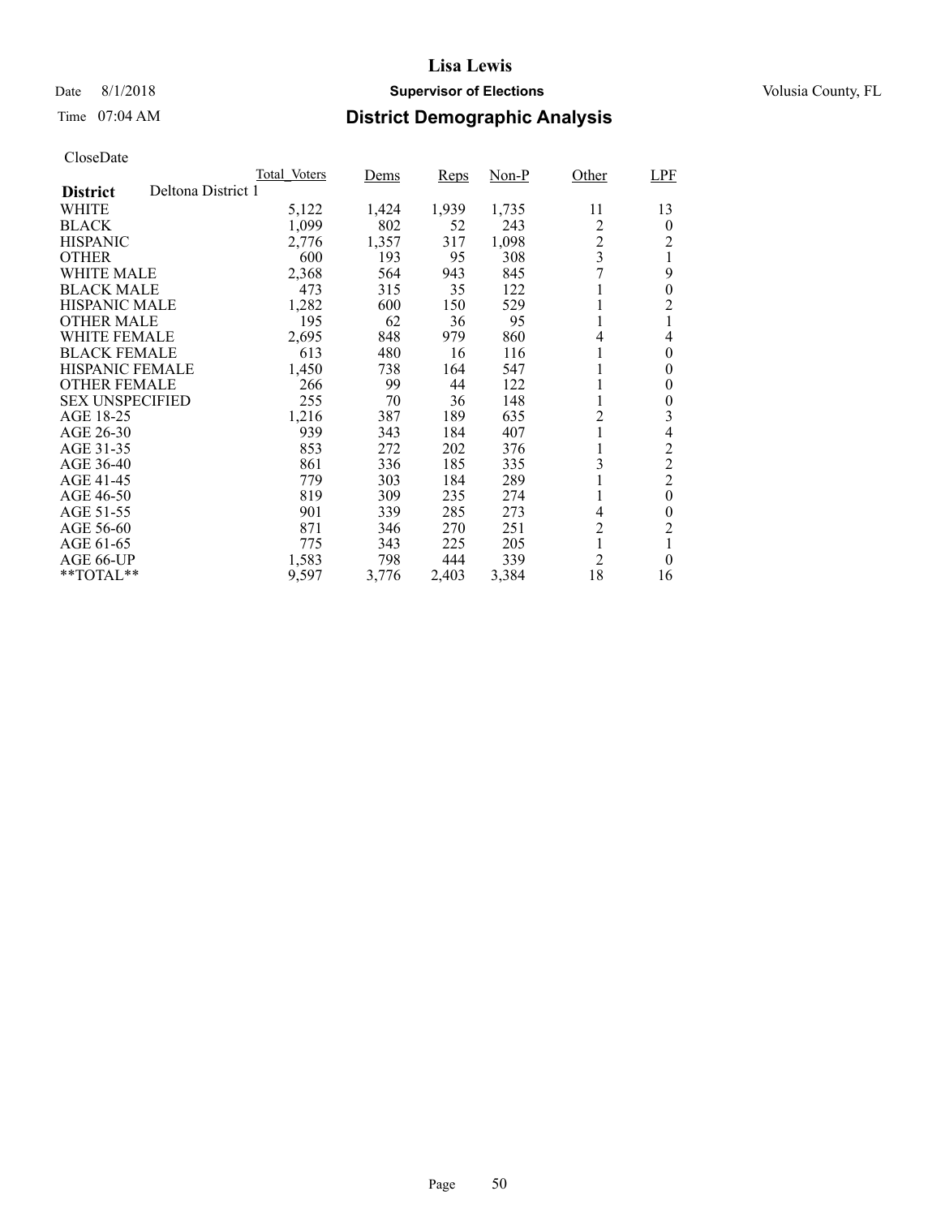# Lisa Lewis

Date 8/1/2018 **Supervisor of Elections** Volusia County, FL

Time 07:04 AM **District Demographic Analysis**

CloseDate

| District | Total_Voters | Dems | Reps | Non-P | Other | LPF |
|---|---|---|---|---|---|---|
| **District** Deltona District 1 | | | | | | |
| WHITE | 5,122 | 1,424 | 1,939 | 1,735 | 11 | 13 |
| BLACK | 1,099 | 802 | 52 | 243 | 2 | 0 |
| HISPANIC | 2,776 | 1,357 | 317 | 1,098 | 2 | 2 |
| OTHER | 600 | 193 | 95 | 308 | 3 | 1 |
| WHITE MALE | 2,368 | 564 | 943 | 845 | 7 | 9 |
| BLACK MALE | 473 | 315 | 35 | 122 | 1 | 0 |
| HISPANIC MALE | 1,282 | 600 | 150 | 529 | 1 | 2 |
| OTHER MALE | 195 | 62 | 36 | 95 | 1 | 1 |
| WHITE FEMALE | 2,695 | 848 | 979 | 860 | 4 | 4 |
| BLACK FEMALE | 613 | 480 | 16 | 116 | 1 | 0 |
| HISPANIC FEMALE | 1,450 | 738 | 164 | 547 | 1 | 0 |
| OTHER FEMALE | 266 | 99 | 44 | 122 | 1 | 0 |
| SEX UNSPECIFIED | 255 | 70 | 36 | 148 | 1 | 0 |
| AGE 18-25 | 1,216 | 387 | 189 | 635 | 2 | 3 |
| AGE 26-30 | 939 | 343 | 184 | 407 | 1 | 4 |
| AGE 31-35 | 853 | 272 | 202 | 376 | 1 | 2 |
| AGE 36-40 | 861 | 336 | 185 | 335 | 3 | 2 |
| AGE 41-45 | 779 | 303 | 184 | 289 | 1 | 2 |
| AGE 46-50 | 819 | 309 | 235 | 274 | 1 | 0 |
| AGE 51-55 | 901 | 339 | 285 | 273 | 4 | 0 |
| AGE 56-60 | 871 | 346 | 270 | 251 | 2 | 2 |
| AGE 61-65 | 775 | 343 | 225 | 205 | 1 | 1 |
| AGE 66-UP | 1,583 | 798 | 444 | 339 | 2 | 0 |
| **TOTAL** | 9,597 | 3,776 | 2,403 | 3,384 | 18 | 16 |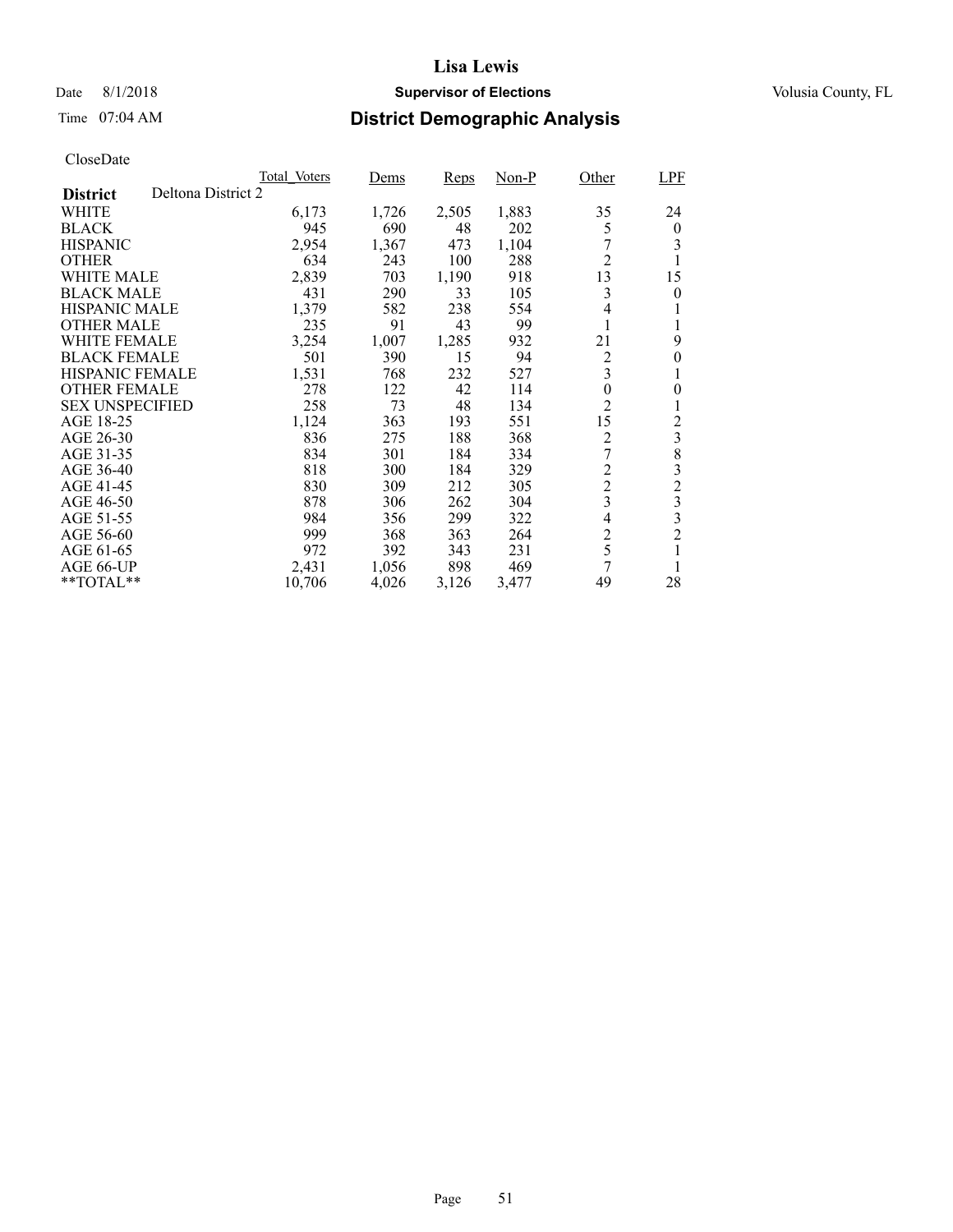# Lisa Lewis

Date 8/1/2018 **Supervisor of Elections** Volusia County, FL

Time 07:04 AM **District Demographic Analysis**

CloseDate

| | Total_Voters | Dems | Reps | Non-P | Other | LPF |
|---|---|---|---|---|---|---|
| **District** Deltona District 2 | | | | | | |
| WHITE | 6,173 | 1,726 | 2,505 | 1,883 | 35 | 24 |
| BLACK | 945 | 690 | 48 | 202 | 5 | 0 |
| HISPANIC | 2,954 | 1,367 | 473 | 1,104 | 7 | 3 |
| OTHER | 634 | 243 | 100 | 288 | 2 | 1 |
| WHITE MALE | 2,839 | 703 | 1,190 | 918 | 13 | 15 |
| BLACK MALE | 431 | 290 | 33 | 105 | 3 | 0 |
| HISPANIC MALE | 1,379 | 582 | 238 | 554 | 4 | 1 |
| OTHER MALE | 235 | 91 | 43 | 99 | 1 | 1 |
| WHITE FEMALE | 3,254 | 1,007 | 1,285 | 932 | 21 | 9 |
| BLACK FEMALE | 501 | 390 | 15 | 94 | 2 | 0 |
| HISPANIC FEMALE | 1,531 | 768 | 232 | 527 | 3 | 1 |
| OTHER FEMALE | 278 | 122 | 42 | 114 | 0 | 0 |
| SEX UNSPECIFIED | 258 | 73 | 48 | 134 | 2 | 1 |
| AGE 18-25 | 1,124 | 363 | 193 | 551 | 15 | 2 |
| AGE 26-30 | 836 | 275 | 188 | 368 | 2 | 3 |
| AGE 31-35 | 834 | 301 | 184 | 334 | 7 | 8 |
| AGE 36-40 | 818 | 300 | 184 | 329 | 2 | 3 |
| AGE 41-45 | 830 | 309 | 212 | 305 | 2 | 2 |
| AGE 46-50 | 878 | 306 | 262 | 304 | 3 | 3 |
| AGE 51-55 | 984 | 356 | 299 | 322 | 4 | 3 |
| AGE 56-60 | 999 | 368 | 363 | 264 | 2 | 2 |
| AGE 61-65 | 972 | 392 | 343 | 231 | 5 | 1 |
| AGE 66-UP | 2,431 | 1,056 | 898 | 469 | 7 | 1 |
| **TOTAL** | 10,706 | 4,026 | 3,126 | 3,477 | 49 | 28 |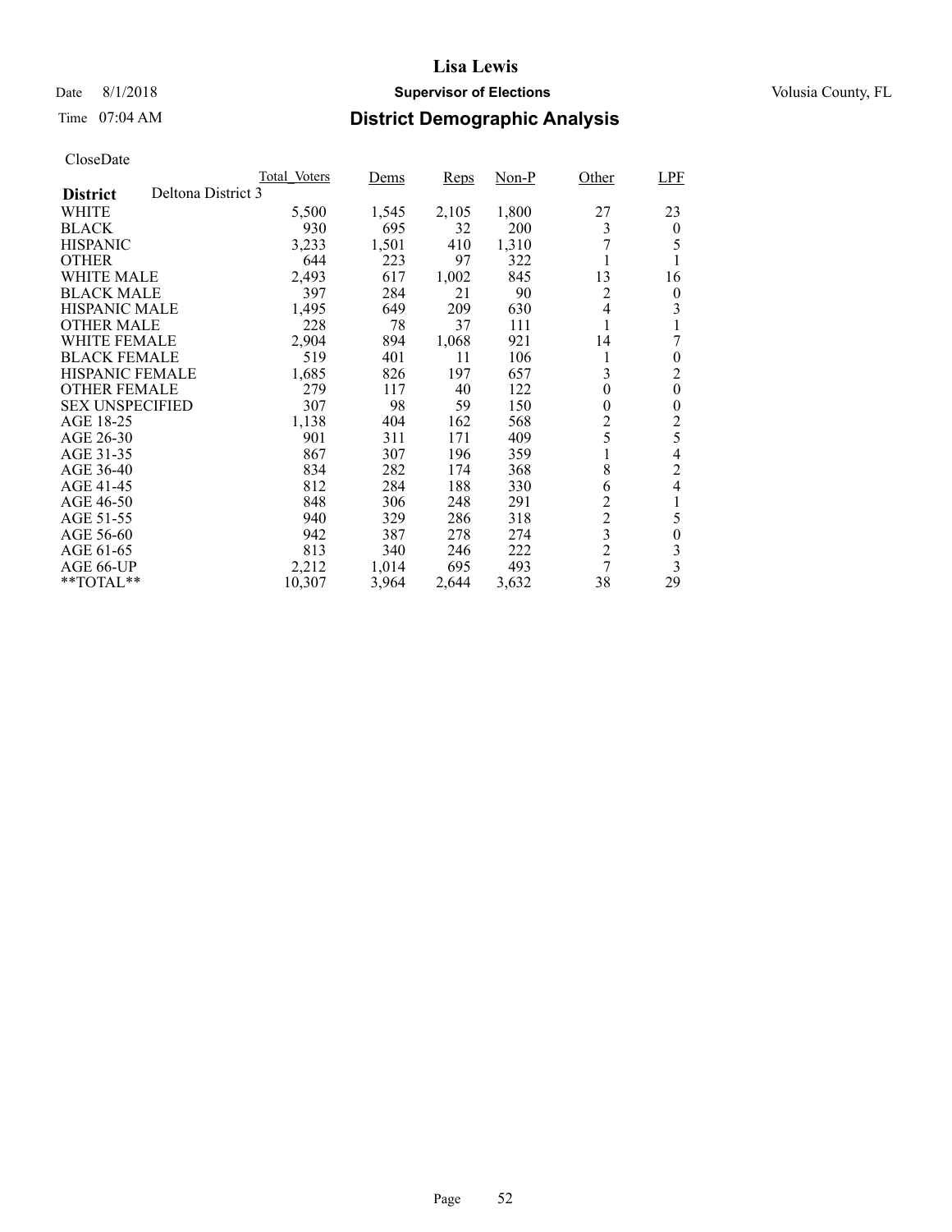# Lisa Lewis

Date 8/1/2018 **Supervisor of Elections** Volusia County, FL

Time 07:04 AM **District Demographic Analysis**

CloseDate

| | Total_Voters | Dems | Reps | Non-P | Other | LPF |
|---|---|---|---|---|---|---|
| **District** Deltona District 3 | | | | | | |
| WHITE | 5,500 | 1,545 | 2,105 | 1,800 | 27 | 23 |
| BLACK | 930 | 695 | 32 | 200 | 3 | 0 |
| HISPANIC | 3,233 | 1,501 | 410 | 1,310 | 7 | 5 |
| OTHER | 644 | 223 | 97 | 322 | 1 | 1 |
| WHITE MALE | 2,493 | 617 | 1,002 | 845 | 13 | 16 |
| BLACK MALE | 397 | 284 | 21 | 90 | 2 | 0 |
| HISPANIC MALE | 1,495 | 649 | 209 | 630 | 4 | 3 |
| OTHER MALE | 228 | 78 | 37 | 111 | 1 | 1 |
| WHITE FEMALE | 2,904 | 894 | 1,068 | 921 | 14 | 7 |
| BLACK FEMALE | 519 | 401 | 11 | 106 | 1 | 0 |
| HISPANIC FEMALE | 1,685 | 826 | 197 | 657 | 3 | 2 |
| OTHER FEMALE | 279 | 117 | 40 | 122 | 0 | 0 |
| SEX UNSPECIFIED | 307 | 98 | 59 | 150 | 0 | 0 |
| AGE 18-25 | 1,138 | 404 | 162 | 568 | 2 | 2 |
| AGE 26-30 | 901 | 311 | 171 | 409 | 5 | 5 |
| AGE 31-35 | 867 | 307 | 196 | 359 | 1 | 4 |
| AGE 36-40 | 834 | 282 | 174 | 368 | 8 | 2 |
| AGE 41-45 | 812 | 284 | 188 | 330 | 6 | 4 |
| AGE 46-50 | 848 | 306 | 248 | 291 | 2 | 1 |
| AGE 51-55 | 940 | 329 | 286 | 318 | 2 | 5 |
| AGE 56-60 | 942 | 387 | 278 | 274 | 3 | 0 |
| AGE 61-65 | 813 | 340 | 246 | 222 | 2 | 3 |
| AGE 66-UP | 2,212 | 1,014 | 695 | 493 | 7 | 3 |
| **TOTAL** | 10,307 | 3,964 | 2,644 | 3,632 | 38 | 29 |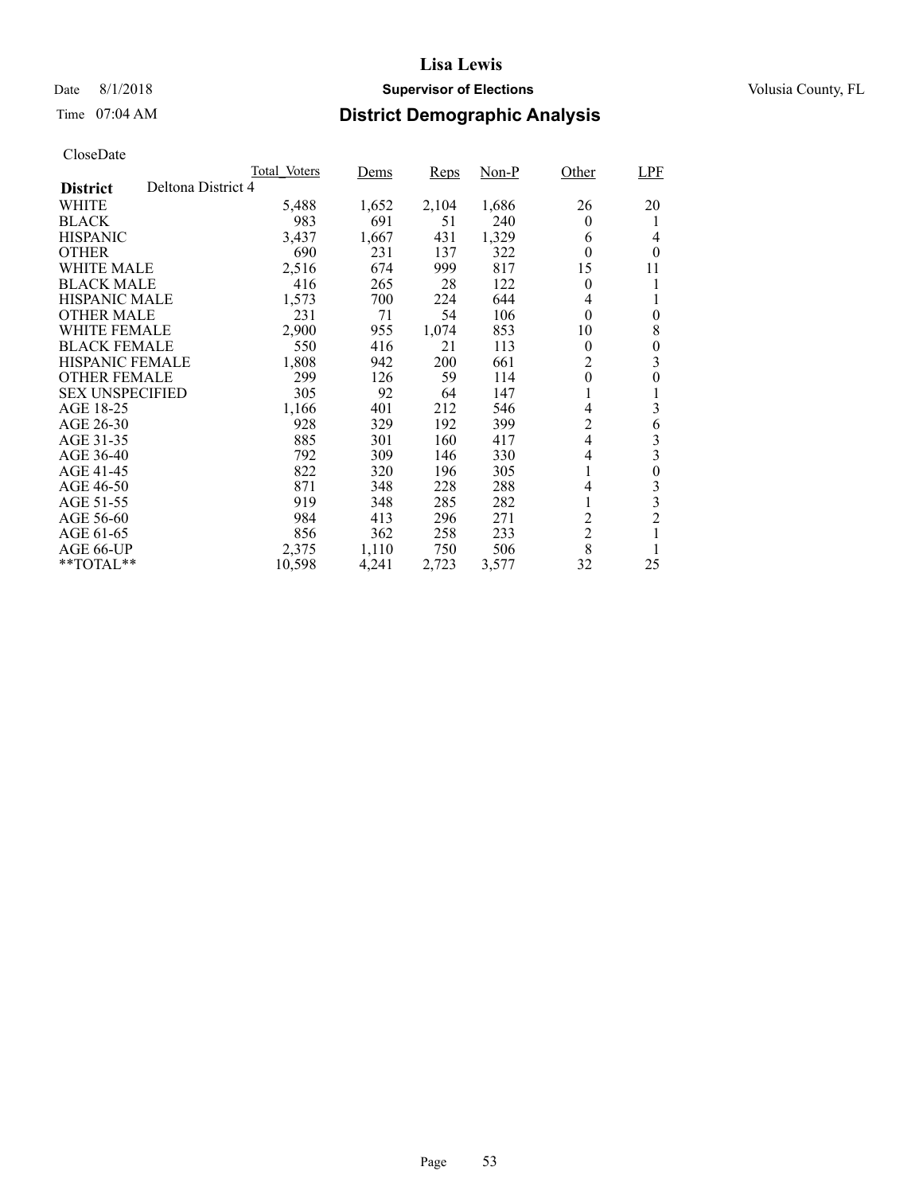# Lisa Lewis

Date 8/1/2018 **Supervisor of Elections** Volusia County, FL

Time 07:04 AM

## District Demographic Analysis

CloseDate

| **District** Deltona District 4 | Total_Voters | Dems | Reps | Non-P | Other | LPF |
|---|---|---|---|---|---|---|
| WHITE | 5,488 | 1,652 | 2,104 | 1,686 | 26 | 20 |
| BLACK | 983 | 691 | 51 | 240 | 0 | 1 |
| HISPANIC | 3,437 | 1,667 | 431 | 1,329 | 6 | 4 |
| OTHER | 690 | 231 | 137 | 322 | 0 | 0 |
| WHITE MALE | 2,516 | 674 | 999 | 817 | 15 | 11 |
| BLACK MALE | 416 | 265 | 28 | 122 | 0 | 1 |
| HISPANIC MALE | 1,573 | 700 | 224 | 644 | 4 | 1 |
| OTHER MALE | 231 | 71 | 54 | 106 | 0 | 0 |
| WHITE FEMALE | 2,900 | 955 | 1,074 | 853 | 10 | 8 |
| BLACK FEMALE | 550 | 416 | 21 | 113 | 0 | 0 |
| HISPANIC FEMALE | 1,808 | 942 | 200 | 661 | 2 | 3 |
| OTHER FEMALE | 299 | 126 | 59 | 114 | 0 | 0 |
| SEX UNSPECIFIED | 305 | 92 | 64 | 147 | 1 | 1 |
| AGE 18-25 | 1,166 | 401 | 212 | 546 | 4 | 3 |
| AGE 26-30 | 928 | 329 | 192 | 399 | 2 | 6 |
| AGE 31-35 | 885 | 301 | 160 | 417 | 4 | 3 |
| AGE 36-40 | 792 | 309 | 146 | 330 | 4 | 3 |
| AGE 41-45 | 822 | 320 | 196 | 305 | 1 | 0 |
| AGE 46-50 | 871 | 348 | 228 | 288 | 4 | 3 |
| AGE 51-55 | 919 | 348 | 285 | 282 | 1 | 3 |
| AGE 56-60 | 984 | 413 | 296 | 271 | 2 | 2 |
| AGE 61-65 | 856 | 362 | 258 | 233 | 2 | 1 |
| AGE 66-UP | 2,375 | 1,110 | 750 | 506 | 8 | 1 |
| **TOTAL** | 10,598 | 4,241 | 2,723 | 3,577 | 32 | 25 |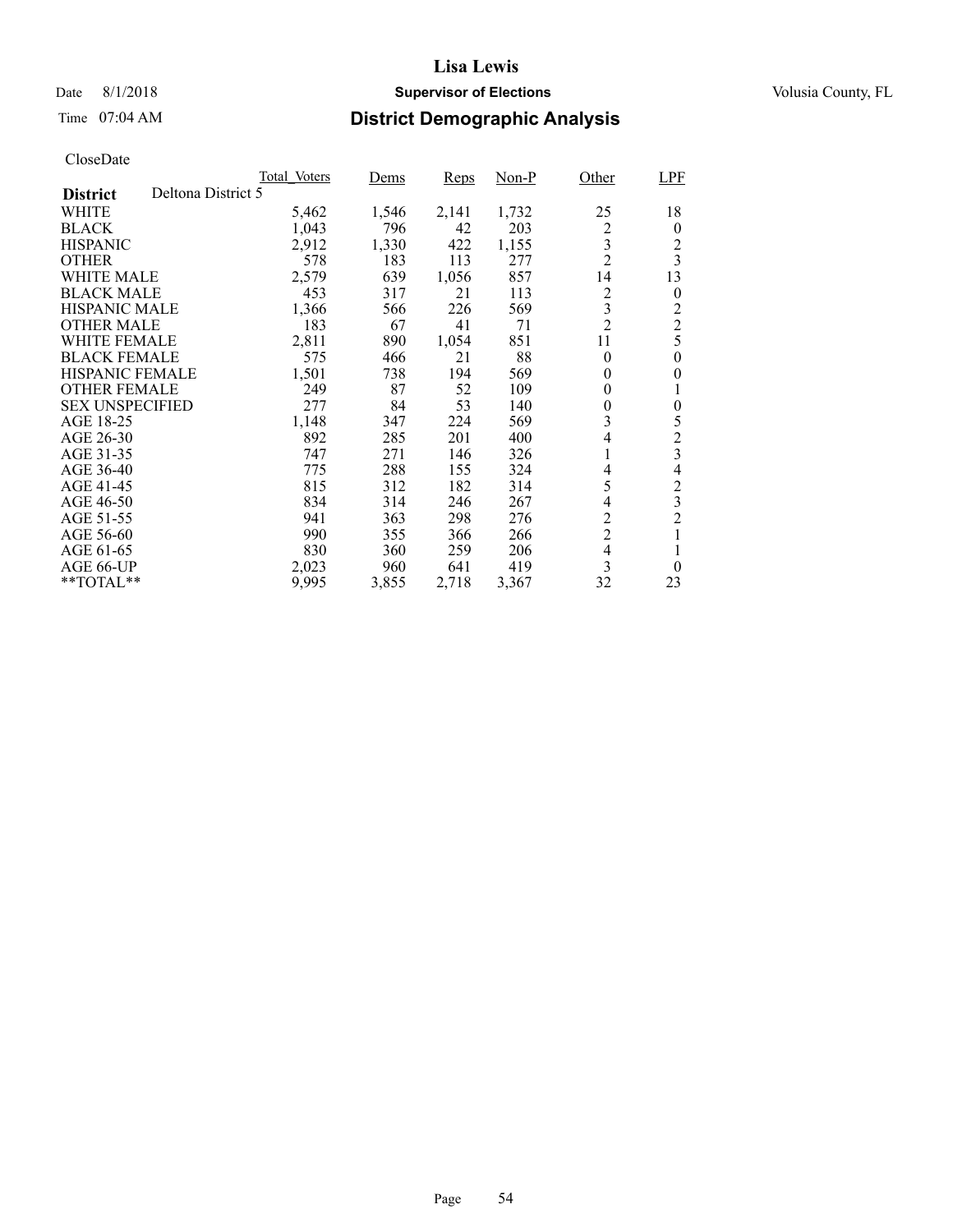# Lisa Lewis

Date 8/1/2018 **Supervisor of Elections** Volusia County, FL

Time 07:04 AM **District Demographic Analysis**

CloseDate

| District: Deltona District 5 | Total_Voters | Dems | Reps | Non-P | Other | LPF |
|---|---|---|---|---|---|---|
| WHITE | 5,462 | 1,546 | 2,141 | 1,732 | 25 | 18 |
| BLACK | 1,043 | 796 | 42 | 203 | 2 | 0 |
| HISPANIC | 2,912 | 1,330 | 422 | 1,155 | 3 | 2 |
| OTHER | 578 | 183 | 113 | 277 | 2 | 3 |
| WHITE MALE | 2,579 | 639 | 1,056 | 857 | 14 | 13 |
| BLACK MALE | 453 | 317 | 21 | 113 | 2 | 0 |
| HISPANIC MALE | 1,366 | 566 | 226 | 569 | 3 | 2 |
| OTHER MALE | 183 | 67 | 41 | 71 | 2 | 2 |
| WHITE FEMALE | 2,811 | 890 | 1,054 | 851 | 11 | 5 |
| BLACK FEMALE | 575 | 466 | 21 | 88 | 0 | 0 |
| HISPANIC FEMALE | 1,501 | 738 | 194 | 569 | 0 | 0 |
| OTHER FEMALE | 249 | 87 | 52 | 109 | 0 | 1 |
| SEX UNSPECIFIED | 277 | 84 | 53 | 140 | 0 | 0 |
| AGE 18-25 | 1,148 | 347 | 224 | 569 | 3 | 5 |
| AGE 26-30 | 892 | 285 | 201 | 400 | 4 | 2 |
| AGE 31-35 | 747 | 271 | 146 | 326 | 1 | 3 |
| AGE 36-40 | 775 | 288 | 155 | 324 | 4 | 4 |
| AGE 41-45 | 815 | 312 | 182 | 314 | 5 | 2 |
| AGE 46-50 | 834 | 314 | 246 | 267 | 4 | 3 |
| AGE 51-55 | 941 | 363 | 298 | 276 | 2 | 2 |
| AGE 56-60 | 990 | 355 | 366 | 266 | 2 | 1 |
| AGE 61-65 | 830 | 360 | 259 | 206 | 4 | 1 |
| AGE 66-UP | 2,023 | 960 | 641 | 419 | 3 | 0 |
| **TOTAL** | 9,995 | 3,855 | 2,718 | 3,367 | 32 | 23 |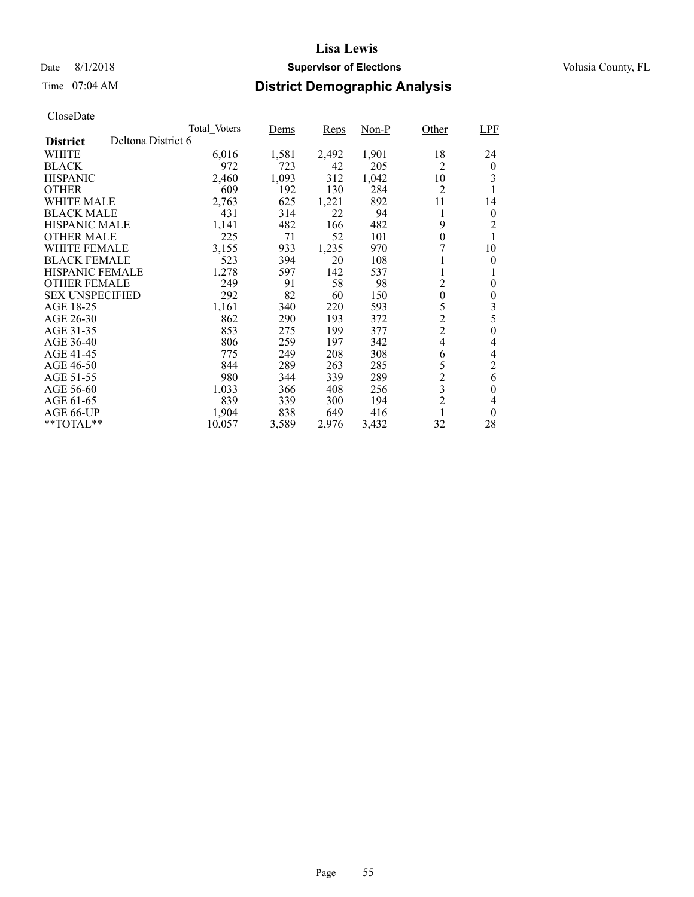# Lisa Lewis

Date 8/1/2018 **Supervisor of Elections** Volusia County, FL

Time 07:04 AM

## District Demographic Analysis

CloseDate

| | Total_Voters | Dems | Reps | Non-P | Other | LPF |
|---|---|---|---|---|---|---|
| **District** Deltona District 6 | | | | | | |
| WHITE | 6,016 | 1,581 | 2,492 | 1,901 | 18 | 24 |
| BLACK | 972 | 723 | 42 | 205 | 2 | 0 |
| HISPANIC | 2,460 | 1,093 | 312 | 1,042 | 10 | 3 |
| OTHER | 609 | 192 | 130 | 284 | 2 | 1 |
| WHITE MALE | 2,763 | 625 | 1,221 | 892 | 11 | 14 |
| BLACK MALE | 431 | 314 | 22 | 94 | 1 | 0 |
| HISPANIC MALE | 1,141 | 482 | 166 | 482 | 9 | 2 |
| OTHER MALE | 225 | 71 | 52 | 101 | 0 | 1 |
| WHITE FEMALE | 3,155 | 933 | 1,235 | 970 | 7 | 10 |
| BLACK FEMALE | 523 | 394 | 20 | 108 | 1 | 0 |
| HISPANIC FEMALE | 1,278 | 597 | 142 | 537 | 1 | 1 |
| OTHER FEMALE | 249 | 91 | 58 | 98 | 2 | 0 |
| SEX UNSPECIFIED | 292 | 82 | 60 | 150 | 0 | 0 |
| AGE 18-25 | 1,161 | 340 | 220 | 593 | 5 | 3 |
| AGE 26-30 | 862 | 290 | 193 | 372 | 2 | 5 |
| AGE 31-35 | 853 | 275 | 199 | 377 | 2 | 0 |
| AGE 36-40 | 806 | 259 | 197 | 342 | 4 | 4 |
| AGE 41-45 | 775 | 249 | 208 | 308 | 6 | 4 |
| AGE 46-50 | 844 | 289 | 263 | 285 | 5 | 2 |
| AGE 51-55 | 980 | 344 | 339 | 289 | 2 | 6 |
| AGE 56-60 | 1,033 | 366 | 408 | 256 | 3 | 0 |
| AGE 61-65 | 839 | 339 | 300 | 194 | 2 | 4 |
| AGE 66-UP | 1,904 | 838 | 649 | 416 | 1 | 0 |
| **TOTAL** | 10,057 | 3,589 | 2,976 | 3,432 | 32 | 28 |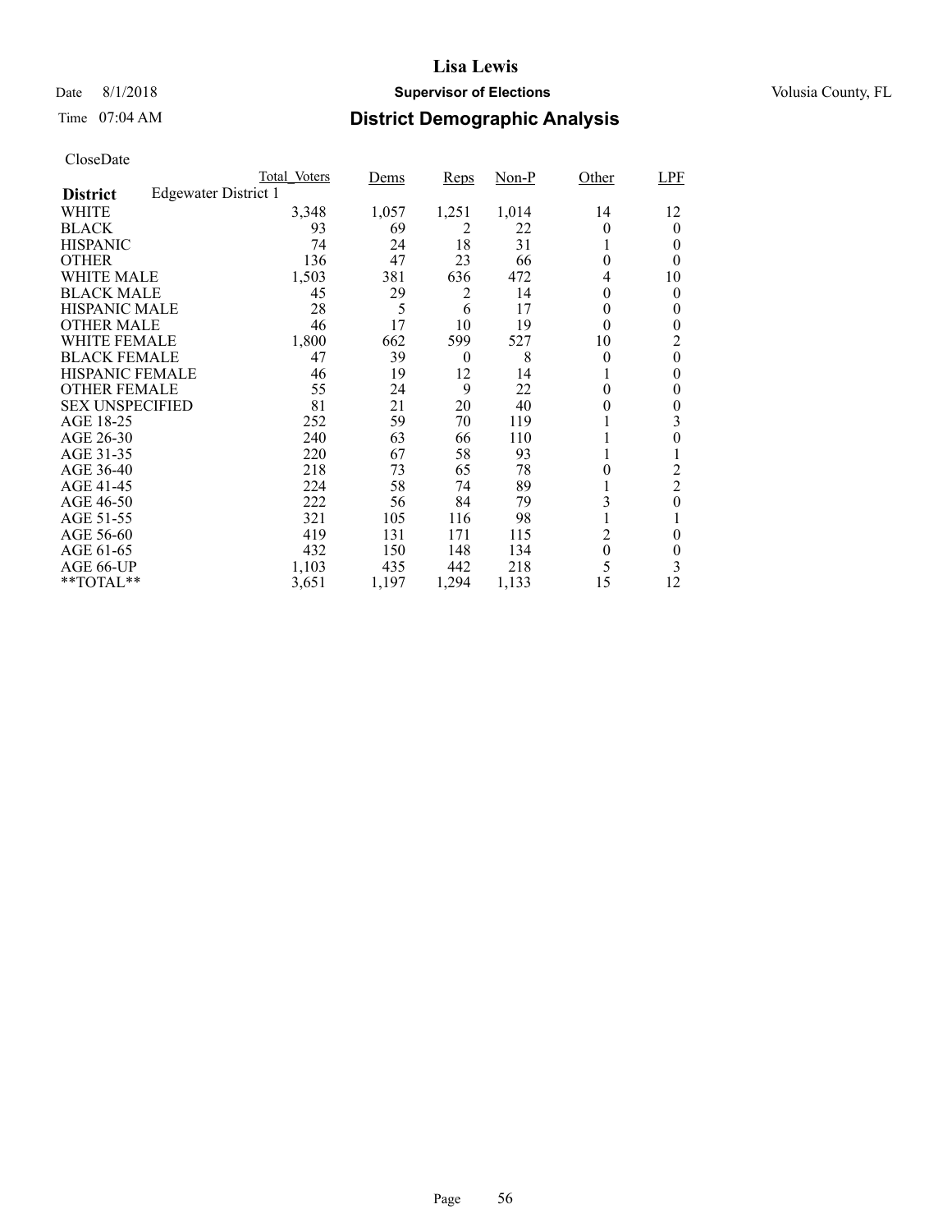# Lisa Lewis

Date 8/1/2018 **Supervisor of Elections** Volusia County, FL

Time 07:04 AM **District Demographic Analysis**

CloseDate

| District | Edgewater District 1 Total_Voters | Dems | Reps | Non-P | Other | LPF |
|---|---|---|---|---|---|---|
| WHITE | 3,348 | 1,057 | 1,251 | 1,014 | 14 | 12 |
| BLACK | 93 | 69 | 2 | 22 | 0 | 0 |
| HISPANIC | 74 | 24 | 18 | 31 | 1 | 0 |
| OTHER | 136 | 47 | 23 | 66 | 0 | 0 |
| WHITE MALE | 1,503 | 381 | 636 | 472 | 4 | 10 |
| BLACK MALE | 45 | 29 | 2 | 14 | 0 | 0 |
| HISPANIC MALE | 28 | 5 | 6 | 17 | 0 | 0 |
| OTHER MALE | 46 | 17 | 10 | 19 | 0 | 0 |
| WHITE FEMALE | 1,800 | 662 | 599 | 527 | 10 | 2 |
| BLACK FEMALE | 47 | 39 | 0 | 8 | 0 | 0 |
| HISPANIC FEMALE | 46 | 19 | 12 | 14 | 1 | 0 |
| OTHER FEMALE | 55 | 24 | 9 | 22 | 0 | 0 |
| SEX UNSPECIFIED | 81 | 21 | 20 | 40 | 0 | 0 |
| AGE 18-25 | 252 | 59 | 70 | 119 | 1 | 3 |
| AGE 26-30 | 240 | 63 | 66 | 110 | 1 | 0 |
| AGE 31-35 | 220 | 67 | 58 | 93 | 1 | 1 |
| AGE 36-40 | 218 | 73 | 65 | 78 | 0 | 2 |
| AGE 41-45 | 224 | 58 | 74 | 89 | 1 | 2 |
| AGE 46-50 | 222 | 56 | 84 | 79 | 3 | 0 |
| AGE 51-55 | 321 | 105 | 116 | 98 | 1 | 1 |
| AGE 56-60 | 419 | 131 | 171 | 115 | 2 | 0 |
| AGE 61-65 | 432 | 150 | 148 | 134 | 0 | 0 |
| AGE 66-UP | 1,103 | 435 | 442 | 218 | 5 | 3 |
| **TOTAL** | 3,651 | 1,197 | 1,294 | 1,133 | 15 | 12 |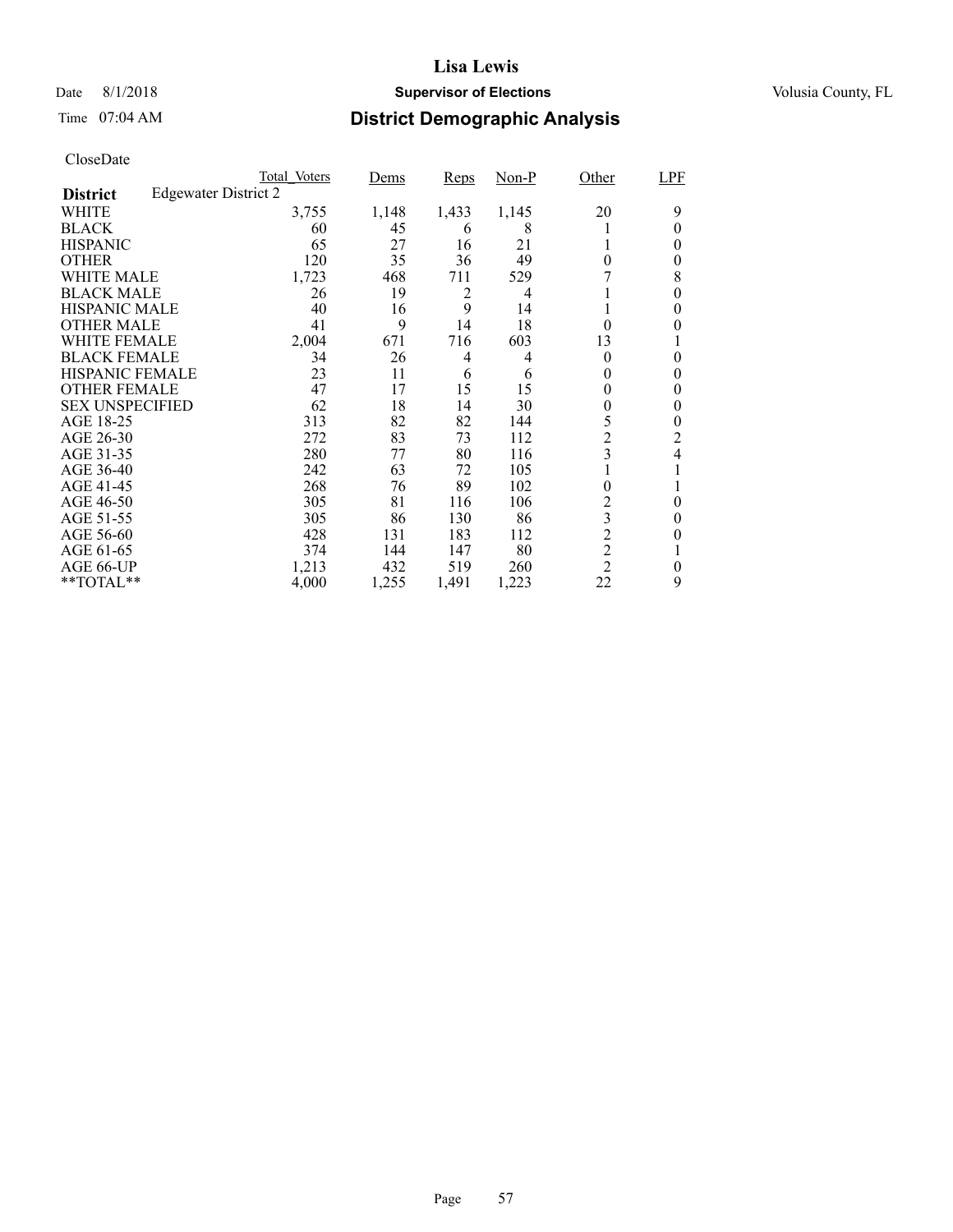# Lisa Lewis

Date 8/1/2018 **Supervisor of Elections** Volusia County, FL

Time 07:04 AM **District Demographic Analysis**

CloseDate

| | Total_Voters | Dems | Reps | Non-P | Other | LPF |
|---|---|---|---|---|---|---|
| **District** Edgewater District 2 | | | | | | |
| WHITE | 3,755 | 1,148 | 1,433 | 1,145 | 20 | 9 |
| BLACK | 60 | 45 | 6 | 8 | 1 | 0 |
| HISPANIC | 65 | 27 | 16 | 21 | 1 | 0 |
| OTHER | 120 | 35 | 36 | 49 | 0 | 0 |
| WHITE MALE | 1,723 | 468 | 711 | 529 | 7 | 8 |
| BLACK MALE | 26 | 19 | 2 | 4 | 1 | 0 |
| HISPANIC MALE | 40 | 16 | 9 | 14 | 1 | 0 |
| OTHER MALE | 41 | 9 | 14 | 18 | 0 | 0 |
| WHITE FEMALE | 2,004 | 671 | 716 | 603 | 13 | 1 |
| BLACK FEMALE | 34 | 26 | 4 | 4 | 0 | 0 |
| HISPANIC FEMALE | 23 | 11 | 6 | 6 | 0 | 0 |
| OTHER FEMALE | 47 | 17 | 15 | 15 | 0 | 0 |
| SEX UNSPECIFIED | 62 | 18 | 14 | 30 | 0 | 0 |
| AGE 18-25 | 313 | 82 | 82 | 144 | 5 | 0 |
| AGE 26-30 | 272 | 83 | 73 | 112 | 2 | 2 |
| AGE 31-35 | 280 | 77 | 80 | 116 | 3 | 4 |
| AGE 36-40 | 242 | 63 | 72 | 105 | 1 | 1 |
| AGE 41-45 | 268 | 76 | 89 | 102 | 0 | 1 |
| AGE 46-50 | 305 | 81 | 116 | 106 | 2 | 0 |
| AGE 51-55 | 305 | 86 | 130 | 86 | 3 | 0 |
| AGE 56-60 | 428 | 131 | 183 | 112 | 2 | 0 |
| AGE 61-65 | 374 | 144 | 147 | 80 | 2 | 1 |
| AGE 66-UP | 1,213 | 432 | 519 | 260 | 2 | 0 |
| **TOTAL** | 4,000 | 1,255 | 1,491 | 1,223 | 22 | 9 |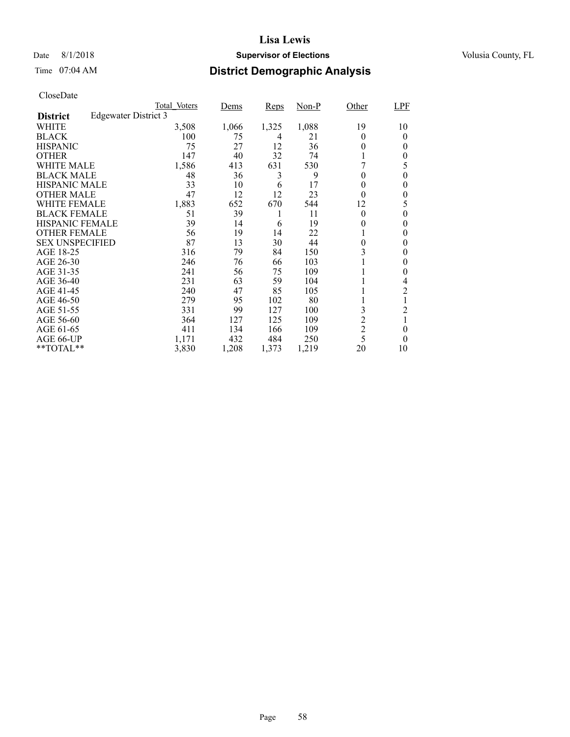# Lisa Lewis

Date 8/1/2018 **Supervisor of Elections** Volusia County, FL

Time 07:04 AM

## District Demographic Analysis

CloseDate

| **District** Edgewater District 3 | Total_Voters | Dems | Reps | Non-P | Other | LPF |
|---|---|---|---|---|---|---|
| WHITE | 3,508 | 1,066 | 1,325 | 1,088 | 19 | 10 |
| BLACK | 100 | 75 | 4 | 21 | 0 | 0 |
| HISPANIC | 75 | 27 | 12 | 36 | 0 | 0 |
| OTHER | 147 | 40 | 32 | 74 | 1 | 0 |
| WHITE MALE | 1,586 | 413 | 631 | 530 | 7 | 5 |
| BLACK MALE | 48 | 36 | 3 | 9 | 0 | 0 |
| HISPANIC MALE | 33 | 10 | 6 | 17 | 0 | 0 |
| OTHER MALE | 47 | 12 | 12 | 23 | 0 | 0 |
| WHITE FEMALE | 1,883 | 652 | 670 | 544 | 12 | 5 |
| BLACK FEMALE | 51 | 39 | 1 | 11 | 0 | 0 |
| HISPANIC FEMALE | 39 | 14 | 6 | 19 | 0 | 0 |
| OTHER FEMALE | 56 | 19 | 14 | 22 | 1 | 0 |
| SEX UNSPECIFIED | 87 | 13 | 30 | 44 | 0 | 0 |
| AGE 18-25 | 316 | 79 | 84 | 150 | 3 | 0 |
| AGE 26-30 | 246 | 76 | 66 | 103 | 1 | 0 |
| AGE 31-35 | 241 | 56 | 75 | 109 | 1 | 0 |
| AGE 36-40 | 231 | 63 | 59 | 104 | 1 | 4 |
| AGE 41-45 | 240 | 47 | 85 | 105 | 1 | 2 |
| AGE 46-50 | 279 | 95 | 102 | 80 | 1 | 1 |
| AGE 51-55 | 331 | 99 | 127 | 100 | 3 | 2 |
| AGE 56-60 | 364 | 127 | 125 | 109 | 2 | 1 |
| AGE 61-65 | 411 | 134 | 166 | 109 | 2 | 0 |
| AGE 66-UP | 1,171 | 432 | 484 | 250 | 5 | 0 |
| **TOTAL** | 3,830 | 1,208 | 1,373 | 1,219 | 20 | 10 |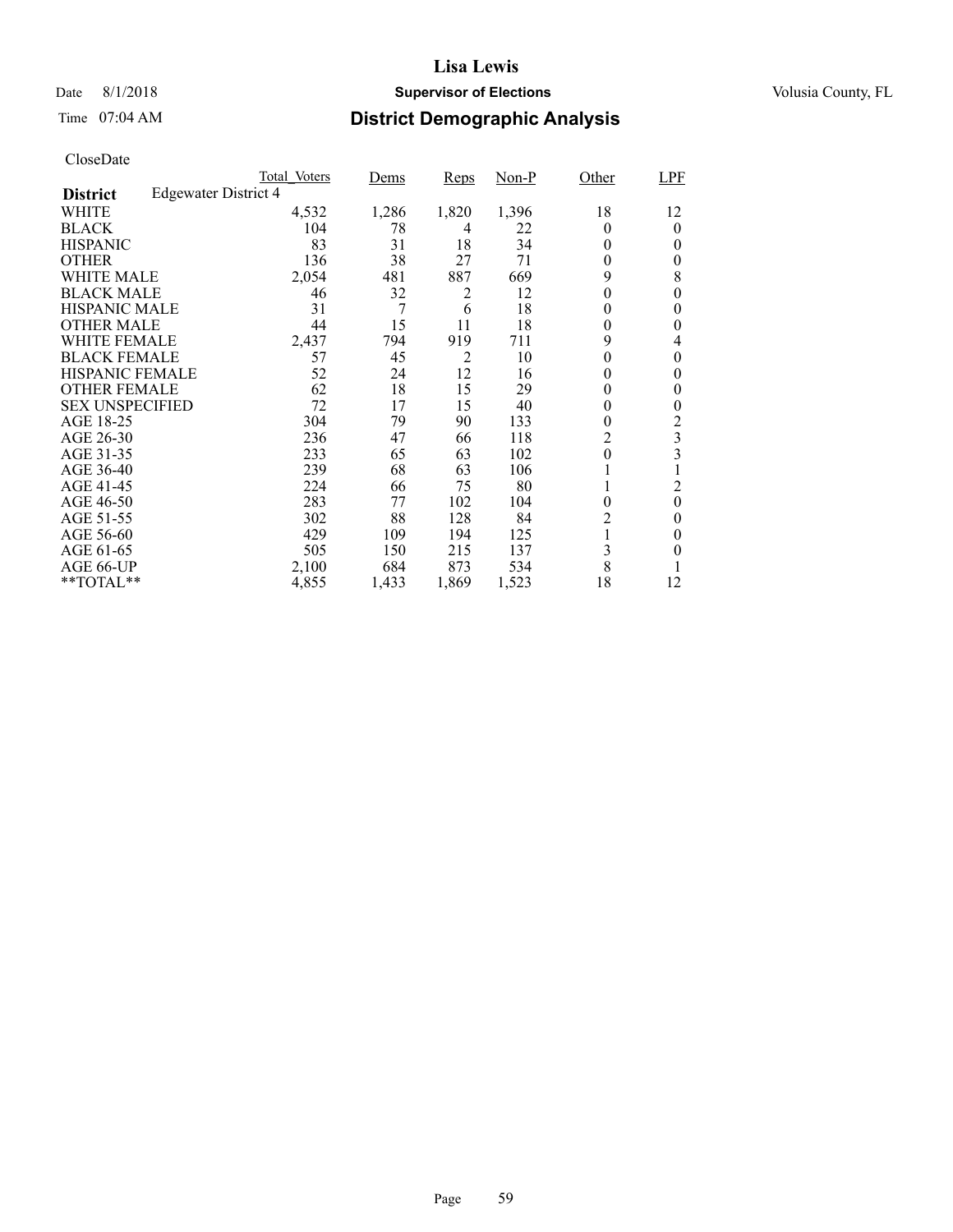# Lisa Lewis

Date 8/1/2018 **Supervisor of Elections** Volusia County, FL

Time 07:04 AM **District Demographic Analysis**

CloseDate

| | Total_Voters | Dems | Reps | Non-P | Other | LPF |
|---|---|---|---|---|---|---|
| **District** Edgewater District 4 | | | | | | |
| WHITE | 4,532 | 1,286 | 1,820 | 1,396 | 18 | 12 |
| BLACK | 104 | 78 | 4 | 22 | 0 | 0 |
| HISPANIC | 83 | 31 | 18 | 34 | 0 | 0 |
| OTHER | 136 | 38 | 27 | 71 | 0 | 0 |
| WHITE MALE | 2,054 | 481 | 887 | 669 | 9 | 8 |
| BLACK MALE | 46 | 32 | 2 | 12 | 0 | 0 |
| HISPANIC MALE | 31 | 7 | 6 | 18 | 0 | 0 |
| OTHER MALE | 44 | 15 | 11 | 18 | 0 | 0 |
| WHITE FEMALE | 2,437 | 794 | 919 | 711 | 9 | 4 |
| BLACK FEMALE | 57 | 45 | 2 | 10 | 0 | 0 |
| HISPANIC FEMALE | 52 | 24 | 12 | 16 | 0 | 0 |
| OTHER FEMALE | 62 | 18 | 15 | 29 | 0 | 0 |
| SEX UNSPECIFIED | 72 | 17 | 15 | 40 | 0 | 0 |
| AGE 18-25 | 304 | 79 | 90 | 133 | 0 | 2 |
| AGE 26-30 | 236 | 47 | 66 | 118 | 2 | 3 |
| AGE 31-35 | 233 | 65 | 63 | 102 | 0 | 3 |
| AGE 36-40 | 239 | 68 | 63 | 106 | 1 | 1 |
| AGE 41-45 | 224 | 66 | 75 | 80 | 1 | 2 |
| AGE 46-50 | 283 | 77 | 102 | 104 | 0 | 0 |
| AGE 51-55 | 302 | 88 | 128 | 84 | 2 | 0 |
| AGE 56-60 | 429 | 109 | 194 | 125 | 1 | 0 |
| AGE 61-65 | 505 | 150 | 215 | 137 | 3 | 0 |
| AGE 66-UP | 2,100 | 684 | 873 | 534 | 8 | 1 |
| **TOTAL** | 4,855 | 1,433 | 1,869 | 1,523 | 18 | 12 |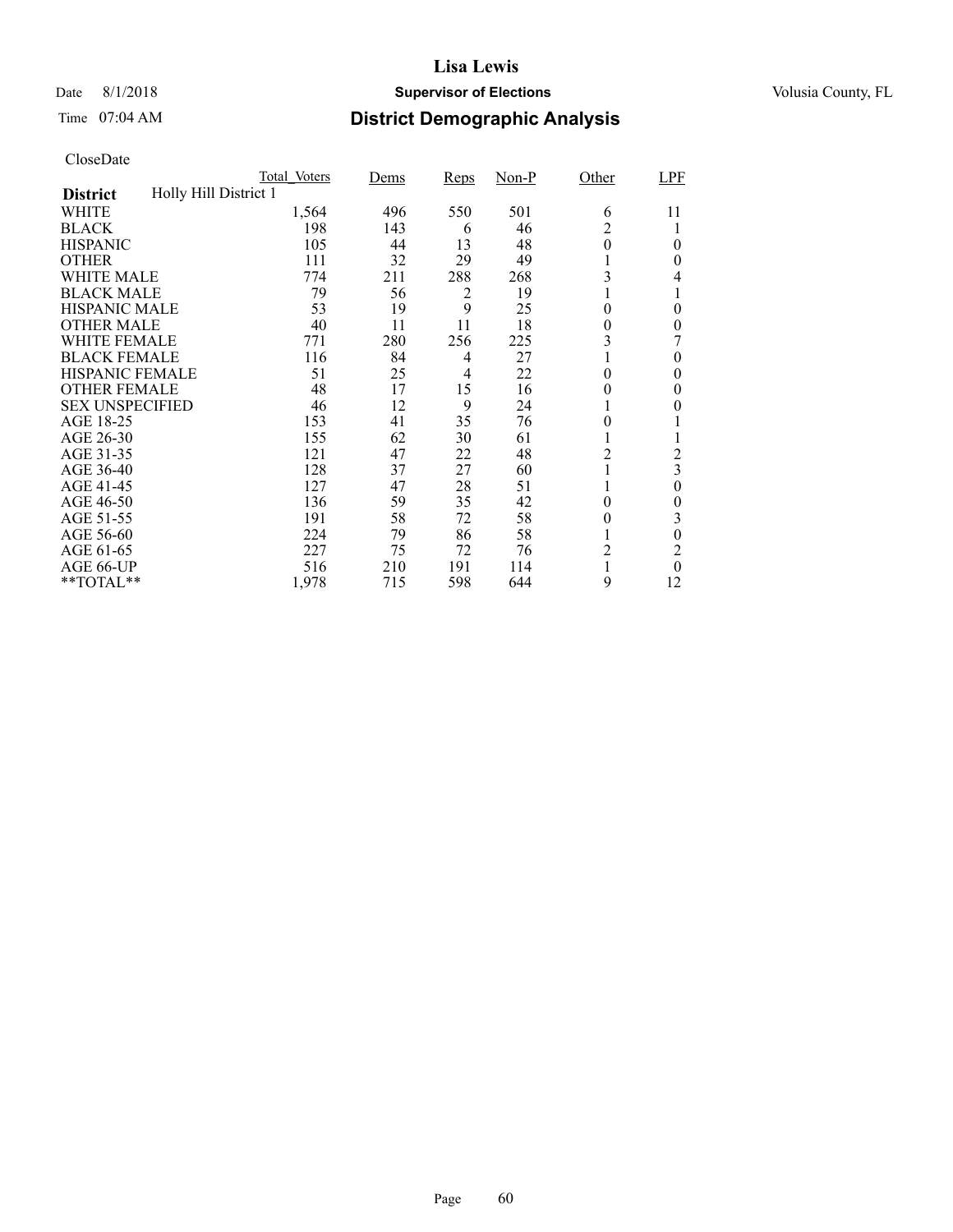# Lisa Lewis

Date 8/1/2018 **Supervisor of Elections** Volusia County, FL

Time 07:04 AM **District Demographic Analysis**

CloseDate

| | Total_Voters | Dems | Reps | Non-P | Other | LPF |
|---|---|---|---|---|---|---|
| **District** Holly Hill District 1 | | | | | | |
| WHITE | 1,564 | 496 | 550 | 501 | 6 | 11 |
| BLACK | 198 | 143 | 6 | 46 | 2 | 1 |
| HISPANIC | 105 | 44 | 13 | 48 | 0 | 0 |
| OTHER | 111 | 32 | 29 | 49 | 1 | 0 |
| WHITE MALE | 774 | 211 | 288 | 268 | 3 | 4 |
| BLACK MALE | 79 | 56 | 2 | 19 | 1 | 1 |
| HISPANIC MALE | 53 | 19 | 9 | 25 | 0 | 0 |
| OTHER MALE | 40 | 11 | 11 | 18 | 0 | 0 |
| WHITE FEMALE | 771 | 280 | 256 | 225 | 3 | 7 |
| BLACK FEMALE | 116 | 84 | 4 | 27 | 1 | 0 |
| HISPANIC FEMALE | 51 | 25 | 4 | 22 | 0 | 0 |
| OTHER FEMALE | 48 | 17 | 15 | 16 | 0 | 0 |
| SEX UNSPECIFIED | 46 | 12 | 9 | 24 | 1 | 0 |
| AGE 18-25 | 153 | 41 | 35 | 76 | 0 | 1 |
| AGE 26-30 | 155 | 62 | 30 | 61 | 1 | 1 |
| AGE 31-35 | 121 | 47 | 22 | 48 | 2 | 2 |
| AGE 36-40 | 128 | 37 | 27 | 60 | 1 | 3 |
| AGE 41-45 | 127 | 47 | 28 | 51 | 1 | 0 |
| AGE 46-50 | 136 | 59 | 35 | 42 | 0 | 0 |
| AGE 51-55 | 191 | 58 | 72 | 58 | 0 | 3 |
| AGE 56-60 | 224 | 79 | 86 | 58 | 1 | 0 |
| AGE 61-65 | 227 | 75 | 72 | 76 | 2 | 2 |
| AGE 66-UP | 516 | 210 | 191 | 114 | 1 | 0 |
| **TOTAL** | 1,978 | 715 | 598 | 644 | 9 | 12 |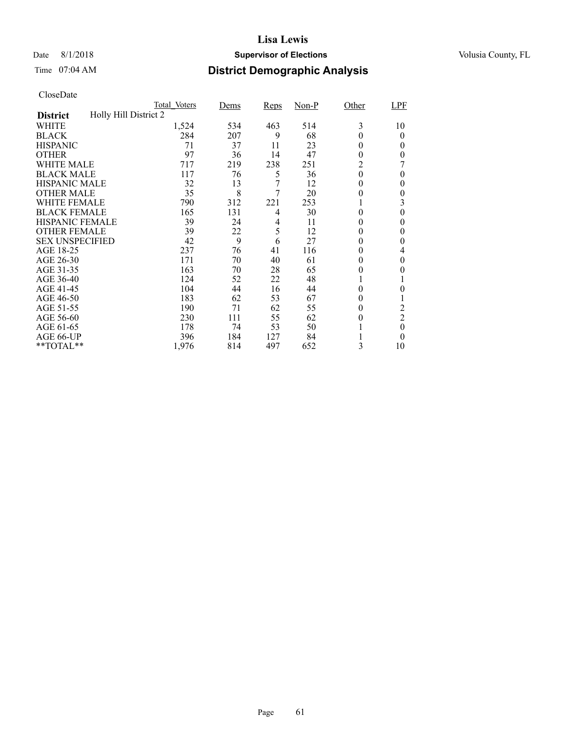# Lisa Lewis

Date 8/1/2018 **Supervisor of Elections** Volusia County, FL

Time 07:04 AM

## District Demographic Analysis

CloseDate

| | Total_Voters | Dems | Reps | Non-P | Other | LPF |
|---|---|---|---|---|---|---|
| **District** Holly Hill District 2 | | | | | | |
| WHITE | 1,524 | 534 | 463 | 514 | 3 | 10 |
| BLACK | 284 | 207 | 9 | 68 | 0 | 0 |
| HISPANIC | 71 | 37 | 11 | 23 | 0 | 0 |
| OTHER | 97 | 36 | 14 | 47 | 0 | 0 |
| WHITE MALE | 717 | 219 | 238 | 251 | 2 | 7 |
| BLACK MALE | 117 | 76 | 5 | 36 | 0 | 0 |
| HISPANIC MALE | 32 | 13 | 7 | 12 | 0 | 0 |
| OTHER MALE | 35 | 8 | 7 | 20 | 0 | 0 |
| WHITE FEMALE | 790 | 312 | 221 | 253 | 1 | 3 |
| BLACK FEMALE | 165 | 131 | 4 | 30 | 0 | 0 |
| HISPANIC FEMALE | 39 | 24 | 4 | 11 | 0 | 0 |
| OTHER FEMALE | 39 | 22 | 5 | 12 | 0 | 0 |
| SEX UNSPECIFIED | 42 | 9 | 6 | 27 | 0 | 0 |
| AGE 18-25 | 237 | 76 | 41 | 116 | 0 | 4 |
| AGE 26-30 | 171 | 70 | 40 | 61 | 0 | 0 |
| AGE 31-35 | 163 | 70 | 28 | 65 | 0 | 0 |
| AGE 36-40 | 124 | 52 | 22 | 48 | 1 | 1 |
| AGE 41-45 | 104 | 44 | 16 | 44 | 0 | 0 |
| AGE 46-50 | 183 | 62 | 53 | 67 | 0 | 1 |
| AGE 51-55 | 190 | 71 | 62 | 55 | 0 | 2 |
| AGE 56-60 | 230 | 111 | 55 | 62 | 0 | 2 |
| AGE 61-65 | 178 | 74 | 53 | 50 | 1 | 0 |
| AGE 66-UP | 396 | 184 | 127 | 84 | 1 | 0 |
| **TOTAL** | 1,976 | 814 | 497 | 652 | 3 | 10 |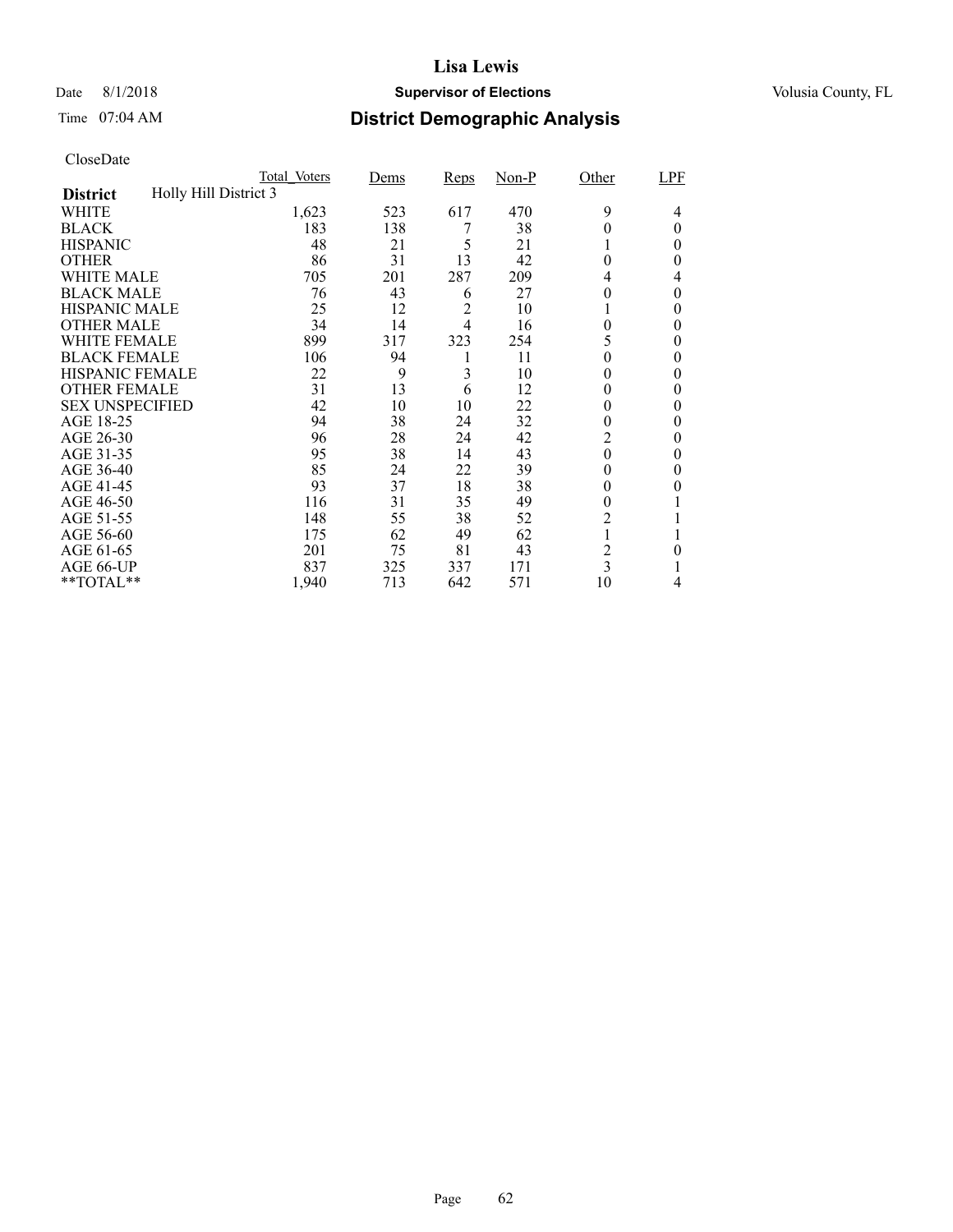# Lisa Lewis

Date 8/1/2018 **Supervisor of Elections** Volusia County, FL

Time 07:04 AM

## District Demographic Analysis

CloseDate

| | Total_Voters | Dems | Reps | Non-P | Other | LPF |
|---|---|---|---|---|---|---|
| **District** Holly Hill District 3 | | | | | | |
| WHITE | 1,623 | 523 | 617 | 470 | 9 | 4 |
| BLACK | 183 | 138 | 7 | 38 | 0 | 0 |
| HISPANIC | 48 | 21 | 5 | 21 | 1 | 0 |
| OTHER | 86 | 31 | 13 | 42 | 0 | 0 |
| WHITE MALE | 705 | 201 | 287 | 209 | 4 | 4 |
| BLACK MALE | 76 | 43 | 6 | 27 | 0 | 0 |
| HISPANIC MALE | 25 | 12 | 2 | 10 | 1 | 0 |
| OTHER MALE | 34 | 14 | 4 | 16 | 0 | 0 |
| WHITE FEMALE | 899 | 317 | 323 | 254 | 5 | 0 |
| BLACK FEMALE | 106 | 94 | 1 | 11 | 0 | 0 |
| HISPANIC FEMALE | 22 | 9 | 3 | 10 | 0 | 0 |
| OTHER FEMALE | 31 | 13 | 6 | 12 | 0 | 0 |
| SEX UNSPECIFIED | 42 | 10 | 10 | 22 | 0 | 0 |
| AGE 18-25 | 94 | 38 | 24 | 32 | 0 | 0 |
| AGE 26-30 | 96 | 28 | 24 | 42 | 2 | 0 |
| AGE 31-35 | 95 | 38 | 14 | 43 | 0 | 0 |
| AGE 36-40 | 85 | 24 | 22 | 39 | 0 | 0 |
| AGE 41-45 | 93 | 37 | 18 | 38 | 0 | 0 |
| AGE 46-50 | 116 | 31 | 35 | 49 | 0 | 1 |
| AGE 51-55 | 148 | 55 | 38 | 52 | 2 | 1 |
| AGE 56-60 | 175 | 62 | 49 | 62 | 1 | 1 |
| AGE 61-65 | 201 | 75 | 81 | 43 | 2 | 0 |
| AGE 66-UP | 837 | 325 | 337 | 171 | 3 | 1 |
| **TOTAL** | 1,940 | 713 | 642 | 571 | 10 | 4 |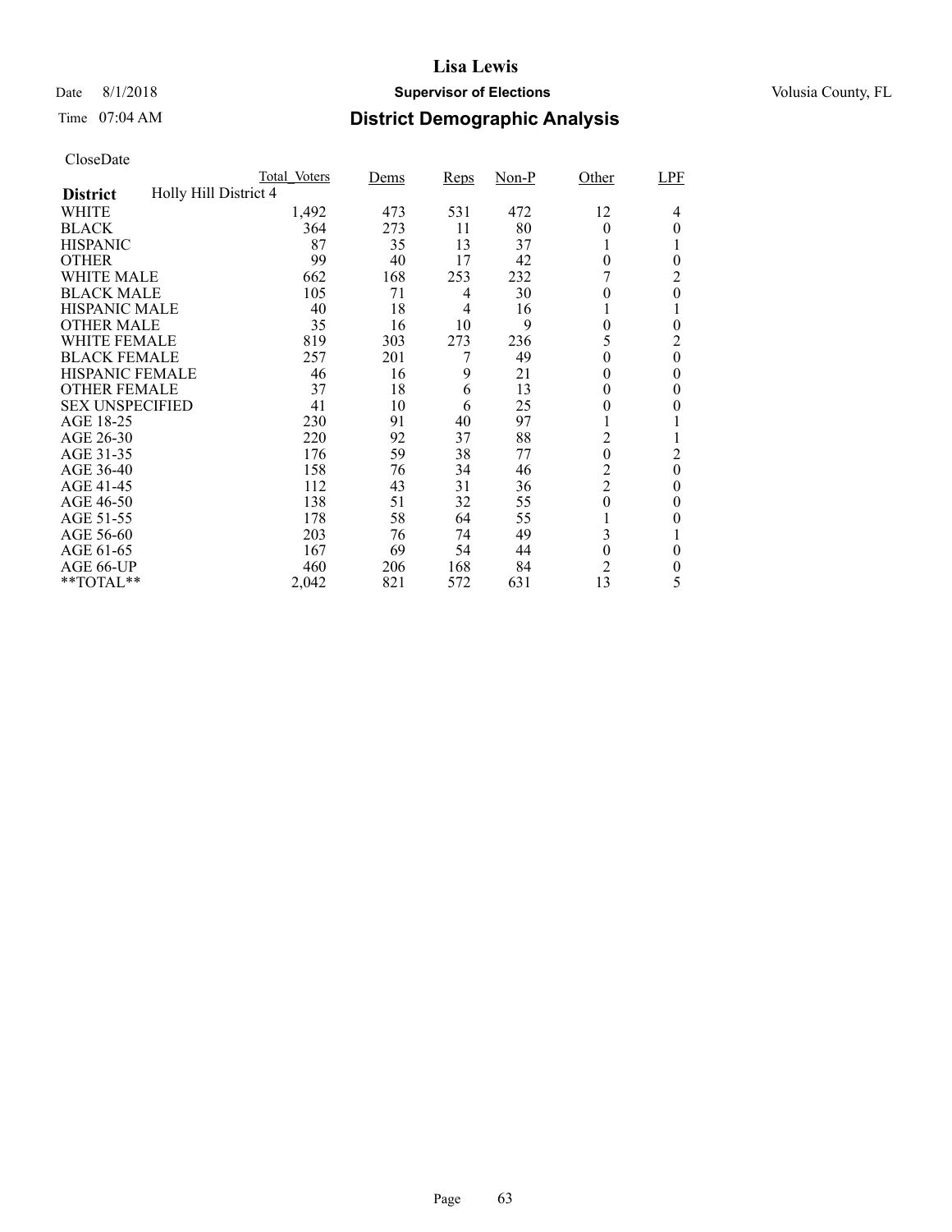# Lisa Lewis

Date 8/1/2018 **Supervisor of Elections** Volusia County, FL

Time 07:04 AM **District Demographic Analysis**

CloseDate

| | Total_Voters | Dems | Reps | Non-P | Other | LPF |
|---|---|---|---|---|---|---|
| **District** Holly Hill District 4 | | | | | | |
| WHITE | 1,492 | 473 | 531 | 472 | 12 | 4 |
| BLACK | 364 | 273 | 11 | 80 | 0 | 0 |
| HISPANIC | 87 | 35 | 13 | 37 | 1 | 1 |
| OTHER | 99 | 40 | 17 | 42 | 0 | 0 |
| WHITE MALE | 662 | 168 | 253 | 232 | 7 | 2 |
| BLACK MALE | 105 | 71 | 4 | 30 | 0 | 0 |
| HISPANIC MALE | 40 | 18 | 4 | 16 | 1 | 1 |
| OTHER MALE | 35 | 16 | 10 | 9 | 0 | 0 |
| WHITE FEMALE | 819 | 303 | 273 | 236 | 5 | 2 |
| BLACK FEMALE | 257 | 201 | 7 | 49 | 0 | 0 |
| HISPANIC FEMALE | 46 | 16 | 9 | 21 | 0 | 0 |
| OTHER FEMALE | 37 | 18 | 6 | 13 | 0 | 0 |
| SEX UNSPECIFIED | 41 | 10 | 6 | 25 | 0 | 0 |
| AGE 18-25 | 230 | 91 | 40 | 97 | 1 | 1 |
| AGE 26-30 | 220 | 92 | 37 | 88 | 2 | 1 |
| AGE 31-35 | 176 | 59 | 38 | 77 | 0 | 2 |
| AGE 36-40 | 158 | 76 | 34 | 46 | 2 | 0 |
| AGE 41-45 | 112 | 43 | 31 | 36 | 2 | 0 |
| AGE 46-50 | 138 | 51 | 32 | 55 | 0 | 0 |
| AGE 51-55 | 178 | 58 | 64 | 55 | 1 | 0 |
| AGE 56-60 | 203 | 76 | 74 | 49 | 3 | 1 |
| AGE 61-65 | 167 | 69 | 54 | 44 | 0 | 0 |
| AGE 66-UP | 460 | 206 | 168 | 84 | 2 | 0 |
| **TOTAL** | 2,042 | 821 | 572 | 631 | 13 | 5 |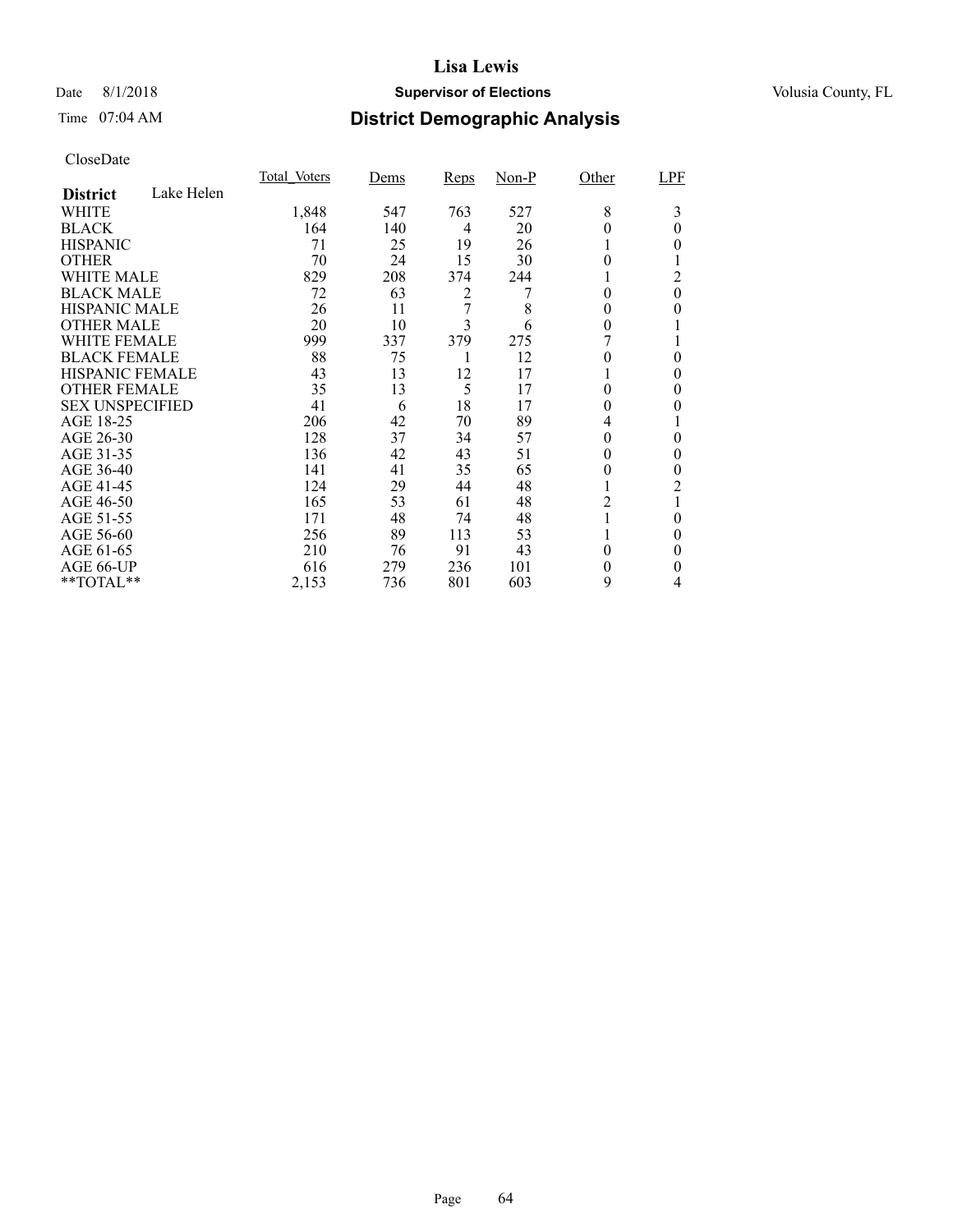# Lisa Lewis

Date 8/1/2018 **Supervisor of Elections** Volusia County, FL

Time 07:04 AM **District Demographic Analysis**

CloseDate

| | Total_Voters | Dems | Reps | Non-P | Other | LPF |
|---|---|---|---|---|---|---|
| **District** Lake Helen | | | | | | |
| WHITE | 1,848 | 547 | 763 | 527 | 8 | 3 |
| BLACK | 164 | 140 | 4 | 20 | 0 | 0 |
| HISPANIC | 71 | 25 | 19 | 26 | 1 | 0 |
| OTHER | 70 | 24 | 15 | 30 | 0 | 1 |
| WHITE MALE | 829 | 208 | 374 | 244 | 1 | 2 |
| BLACK MALE | 72 | 63 | 2 | 7 | 0 | 0 |
| HISPANIC MALE | 26 | 11 | 7 | 8 | 0 | 0 |
| OTHER MALE | 20 | 10 | 3 | 6 | 0 | 1 |
| WHITE FEMALE | 999 | 337 | 379 | 275 | 7 | 1 |
| BLACK FEMALE | 88 | 75 | 1 | 12 | 0 | 0 |
| HISPANIC FEMALE | 43 | 13 | 12 | 17 | 1 | 0 |
| OTHER FEMALE | 35 | 13 | 5 | 17 | 0 | 0 |
| SEX UNSPECIFIED | 41 | 6 | 18 | 17 | 0 | 0 |
| AGE 18-25 | 206 | 42 | 70 | 89 | 4 | 1 |
| AGE 26-30 | 128 | 37 | 34 | 57 | 0 | 0 |
| AGE 31-35 | 136 | 42 | 43 | 51 | 0 | 0 |
| AGE 36-40 | 141 | 41 | 35 | 65 | 0 | 0 |
| AGE 41-45 | 124 | 29 | 44 | 48 | 1 | 2 |
| AGE 46-50 | 165 | 53 | 61 | 48 | 2 | 1 |
| AGE 51-55 | 171 | 48 | 74 | 48 | 1 | 0 |
| AGE 56-60 | 256 | 89 | 113 | 53 | 1 | 0 |
| AGE 61-65 | 210 | 76 | 91 | 43 | 0 | 0 |
| AGE 66-UP | 616 | 279 | 236 | 101 | 0 | 0 |
| **TOTAL** | 2,153 | 736 | 801 | 603 | 9 | 4 |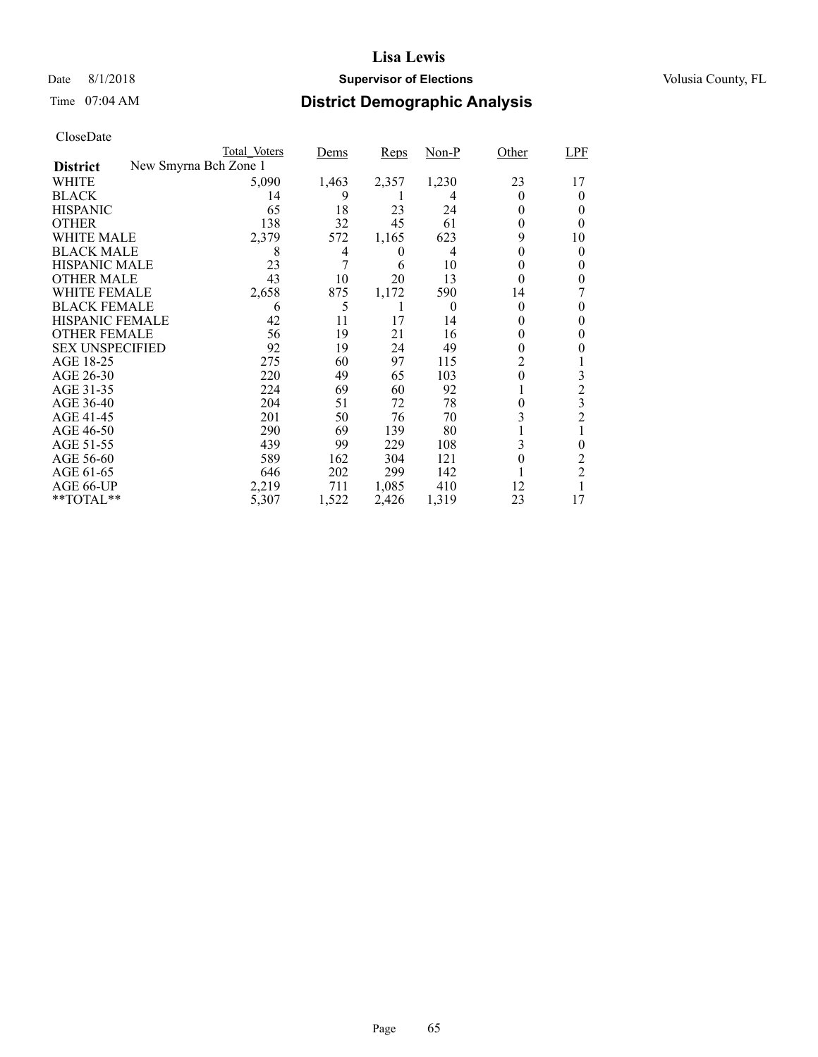# Lisa Lewis

Date 8/1/2018 **Supervisor of Elections** Volusia County, FL

Time 07:04 AM **District Demographic Analysis**

CloseDate

| | Total_Voters | Dems | Reps | Non-P | Other | LPF |
|---|---|---|---|---|---|---|
| **District** New Smyrna Bch Zone 1 | | | | | | |
| WHITE | 5,090 | 1,463 | 2,357 | 1,230 | 23 | 17 |
| BLACK | 14 | 9 | 1 | 4 | 0 | 0 |
| HISPANIC | 65 | 18 | 23 | 24 | 0 | 0 |
| OTHER | 138 | 32 | 45 | 61 | 0 | 0 |
| WHITE MALE | 2,379 | 572 | 1,165 | 623 | 9 | 10 |
| BLACK MALE | 8 | 4 | 0 | 4 | 0 | 0 |
| HISPANIC MALE | 23 | 7 | 6 | 10 | 0 | 0 |
| OTHER MALE | 43 | 10 | 20 | 13 | 0 | 0 |
| WHITE FEMALE | 2,658 | 875 | 1,172 | 590 | 14 | 7 |
| BLACK FEMALE | 6 | 5 | 1 | 0 | 0 | 0 |
| HISPANIC FEMALE | 42 | 11 | 17 | 14 | 0 | 0 |
| OTHER FEMALE | 56 | 19 | 21 | 16 | 0 | 0 |
| SEX UNSPECIFIED | 92 | 19 | 24 | 49 | 0 | 0 |
| AGE 18-25 | 275 | 60 | 97 | 115 | 2 | 1 |
| AGE 26-30 | 220 | 49 | 65 | 103 | 0 | 3 |
| AGE 31-35 | 224 | 69 | 60 | 92 | 1 | 2 |
| AGE 36-40 | 204 | 51 | 72 | 78 | 0 | 3 |
| AGE 41-45 | 201 | 50 | 76 | 70 | 3 | 2 |
| AGE 46-50 | 290 | 69 | 139 | 80 | 1 | 1 |
| AGE 51-55 | 439 | 99 | 229 | 108 | 3 | 0 |
| AGE 56-60 | 589 | 162 | 304 | 121 | 0 | 2 |
| AGE 61-65 | 646 | 202 | 299 | 142 | 1 | 2 |
| AGE 66-UP | 2,219 | 711 | 1,085 | 410 | 12 | 1 |
| **TOTAL** | 5,307 | 1,522 | 2,426 | 1,319 | 23 | 17 |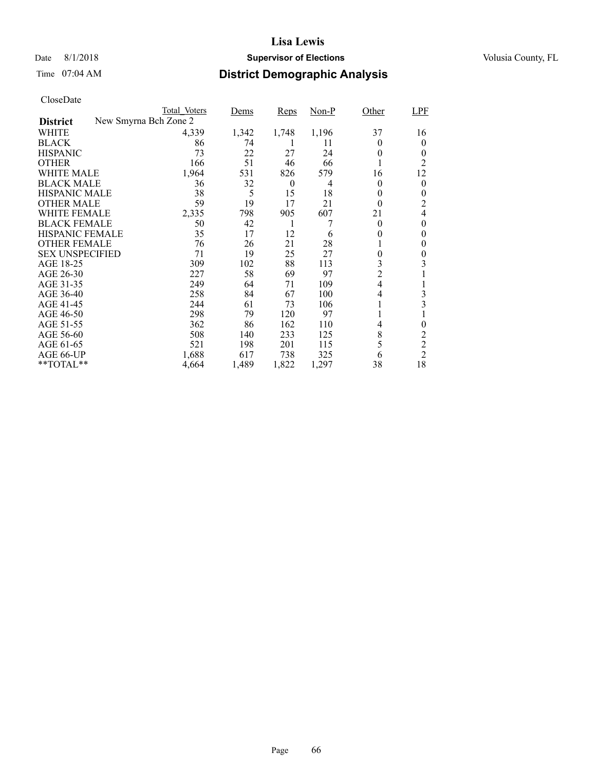# Lisa Lewis

Date 8/1/2018 **Supervisor of Elections** Volusia County, FL

Time 07:04 AM **District Demographic Analysis**

CloseDate

| District: New Smyrna Bch Zone 2 | Total_Voters | Dems | Reps | Non-P | Other | LPF |
|---|---|---|---|---|---|---|
| WHITE | 4,339 | 1,342 | 1,748 | 1,196 | 37 | 16 |
| BLACK | 86 | 74 | 1 | 11 | 0 | 0 |
| HISPANIC | 73 | 22 | 27 | 24 | 0 | 0 |
| OTHER | 166 | 51 | 46 | 66 | 1 | 2 |
| WHITE MALE | 1,964 | 531 | 826 | 579 | 16 | 12 |
| BLACK MALE | 36 | 32 | 0 | 4 | 0 | 0 |
| HISPANIC MALE | 38 | 5 | 15 | 18 | 0 | 0 |
| OTHER MALE | 59 | 19 | 17 | 21 | 0 | 2 |
| WHITE FEMALE | 2,335 | 798 | 905 | 607 | 21 | 4 |
| BLACK FEMALE | 50 | 42 | 1 | 7 | 0 | 0 |
| HISPANIC FEMALE | 35 | 17 | 12 | 6 | 0 | 0 |
| OTHER FEMALE | 76 | 26 | 21 | 28 | 1 | 0 |
| SEX UNSPECIFIED | 71 | 19 | 25 | 27 | 0 | 0 |
| AGE 18-25 | 309 | 102 | 88 | 113 | 3 | 3 |
| AGE 26-30 | 227 | 58 | 69 | 97 | 2 | 1 |
| AGE 31-35 | 249 | 64 | 71 | 109 | 4 | 1 |
| AGE 36-40 | 258 | 84 | 67 | 100 | 4 | 3 |
| AGE 41-45 | 244 | 61 | 73 | 106 | 1 | 3 |
| AGE 46-50 | 298 | 79 | 120 | 97 | 1 | 1 |
| AGE 51-55 | 362 | 86 | 162 | 110 | 4 | 0 |
| AGE 56-60 | 508 | 140 | 233 | 125 | 8 | 2 |
| AGE 61-65 | 521 | 198 | 201 | 115 | 5 | 2 |
| AGE 66-UP | 1,688 | 617 | 738 | 325 | 6 | 2 |
| **TOTAL** | 4,664 | 1,489 | 1,822 | 1,297 | 38 | 18 |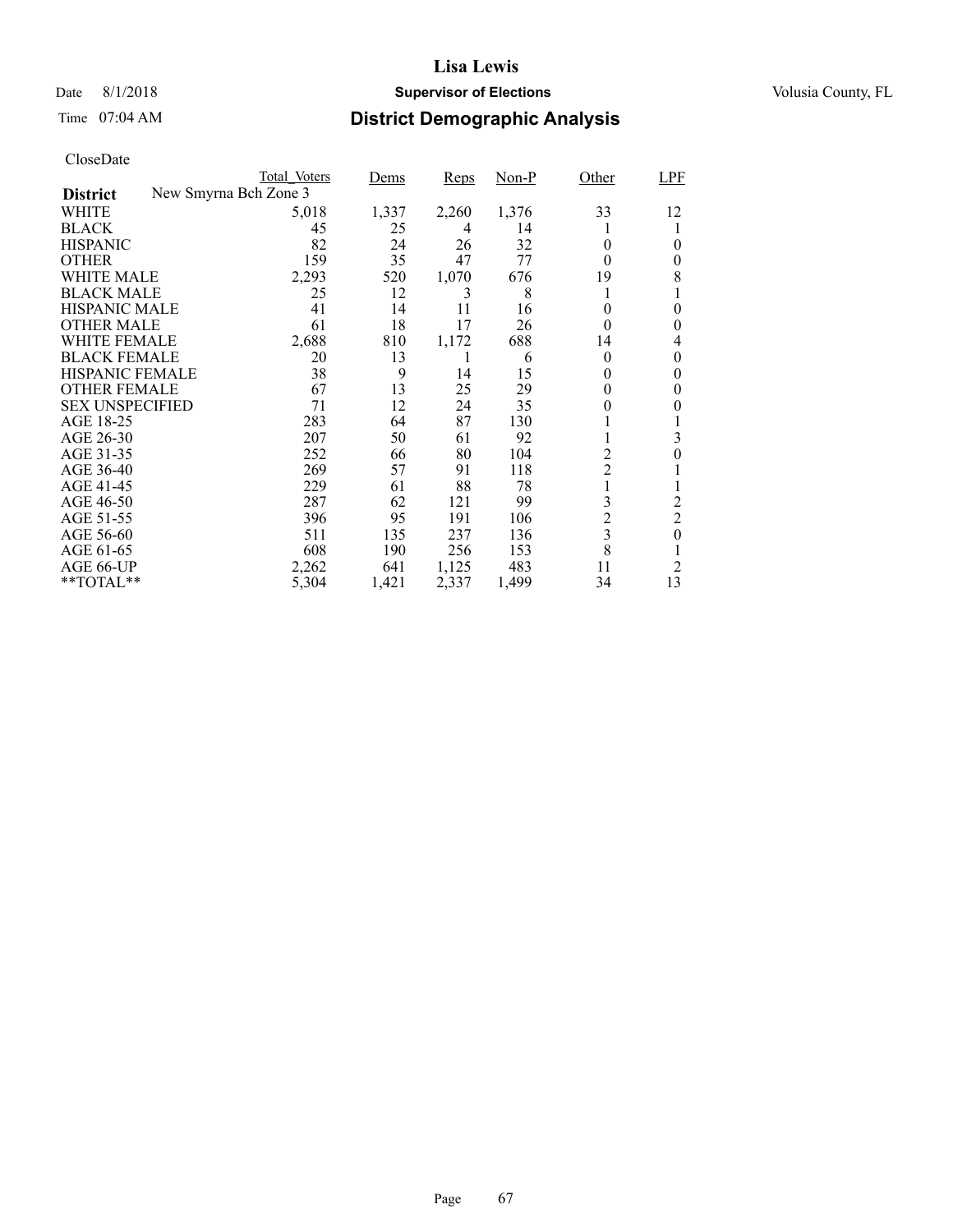# Lisa Lewis

Date 8/1/2018 **Supervisor of Elections** Volusia County, FL

Time 07:04 AM **District Demographic Analysis**

CloseDate

| | Total_Voters | Dems | Reps | Non-P | Other | LPF |
|---|---|---|---|---|---|---|
| **District** New Smyrna Bch Zone 3 | | | | | | |
| WHITE | 5,018 | 1,337 | 2,260 | 1,376 | 33 | 12 |
| BLACK | 45 | 25 | 4 | 14 | 1 | 1 |
| HISPANIC | 82 | 24 | 26 | 32 | 0 | 0 |
| OTHER | 159 | 35 | 47 | 77 | 0 | 0 |
| WHITE MALE | 2,293 | 520 | 1,070 | 676 | 19 | 8 |
| BLACK MALE | 25 | 12 | 3 | 8 | 1 | 1 |
| HISPANIC MALE | 41 | 14 | 11 | 16 | 0 | 0 |
| OTHER MALE | 61 | 18 | 17 | 26 | 0 | 0 |
| WHITE FEMALE | 2,688 | 810 | 1,172 | 688 | 14 | 4 |
| BLACK FEMALE | 20 | 13 | 1 | 6 | 0 | 0 |
| HISPANIC FEMALE | 38 | 9 | 14 | 15 | 0 | 0 |
| OTHER FEMALE | 67 | 13 | 25 | 29 | 0 | 0 |
| SEX UNSPECIFIED | 71 | 12 | 24 | 35 | 0 | 0 |
| AGE 18-25 | 283 | 64 | 87 | 130 | 1 | 1 |
| AGE 26-30 | 207 | 50 | 61 | 92 | 1 | 3 |
| AGE 31-35 | 252 | 66 | 80 | 104 | 2 | 0 |
| AGE 36-40 | 269 | 57 | 91 | 118 | 2 | 1 |
| AGE 41-45 | 229 | 61 | 88 | 78 | 1 | 1 |
| AGE 46-50 | 287 | 62 | 121 | 99 | 3 | 2 |
| AGE 51-55 | 396 | 95 | 191 | 106 | 2 | 2 |
| AGE 56-60 | 511 | 135 | 237 | 136 | 3 | 0 |
| AGE 61-65 | 608 | 190 | 256 | 153 | 8 | 1 |
| AGE 66-UP | 2,262 | 641 | 1,125 | 483 | 11 | 2 |
| **TOTAL** | 5,304 | 1,421 | 2,337 | 1,499 | 34 | 13 |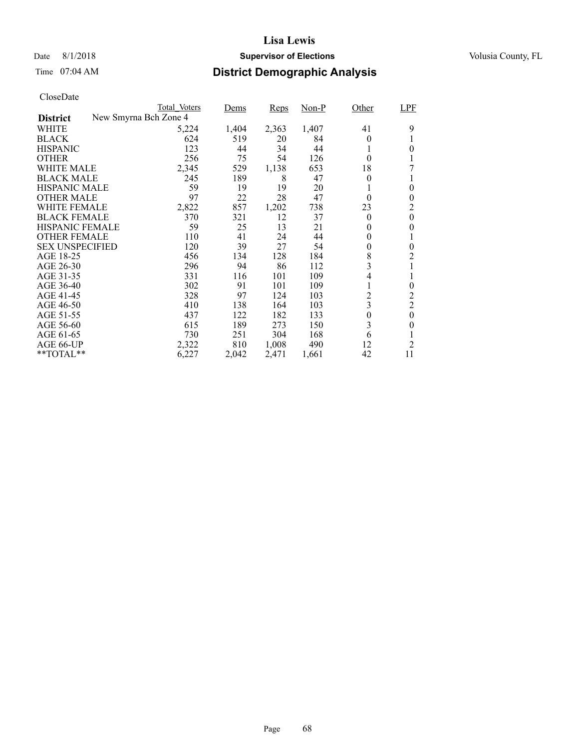# Lisa Lewis

Date 8/1/2018 **Supervisor of Elections** Volusia County, FL

Time 07:04 AM

## District Demographic Analysis

CloseDate

| **District** New Smyrna Bch Zone 4 | Total_Voters | Dems | Reps | Non-P | Other | LPF |
|---|---|---|---|---|---|---|
| WHITE | 5,224 | 1,404 | 2,363 | 1,407 | 41 | 9 |
| BLACK | 624 | 519 | 20 | 84 | 0 | 1 |
| HISPANIC | 123 | 44 | 34 | 44 | 1 | 0 |
| OTHER | 256 | 75 | 54 | 126 | 0 | 1 |
| WHITE MALE | 2,345 | 529 | 1,138 | 653 | 18 | 7 |
| BLACK MALE | 245 | 189 | 8 | 47 | 0 | 1 |
| HISPANIC MALE | 59 | 19 | 19 | 20 | 1 | 0 |
| OTHER MALE | 97 | 22 | 28 | 47 | 0 | 0 |
| WHITE FEMALE | 2,822 | 857 | 1,202 | 738 | 23 | 2 |
| BLACK FEMALE | 370 | 321 | 12 | 37 | 0 | 0 |
| HISPANIC FEMALE | 59 | 25 | 13 | 21 | 0 | 0 |
| OTHER FEMALE | 110 | 41 | 24 | 44 | 0 | 1 |
| SEX UNSPECIFIED | 120 | 39 | 27 | 54 | 0 | 0 |
| AGE 18-25 | 456 | 134 | 128 | 184 | 8 | 2 |
| AGE 26-30 | 296 | 94 | 86 | 112 | 3 | 1 |
| AGE 31-35 | 331 | 116 | 101 | 109 | 4 | 1 |
| AGE 36-40 | 302 | 91 | 101 | 109 | 1 | 0 |
| AGE 41-45 | 328 | 97 | 124 | 103 | 2 | 2 |
| AGE 46-50 | 410 | 138 | 164 | 103 | 3 | 2 |
| AGE 51-55 | 437 | 122 | 182 | 133 | 0 | 0 |
| AGE 56-60 | 615 | 189 | 273 | 150 | 3 | 0 |
| AGE 61-65 | 730 | 251 | 304 | 168 | 6 | 1 |
| AGE 66-UP | 2,322 | 810 | 1,008 | 490 | 12 | 2 |
| **TOTAL** | 6,227 | 2,042 | 2,471 | 1,661 | 42 | 11 |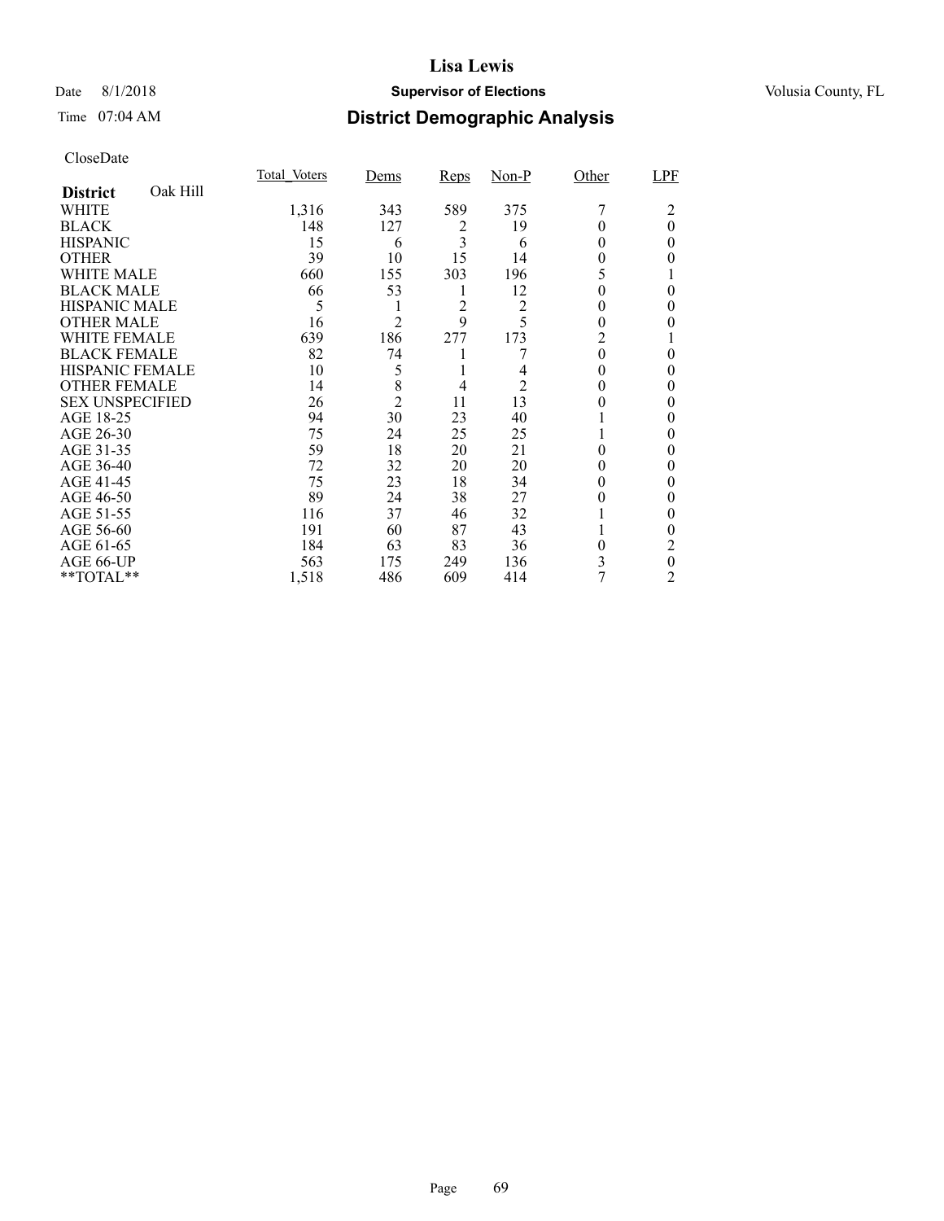# Lisa Lewis

Date 8/1/2018 **Supervisor of Elections** Volusia County, FL

Time 07:04 AM **District Demographic Analysis**

CloseDate

| **District** Oak Hill | Total_Voters | Dems | Reps | Non-P | Other | LPF |
|---|---|---|---|---|---|---|
| WHITE | 1,316 | 343 | 589 | 375 | 7 | 2 |
| BLACK | 148 | 127 | 2 | 19 | 0 | 0 |
| HISPANIC | 15 | 6 | 3 | 6 | 0 | 0 |
| OTHER | 39 | 10 | 15 | 14 | 0 | 0 |
| WHITE MALE | 660 | 155 | 303 | 196 | 5 | 1 |
| BLACK MALE | 66 | 53 | 1 | 12 | 0 | 0 |
| HISPANIC MALE | 5 | 1 | 2 | 2 | 0 | 0 |
| OTHER MALE | 16 | 2 | 9 | 5 | 0 | 0 |
| WHITE FEMALE | 639 | 186 | 277 | 173 | 2 | 1 |
| BLACK FEMALE | 82 | 74 | 1 | 7 | 0 | 0 |
| HISPANIC FEMALE | 10 | 5 | 1 | 4 | 0 | 0 |
| OTHER FEMALE | 14 | 8 | 4 | 2 | 0 | 0 |
| SEX UNSPECIFIED | 26 | 2 | 11 | 13 | 0 | 0 |
| AGE 18-25 | 94 | 30 | 23 | 40 | 1 | 0 |
| AGE 26-30 | 75 | 24 | 25 | 25 | 1 | 0 |
| AGE 31-35 | 59 | 18 | 20 | 21 | 0 | 0 |
| AGE 36-40 | 72 | 32 | 20 | 20 | 0 | 0 |
| AGE 41-45 | 75 | 23 | 18 | 34 | 0 | 0 |
| AGE 46-50 | 89 | 24 | 38 | 27 | 0 | 0 |
| AGE 51-55 | 116 | 37 | 46 | 32 | 1 | 0 |
| AGE 56-60 | 191 | 60 | 87 | 43 | 1 | 0 |
| AGE 61-65 | 184 | 63 | 83 | 36 | 0 | 2 |
| AGE 66-UP | 563 | 175 | 249 | 136 | 3 | 0 |
| **TOTAL** | 1,518 | 486 | 609 | 414 | 7 | 2 |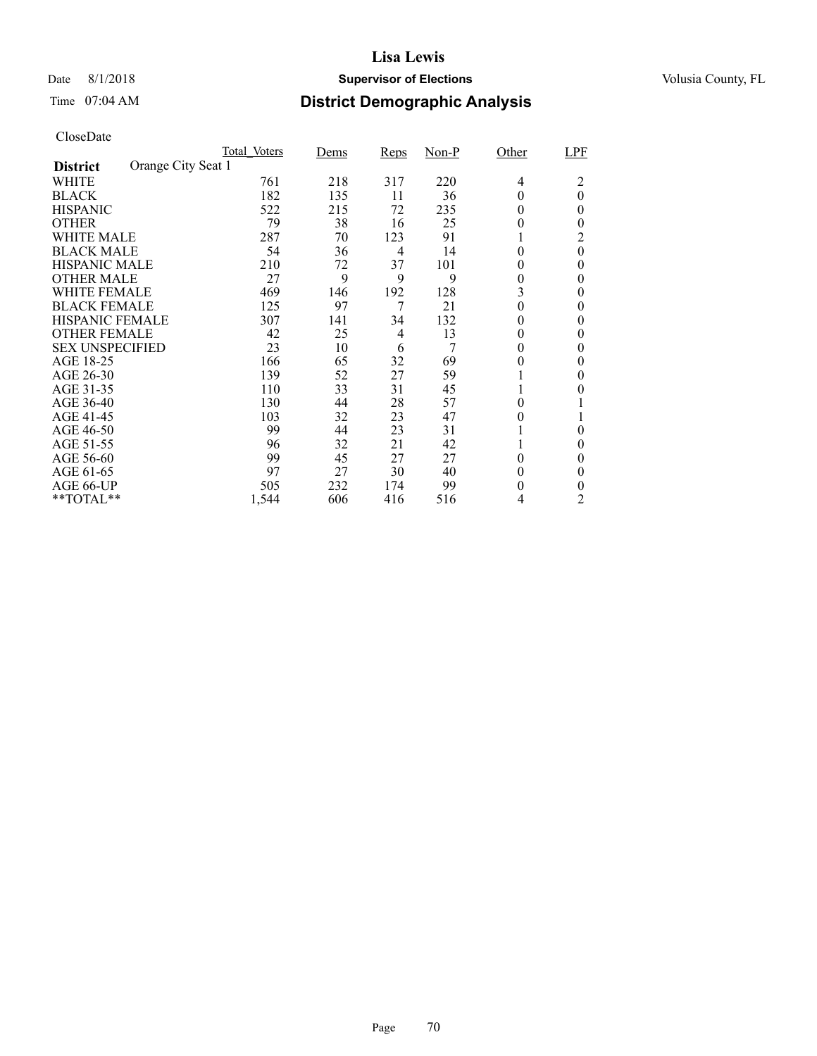# Lisa Lewis

Date 8/1/2018 **Supervisor of Elections** Volusia County, FL

Time 07:04 AM

## District Demographic Analysis

CloseDate

| District | Total_Voters | Dems | Reps | Non-P | Other | LPF |
|---|---|---|---|---|---|---|
| **Orange City Seat 1** | | | | | | |
| WHITE | 761 | 218 | 317 | 220 | 4 | 2 |
| BLACK | 182 | 135 | 11 | 36 | 0 | 0 |
| HISPANIC | 522 | 215 | 72 | 235 | 0 | 0 |
| OTHER | 79 | 38 | 16 | 25 | 0 | 0 |
| WHITE MALE | 287 | 70 | 123 | 91 | 1 | 2 |
| BLACK MALE | 54 | 36 | 4 | 14 | 0 | 0 |
| HISPANIC MALE | 210 | 72 | 37 | 101 | 0 | 0 |
| OTHER MALE | 27 | 9 | 9 | 9 | 0 | 0 |
| WHITE FEMALE | 469 | 146 | 192 | 128 | 3 | 0 |
| BLACK FEMALE | 125 | 97 | 7 | 21 | 0 | 0 |
| HISPANIC FEMALE | 307 | 141 | 34 | 132 | 0 | 0 |
| OTHER FEMALE | 42 | 25 | 4 | 13 | 0 | 0 |
| SEX UNSPECIFIED | 23 | 10 | 6 | 7 | 0 | 0 |
| AGE 18-25 | 166 | 65 | 32 | 69 | 0 | 0 |
| AGE 26-30 | 139 | 52 | 27 | 59 | 1 | 0 |
| AGE 31-35 | 110 | 33 | 31 | 45 | 1 | 0 |
| AGE 36-40 | 130 | 44 | 28 | 57 | 0 | 1 |
| AGE 41-45 | 103 | 32 | 23 | 47 | 0 | 1 |
| AGE 46-50 | 99 | 44 | 23 | 31 | 1 | 0 |
| AGE 51-55 | 96 | 32 | 21 | 42 | 1 | 0 |
| AGE 56-60 | 99 | 45 | 27 | 27 | 0 | 0 |
| AGE 61-65 | 97 | 27 | 30 | 40 | 0 | 0 |
| AGE 66-UP | 505 | 232 | 174 | 99 | 0 | 0 |
| **TOTAL** | 1,544 | 606 | 416 | 516 | 4 | 2 |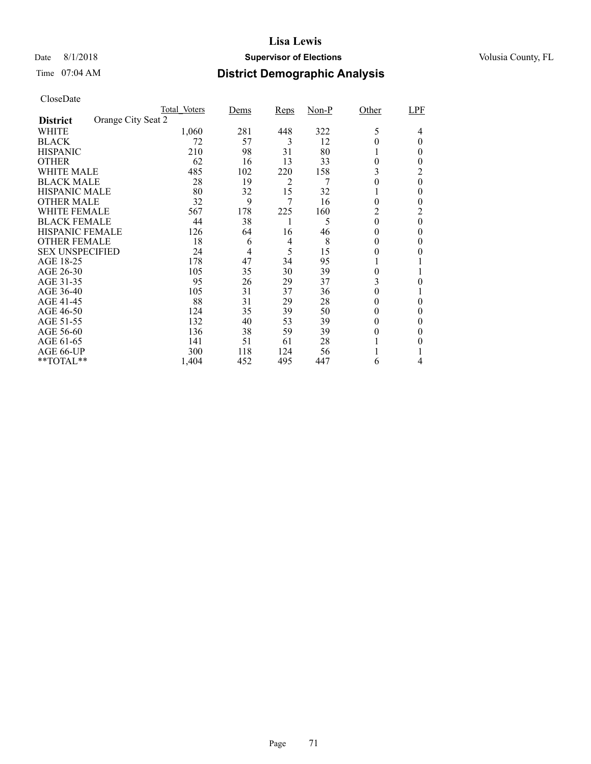**Lisa Lewis**

Date 8/1/2018 **Supervisor of Elections** Volusia County, FL

Time 07:04 AM **District Demographic Analysis**

CloseDate

| District: Orange City Seat 2 | Total_Voters | Dems | Reps | Non-P | Other | LPF |
|---|---|---|---|---|---|---|
| WHITE | 1,060 | 281 | 448 | 322 | 5 | 4 |
| BLACK | 72 | 57 | 3 | 12 | 0 | 0 |
| HISPANIC | 210 | 98 | 31 | 80 | 1 | 0 |
| OTHER | 62 | 16 | 13 | 33 | 0 | 0 |
| WHITE MALE | 485 | 102 | 220 | 158 | 3 | 2 |
| BLACK MALE | 28 | 19 | 2 | 7 | 0 | 0 |
| HISPANIC MALE | 80 | 32 | 15 | 32 | 1 | 0 |
| OTHER MALE | 32 | 9 | 7 | 16 | 0 | 0 |
| WHITE FEMALE | 567 | 178 | 225 | 160 | 2 | 2 |
| BLACK FEMALE | 44 | 38 | 1 | 5 | 0 | 0 |
| HISPANIC FEMALE | 126 | 64 | 16 | 46 | 0 | 0 |
| OTHER FEMALE | 18 | 6 | 4 | 8 | 0 | 0 |
| SEX UNSPECIFIED | 24 | 4 | 5 | 15 | 0 | 0 |
| AGE 18-25 | 178 | 47 | 34 | 95 | 1 | 1 |
| AGE 26-30 | 105 | 35 | 30 | 39 | 0 | 1 |
| AGE 31-35 | 95 | 26 | 29 | 37 | 3 | 0 |
| AGE 36-40 | 105 | 31 | 37 | 36 | 0 | 1 |
| AGE 41-45 | 88 | 31 | 29 | 28 | 0 | 0 |
| AGE 46-50 | 124 | 35 | 39 | 50 | 0 | 0 |
| AGE 51-55 | 132 | 40 | 53 | 39 | 0 | 0 |
| AGE 56-60 | 136 | 38 | 59 | 39 | 0 | 0 |
| AGE 61-65 | 141 | 51 | 61 | 28 | 1 | 0 |
| AGE 66-UP | 300 | 118 | 124 | 56 | 1 | 1 |
| **TOTAL** | 1,404 | 452 | 495 | 447 | 6 | 4 |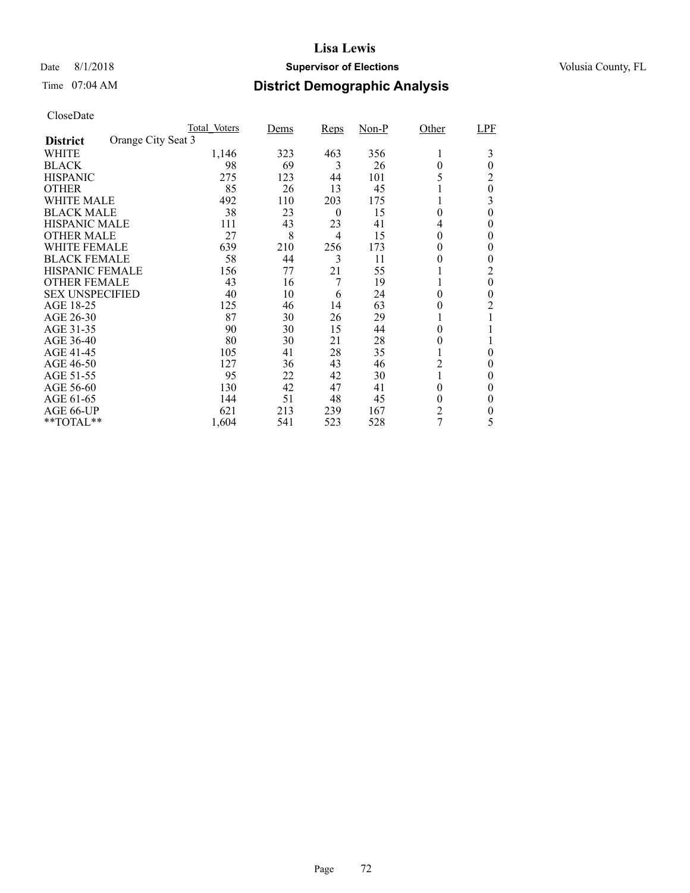# Lisa Lewis

Date 8/1/2018 **Supervisor of Elections** Volusia County, FL

Time 07:04 AM **District Demographic Analysis**

CloseDate

| | Total_Voters | Dems | Reps | Non-P | Other | LPF |
|---|---|---|---|---|---|---|
| **District** Orange City Seat 3 | | | | | | |
| WHITE | 1,146 | 323 | 463 | 356 | 1 | 3 |
| BLACK | 98 | 69 | 3 | 26 | 0 | 0 |
| HISPANIC | 275 | 123 | 44 | 101 | 5 | 2 |
| OTHER | 85 | 26 | 13 | 45 | 1 | 0 |
| WHITE MALE | 492 | 110 | 203 | 175 | 1 | 3 |
| BLACK MALE | 38 | 23 | 0 | 15 | 0 | 0 |
| HISPANIC MALE | 111 | 43 | 23 | 41 | 4 | 0 |
| OTHER MALE | 27 | 8 | 4 | 15 | 0 | 0 |
| WHITE FEMALE | 639 | 210 | 256 | 173 | 0 | 0 |
| BLACK FEMALE | 58 | 44 | 3 | 11 | 0 | 0 |
| HISPANIC FEMALE | 156 | 77 | 21 | 55 | 1 | 2 |
| OTHER FEMALE | 43 | 16 | 7 | 19 | 1 | 0 |
| SEX UNSPECIFIED | 40 | 10 | 6 | 24 | 0 | 0 |
| AGE 18-25 | 125 | 46 | 14 | 63 | 0 | 2 |
| AGE 26-30 | 87 | 30 | 26 | 29 | 1 | 1 |
| AGE 31-35 | 90 | 30 | 15 | 44 | 0 | 1 |
| AGE 36-40 | 80 | 30 | 21 | 28 | 0 | 1 |
| AGE 41-45 | 105 | 41 | 28 | 35 | 1 | 0 |
| AGE 46-50 | 127 | 36 | 43 | 46 | 2 | 0 |
| AGE 51-55 | 95 | 22 | 42 | 30 | 1 | 0 |
| AGE 56-60 | 130 | 42 | 47 | 41 | 0 | 0 |
| AGE 61-65 | 144 | 51 | 48 | 45 | 0 | 0 |
| AGE 66-UP | 621 | 213 | 239 | 167 | 2 | 0 |
| **TOTAL** | 1,604 | 541 | 523 | 528 | 7 | 5 |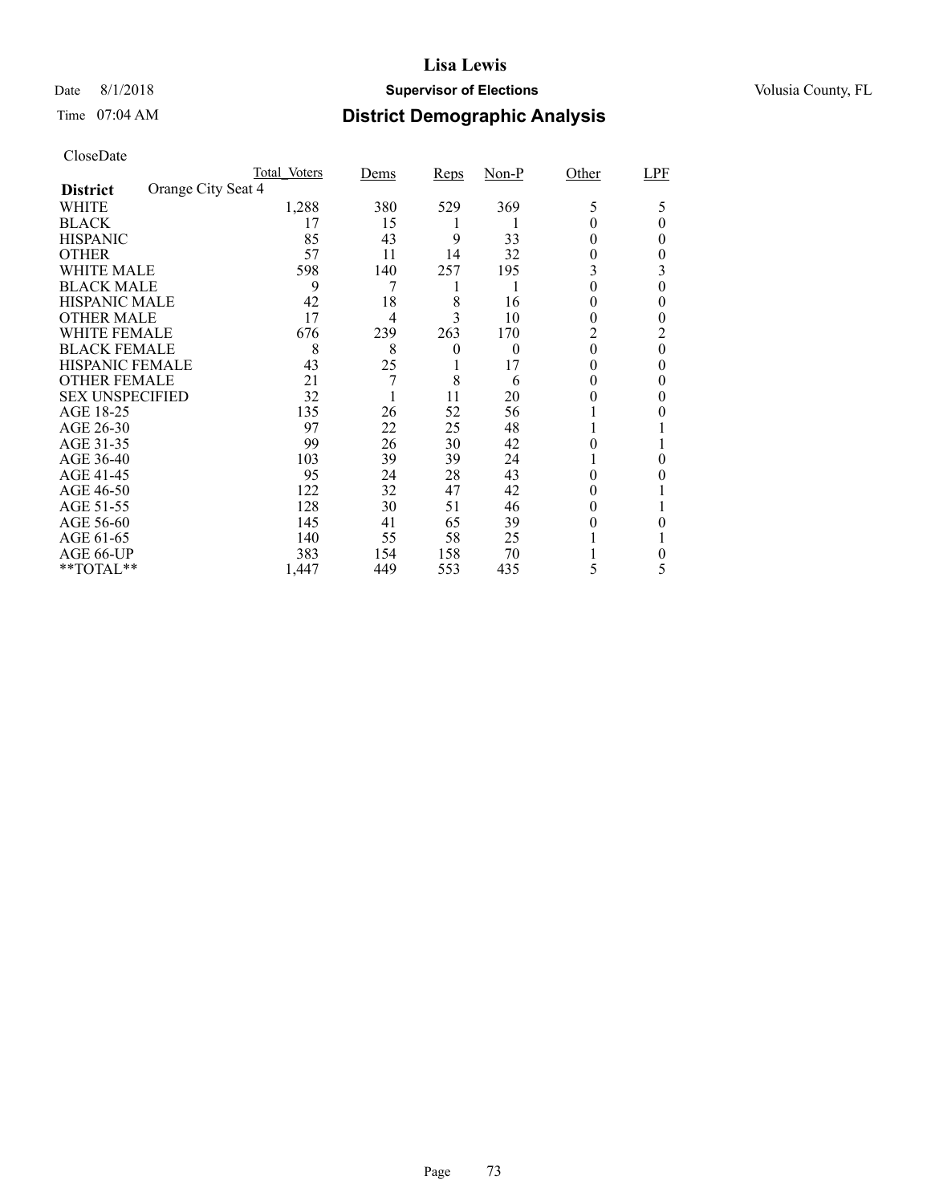# Lisa Lewis

Date 8/1/2018 **Supervisor of Elections** Volusia County, FL

Time 07:04 AM

## District Demographic Analysis

CloseDate

| **District** Orange City Seat 4 | Total_Voters | Dems | Reps | Non-P | Other | LPF |
|---|---|---|---|---|---|---|
| WHITE | 1,288 | 380 | 529 | 369 | 5 | 5 |
| BLACK | 17 | 15 | 1 | 1 | 0 | 0 |
| HISPANIC | 85 | 43 | 9 | 33 | 0 | 0 |
| OTHER | 57 | 11 | 14 | 32 | 0 | 0 |
| WHITE MALE | 598 | 140 | 257 | 195 | 3 | 3 |
| BLACK MALE | 9 | 7 | 1 | 1 | 0 | 0 |
| HISPANIC MALE | 42 | 18 | 8 | 16 | 0 | 0 |
| OTHER MALE | 17 | 4 | 3 | 10 | 0 | 0 |
| WHITE FEMALE | 676 | 239 | 263 | 170 | 2 | 2 |
| BLACK FEMALE | 8 | 8 | 0 | 0 | 0 | 0 |
| HISPANIC FEMALE | 43 | 25 | 1 | 17 | 0 | 0 |
| OTHER FEMALE | 21 | 7 | 8 | 6 | 0 | 0 |
| SEX UNSPECIFIED | 32 | 1 | 11 | 20 | 0 | 0 |
| AGE 18-25 | 135 | 26 | 52 | 56 | 1 | 0 |
| AGE 26-30 | 97 | 22 | 25 | 48 | 1 | 1 |
| AGE 31-35 | 99 | 26 | 30 | 42 | 0 | 1 |
| AGE 36-40 | 103 | 39 | 39 | 24 | 1 | 0 |
| AGE 41-45 | 95 | 24 | 28 | 43 | 0 | 0 |
| AGE 46-50 | 122 | 32 | 47 | 42 | 0 | 1 |
| AGE 51-55 | 128 | 30 | 51 | 46 | 0 | 1 |
| AGE 56-60 | 145 | 41 | 65 | 39 | 0 | 0 |
| AGE 61-65 | 140 | 55 | 58 | 25 | 1 | 1 |
| AGE 66-UP | 383 | 154 | 158 | 70 | 1 | 0 |
| **TOTAL** | 1,447 | 449 | 553 | 435 | 5 | 5 |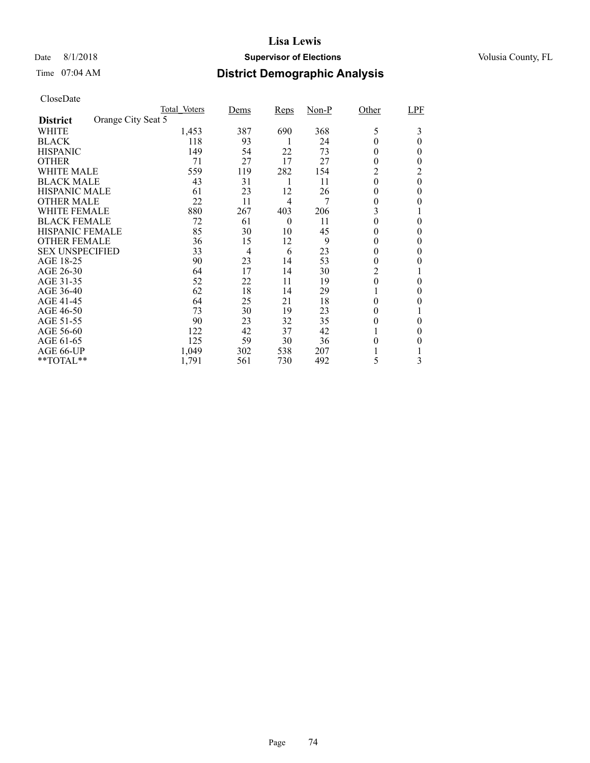# Lisa Lewis

Date 8/1/2018 **Supervisor of Elections** Volusia County, FL

Time 07:04 AM **District Demographic Analysis**

CloseDate

| District: Orange City Seat 5 | Total_Voters | Dems | Reps | Non-P | Other | LPF |
|---|---|---|---|---|---|---|
| WHITE | 1,453 | 387 | 690 | 368 | 5 | 3 |
| BLACK | 118 | 93 | 1 | 24 | 0 | 0 |
| HISPANIC | 149 | 54 | 22 | 73 | 0 | 0 |
| OTHER | 71 | 27 | 17 | 27 | 0 | 0 |
| WHITE MALE | 559 | 119 | 282 | 154 | 2 | 2 |
| BLACK MALE | 43 | 31 | 1 | 11 | 0 | 0 |
| HISPANIC MALE | 61 | 23 | 12 | 26 | 0 | 0 |
| OTHER MALE | 22 | 11 | 4 | 7 | 0 | 0 |
| WHITE FEMALE | 880 | 267 | 403 | 206 | 3 | 1 |
| BLACK FEMALE | 72 | 61 | 0 | 11 | 0 | 0 |
| HISPANIC FEMALE | 85 | 30 | 10 | 45 | 0 | 0 |
| OTHER FEMALE | 36 | 15 | 12 | 9 | 0 | 0 |
| SEX UNSPECIFIED | 33 | 4 | 6 | 23 | 0 | 0 |
| AGE 18-25 | 90 | 23 | 14 | 53 | 0 | 0 |
| AGE 26-30 | 64 | 17 | 14 | 30 | 2 | 1 |
| AGE 31-35 | 52 | 22 | 11 | 19 | 0 | 0 |
| AGE 36-40 | 62 | 18 | 14 | 29 | 1 | 0 |
| AGE 41-45 | 64 | 25 | 21 | 18 | 0 | 0 |
| AGE 46-50 | 73 | 30 | 19 | 23 | 0 | 1 |
| AGE 51-55 | 90 | 23 | 32 | 35 | 0 | 0 |
| AGE 56-60 | 122 | 42 | 37 | 42 | 1 | 0 |
| AGE 61-65 | 125 | 59 | 30 | 36 | 0 | 0 |
| AGE 66-UP | 1,049 | 302 | 538 | 207 | 1 | 1 |
| **TOTAL** | 1,791 | 561 | 730 | 492 | 5 | 3 |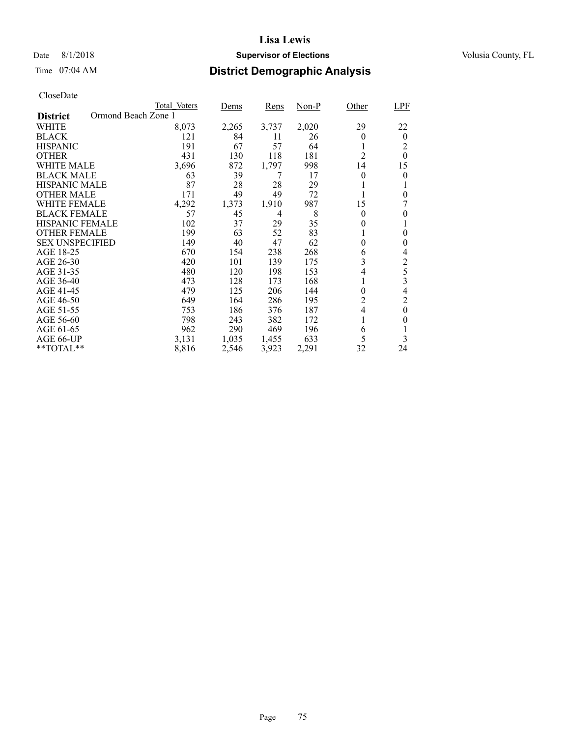# Lisa Lewis

Date 8/1/2018 **Supervisor of Elections** Volusia County, FL

Time 07:04 AM **District Demographic Analysis**

CloseDate

| District: Ormond Beach Zone 1 | Total_Voters | Dems | Reps | Non-P | Other | LPF |
|---|---|---|---|---|---|---|
| WHITE | 8,073 | 2,265 | 3,737 | 2,020 | 29 | 22 |
| BLACK | 121 | 84 | 11 | 26 | 0 | 0 |
| HISPANIC | 191 | 67 | 57 | 64 | 1 | 2 |
| OTHER | 431 | 130 | 118 | 181 | 2 | 0 |
| WHITE MALE | 3,696 | 872 | 1,797 | 998 | 14 | 15 |
| BLACK MALE | 63 | 39 | 7 | 17 | 0 | 0 |
| HISPANIC MALE | 87 | 28 | 28 | 29 | 1 | 1 |
| OTHER MALE | 171 | 49 | 49 | 72 | 1 | 0 |
| WHITE FEMALE | 4,292 | 1,373 | 1,910 | 987 | 15 | 7 |
| BLACK FEMALE | 57 | 45 | 4 | 8 | 0 | 0 |
| HISPANIC FEMALE | 102 | 37 | 29 | 35 | 0 | 1 |
| OTHER FEMALE | 199 | 63 | 52 | 83 | 1 | 0 |
| SEX UNSPECIFIED | 149 | 40 | 47 | 62 | 0 | 0 |
| AGE 18-25 | 670 | 154 | 238 | 268 | 6 | 4 |
| AGE 26-30 | 420 | 101 | 139 | 175 | 3 | 2 |
| AGE 31-35 | 480 | 120 | 198 | 153 | 4 | 5 |
| AGE 36-40 | 473 | 128 | 173 | 168 | 1 | 3 |
| AGE 41-45 | 479 | 125 | 206 | 144 | 0 | 4 |
| AGE 46-50 | 649 | 164 | 286 | 195 | 2 | 2 |
| AGE 51-55 | 753 | 186 | 376 | 187 | 4 | 0 |
| AGE 56-60 | 798 | 243 | 382 | 172 | 1 | 0 |
| AGE 61-65 | 962 | 290 | 469 | 196 | 6 | 1 |
| AGE 66-UP | 3,131 | 1,035 | 1,455 | 633 | 5 | 3 |
| **TOTAL** | 8,816 | 2,546 | 3,923 | 2,291 | 32 | 24 |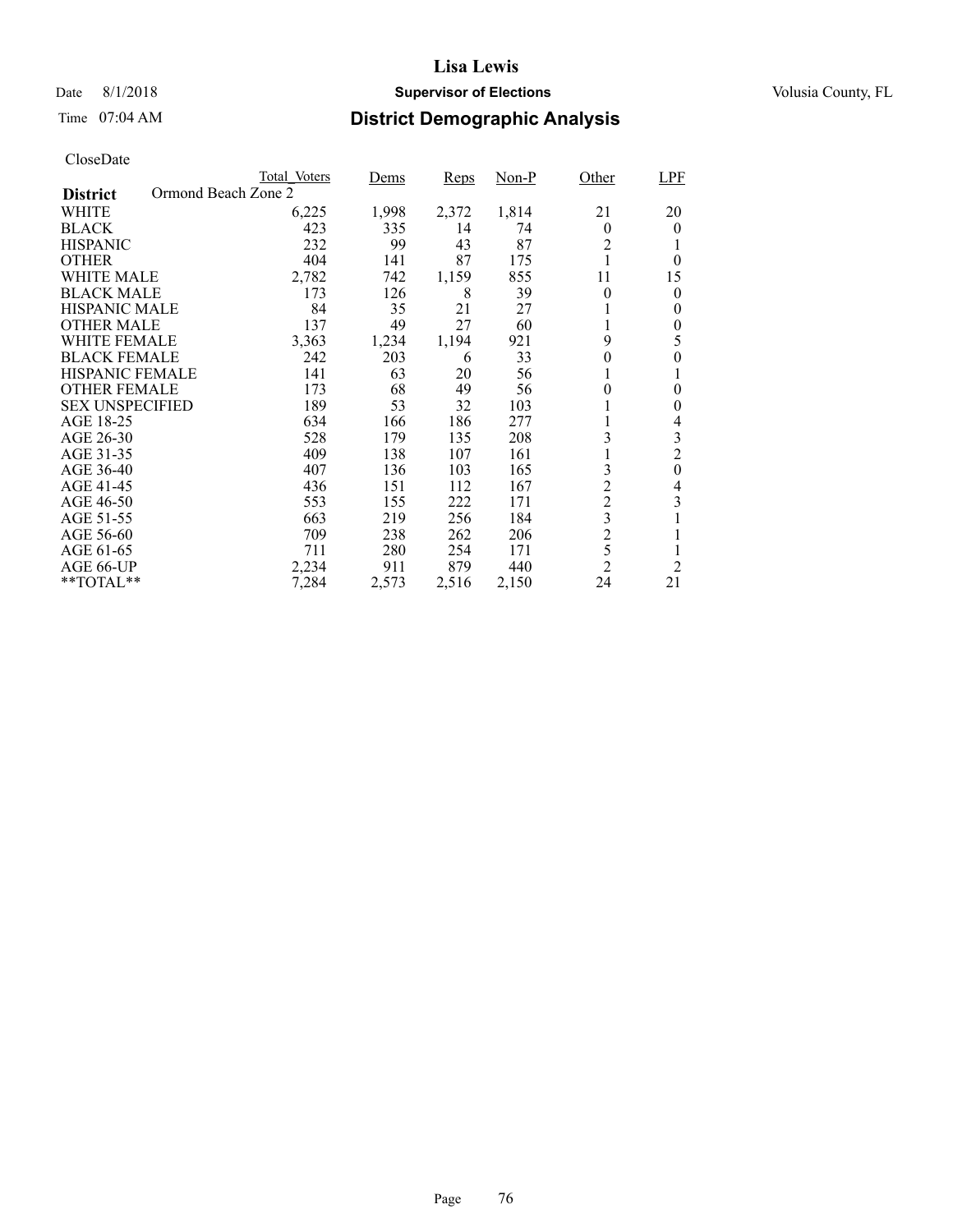# Lisa Lewis

Date 8/1/2018 **Supervisor of Elections** Volusia County, FL

Time 07:04 AM

## District Demographic Analysis

CloseDate

| District: Ormond Beach Zone 2 | Total_Voters | Dems | Reps | Non-P | Other | LPF |
|---|---|---|---|---|---|---|
| WHITE | 6,225 | 1,998 | 2,372 | 1,814 | 21 | 20 |
| BLACK | 423 | 335 | 14 | 74 | 0 | 0 |
| HISPANIC | 232 | 99 | 43 | 87 | 2 | 1 |
| OTHER | 404 | 141 | 87 | 175 | 1 | 0 |
| WHITE MALE | 2,782 | 742 | 1,159 | 855 | 11 | 15 |
| BLACK MALE | 173 | 126 | 8 | 39 | 0 | 0 |
| HISPANIC MALE | 84 | 35 | 21 | 27 | 1 | 0 |
| OTHER MALE | 137 | 49 | 27 | 60 | 1 | 0 |
| WHITE FEMALE | 3,363 | 1,234 | 1,194 | 921 | 9 | 5 |
| BLACK FEMALE | 242 | 203 | 6 | 33 | 0 | 0 |
| HISPANIC FEMALE | 141 | 63 | 20 | 56 | 1 | 1 |
| OTHER FEMALE | 173 | 68 | 49 | 56 | 0 | 0 |
| SEX UNSPECIFIED | 189 | 53 | 32 | 103 | 1 | 0 |
| AGE 18-25 | 634 | 166 | 186 | 277 | 1 | 4 |
| AGE 26-30 | 528 | 179 | 135 | 208 | 3 | 3 |
| AGE 31-35 | 409 | 138 | 107 | 161 | 1 | 2 |
| AGE 36-40 | 407 | 136 | 103 | 165 | 3 | 0 |
| AGE 41-45 | 436 | 151 | 112 | 167 | 2 | 4 |
| AGE 46-50 | 553 | 155 | 222 | 171 | 2 | 3 |
| AGE 51-55 | 663 | 219 | 256 | 184 | 3 | 1 |
| AGE 56-60 | 709 | 238 | 262 | 206 | 2 | 1 |
| AGE 61-65 | 711 | 280 | 254 | 171 | 5 | 1 |
| AGE 66-UP | 2,234 | 911 | 879 | 440 | 2 | 2 |
| **TOTAL** | 7,284 | 2,573 | 2,516 | 2,150 | 24 | 21 |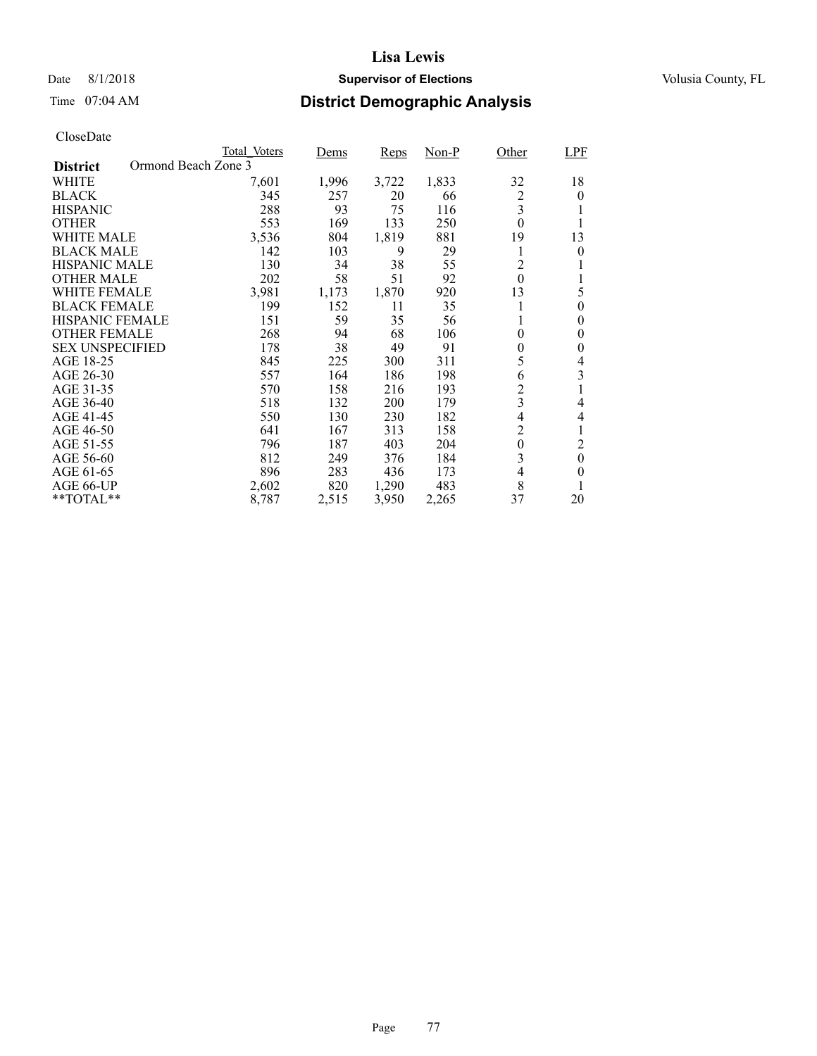# Lisa Lewis

Date 8/1/2018 **Supervisor of Elections** Volusia County, FL

Time 07:04 AM

## District Demographic Analysis

CloseDate

| **District** Ormond Beach Zone 3 | Total_Voters | Dems | Reps | Non-P | Other | LPF |
|---|---|---|---|---|---|---|
| WHITE | 7,601 | 1,996 | 3,722 | 1,833 | 32 | 18 |
| BLACK | 345 | 257 | 20 | 66 | 2 | 0 |
| HISPANIC | 288 | 93 | 75 | 116 | 3 | 1 |
| OTHER | 553 | 169 | 133 | 250 | 0 | 1 |
| WHITE MALE | 3,536 | 804 | 1,819 | 881 | 19 | 13 |
| BLACK MALE | 142 | 103 | 9 | 29 | 1 | 0 |
| HISPANIC MALE | 130 | 34 | 38 | 55 | 2 | 1 |
| OTHER MALE | 202 | 58 | 51 | 92 | 0 | 1 |
| WHITE FEMALE | 3,981 | 1,173 | 1,870 | 920 | 13 | 5 |
| BLACK FEMALE | 199 | 152 | 11 | 35 | 1 | 0 |
| HISPANIC FEMALE | 151 | 59 | 35 | 56 | 1 | 0 |
| OTHER FEMALE | 268 | 94 | 68 | 106 | 0 | 0 |
| SEX UNSPECIFIED | 178 | 38 | 49 | 91 | 0 | 0 |
| AGE 18-25 | 845 | 225 | 300 | 311 | 5 | 4 |
| AGE 26-30 | 557 | 164 | 186 | 198 | 6 | 3 |
| AGE 31-35 | 570 | 158 | 216 | 193 | 2 | 1 |
| AGE 36-40 | 518 | 132 | 200 | 179 | 3 | 4 |
| AGE 41-45 | 550 | 130 | 230 | 182 | 4 | 4 |
| AGE 46-50 | 641 | 167 | 313 | 158 | 2 | 1 |
| AGE 51-55 | 796 | 187 | 403 | 204 | 0 | 2 |
| AGE 56-60 | 812 | 249 | 376 | 184 | 3 | 0 |
| AGE 61-65 | 896 | 283 | 436 | 173 | 4 | 0 |
| AGE 66-UP | 2,602 | 820 | 1,290 | 483 | 8 | 1 |
| **TOTAL** | 8,787 | 2,515 | 3,950 | 2,265 | 37 | 20 |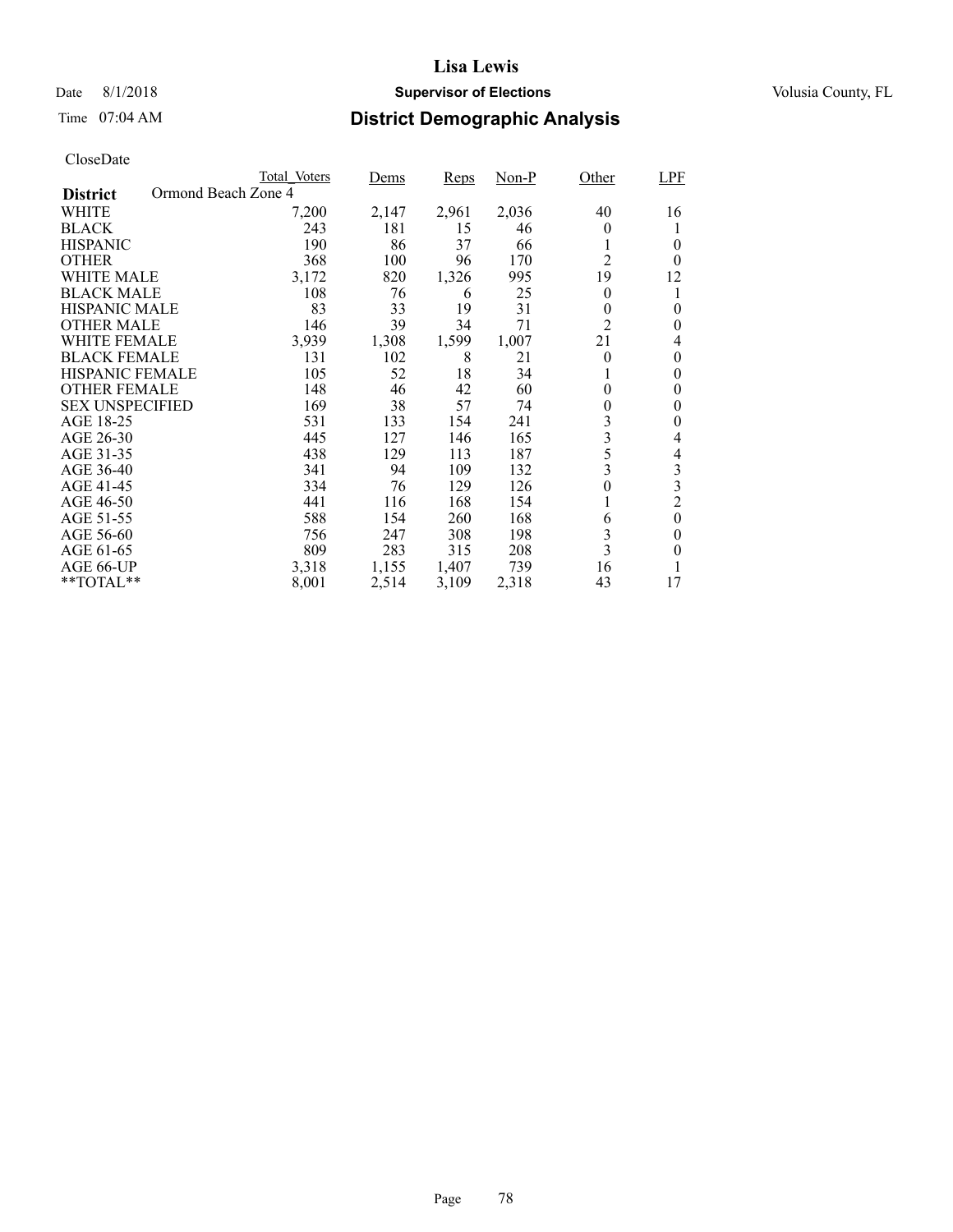CloseDate

| District | Ormond Beach Zone 4 | Total_Voters | Dems | Reps | Non-P | Other | LPF |
|---|---|---|---|---|---|---|---|
| WHITE | | 7,200 | 2,147 | 2,961 | 2,036 | 40 | 16 |
| BLACK | | 243 | 181 | 15 | 46 | 0 | 1 |
| HISPANIC | | 190 | 86 | 37 | 66 | 1 | 0 |
| OTHER | | 368 | 100 | 96 | 170 | 2 | 0 |
| WHITE MALE | | 3,172 | 820 | 1,326 | 995 | 19 | 12 |
| BLACK MALE | | 108 | 76 | 6 | 25 | 0 | 1 |
| HISPANIC MALE | | 83 | 33 | 19 | 31 | 0 | 0 |
| OTHER MALE | | 146 | 39 | 34 | 71 | 2 | 0 |
| WHITE FEMALE | | 3,939 | 1,308 | 1,599 | 1,007 | 21 | 4 |
| BLACK FEMALE | | 131 | 102 | 8 | 21 | 0 | 0 |
| HISPANIC FEMALE | | 105 | 52 | 18 | 34 | 1 | 0 |
| OTHER FEMALE | | 148 | 46 | 42 | 60 | 0 | 0 |
| SEX UNSPECIFIED | | 169 | 38 | 57 | 74 | 0 | 0 |
| AGE 18-25 | | 531 | 133 | 154 | 241 | 3 | 0 |
| AGE 26-30 | | 445 | 127 | 146 | 165 | 3 | 4 |
| AGE 31-35 | | 438 | 129 | 113 | 187 | 5 | 4 |
| AGE 36-40 | | 341 | 94 | 109 | 132 | 3 | 3 |
| AGE 41-45 | | 334 | 76 | 129 | 126 | 0 | 3 |
| AGE 46-50 | | 441 | 116 | 168 | 154 | 1 | 2 |
| AGE 51-55 | | 588 | 154 | 260 | 168 | 6 | 0 |
| AGE 56-60 | | 756 | 247 | 308 | 198 | 3 | 0 |
| AGE 61-65 | | 809 | 283 | 315 | 208 | 3 | 0 |
| AGE 66-UP | | 3,318 | 1,155 | 1,407 | 739 | 16 | 1 |
| **TOTAL** | | 8,001 | 2,514 | 3,109 | 2,318 | 43 | 17 |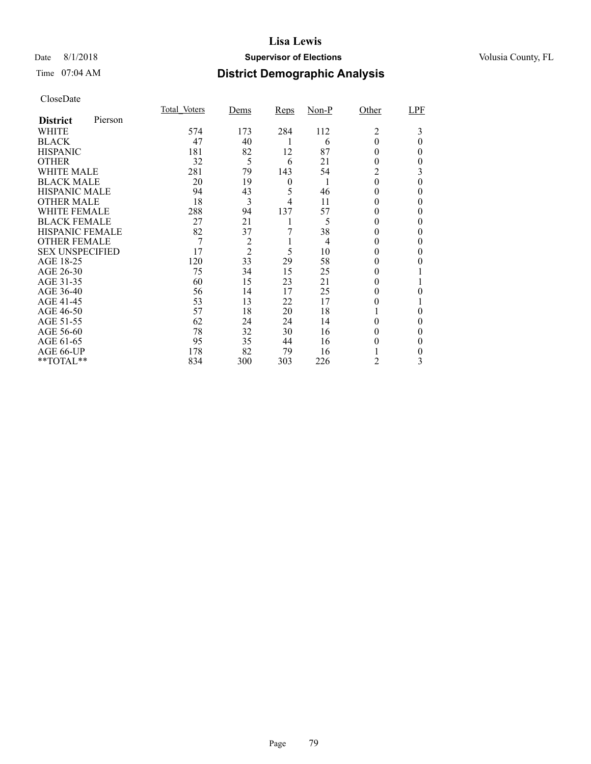# Lisa Lewis

Date 8/1/2018 **Supervisor of Elections** Volusia County, FL

Time 07:04 AM

## District Demographic Analysis

CloseDate

| **District** Pierson | Total_Voters | Dems | Reps | Non-P | Other | LPF |
|---|---|---|---|---|---|---|
| WHITE | 574 | 173 | 284 | 112 | 2 | 3 |
| BLACK | 47 | 40 | 1 | 6 | 0 | 0 |
| HISPANIC | 181 | 82 | 12 | 87 | 0 | 0 |
| OTHER | 32 | 5 | 6 | 21 | 0 | 0 |
| WHITE MALE | 281 | 79 | 143 | 54 | 2 | 3 |
| BLACK MALE | 20 | 19 | 0 | 1 | 0 | 0 |
| HISPANIC MALE | 94 | 43 | 5 | 46 | 0 | 0 |
| OTHER MALE | 18 | 3 | 4 | 11 | 0 | 0 |
| WHITE FEMALE | 288 | 94 | 137 | 57 | 0 | 0 |
| BLACK FEMALE | 27 | 21 | 1 | 5 | 0 | 0 |
| HISPANIC FEMALE | 82 | 37 | 7 | 38 | 0 | 0 |
| OTHER FEMALE | 7 | 2 | 1 | 4 | 0 | 0 |
| SEX UNSPECIFIED | 17 | 2 | 5 | 10 | 0 | 0 |
| AGE 18-25 | 120 | 33 | 29 | 58 | 0 | 0 |
| AGE 26-30 | 75 | 34 | 15 | 25 | 0 | 1 |
| AGE 31-35 | 60 | 15 | 23 | 21 | 0 | 1 |
| AGE 36-40 | 56 | 14 | 17 | 25 | 0 | 0 |
| AGE 41-45 | 53 | 13 | 22 | 17 | 0 | 1 |
| AGE 46-50 | 57 | 18 | 20 | 18 | 1 | 0 |
| AGE 51-55 | 62 | 24 | 24 | 14 | 0 | 0 |
| AGE 56-60 | 78 | 32 | 30 | 16 | 0 | 0 |
| AGE 61-65 | 95 | 35 | 44 | 16 | 0 | 0 |
| AGE 66-UP | 178 | 82 | 79 | 16 | 1 | 0 |
| **TOTAL** | 834 | 300 | 303 | 226 | 2 | 3 |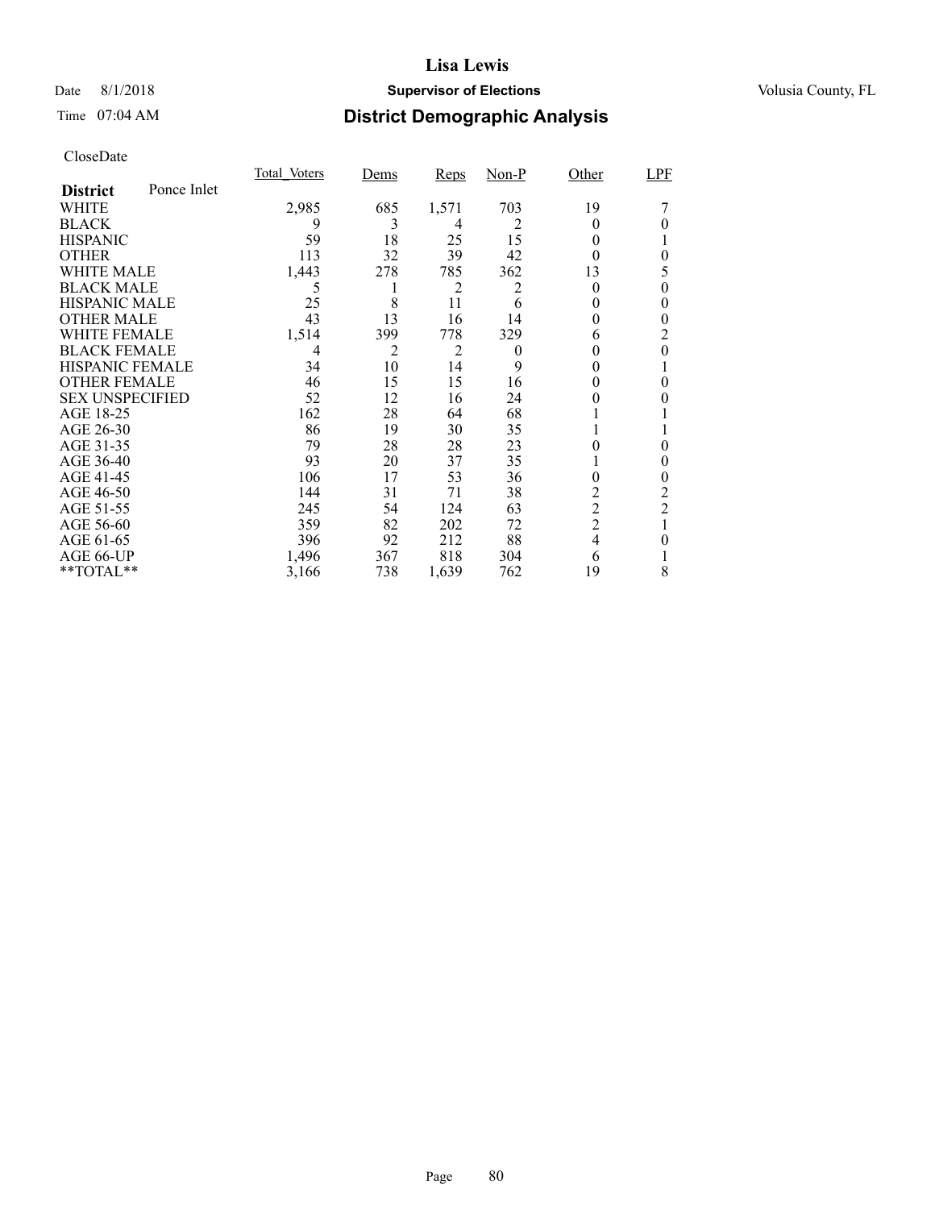CloseDate

| District: Ponce Inlet | Total_Voters | Dems | Reps | Non-P | Other | LPF |
|---|---|---|---|---|---|---|
| WHITE | 2,985 | 685 | 1,571 | 703 | 19 | 7 |
| BLACK | 9 | 3 | 4 | 2 | 0 | 0 |
| HISPANIC | 59 | 18 | 25 | 15 | 0 | 1 |
| OTHER | 113 | 32 | 39 | 42 | 0 | 0 |
| WHITE MALE | 1,443 | 278 | 785 | 362 | 13 | 5 |
| BLACK MALE | 5 | 1 | 2 | 2 | 0 | 0 |
| HISPANIC MALE | 25 | 8 | 11 | 6 | 0 | 0 |
| OTHER MALE | 43 | 13 | 16 | 14 | 0 | 0 |
| WHITE FEMALE | 1,514 | 399 | 778 | 329 | 6 | 2 |
| BLACK FEMALE | 4 | 2 | 2 | 0 | 0 | 0 |
| HISPANIC FEMALE | 34 | 10 | 14 | 9 | 0 | 1 |
| OTHER FEMALE | 46 | 15 | 15 | 16 | 0 | 0 |
| SEX UNSPECIFIED | 52 | 12 | 16 | 24 | 0 | 0 |
| AGE 18-25 | 162 | 28 | 64 | 68 | 1 | 1 |
| AGE 26-30 | 86 | 19 | 30 | 35 | 1 | 1 |
| AGE 31-35 | 79 | 28 | 28 | 23 | 0 | 0 |
| AGE 36-40 | 93 | 20 | 37 | 35 | 1 | 0 |
| AGE 41-45 | 106 | 17 | 53 | 36 | 0 | 0 |
| AGE 46-50 | 144 | 31 | 71 | 38 | 2 | 2 |
| AGE 51-55 | 245 | 54 | 124 | 63 | 2 | 2 |
| AGE 56-60 | 359 | 82 | 202 | 72 | 2 | 1 |
| AGE 61-65 | 396 | 92 | 212 | 88 | 4 | 0 |
| AGE 66-UP | 1,496 | 367 | 818 | 304 | 6 | 1 |
| **TOTAL** | 3,166 | 738 | 1,639 | 762 | 19 | 8 |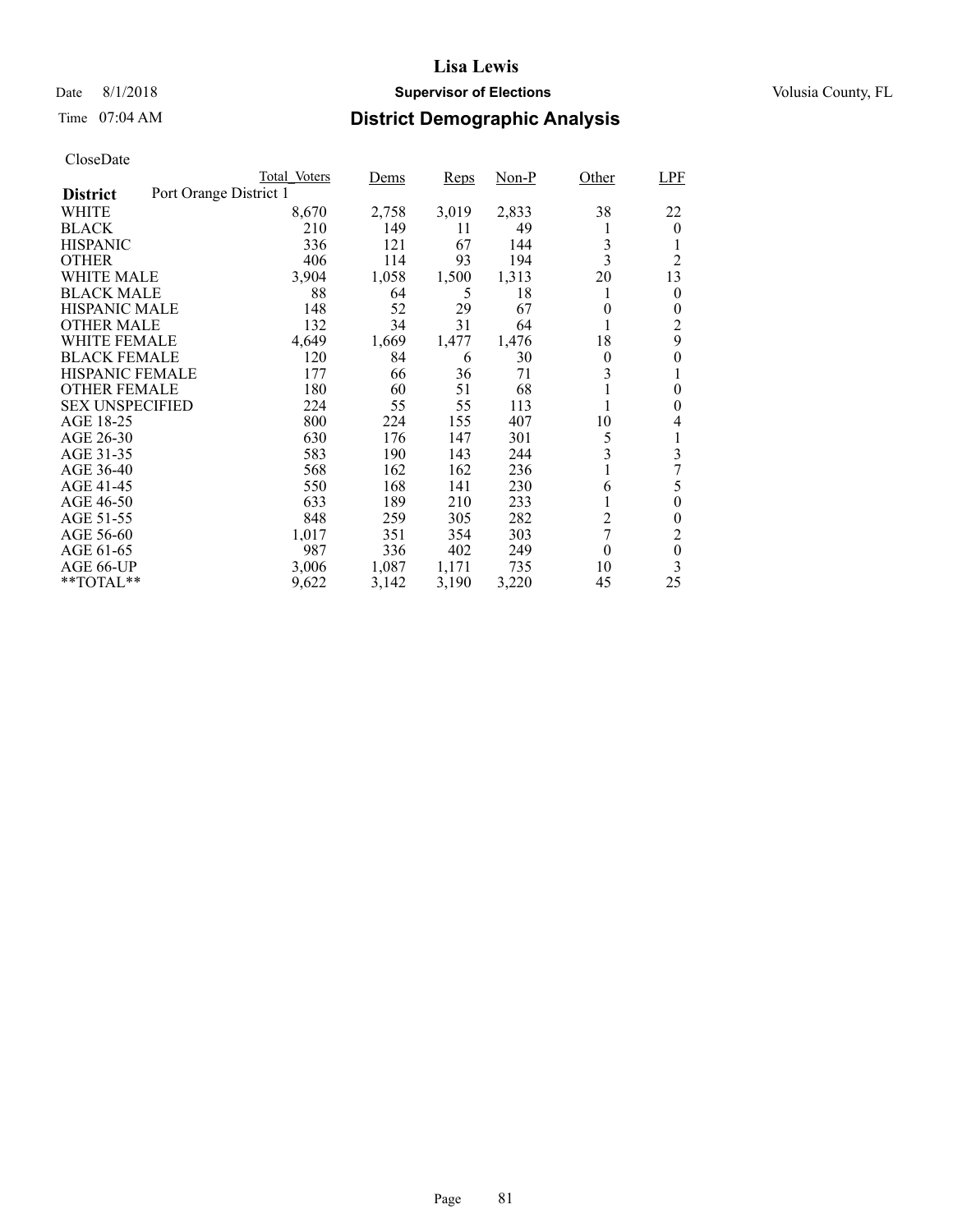# Lisa Lewis

Date 8/1/2018 **Supervisor of Elections** Volusia County, FL

Time 07:04 AM

## District Demographic Analysis

CloseDate

| | Total_Voters | Dems | Reps | Non-P | Other | LPF |
|---|---|---|---|---|---|---|
| **District** Port Orange District 1 | | | | | | |
| WHITE | 8,670 | 2,758 | 3,019 | 2,833 | 38 | 22 |
| BLACK | 210 | 149 | 11 | 49 | 1 | 0 |
| HISPANIC | 336 | 121 | 67 | 144 | 3 | 1 |
| OTHER | 406 | 114 | 93 | 194 | 3 | 2 |
| WHITE MALE | 3,904 | 1,058 | 1,500 | 1,313 | 20 | 13 |
| BLACK MALE | 88 | 64 | 5 | 18 | 1 | 0 |
| HISPANIC MALE | 148 | 52 | 29 | 67 | 0 | 0 |
| OTHER MALE | 132 | 34 | 31 | 64 | 1 | 2 |
| WHITE FEMALE | 4,649 | 1,669 | 1,477 | 1,476 | 18 | 9 |
| BLACK FEMALE | 120 | 84 | 6 | 30 | 0 | 0 |
| HISPANIC FEMALE | 177 | 66 | 36 | 71 | 3 | 1 |
| OTHER FEMALE | 180 | 60 | 51 | 68 | 1 | 0 |
| SEX UNSPECIFIED | 224 | 55 | 55 | 113 | 1 | 0 |
| AGE 18-25 | 800 | 224 | 155 | 407 | 10 | 4 |
| AGE 26-30 | 630 | 176 | 147 | 301 | 5 | 1 |
| AGE 31-35 | 583 | 190 | 143 | 244 | 3 | 3 |
| AGE 36-40 | 568 | 162 | 162 | 236 | 1 | 7 |
| AGE 41-45 | 550 | 168 | 141 | 230 | 6 | 5 |
| AGE 46-50 | 633 | 189 | 210 | 233 | 1 | 0 |
| AGE 51-55 | 848 | 259 | 305 | 282 | 2 | 0 |
| AGE 56-60 | 1,017 | 351 | 354 | 303 | 7 | 2 |
| AGE 61-65 | 987 | 336 | 402 | 249 | 0 | 0 |
| AGE 66-UP | 3,006 | 1,087 | 1,171 | 735 | 10 | 3 |
| **TOTAL** | 9,622 | 3,142 | 3,190 | 3,220 | 45 | 25 |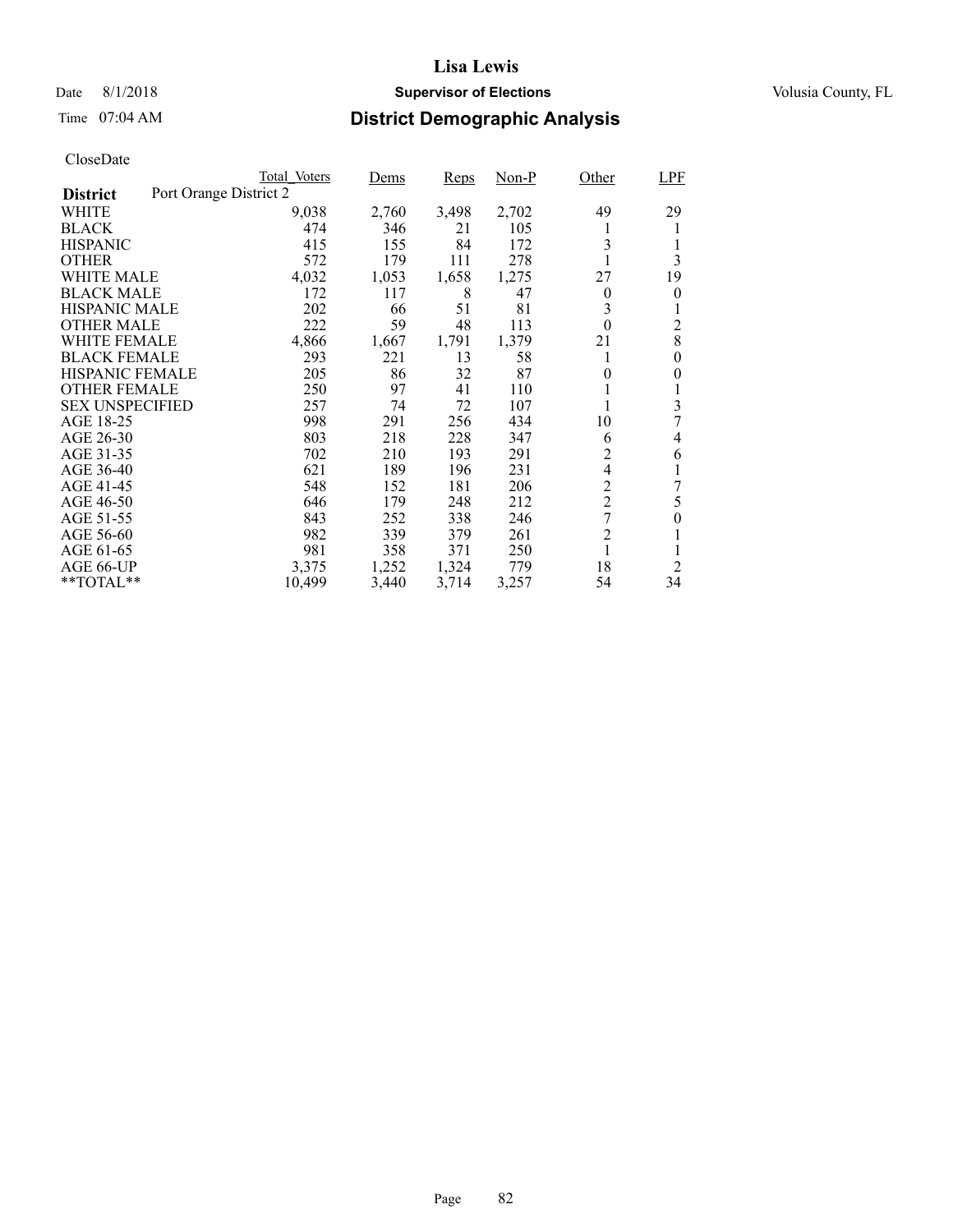# Lisa Lewis

Date 8/1/2018 **Supervisor of Elections** Volusia County, FL

Time 07:04 AM **District Demographic Analysis**

CloseDate

| District | Total_Voters | Dems | Reps | Non-P | Other | LPF |
|---|---|---|---|---|---|---|
| **Port Orange District 2** | | | | | | |
| WHITE | 9,038 | 2,760 | 3,498 | 2,702 | 49 | 29 |
| BLACK | 474 | 346 | 21 | 105 | 1 | 1 |
| HISPANIC | 415 | 155 | 84 | 172 | 3 | 1 |
| OTHER | 572 | 179 | 111 | 278 | 1 | 3 |
| WHITE MALE | 4,032 | 1,053 | 1,658 | 1,275 | 27 | 19 |
| BLACK MALE | 172 | 117 | 8 | 47 | 0 | 0 |
| HISPANIC MALE | 202 | 66 | 51 | 81 | 3 | 1 |
| OTHER MALE | 222 | 59 | 48 | 113 | 0 | 2 |
| WHITE FEMALE | 4,866 | 1,667 | 1,791 | 1,379 | 21 | 8 |
| BLACK FEMALE | 293 | 221 | 13 | 58 | 1 | 0 |
| HISPANIC FEMALE | 205 | 86 | 32 | 87 | 0 | 0 |
| OTHER FEMALE | 250 | 97 | 41 | 110 | 1 | 1 |
| SEX UNSPECIFIED | 257 | 74 | 72 | 107 | 1 | 3 |
| AGE 18-25 | 998 | 291 | 256 | 434 | 10 | 7 |
| AGE 26-30 | 803 | 218 | 228 | 347 | 6 | 4 |
| AGE 31-35 | 702 | 210 | 193 | 291 | 2 | 6 |
| AGE 36-40 | 621 | 189 | 196 | 231 | 4 | 1 |
| AGE 41-45 | 548 | 152 | 181 | 206 | 2 | 7 |
| AGE 46-50 | 646 | 179 | 248 | 212 | 2 | 5 |
| AGE 51-55 | 843 | 252 | 338 | 246 | 7 | 0 |
| AGE 56-60 | 982 | 339 | 379 | 261 | 2 | 1 |
| AGE 61-65 | 981 | 358 | 371 | 250 | 1 | 1 |
| AGE 66-UP | 3,375 | 1,252 | 1,324 | 779 | 18 | 2 |
| **TOTAL** | 10,499 | 3,440 | 3,714 | 3,257 | 54 | 34 |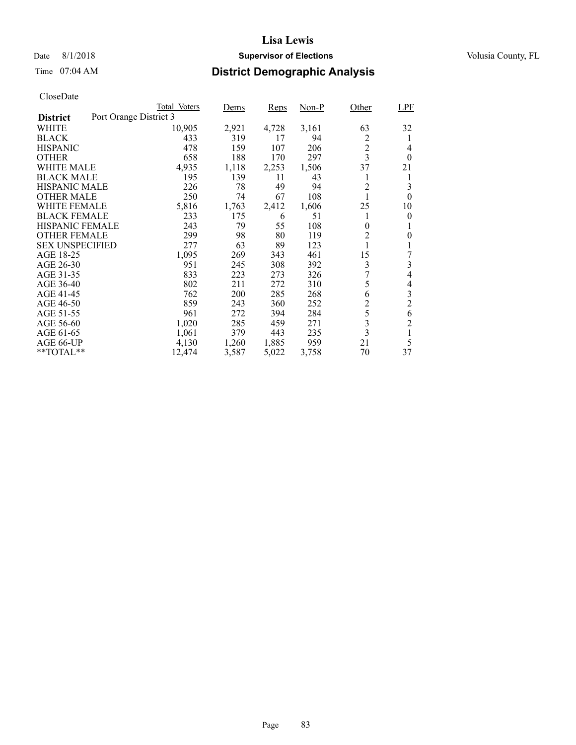# Lisa Lewis

Date 8/1/2018 **Supervisor of Elections** Volusia County, FL

Time 07:04 AM

## District Demographic Analysis

CloseDate

| | Total_Voters | Dems | Reps | Non-P | Other | LPF |
|---|---|---|---|---|---|---|
| **District** Port Orange District 3 | | | | | | |
| WHITE | 10,905 | 2,921 | 4,728 | 3,161 | 63 | 32 |
| BLACK | 433 | 319 | 17 | 94 | 2 | 1 |
| HISPANIC | 478 | 159 | 107 | 206 | 2 | 4 |
| OTHER | 658 | 188 | 170 | 297 | 3 | 0 |
| WHITE MALE | 4,935 | 1,118 | 2,253 | 1,506 | 37 | 21 |
| BLACK MALE | 195 | 139 | 11 | 43 | 1 | 1 |
| HISPANIC MALE | 226 | 78 | 49 | 94 | 2 | 3 |
| OTHER MALE | 250 | 74 | 67 | 108 | 1 | 0 |
| WHITE FEMALE | 5,816 | 1,763 | 2,412 | 1,606 | 25 | 10 |
| BLACK FEMALE | 233 | 175 | 6 | 51 | 1 | 0 |
| HISPANIC FEMALE | 243 | 79 | 55 | 108 | 0 | 1 |
| OTHER FEMALE | 299 | 98 | 80 | 119 | 2 | 0 |
| SEX UNSPECIFIED | 277 | 63 | 89 | 123 | 1 | 1 |
| AGE 18-25 | 1,095 | 269 | 343 | 461 | 15 | 7 |
| AGE 26-30 | 951 | 245 | 308 | 392 | 3 | 3 |
| AGE 31-35 | 833 | 223 | 273 | 326 | 7 | 4 |
| AGE 36-40 | 802 | 211 | 272 | 310 | 5 | 4 |
| AGE 41-45 | 762 | 200 | 285 | 268 | 6 | 3 |
| AGE 46-50 | 859 | 243 | 360 | 252 | 2 | 2 |
| AGE 51-55 | 961 | 272 | 394 | 284 | 5 | 6 |
| AGE 56-60 | 1,020 | 285 | 459 | 271 | 3 | 2 |
| AGE 61-65 | 1,061 | 379 | 443 | 235 | 3 | 1 |
| AGE 66-UP | 4,130 | 1,260 | 1,885 | 959 | 21 | 5 |
| **TOTAL** | 12,474 | 3,587 | 5,022 | 3,758 | 70 | 37 |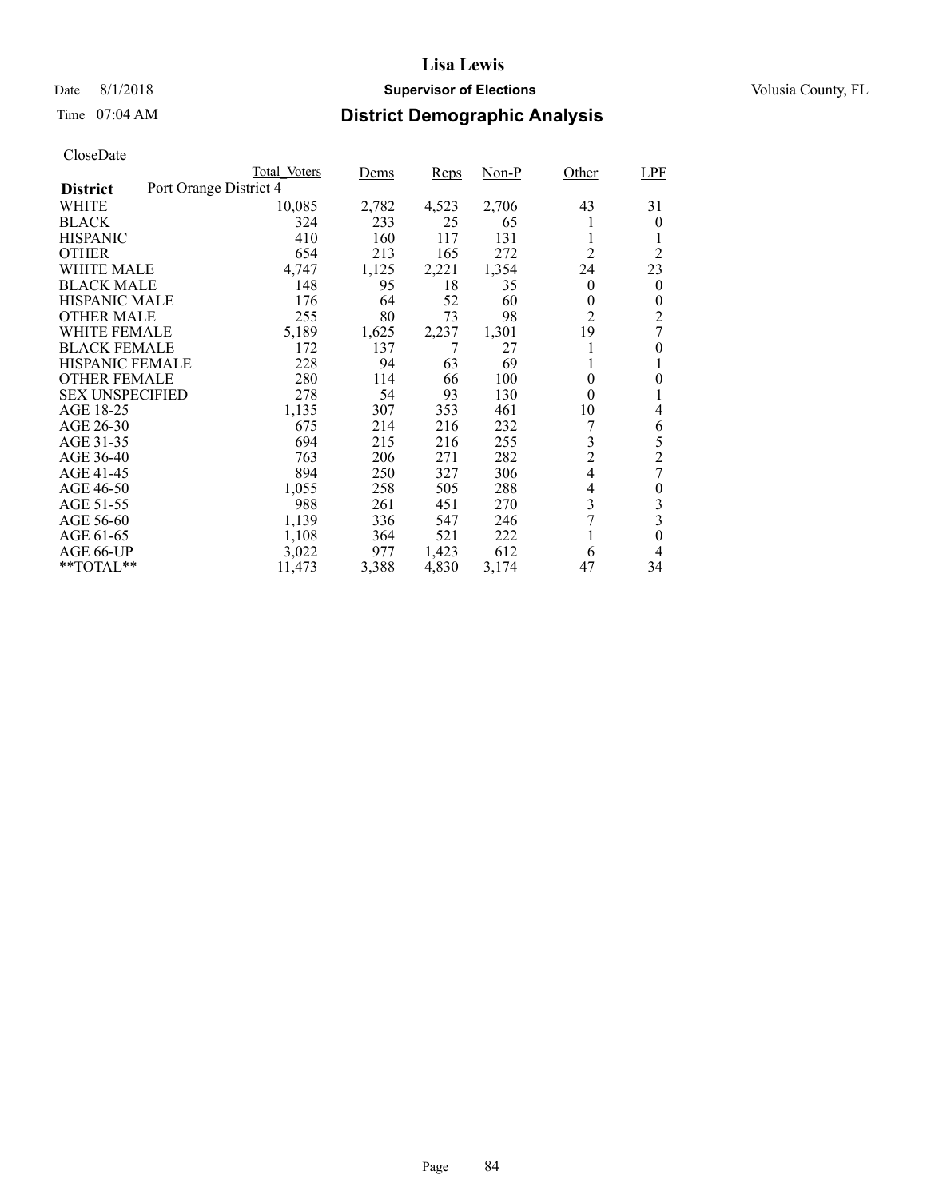# Lisa Lewis

Date 8/1/2018 **Supervisor of Elections** Volusia County, FL

Time 07:04 AM **District Demographic Analysis**

CloseDate

| | Total_Voters | Dems | Reps | Non-P | Other | LPF |
|---|---|---|---|---|---|---|
| **District** Port Orange District 4 | | | | | | |
| WHITE | 10,085 | 2,782 | 4,523 | 2,706 | 43 | 31 |
| BLACK | 324 | 233 | 25 | 65 | 1 | 0 |
| HISPANIC | 410 | 160 | 117 | 131 | 1 | 1 |
| OTHER | 654 | 213 | 165 | 272 | 2 | 2 |
| WHITE MALE | 4,747 | 1,125 | 2,221 | 1,354 | 24 | 23 |
| BLACK MALE | 148 | 95 | 18 | 35 | 0 | 0 |
| HISPANIC MALE | 176 | 64 | 52 | 60 | 0 | 0 |
| OTHER MALE | 255 | 80 | 73 | 98 | 2 | 2 |
| WHITE FEMALE | 5,189 | 1,625 | 2,237 | 1,301 | 19 | 7 |
| BLACK FEMALE | 172 | 137 | 7 | 27 | 1 | 0 |
| HISPANIC FEMALE | 228 | 94 | 63 | 69 | 1 | 1 |
| OTHER FEMALE | 280 | 114 | 66 | 100 | 0 | 0 |
| SEX UNSPECIFIED | 278 | 54 | 93 | 130 | 0 | 1 |
| AGE 18-25 | 1,135 | 307 | 353 | 461 | 10 | 4 |
| AGE 26-30 | 675 | 214 | 216 | 232 | 7 | 6 |
| AGE 31-35 | 694 | 215 | 216 | 255 | 3 | 5 |
| AGE 36-40 | 763 | 206 | 271 | 282 | 2 | 2 |
| AGE 41-45 | 894 | 250 | 327 | 306 | 4 | 7 |
| AGE 46-50 | 1,055 | 258 | 505 | 288 | 4 | 0 |
| AGE 51-55 | 988 | 261 | 451 | 270 | 3 | 3 |
| AGE 56-60 | 1,139 | 336 | 547 | 246 | 7 | 3 |
| AGE 61-65 | 1,108 | 364 | 521 | 222 | 1 | 0 |
| AGE 66-UP | 3,022 | 977 | 1,423 | 612 | 6 | 4 |
| **TOTAL** | 11,473 | 3,388 | 4,830 | 3,174 | 47 | 34 |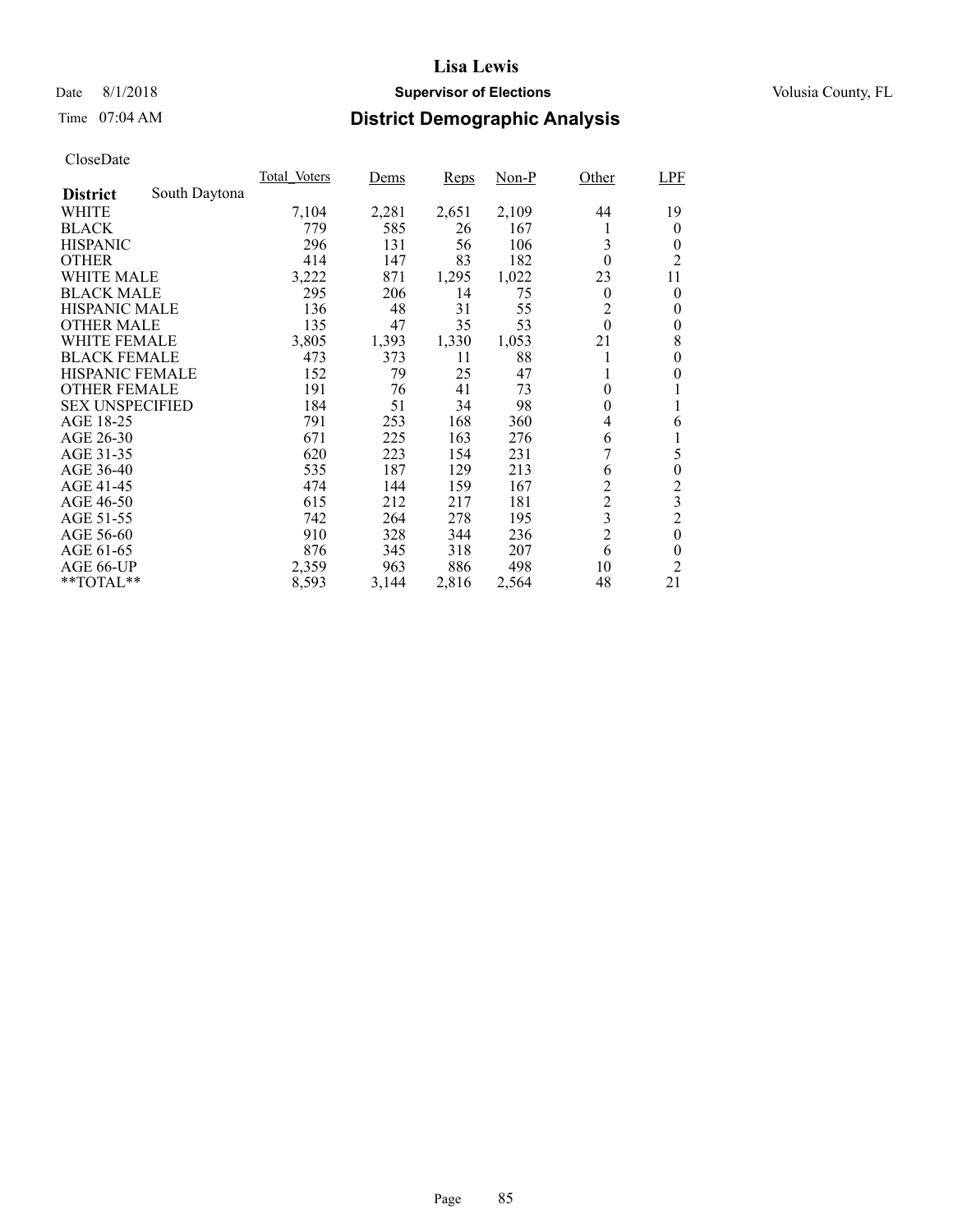# Lisa Lewis

Date 8/1/2018 **Supervisor of Elections** Volusia County, FL

Time 07:04 AM **District Demographic Analysis**

CloseDate

| | Total_Voters | Dems | Reps | Non-P | Other | LPF |
|---|---|---|---|---|---|---|
| **District** South Daytona | | | | | | |
| WHITE | 7,104 | 2,281 | 2,651 | 2,109 | 44 | 19 |
| BLACK | 779 | 585 | 26 | 167 | 1 | 0 |
| HISPANIC | 296 | 131 | 56 | 106 | 3 | 0 |
| OTHER | 414 | 147 | 83 | 182 | 0 | 2 |
| WHITE MALE | 3,222 | 871 | 1,295 | 1,022 | 23 | 11 |
| BLACK MALE | 295 | 206 | 14 | 75 | 0 | 0 |
| HISPANIC MALE | 136 | 48 | 31 | 55 | 2 | 0 |
| OTHER MALE | 135 | 47 | 35 | 53 | 0 | 0 |
| WHITE FEMALE | 3,805 | 1,393 | 1,330 | 1,053 | 21 | 8 |
| BLACK FEMALE | 473 | 373 | 11 | 88 | 1 | 0 |
| HISPANIC FEMALE | 152 | 79 | 25 | 47 | 1 | 0 |
| OTHER FEMALE | 191 | 76 | 41 | 73 | 0 | 1 |
| SEX UNSPECIFIED | 184 | 51 | 34 | 98 | 0 | 1 |
| AGE 18-25 | 791 | 253 | 168 | 360 | 4 | 6 |
| AGE 26-30 | 671 | 225 | 163 | 276 | 6 | 1 |
| AGE 31-35 | 620 | 223 | 154 | 231 | 7 | 5 |
| AGE 36-40 | 535 | 187 | 129 | 213 | 6 | 0 |
| AGE 41-45 | 474 | 144 | 159 | 167 | 2 | 2 |
| AGE 46-50 | 615 | 212 | 217 | 181 | 2 | 3 |
| AGE 51-55 | 742 | 264 | 278 | 195 | 3 | 2 |
| AGE 56-60 | 910 | 328 | 344 | 236 | 2 | 0 |
| AGE 61-65 | 876 | 345 | 318 | 207 | 6 | 0 |
| AGE 66-UP | 2,359 | 963 | 886 | 498 | 10 | 2 |
| **TOTAL** | 8,593 | 3,144 | 2,816 | 2,564 | 48 | 21 |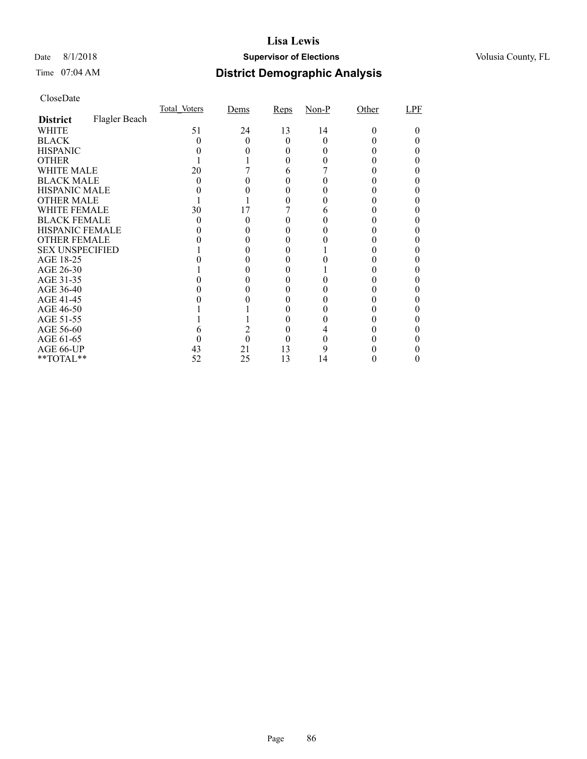# Lisa Lewis

Date 8/1/2018 **Supervisor of Elections** Volusia County, FL

Time 07:04 AM **District Demographic Analysis**

CloseDate

| **District** Flagler Beach | Total_Voters | Dems | Reps | Non-P | Other | LPF |
|---|---|---|---|---|---|---|
| WHITE | 51 | 24 | 13 | 14 | 0 | 0 |
| BLACK | 0 | 0 | 0 | 0 | 0 | 0 |
| HISPANIC | 0 | 0 | 0 | 0 | 0 | 0 |
| OTHER | 1 | 1 | 0 | 0 | 0 | 0 |
| WHITE MALE | 20 | 7 | 6 | 7 | 0 | 0 |
| BLACK MALE | 0 | 0 | 0 | 0 | 0 | 0 |
| HISPANIC MALE | 0 | 0 | 0 | 0 | 0 | 0 |
| OTHER MALE | 1 | 1 | 0 | 0 | 0 | 0 |
| WHITE FEMALE | 30 | 17 | 7 | 6 | 0 | 0 |
| BLACK FEMALE | 0 | 0 | 0 | 0 | 0 | 0 |
| HISPANIC FEMALE | 0 | 0 | 0 | 0 | 0 | 0 |
| OTHER FEMALE | 0 | 0 | 0 | 0 | 0 | 0 |
| SEX UNSPECIFIED | 1 | 0 | 0 | 1 | 0 | 0 |
| AGE 18-25 | 0 | 0 | 0 | 0 | 0 | 0 |
| AGE 26-30 | 1 | 0 | 0 | 1 | 0 | 0 |
| AGE 31-35 | 0 | 0 | 0 | 0 | 0 | 0 |
| AGE 36-40 | 0 | 0 | 0 | 0 | 0 | 0 |
| AGE 41-45 | 0 | 0 | 0 | 0 | 0 | 0 |
| AGE 46-50 | 1 | 1 | 0 | 0 | 0 | 0 |
| AGE 51-55 | 1 | 1 | 0 | 0 | 0 | 0 |
| AGE 56-60 | 6 | 2 | 0 | 4 | 0 | 0 |
| AGE 61-65 | 0 | 0 | 0 | 0 | 0 | 0 |
| AGE 66-UP | 43 | 21 | 13 | 9 | 0 | 0 |
| **TOTAL** | 52 | 25 | 13 | 14 | 0 | 0 |